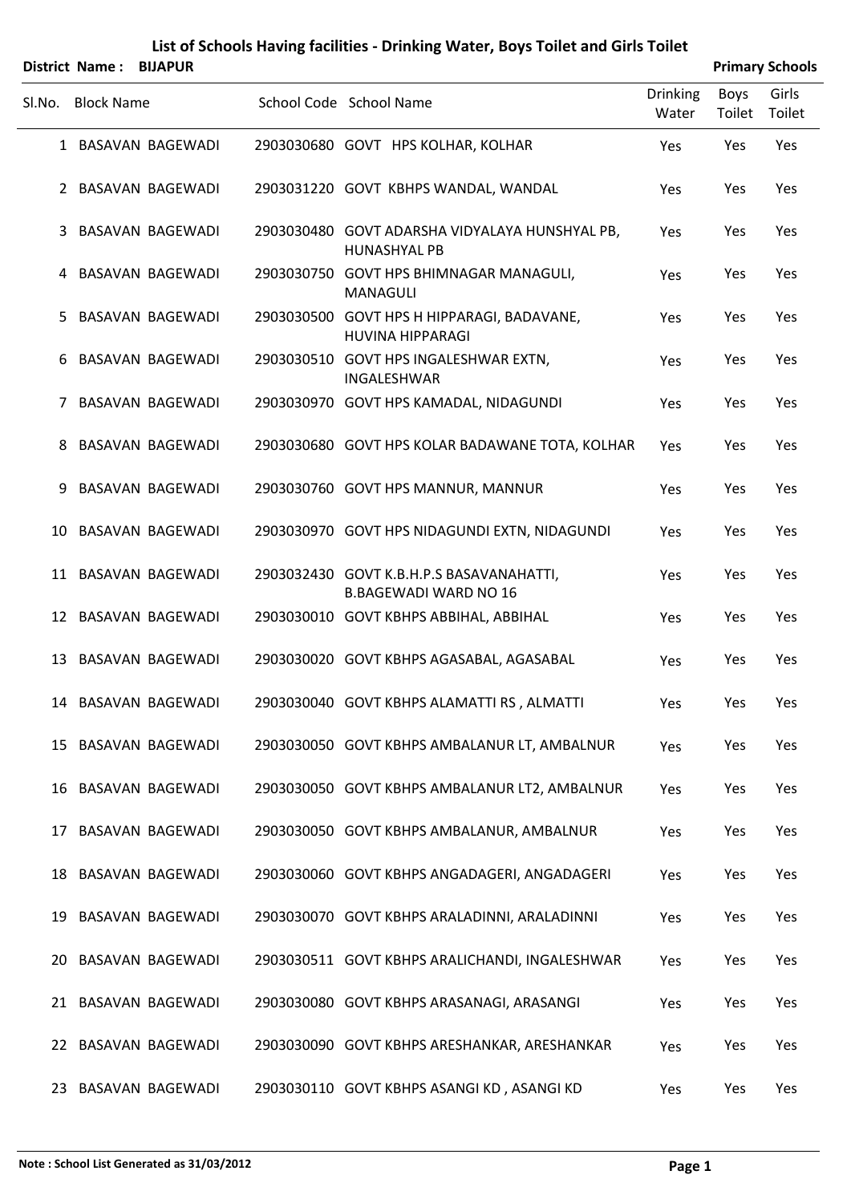# List of Schools Having facilities - Drinking Water, Boys Toilet and Girls Toilet

**District Name : BIJAPUR** **Primary Schools**

| Sl.No. | Block Name | School Code | School Name | Drinking Water | Boys Toilet | Girls Toilet |
|---|---|---|---|---|---|---|
| 1 | BASAVAN BAGEWADI | 2903030680 | GOVT HPS KOLHAR, KOLHAR | Yes | Yes | Yes |
| 2 | BASAVAN BAGEWADI | 2903031220 | GOVT KBHPS WANDAL, WANDAL | Yes | Yes | Yes |
| 3 | BASAVAN BAGEWADI | 2903030480 | GOVT ADARSHA VIDYALAYA HUNSHYAL PB, HUNASHYAL PB | Yes | Yes | Yes |
| 4 | BASAVAN BAGEWADI | 2903030750 | GOVT HPS BHIMNAGAR MANAGULI, MANAGULI | Yes | Yes | Yes |
| 5 | BASAVAN BAGEWADI | 2903030500 | GOVT HPS H HIPPARAGI, BADAVANE, HUVINA HIPPARAGI | Yes | Yes | Yes |
| 6 | BASAVAN BAGEWADI | 2903030510 | GOVT HPS INGALESHWAR EXTN, INGALESHWAR | Yes | Yes | Yes |
| 7 | BASAVAN BAGEWADI | 2903030970 | GOVT HPS KAMADAL, NIDAGUNDI | Yes | Yes | Yes |
| 8 | BASAVAN BAGEWADI | 2903030680 | GOVT HPS KOLAR BADAWANE TOTA, KOLHAR | Yes | Yes | Yes |
| 9 | BASAVAN BAGEWADI | 2903030760 | GOVT HPS MANNUR, MANNUR | Yes | Yes | Yes |
| 10 | BASAVAN BAGEWADI | 2903030970 | GOVT HPS NIDAGUNDI EXTN, NIDAGUNDI | Yes | Yes | Yes |
| 11 | BASAVAN BAGEWADI | 2903032430 | GOVT K.B.H.P.S BASAVANAHATTI, B.BAGEWADI WARD NO 16 | Yes | Yes | Yes |
| 12 | BASAVAN BAGEWADI | 2903030010 | GOVT KBHPS ABBIHAL, ABBIHAL | Yes | Yes | Yes |
| 13 | BASAVAN BAGEWADI | 2903030020 | GOVT KBHPS AGASABAL, AGASABAL | Yes | Yes | Yes |
| 14 | BASAVAN BAGEWADI | 2903030040 | GOVT KBHPS ALAMATTI RS , ALMATTI | Yes | Yes | Yes |
| 15 | BASAVAN BAGEWADI | 2903030050 | GOVT KBHPS AMBALANUR LT, AMBALNUR | Yes | Yes | Yes |
| 16 | BASAVAN BAGEWADI | 2903030050 | GOVT KBHPS AMBALANUR LT2, AMBALNUR | Yes | Yes | Yes |
| 17 | BASAVAN BAGEWADI | 2903030050 | GOVT KBHPS AMBALANUR, AMBALNUR | Yes | Yes | Yes |
| 18 | BASAVAN BAGEWADI | 2903030060 | GOVT KBHPS ANGADAGERI, ANGADAGERI | Yes | Yes | Yes |
| 19 | BASAVAN BAGEWADI | 2903030070 | GOVT KBHPS ARALADINNI, ARALADINNI | Yes | Yes | Yes |
| 20 | BASAVAN BAGEWADI | 2903030511 | GOVT KBHPS ARALICHANDI, INGALESHWAR | Yes | Yes | Yes |
| 21 | BASAVAN BAGEWADI | 2903030080 | GOVT KBHPS ARASANAGI, ARASANGI | Yes | Yes | Yes |
| 22 | BASAVAN BAGEWADI | 2903030090 | GOVT KBHPS ARESHANKAR, ARESHANKAR | Yes | Yes | Yes |
| 23 | BASAVAN BAGEWADI | 2903030110 | GOVT KBHPS ASANGI KD , ASANGI KD | Yes | Yes | Yes |

**Note : School List Generated as 31/03/2012**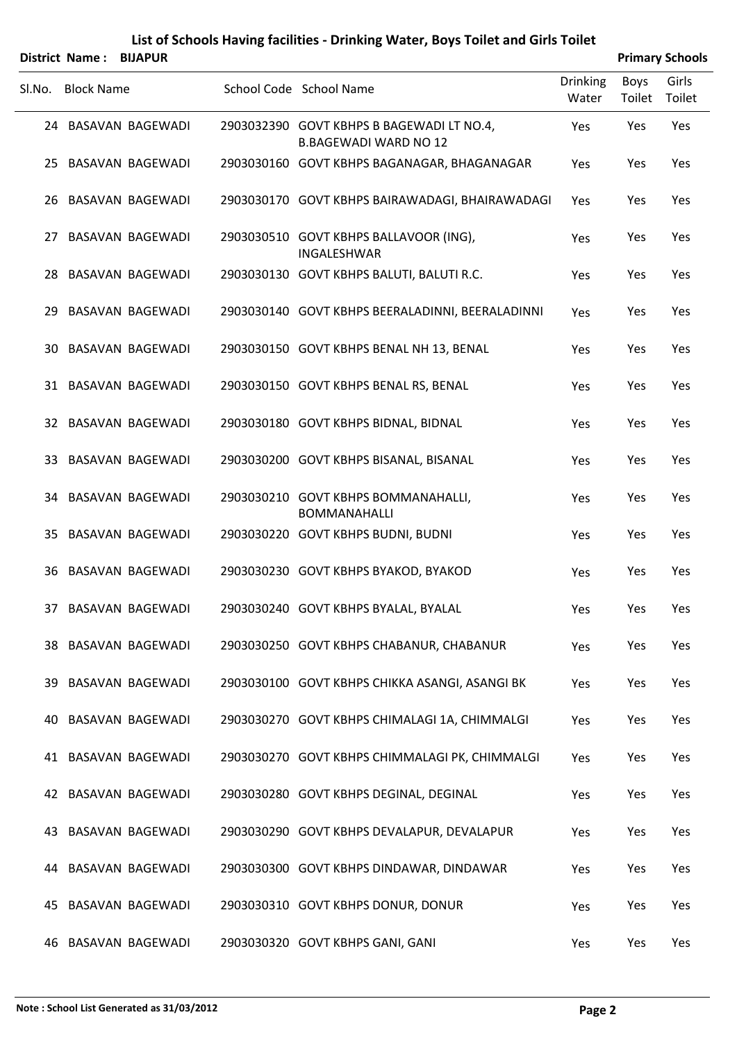# List of Schools Having facilities - Drinking Water, Boys Toilet and Girls Toilet

**District Name : BIJAPUR** **Primary Schools**

| Sl.No. | Block Name | School Code | School Name | Drinking Water | Boys Toilet | Girls Toilet |
|---|---|---|---|---|---|---|
| 24 | BASAVAN BAGEWADI | 2903032390 | GOVT KBHPS B BAGEWADI LT NO.4, B.BAGEWADI WARD NO 12 | Yes | Yes | Yes |
| 25 | BASAVAN BAGEWADI | 2903030160 | GOVT KBHPS BAGANAGAR, BHAGANAGAR | Yes | Yes | Yes |
| 26 | BASAVAN BAGEWADI | 2903030170 | GOVT KBHPS BAIRAWADAGI, BHAIRAWADAGI | Yes | Yes | Yes |
| 27 | BASAVAN BAGEWADI | 2903030510 | GOVT KBHPS BALLAVOOR (ING), INGALESHWAR | Yes | Yes | Yes |
| 28 | BASAVAN BAGEWADI | 2903030130 | GOVT KBHPS BALUTI, BALUTI R.C. | Yes | Yes | Yes |
| 29 | BASAVAN BAGEWADI | 2903030140 | GOVT KBHPS BEERALADINNI, BEERALADINNI | Yes | Yes | Yes |
| 30 | BASAVAN BAGEWADI | 2903030150 | GOVT KBHPS BENAL NH 13, BENAL | Yes | Yes | Yes |
| 31 | BASAVAN BAGEWADI | 2903030150 | GOVT KBHPS BENAL RS, BENAL | Yes | Yes | Yes |
| 32 | BASAVAN BAGEWADI | 2903030180 | GOVT KBHPS BIDNAL, BIDNAL | Yes | Yes | Yes |
| 33 | BASAVAN BAGEWADI | 2903030200 | GOVT KBHPS BISANAL, BISANAL | Yes | Yes | Yes |
| 34 | BASAVAN BAGEWADI | 2903030210 | GOVT KBHPS BOMMANAHALLI, BOMMANAHALLI | Yes | Yes | Yes |
| 35 | BASAVAN BAGEWADI | 2903030220 | GOVT KBHPS BUDNI, BUDNI | Yes | Yes | Yes |
| 36 | BASAVAN BAGEWADI | 2903030230 | GOVT KBHPS BYAKOD, BYAKOD | Yes | Yes | Yes |
| 37 | BASAVAN BAGEWADI | 2903030240 | GOVT KBHPS BYALAL, BYALAL | Yes | Yes | Yes |
| 38 | BASAVAN BAGEWADI | 2903030250 | GOVT KBHPS CHABANUR, CHABANUR | Yes | Yes | Yes |
| 39 | BASAVAN BAGEWADI | 2903030100 | GOVT KBHPS CHIKKA ASANGI, ASANGI BK | Yes | Yes | Yes |
| 40 | BASAVAN BAGEWADI | 2903030270 | GOVT KBHPS CHIMALAGI 1A, CHIMMALGI | Yes | Yes | Yes |
| 41 | BASAVAN BAGEWADI | 2903030270 | GOVT KBHPS CHIMMALAGI PK, CHIMMALGI | Yes | Yes | Yes |
| 42 | BASAVAN BAGEWADI | 2903030280 | GOVT KBHPS DEGINAL, DEGINAL | Yes | Yes | Yes |
| 43 | BASAVAN BAGEWADI | 2903030290 | GOVT KBHPS DEVALAPUR, DEVALAPUR | Yes | Yes | Yes |
| 44 | BASAVAN BAGEWADI | 2903030300 | GOVT KBHPS DINDAWAR, DINDAWAR | Yes | Yes | Yes |
| 45 | BASAVAN BAGEWADI | 2903030310 | GOVT KBHPS DONUR, DONUR | Yes | Yes | Yes |
| 46 | BASAVAN BAGEWADI | 2903030320 | GOVT KBHPS GANI, GANI | Yes | Yes | Yes |

**Note : School List Generated as 31/03/2012**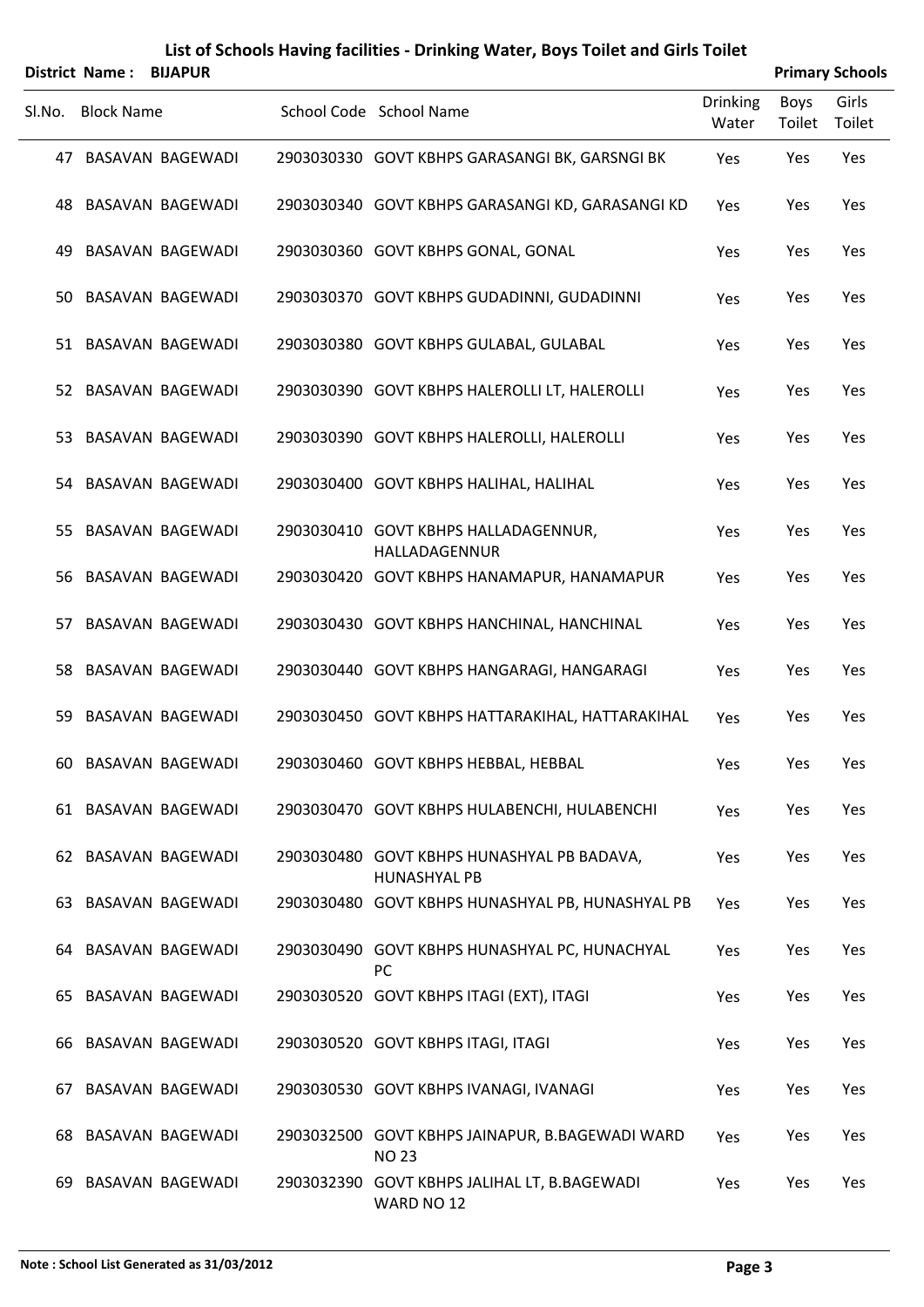# List of Schools Having facilities - Drinking Water, Boys Toilet and Girls Toilet

**District Name : BIJAPUR** **Primary Schools**

| Sl.No. | Block Name | School Code | School Name | Drinking Water | Boys Toilet | Girls Toilet |
|---|---|---|---|---|---|---|
| 47 | BASAVAN BAGEWADI | 2903030330 | GOVT KBHPS GARASANGI BK, GARSNGI BK | Yes | Yes | Yes |
| 48 | BASAVAN BAGEWADI | 2903030340 | GOVT KBHPS GARASANGI KD, GARASANGI KD | Yes | Yes | Yes |
| 49 | BASAVAN BAGEWADI | 2903030360 | GOVT KBHPS GONAL, GONAL | Yes | Yes | Yes |
| 50 | BASAVAN BAGEWADI | 2903030370 | GOVT KBHPS GUDADINNI, GUDADINNI | Yes | Yes | Yes |
| 51 | BASAVAN BAGEWADI | 2903030380 | GOVT KBHPS GULABAL, GULABAL | Yes | Yes | Yes |
| 52 | BASAVAN BAGEWADI | 2903030390 | GOVT KBHPS HALEROLLI LT, HALEROLLI | Yes | Yes | Yes |
| 53 | BASAVAN BAGEWADI | 2903030390 | GOVT KBHPS HALEROLLI, HALEROLLI | Yes | Yes | Yes |
| 54 | BASAVAN BAGEWADI | 2903030400 | GOVT KBHPS HALIHAL, HALIHAL | Yes | Yes | Yes |
| 55 | BASAVAN BAGEWADI | 2903030410 | GOVT KBHPS HALLADAGENNUR, HALLADAGENNUR | Yes | Yes | Yes |
| 56 | BASAVAN BAGEWADI | 2903030420 | GOVT KBHPS HANAMAPUR, HANAMAPUR | Yes | Yes | Yes |
| 57 | BASAVAN BAGEWADI | 2903030430 | GOVT KBHPS HANCHINAL, HANCHINAL | Yes | Yes | Yes |
| 58 | BASAVAN BAGEWADI | 2903030440 | GOVT KBHPS HANGARAGI, HANGARAGI | Yes | Yes | Yes |
| 59 | BASAVAN BAGEWADI | 2903030450 | GOVT KBHPS HATTARAKIHAL, HATTARAKIHAL | Yes | Yes | Yes |
| 60 | BASAVAN BAGEWADI | 2903030460 | GOVT KBHPS HEBBAL, HEBBAL | Yes | Yes | Yes |
| 61 | BASAVAN BAGEWADI | 2903030470 | GOVT KBHPS HULABENCHI, HULABENCHI | Yes | Yes | Yes |
| 62 | BASAVAN BAGEWADI | 2903030480 | GOVT KBHPS HUNASHYAL PB BADAVA, HUNASHYAL PB | Yes | Yes | Yes |
| 63 | BASAVAN BAGEWADI | 2903030480 | GOVT KBHPS HUNASHYAL PB, HUNASHYAL PB | Yes | Yes | Yes |
| 64 | BASAVAN BAGEWADI | 2903030490 | GOVT KBHPS HUNASHYAL PC, HUNACHYAL PC | Yes | Yes | Yes |
| 65 | BASAVAN BAGEWADI | 2903030520 | GOVT KBHPS ITAGI (EXT), ITAGI | Yes | Yes | Yes |
| 66 | BASAVAN BAGEWADI | 2903030520 | GOVT KBHPS ITAGI, ITAGI | Yes | Yes | Yes |
| 67 | BASAVAN BAGEWADI | 2903030530 | GOVT KBHPS IVANAGI, IVANAGI | Yes | Yes | Yes |
| 68 | BASAVAN BAGEWADI | 2903032500 | GOVT KBHPS JAINAPUR, B.BAGEWADI WARD NO 23 | Yes | Yes | Yes |
| 69 | BASAVAN BAGEWADI | 2903032390 | GOVT KBHPS JALIHAL LT, B.BAGEWADI WARD NO 12 | Yes | Yes | Yes |

**Note : School List Generated as 31/03/2012**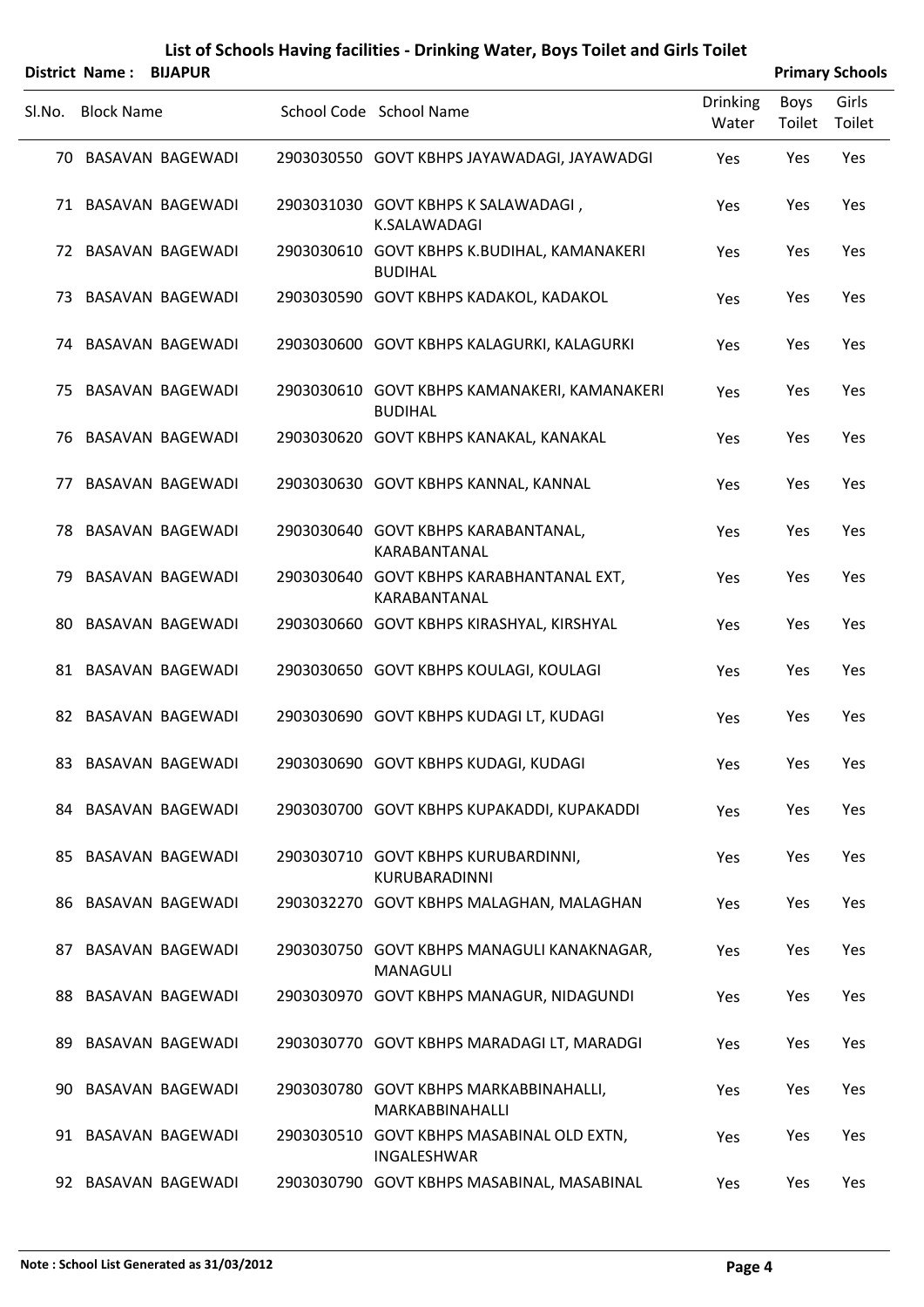# List of Schools Having facilities - Drinking Water, Boys Toilet and Girls Toilet

**District Name : BIJAPUR** **Primary Schools**

| Sl.No. | Block Name | School Code | School Name | Drinking Water | Boys Toilet | Girls Toilet |
|---|---|---|---|---|---|---|
| 70 | BASAVAN BAGEWADI | 2903030550 | GOVT KBHPS JAYAWADAGI, JAYAWADGI | Yes | Yes | Yes |
| 71 | BASAVAN BAGEWADI | 2903031030 | GOVT KBHPS K SALAWADAGI , K.SALAWADAGI | Yes | Yes | Yes |
| 72 | BASAVAN BAGEWADI | 2903030610 | GOVT KBHPS K.BUDIHAL, KAMANAKERI BUDIHAL | Yes | Yes | Yes |
| 73 | BASAVAN BAGEWADI | 2903030590 | GOVT KBHPS KADAKOL, KADAKOL | Yes | Yes | Yes |
| 74 | BASAVAN BAGEWADI | 2903030600 | GOVT KBHPS KALAGURKI, KALAGURKI | Yes | Yes | Yes |
| 75 | BASAVAN BAGEWADI | 2903030610 | GOVT KBHPS KAMANAKERI, KAMANAKERI BUDIHAL | Yes | Yes | Yes |
| 76 | BASAVAN BAGEWADI | 2903030620 | GOVT KBHPS KANAKAL, KANAKAL | Yes | Yes | Yes |
| 77 | BASAVAN BAGEWADI | 2903030630 | GOVT KBHPS KANNAL, KANNAL | Yes | Yes | Yes |
| 78 | BASAVAN BAGEWADI | 2903030640 | GOVT KBHPS KARABANTANAL, KARABANTANAL | Yes | Yes | Yes |
| 79 | BASAVAN BAGEWADI | 2903030640 | GOVT KBHPS KARABHANTANAL EXT, KARABANTANAL | Yes | Yes | Yes |
| 80 | BASAVAN BAGEWADI | 2903030660 | GOVT KBHPS KIRASHYAL, KIRSHYAL | Yes | Yes | Yes |
| 81 | BASAVAN BAGEWADI | 2903030650 | GOVT KBHPS KOULAGI, KOULAGI | Yes | Yes | Yes |
| 82 | BASAVAN BAGEWADI | 2903030690 | GOVT KBHPS KUDAGI LT, KUDAGI | Yes | Yes | Yes |
| 83 | BASAVAN BAGEWADI | 2903030690 | GOVT KBHPS KUDAGI, KUDAGI | Yes | Yes | Yes |
| 84 | BASAVAN BAGEWADI | 2903030700 | GOVT KBHPS KUPAKADDI, KUPAKADDI | Yes | Yes | Yes |
| 85 | BASAVAN BAGEWADI | 2903030710 | GOVT KBHPS KURUBARDINNI, KURUBARADINNI | Yes | Yes | Yes |
| 86 | BASAVAN BAGEWADI | 2903032270 | GOVT KBHPS MALAGHAN, MALAGHAN | Yes | Yes | Yes |
| 87 | BASAVAN BAGEWADI | 2903030750 | GOVT KBHPS MANAGULI KANAKNAGAR, MANAGULI | Yes | Yes | Yes |
| 88 | BASAVAN BAGEWADI | 2903030970 | GOVT KBHPS MANAGUR, NIDAGUNDI | Yes | Yes | Yes |
| 89 | BASAVAN BAGEWADI | 2903030770 | GOVT KBHPS MARADAGI LT, MARADGI | Yes | Yes | Yes |
| 90 | BASAVAN BAGEWADI | 2903030780 | GOVT KBHPS MARKABBINAHALLI, MARKABBINAHALLI | Yes | Yes | Yes |
| 91 | BASAVAN BAGEWADI | 2903030510 | GOVT KBHPS MASABINAL OLD EXTN, INGALESHWAR | Yes | Yes | Yes |
| 92 | BASAVAN BAGEWADI | 2903030790 | GOVT KBHPS MASABINAL, MASABINAL | Yes | Yes | Yes |

**Note : School List Generated as 31/03/2012**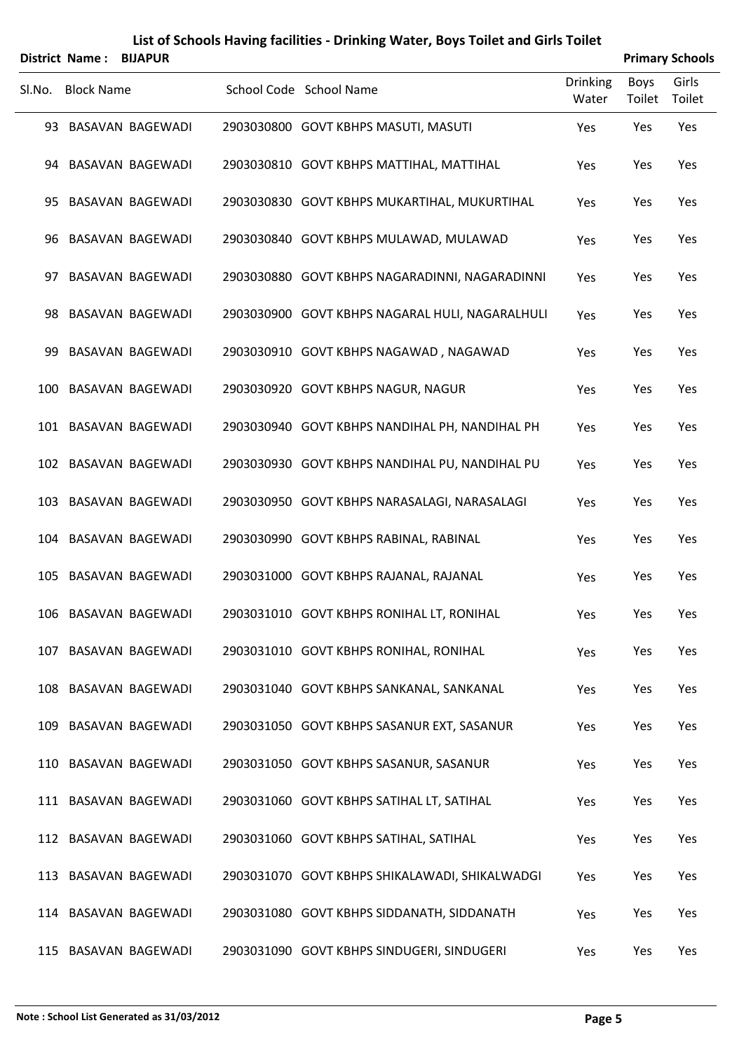# List of Schools Having facilities - Drinking Water, Boys Toilet and Girls Toilet

**District Name : BIJAPUR** **Primary Schools**

| Sl.No. | Block Name | School Code | School Name | Drinking Water | Boys Toilet | Girls Toilet |
|---|---|---|---|---|---|---|
| 93 | BASAVAN BAGEWADI | 2903030800 | GOVT KBHPS MASUTI, MASUTI | Yes | Yes | Yes |
| 94 | BASAVAN BAGEWADI | 2903030810 | GOVT KBHPS MATTIHAL, MATTIHAL | Yes | Yes | Yes |
| 95 | BASAVAN BAGEWADI | 2903030830 | GOVT KBHPS MUKARTIHAL, MUKURTIHAL | Yes | Yes | Yes |
| 96 | BASAVAN BAGEWADI | 2903030840 | GOVT KBHPS MULAWAD, MULAWAD | Yes | Yes | Yes |
| 97 | BASAVAN BAGEWADI | 2903030880 | GOVT KBHPS NAGARADINNI, NAGARADINNI | Yes | Yes | Yes |
| 98 | BASAVAN BAGEWADI | 2903030900 | GOVT KBHPS NAGARAL HULI, NAGARALHULI | Yes | Yes | Yes |
| 99 | BASAVAN BAGEWADI | 2903030910 | GOVT KBHPS NAGAWAD , NAGAWAD | Yes | Yes | Yes |
| 100 | BASAVAN BAGEWADI | 2903030920 | GOVT KBHPS NAGUR, NAGUR | Yes | Yes | Yes |
| 101 | BASAVAN BAGEWADI | 2903030940 | GOVT KBHPS NANDIHAL PH, NANDIHAL PH | Yes | Yes | Yes |
| 102 | BASAVAN BAGEWADI | 2903030930 | GOVT KBHPS NANDIHAL PU, NANDIHAL PU | Yes | Yes | Yes |
| 103 | BASAVAN BAGEWADI | 2903030950 | GOVT KBHPS NARASALAGI, NARASALAGI | Yes | Yes | Yes |
| 104 | BASAVAN BAGEWADI | 2903030990 | GOVT KBHPS RABINAL, RABINAL | Yes | Yes | Yes |
| 105 | BASAVAN BAGEWADI | 2903031000 | GOVT KBHPS RAJANAL, RAJANAL | Yes | Yes | Yes |
| 106 | BASAVAN BAGEWADI | 2903031010 | GOVT KBHPS RONIHAL LT, RONIHAL | Yes | Yes | Yes |
| 107 | BASAVAN BAGEWADI | 2903031010 | GOVT KBHPS RONIHAL, RONIHAL | Yes | Yes | Yes |
| 108 | BASAVAN BAGEWADI | 2903031040 | GOVT KBHPS SANKANAL, SANKANAL | Yes | Yes | Yes |
| 109 | BASAVAN BAGEWADI | 2903031050 | GOVT KBHPS SASANUR EXT, SASANUR | Yes | Yes | Yes |
| 110 | BASAVAN BAGEWADI | 2903031050 | GOVT KBHPS SASANUR, SASANUR | Yes | Yes | Yes |
| 111 | BASAVAN BAGEWADI | 2903031060 | GOVT KBHPS SATIHAL LT, SATIHAL | Yes | Yes | Yes |
| 112 | BASAVAN BAGEWADI | 2903031060 | GOVT KBHPS SATIHAL, SATIHAL | Yes | Yes | Yes |
| 113 | BASAVAN BAGEWADI | 2903031070 | GOVT KBHPS SHIKALAWADI, SHIKALWADGI | Yes | Yes | Yes |
| 114 | BASAVAN BAGEWADI | 2903031080 | GOVT KBHPS SIDDANATH, SIDDANATH | Yes | Yes | Yes |
| 115 | BASAVAN BAGEWADI | 2903031090 | GOVT KBHPS SINDUGERI, SINDUGERI | Yes | Yes | Yes |

**Note : School List Generated as 31/03/2012**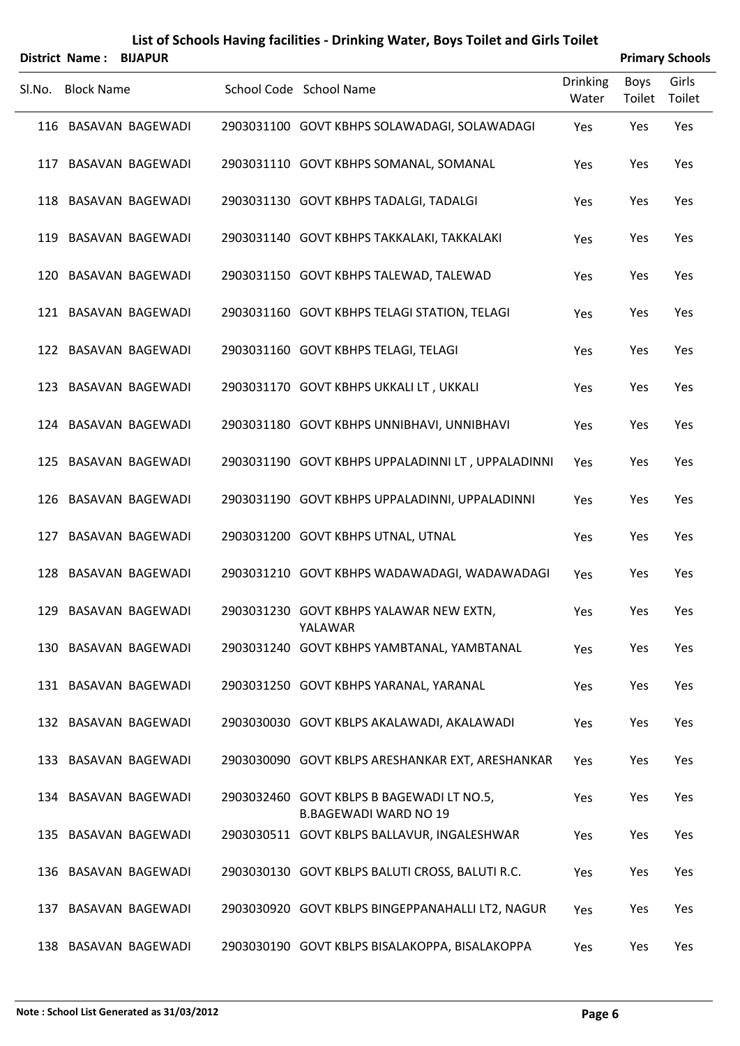# List of Schools Having facilities - Drinking Water, Boys Toilet and Girls Toilet

**District Name : BIJAPUR** **Primary Schools**

| Sl.No. | Block Name | School Code | School Name | Drinking Water | Boys Toilet | Girls Toilet |
|---|---|---|---|---|---|---|
| 116 | BASAVAN BAGEWADI | 2903031100 | GOVT KBHPS SOLAWADAGI, SOLAWADAGI | Yes | Yes | Yes |
| 117 | BASAVAN BAGEWADI | 2903031110 | GOVT KBHPS SOMANAL, SOMANAL | Yes | Yes | Yes |
| 118 | BASAVAN BAGEWADI | 2903031130 | GOVT KBHPS TADALGI, TADALGI | Yes | Yes | Yes |
| 119 | BASAVAN BAGEWADI | 2903031140 | GOVT KBHPS TAKKALAKI, TAKKALAKI | Yes | Yes | Yes |
| 120 | BASAVAN BAGEWADI | 2903031150 | GOVT KBHPS TALEWAD, TALEWAD | Yes | Yes | Yes |
| 121 | BASAVAN BAGEWADI | 2903031160 | GOVT KBHPS TELAGI STATION, TELAGI | Yes | Yes | Yes |
| 122 | BASAVAN BAGEWADI | 2903031160 | GOVT KBHPS TELAGI, TELAGI | Yes | Yes | Yes |
| 123 | BASAVAN BAGEWADI | 2903031170 | GOVT KBHPS UKKALI LT , UKKALI | Yes | Yes | Yes |
| 124 | BASAVAN BAGEWADI | 2903031180 | GOVT KBHPS UNNIBHAVI, UNNIBHAVI | Yes | Yes | Yes |
| 125 | BASAVAN BAGEWADI | 2903031190 | GOVT KBHPS UPPALADINNI LT , UPPALADINNI | Yes | Yes | Yes |
| 126 | BASAVAN BAGEWADI | 2903031190 | GOVT KBHPS UPPALADINNI, UPPALADINNI | Yes | Yes | Yes |
| 127 | BASAVAN BAGEWADI | 2903031200 | GOVT KBHPS UTNAL, UTNAL | Yes | Yes | Yes |
| 128 | BASAVAN BAGEWADI | 2903031210 | GOVT KBHPS WADAWADAGI, WADAWADAGI | Yes | Yes | Yes |
| 129 | BASAVAN BAGEWADI | 2903031230 | GOVT KBHPS YALAWAR NEW EXTN, YALAWAR | Yes | Yes | Yes |
| 130 | BASAVAN BAGEWADI | 2903031240 | GOVT KBHPS YAMBTANAL, YAMBTANAL | Yes | Yes | Yes |
| 131 | BASAVAN BAGEWADI | 2903031250 | GOVT KBHPS YARANAL, YARANAL | Yes | Yes | Yes |
| 132 | BASAVAN BAGEWADI | 2903030030 | GOVT KBLPS AKALAWADI, AKALAWADI | Yes | Yes | Yes |
| 133 | BASAVAN BAGEWADI | 2903030090 | GOVT KBLPS ARESHANKAR EXT, ARESHANKAR | Yes | Yes | Yes |
| 134 | BASAVAN BAGEWADI | 2903032460 | GOVT KBLPS B BAGEWADI LT NO.5, B.BAGEWADI WARD NO 19 | Yes | Yes | Yes |
| 135 | BASAVAN BAGEWADI | 2903030511 | GOVT KBLPS BALLAVUR, INGALESHWAR | Yes | Yes | Yes |
| 136 | BASAVAN BAGEWADI | 2903030130 | GOVT KBLPS BALUTI CROSS, BALUTI R.C. | Yes | Yes | Yes |
| 137 | BASAVAN BAGEWADI | 2903030920 | GOVT KBLPS BINGEPPANAHALLI LT2, NAGUR | Yes | Yes | Yes |
| 138 | BASAVAN BAGEWADI | 2903030190 | GOVT KBLPS BISALAKOPPA, BISALAKOPPA | Yes | Yes | Yes |

**Note : School List Generated as 31/03/2012**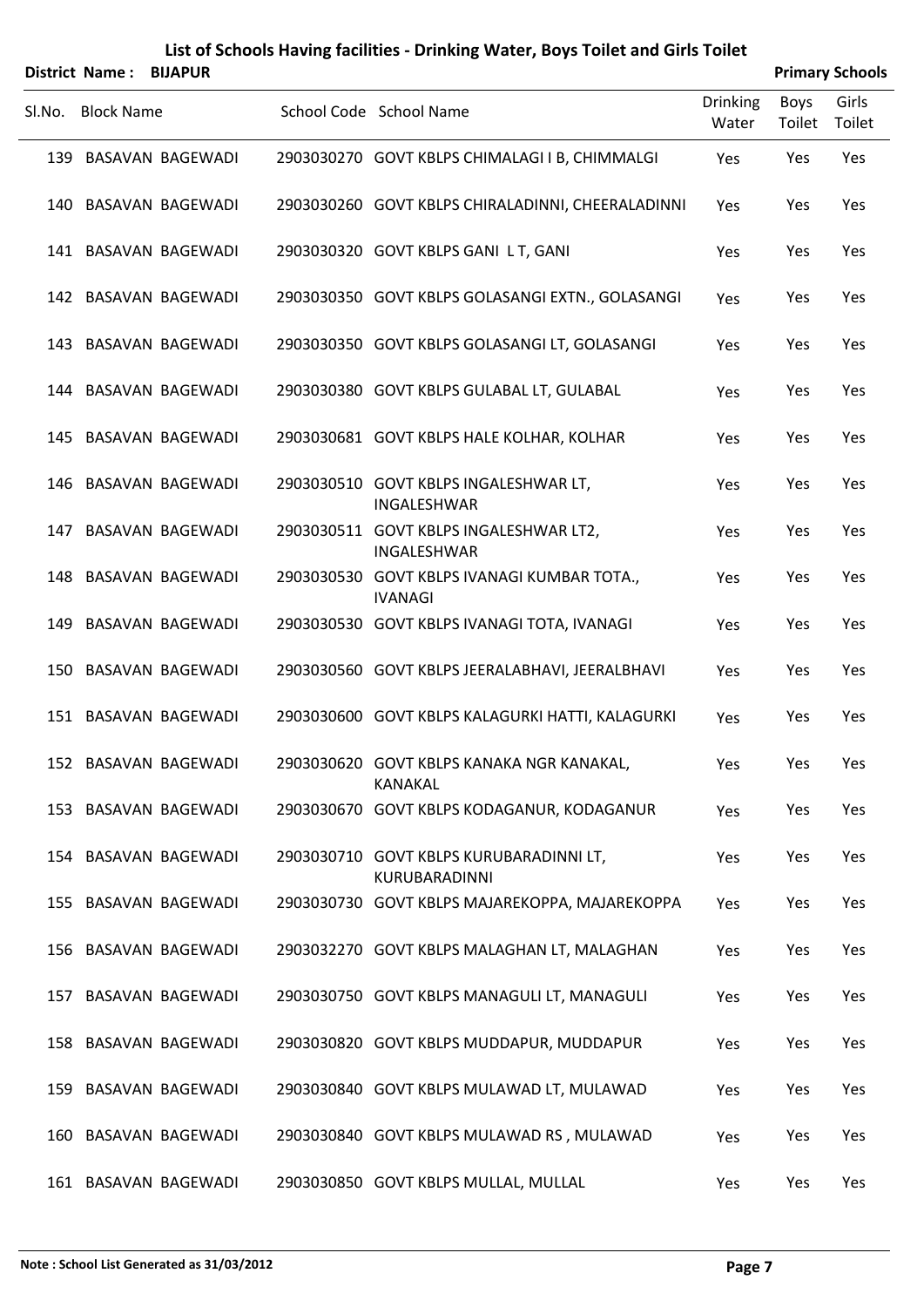# List of Schools Having facilities - Drinking Water, Boys Toilet and Girls Toilet

**District Name : BIJAPUR** | **Primary Schools**

| Sl.No. | Block Name | School Code | School Name | Drinking Water | Boys Toilet | Girls Toilet |
|---|---|---|---|---|---|---|
| 139 | BASAVAN BAGEWADI | 2903030270 | GOVT KBLPS CHIMALAGI I B, CHIMMALGI | Yes | Yes | Yes |
| 140 | BASAVAN BAGEWADI | 2903030260 | GOVT KBLPS CHIRALADINNI, CHEERALADINNI | Yes | Yes | Yes |
| 141 | BASAVAN BAGEWADI | 2903030320 | GOVT KBLPS GANI L T, GANI | Yes | Yes | Yes |
| 142 | BASAVAN BAGEWADI | 2903030350 | GOVT KBLPS GOLASANGI EXTN., GOLASANGI | Yes | Yes | Yes |
| 143 | BASAVAN BAGEWADI | 2903030350 | GOVT KBLPS GOLASANGI LT, GOLASANGI | Yes | Yes | Yes |
| 144 | BASAVAN BAGEWADI | 2903030380 | GOVT KBLPS GULABAL LT, GULABAL | Yes | Yes | Yes |
| 145 | BASAVAN BAGEWADI | 2903030681 | GOVT KBLPS HALE KOLHAR, KOLHAR | Yes | Yes | Yes |
| 146 | BASAVAN BAGEWADI | 2903030510 | GOVT KBLPS INGALESHWAR LT, INGALESHWAR | Yes | Yes | Yes |
| 147 | BASAVAN BAGEWADI | 2903030511 | GOVT KBLPS INGALESHWAR LT2, INGALESHWAR | Yes | Yes | Yes |
| 148 | BASAVAN BAGEWADI | 2903030530 | GOVT KBLPS IVANAGI KUMBAR TOTA., IVANAGI | Yes | Yes | Yes |
| 149 | BASAVAN BAGEWADI | 2903030530 | GOVT KBLPS IVANAGI TOTA, IVANAGI | Yes | Yes | Yes |
| 150 | BASAVAN BAGEWADI | 2903030560 | GOVT KBLPS JEERALABHAVI, JEERALBHAVI | Yes | Yes | Yes |
| 151 | BASAVAN BAGEWADI | 2903030600 | GOVT KBLPS KALAGURKI HATTI, KALAGURKI | Yes | Yes | Yes |
| 152 | BASAVAN BAGEWADI | 2903030620 | GOVT KBLPS KANAKA NGR KANAKAL, KANAKAL | Yes | Yes | Yes |
| 153 | BASAVAN BAGEWADI | 2903030670 | GOVT KBLPS KODAGANUR, KODAGANUR | Yes | Yes | Yes |
| 154 | BASAVAN BAGEWADI | 2903030710 | GOVT KBLPS KURUBARADINNI LT, KURUBARADINNI | Yes | Yes | Yes |
| 155 | BASAVAN BAGEWADI | 2903030730 | GOVT KBLPS MAJAREKOPPA, MAJAREKOPPA | Yes | Yes | Yes |
| 156 | BASAVAN BAGEWADI | 2903032270 | GOVT KBLPS MALAGHAN LT, MALAGHAN | Yes | Yes | Yes |
| 157 | BASAVAN BAGEWADI | 2903030750 | GOVT KBLPS MANAGULI LT, MANAGULI | Yes | Yes | Yes |
| 158 | BASAVAN BAGEWADI | 2903030820 | GOVT KBLPS MUDDAPUR, MUDDAPUR | Yes | Yes | Yes |
| 159 | BASAVAN BAGEWADI | 2903030840 | GOVT KBLPS MULAWAD LT, MULAWAD | Yes | Yes | Yes |
| 160 | BASAVAN BAGEWADI | 2903030840 | GOVT KBLPS MULAWAD RS , MULAWAD | Yes | Yes | Yes |
| 161 | BASAVAN BAGEWADI | 2903030850 | GOVT KBLPS MULLAL, MULLAL | Yes | Yes | Yes |

**Note : School List Generated as 31/03/2012**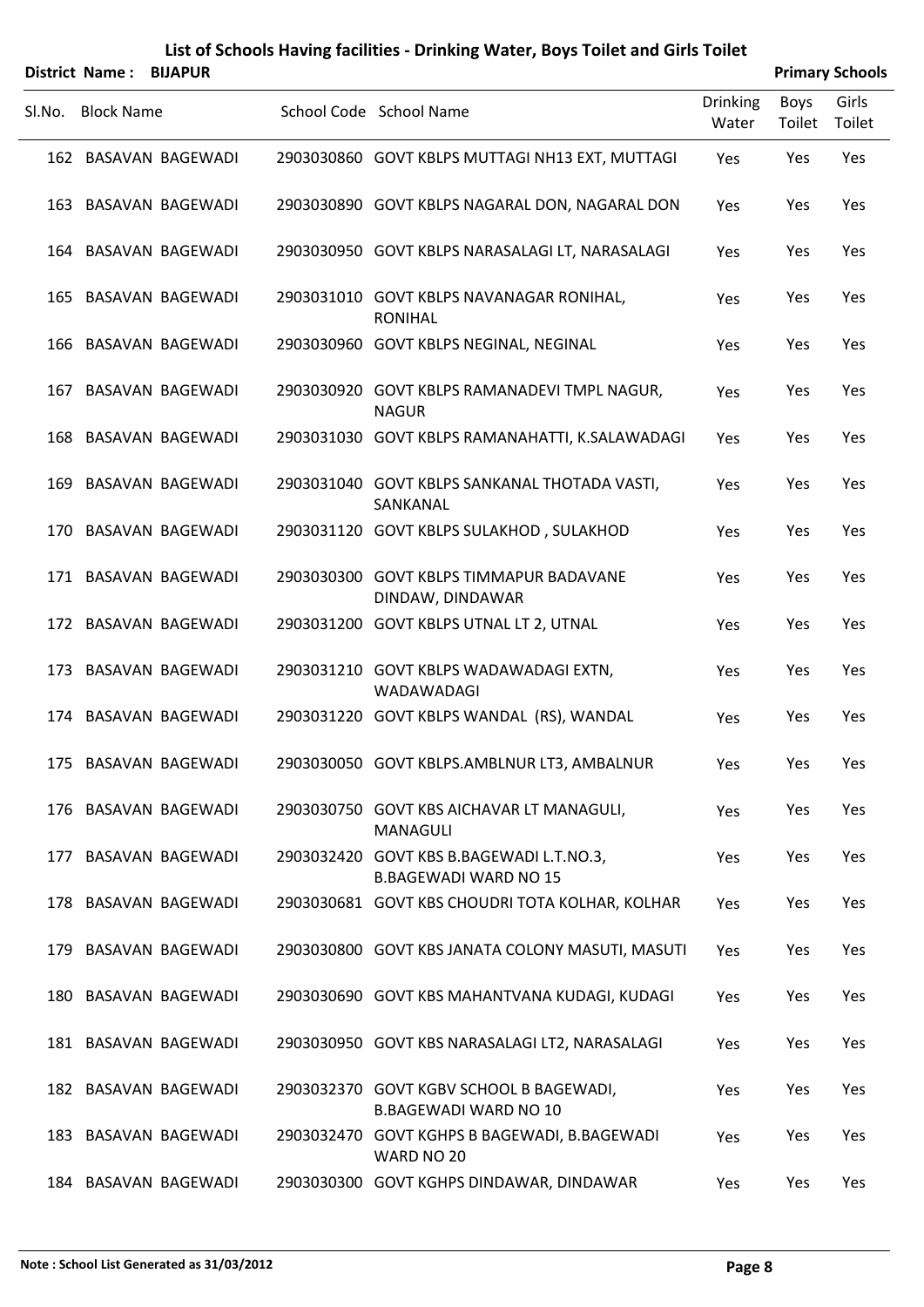# List of Schools Having facilities - Drinking Water, Boys Toilet and Girls Toilet

**District Name : BIJAPUR** **Primary Schools**

| Sl.No. | Block Name | School Code | School Name | Drinking Water | Boys Toilet | Girls Toilet |
|---|---|---|---|---|---|---|
| 162 | BASAVAN BAGEWADI | 2903030860 | GOVT KBLPS MUTTAGI NH13 EXT, MUTTAGI | Yes | Yes | Yes |
| 163 | BASAVAN BAGEWADI | 2903030890 | GOVT KBLPS NAGARAL DON, NAGARAL DON | Yes | Yes | Yes |
| 164 | BASAVAN BAGEWADI | 2903030950 | GOVT KBLPS NARASALAGI LT, NARASALAGI | Yes | Yes | Yes |
| 165 | BASAVAN BAGEWADI | 2903031010 | GOVT KBLPS NAVANAGAR RONIHAL, RONIHAL | Yes | Yes | Yes |
| 166 | BASAVAN BAGEWADI | 2903030960 | GOVT KBLPS NEGINAL, NEGINAL | Yes | Yes | Yes |
| 167 | BASAVAN BAGEWADI | 2903030920 | GOVT KBLPS RAMANADEVI TMPL NAGUR, NAGUR | Yes | Yes | Yes |
| 168 | BASAVAN BAGEWADI | 2903031030 | GOVT KBLPS RAMANAHATTI, K.SALAWADAGI | Yes | Yes | Yes |
| 169 | BASAVAN BAGEWADI | 2903031040 | GOVT KBLPS SANKANAL THOTADA VASTI, SANKANAL | Yes | Yes | Yes |
| 170 | BASAVAN BAGEWADI | 2903031120 | GOVT KBLPS SULAKHOD , SULAKHOD | Yes | Yes | Yes |
| 171 | BASAVAN BAGEWADI | 2903030300 | GOVT KBLPS TIMMAPUR BADAVANE DINDAW, DINDAWAR | Yes | Yes | Yes |
| 172 | BASAVAN BAGEWADI | 2903031200 | GOVT KBLPS UTNAL LT 2, UTNAL | Yes | Yes | Yes |
| 173 | BASAVAN BAGEWADI | 2903031210 | GOVT KBLPS WADAWADAGI EXTN, WADAWADAGI | Yes | Yes | Yes |
| 174 | BASAVAN BAGEWADI | 2903031220 | GOVT KBLPS WANDAL (RS), WANDAL | Yes | Yes | Yes |
| 175 | BASAVAN BAGEWADI | 2903030050 | GOVT KBLPS.AMBLNUR LT3, AMBALNUR | Yes | Yes | Yes |
| 176 | BASAVAN BAGEWADI | 2903030750 | GOVT KBS AICHAVAR LT MANAGULI, MANAGULI | Yes | Yes | Yes |
| 177 | BASAVAN BAGEWADI | 2903032420 | GOVT KBS B.BAGEWADI L.T.NO.3, B.BAGEWADI WARD NO 15 | Yes | Yes | Yes |
| 178 | BASAVAN BAGEWADI | 2903030681 | GOVT KBS CHOUDRI TOTA KOLHAR, KOLHAR | Yes | Yes | Yes |
| 179 | BASAVAN BAGEWADI | 2903030800 | GOVT KBS JANATA COLONY MASUTI, MASUTI | Yes | Yes | Yes |
| 180 | BASAVAN BAGEWADI | 2903030690 | GOVT KBS MAHANTVANA KUDAGI, KUDAGI | Yes | Yes | Yes |
| 181 | BASAVAN BAGEWADI | 2903030950 | GOVT KBS NARASALAGI LT2, NARASALAGI | Yes | Yes | Yes |
| 182 | BASAVAN BAGEWADI | 2903032370 | GOVT KGBV SCHOOL B BAGEWADI, B.BAGEWADI WARD NO 10 | Yes | Yes | Yes |
| 183 | BASAVAN BAGEWADI | 2903032470 | GOVT KGHPS B BAGEWADI, B.BAGEWADI WARD NO 20 | Yes | Yes | Yes |
| 184 | BASAVAN BAGEWADI | 2903030300 | GOVT KGHPS DINDAWAR, DINDAWAR | Yes | Yes | Yes |

**Note : School List Generated as 31/03/2012**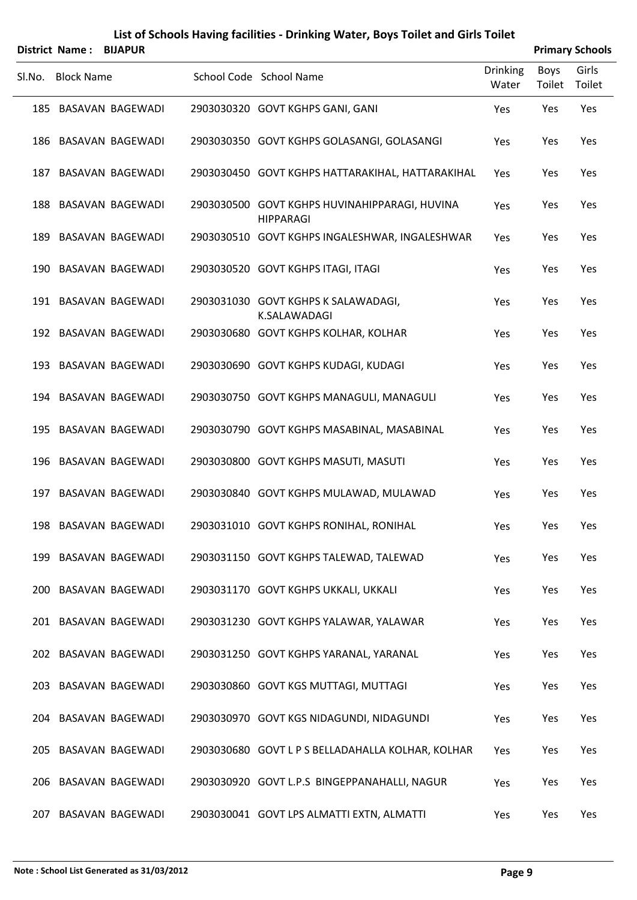# List of Schools Having facilities - Drinking Water, Boys Toilet and Girls Toilet

**District Name : BIJAPUR** **Primary Schools**

| Sl.No. | Block Name | School Code | School Name | Drinking Water | Boys Toilet | Girls Toilet |
|---|---|---|---|---|---|---|
| 185 | BASAVAN BAGEWADI | 2903030320 | GOVT KGHPS GANI, GANI | Yes | Yes | Yes |
| 186 | BASAVAN BAGEWADI | 2903030350 | GOVT KGHPS GOLASANGI, GOLASANGI | Yes | Yes | Yes |
| 187 | BASAVAN BAGEWADI | 2903030450 | GOVT KGHPS HATTARAKIHAL, HATTARAKIHAL | Yes | Yes | Yes |
| 188 | BASAVAN BAGEWADI | 2903030500 | GOVT KGHPS HUVINAHIPPARAGI, HUVINA HIPPARAGI | Yes | Yes | Yes |
| 189 | BASAVAN BAGEWADI | 2903030510 | GOVT KGHPS INGALESHWAR, INGALESHWAR | Yes | Yes | Yes |
| 190 | BASAVAN BAGEWADI | 2903030520 | GOVT KGHPS ITAGI, ITAGI | Yes | Yes | Yes |
| 191 | BASAVAN BAGEWADI | 2903031030 | GOVT KGHPS K SALAWADAGI, K.SALAWADAGI | Yes | Yes | Yes |
| 192 | BASAVAN BAGEWADI | 2903030680 | GOVT KGHPS KOLHAR, KOLHAR | Yes | Yes | Yes |
| 193 | BASAVAN BAGEWADI | 2903030690 | GOVT KGHPS KUDAGI, KUDAGI | Yes | Yes | Yes |
| 194 | BASAVAN BAGEWADI | 2903030750 | GOVT KGHPS MANAGULI, MANAGULI | Yes | Yes | Yes |
| 195 | BASAVAN BAGEWADI | 2903030790 | GOVT KGHPS MASABINAL, MASABINAL | Yes | Yes | Yes |
| 196 | BASAVAN BAGEWADI | 2903030800 | GOVT KGHPS MASUTI, MASUTI | Yes | Yes | Yes |
| 197 | BASAVAN BAGEWADI | 2903030840 | GOVT KGHPS MULAWAD, MULAWAD | Yes | Yes | Yes |
| 198 | BASAVAN BAGEWADI | 2903031010 | GOVT KGHPS RONIHAL, RONIHAL | Yes | Yes | Yes |
| 199 | BASAVAN BAGEWADI | 2903031150 | GOVT KGHPS TALEWAD, TALEWAD | Yes | Yes | Yes |
| 200 | BASAVAN BAGEWADI | 2903031170 | GOVT KGHPS UKKALI, UKKALI | Yes | Yes | Yes |
| 201 | BASAVAN BAGEWADI | 2903031230 | GOVT KGHPS YALAWAR, YALAWAR | Yes | Yes | Yes |
| 202 | BASAVAN BAGEWADI | 2903031250 | GOVT KGHPS YARANAL, YARANAL | Yes | Yes | Yes |
| 203 | BASAVAN BAGEWADI | 2903030860 | GOVT KGS MUTTAGI, MUTTAGI | Yes | Yes | Yes |
| 204 | BASAVAN BAGEWADI | 2903030970 | GOVT KGS NIDAGUNDI, NIDAGUNDI | Yes | Yes | Yes |
| 205 | BASAVAN BAGEWADI | 2903030680 | GOVT L P S BELLADAHALLA KOLHAR, KOLHAR | Yes | Yes | Yes |
| 206 | BASAVAN BAGEWADI | 2903030920 | GOVT L.P.S BINGEPPANAHALLI, NAGUR | Yes | Yes | Yes |
| 207 | BASAVAN BAGEWADI | 2903030041 | GOVT LPS ALMATTI EXTN, ALMATTI | Yes | Yes | Yes |

**Note : School List Generated as 31/03/2012**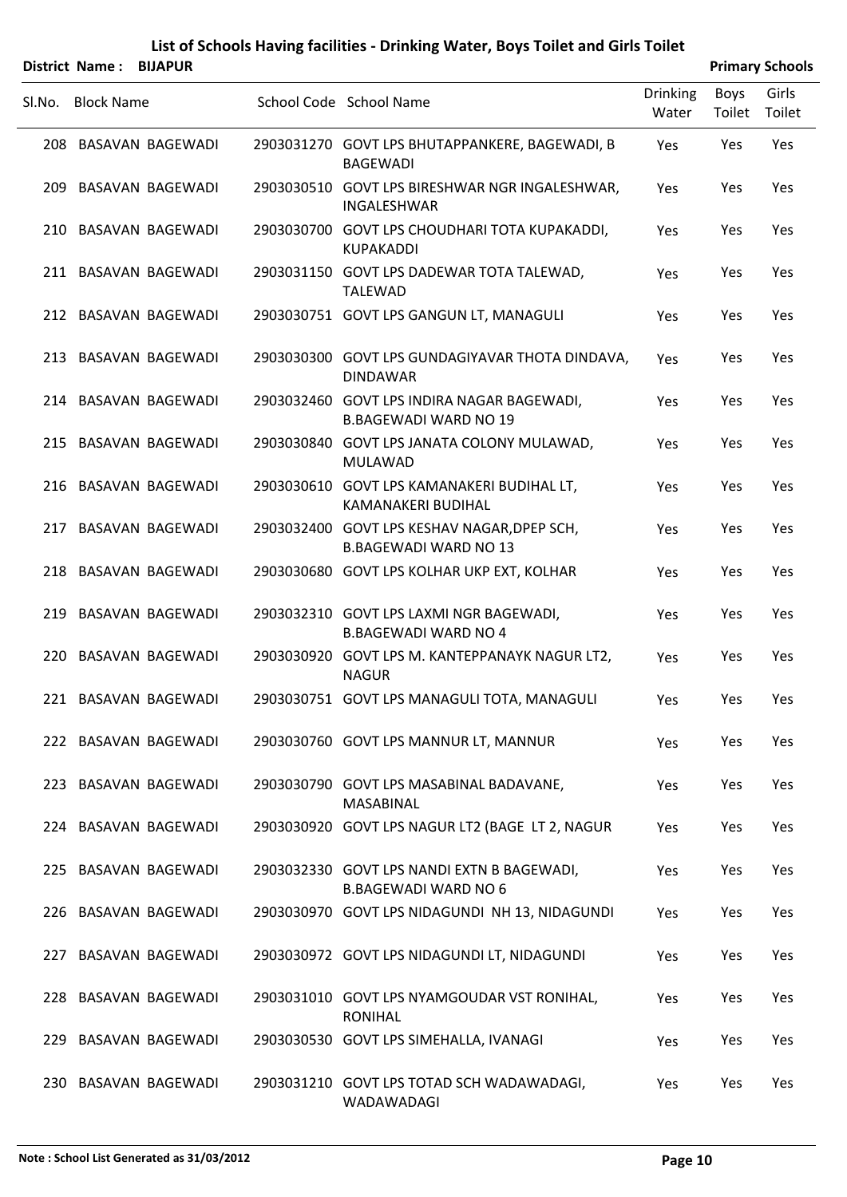# List of Schools Having facilities - Drinking Water, Boys Toilet and Girls Toilet

**District Name : BIJAPUR** **Primary Schools**

| Sl.No. | Block Name | School Code | School Name | Drinking Water | Boys Toilet | Girls Toilet |
|---|---|---|---|---|---|---|
| 208 | BASAVAN BAGEWADI | 2903031270 | GOVT LPS BHUTAPPANKERE, BAGEWADI, B BAGEWADI | Yes | Yes | Yes |
| 209 | BASAVAN BAGEWADI | 2903030510 | GOVT LPS BIRESHWAR NGR INGALESHWAR, INGALESHWAR | Yes | Yes | Yes |
| 210 | BASAVAN BAGEWADI | 2903030700 | GOVT LPS CHOUDHARI TOTA KUPAKADDI, KUPAKADDI | Yes | Yes | Yes |
| 211 | BASAVAN BAGEWADI | 2903031150 | GOVT LPS DADEWAR TOTA TALEWAD, TALEWAD | Yes | Yes | Yes |
| 212 | BASAVAN BAGEWADI | 2903030751 | GOVT LPS GANGUN LT, MANAGULI | Yes | Yes | Yes |
| 213 | BASAVAN BAGEWADI | 2903030300 | GOVT LPS GUNDAGIYAVAR THOTA DINDAVA, DINDAWAR | Yes | Yes | Yes |
| 214 | BASAVAN BAGEWADI | 2903032460 | GOVT LPS INDIRA NAGAR BAGEWADI, B.BAGEWADI WARD NO 19 | Yes | Yes | Yes |
| 215 | BASAVAN BAGEWADI | 2903030840 | GOVT LPS JANATA COLONY MULAWAD, MULAWAD | Yes | Yes | Yes |
| 216 | BASAVAN BAGEWADI | 2903030610 | GOVT LPS KAMANAKERI BUDIHAL LT, KAMANAKERI BUDIHAL | Yes | Yes | Yes |
| 217 | BASAVAN BAGEWADI | 2903032400 | GOVT LPS KESHAV NAGAR,DPEP SCH, B.BAGEWADI WARD NO 13 | Yes | Yes | Yes |
| 218 | BASAVAN BAGEWADI | 2903030680 | GOVT LPS KOLHAR UKP EXT, KOLHAR | Yes | Yes | Yes |
| 219 | BASAVAN BAGEWADI | 2903032310 | GOVT LPS LAXMI NGR BAGEWADI, B.BAGEWADI WARD NO 4 | Yes | Yes | Yes |
| 220 | BASAVAN BAGEWADI | 2903030920 | GOVT LPS M. KANTEPPANAYK NAGUR LT2, NAGUR | Yes | Yes | Yes |
| 221 | BASAVAN BAGEWADI | 2903030751 | GOVT LPS MANAGULI TOTA, MANAGULI | Yes | Yes | Yes |
| 222 | BASAVAN BAGEWADI | 2903030760 | GOVT LPS MANNUR LT, MANNUR | Yes | Yes | Yes |
| 223 | BASAVAN BAGEWADI | 2903030790 | GOVT LPS MASABINAL BADAVANE, MASABINAL | Yes | Yes | Yes |
| 224 | BASAVAN BAGEWADI | 2903030920 | GOVT LPS NAGUR LT2 (BAGE LT 2, NAGUR | Yes | Yes | Yes |
| 225 | BASAVAN BAGEWADI | 2903032330 | GOVT LPS NANDI EXTN B BAGEWADI, B.BAGEWADI WARD NO 6 | Yes | Yes | Yes |
| 226 | BASAVAN BAGEWADI | 2903030970 | GOVT LPS NIDAGUNDI NH 13, NIDAGUNDI | Yes | Yes | Yes |
| 227 | BASAVAN BAGEWADI | 2903030972 | GOVT LPS NIDAGUNDI LT, NIDAGUNDI | Yes | Yes | Yes |
| 228 | BASAVAN BAGEWADI | 2903031010 | GOVT LPS NYAMGOUDAR VST RONIHAL, RONIHAL | Yes | Yes | Yes |
| 229 | BASAVAN BAGEWADI | 2903030530 | GOVT LPS SIMEHALLA, IVANAGI | Yes | Yes | Yes |
| 230 | BASAVAN BAGEWADI | 2903031210 | GOVT LPS TOTAD SCH WADAWADAGI, WADAWADAGI | Yes | Yes | Yes |

**Note : School List Generated as 31/03/2012**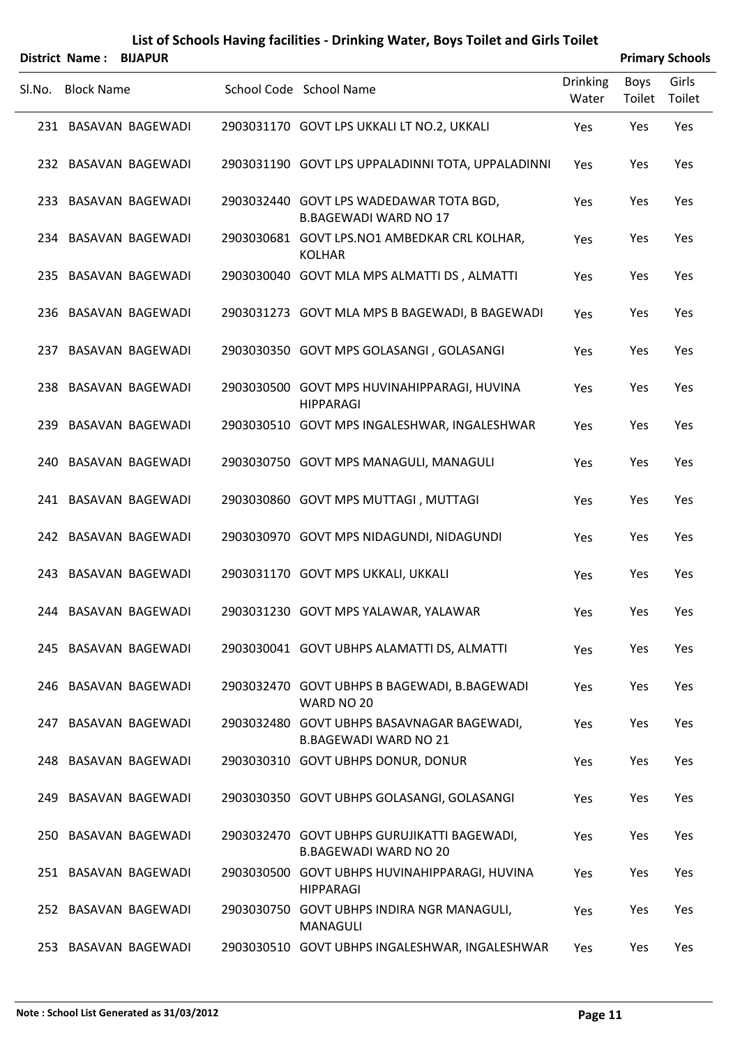# List of Schools Having facilities - Drinking Water, Boys Toilet and Girls Toilet

**District Name : BIJAPUR** **Primary Schools**

| Sl.No. | Block Name | School Code | School Name | Drinking Water | Boys Toilet | Girls Toilet |
|---|---|---|---|---|---|---|
| 231 | BASAVAN BAGEWADI | 2903031170 | GOVT LPS UKKALI LT NO.2, UKKALI | Yes | Yes | Yes |
| 232 | BASAVAN BAGEWADI | 2903031190 | GOVT LPS UPPALADINNI TOTA, UPPALADINNI | Yes | Yes | Yes |
| 233 | BASAVAN BAGEWADI | 2903032440 | GOVT LPS WADEDAWAR TOTA BGD, B.BAGEWADI WARD NO 17 | Yes | Yes | Yes |
| 234 | BASAVAN BAGEWADI | 2903030681 | GOVT LPS.NO1 AMBEDKAR CRL KOLHAR, KOLHAR | Yes | Yes | Yes |
| 235 | BASAVAN BAGEWADI | 2903030040 | GOVT MLA MPS ALMATTI DS , ALMATTI | Yes | Yes | Yes |
| 236 | BASAVAN BAGEWADI | 2903031273 | GOVT MLA MPS B BAGEWADI, B BAGEWADI | Yes | Yes | Yes |
| 237 | BASAVAN BAGEWADI | 2903030350 | GOVT MPS GOLASANGI , GOLASANGI | Yes | Yes | Yes |
| 238 | BASAVAN BAGEWADI | 2903030500 | GOVT MPS HUVINAHIPPARAGI, HUVINA HIPPARAGI | Yes | Yes | Yes |
| 239 | BASAVAN BAGEWADI | 2903030510 | GOVT MPS INGALESHWAR, INGALESHWAR | Yes | Yes | Yes |
| 240 | BASAVAN BAGEWADI | 2903030750 | GOVT MPS MANAGULI, MANAGULI | Yes | Yes | Yes |
| 241 | BASAVAN BAGEWADI | 2903030860 | GOVT MPS MUTTAGI , MUTTAGI | Yes | Yes | Yes |
| 242 | BASAVAN BAGEWADI | 2903030970 | GOVT MPS NIDAGUNDI, NIDAGUNDI | Yes | Yes | Yes |
| 243 | BASAVAN BAGEWADI | 2903031170 | GOVT MPS UKKALI, UKKALI | Yes | Yes | Yes |
| 244 | BASAVAN BAGEWADI | 2903031230 | GOVT MPS YALAWAR, YALAWAR | Yes | Yes | Yes |
| 245 | BASAVAN BAGEWADI | 2903030041 | GOVT UBHPS ALAMATTI DS, ALMATTI | Yes | Yes | Yes |
| 246 | BASAVAN BAGEWADI | 2903032470 | GOVT UBHPS B BAGEWADI, B.BAGEWADI WARD NO 20 | Yes | Yes | Yes |
| 247 | BASAVAN BAGEWADI | 2903032480 | GOVT UBHPS BASAVNAGAR BAGEWADI, B.BAGEWADI WARD NO 21 | Yes | Yes | Yes |
| 248 | BASAVAN BAGEWADI | 2903030310 | GOVT UBHPS DONUR, DONUR | Yes | Yes | Yes |
| 249 | BASAVAN BAGEWADI | 2903030350 | GOVT UBHPS GOLASANGI, GOLASANGI | Yes | Yes | Yes |
| 250 | BASAVAN BAGEWADI | 2903032470 | GOVT UBHPS GURUJIKATTI BAGEWADI, B.BAGEWADI WARD NO 20 | Yes | Yes | Yes |
| 251 | BASAVAN BAGEWADI | 2903030500 | GOVT UBHPS HUVINAHIPPARAGI, HUVINA HIPPARAGI | Yes | Yes | Yes |
| 252 | BASAVAN BAGEWADI | 2903030750 | GOVT UBHPS INDIRA NGR MANAGULI, MANAGULI | Yes | Yes | Yes |
| 253 | BASAVAN BAGEWADI | 2903030510 | GOVT UBHPS INGALESHWAR, INGALESHWAR | Yes | Yes | Yes |

**Note : School List Generated as 31/03/2012**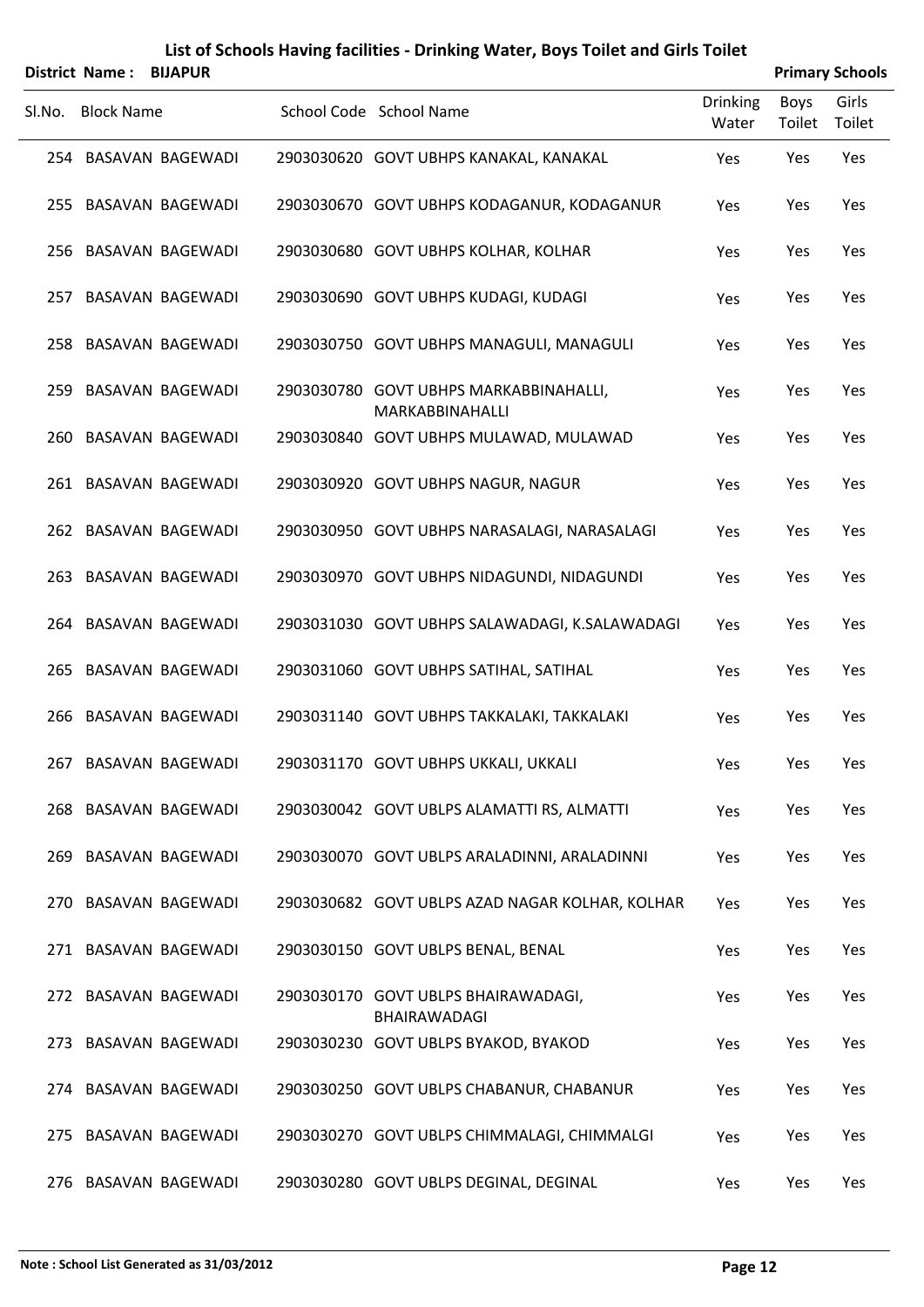# List of Schools Having facilities - Drinking Water, Boys Toilet and Girls Toilet

**District Name : BIJAPUR** **Primary Schools**

| Sl.No. | Block Name | School Code | School Name | Drinking Water | Boys Toilet | Girls Toilet |
|---|---|---|---|---|---|---|
| 254 | BASAVAN BAGEWADI | 2903030620 | GOVT UBHPS KANAKAL, KANAKAL | Yes | Yes | Yes |
| 255 | BASAVAN BAGEWADI | 2903030670 | GOVT UBHPS KODAGANUR, KODAGANUR | Yes | Yes | Yes |
| 256 | BASAVAN BAGEWADI | 2903030680 | GOVT UBHPS KOLHAR, KOLHAR | Yes | Yes | Yes |
| 257 | BASAVAN BAGEWADI | 2903030690 | GOVT UBHPS KUDAGI, KUDAGI | Yes | Yes | Yes |
| 258 | BASAVAN BAGEWADI | 2903030750 | GOVT UBHPS MANAGULI, MANAGULI | Yes | Yes | Yes |
| 259 | BASAVAN BAGEWADI | 2903030780 | GOVT UBHPS MARKABBINAHALLI, MARKABBINAHALLI | Yes | Yes | Yes |
| 260 | BASAVAN BAGEWADI | 2903030840 | GOVT UBHPS MULAWAD, MULAWAD | Yes | Yes | Yes |
| 261 | BASAVAN BAGEWADI | 2903030920 | GOVT UBHPS NAGUR, NAGUR | Yes | Yes | Yes |
| 262 | BASAVAN BAGEWADI | 2903030950 | GOVT UBHPS NARASALAGI, NARASALAGI | Yes | Yes | Yes |
| 263 | BASAVAN BAGEWADI | 2903030970 | GOVT UBHPS NIDAGUNDI, NIDAGUNDI | Yes | Yes | Yes |
| 264 | BASAVAN BAGEWADI | 2903031030 | GOVT UBHPS SALAWADAGI, K.SALAWADAGI | Yes | Yes | Yes |
| 265 | BASAVAN BAGEWADI | 2903031060 | GOVT UBHPS SATIHAL, SATIHAL | Yes | Yes | Yes |
| 266 | BASAVAN BAGEWADI | 2903031140 | GOVT UBHPS TAKKALAKI, TAKKALAKI | Yes | Yes | Yes |
| 267 | BASAVAN BAGEWADI | 2903031170 | GOVT UBHPS UKKALI, UKKALI | Yes | Yes | Yes |
| 268 | BASAVAN BAGEWADI | 2903030042 | GOVT UBLPS ALAMATTI RS, ALMATTI | Yes | Yes | Yes |
| 269 | BASAVAN BAGEWADI | 2903030070 | GOVT UBLPS ARALADINNI, ARALADINNI | Yes | Yes | Yes |
| 270 | BASAVAN BAGEWADI | 2903030682 | GOVT UBLPS AZAD NAGAR KOLHAR, KOLHAR | Yes | Yes | Yes |
| 271 | BASAVAN BAGEWADI | 2903030150 | GOVT UBLPS BENAL, BENAL | Yes | Yes | Yes |
| 272 | BASAVAN BAGEWADI | 2903030170 | GOVT UBLPS BHAIRAWADAGI, BHAIRAWADAGI | Yes | Yes | Yes |
| 273 | BASAVAN BAGEWADI | 2903030230 | GOVT UBLPS BYAKOD, BYAKOD | Yes | Yes | Yes |
| 274 | BASAVAN BAGEWADI | 2903030250 | GOVT UBLPS CHABANUR, CHABANUR | Yes | Yes | Yes |
| 275 | BASAVAN BAGEWADI | 2903030270 | GOVT UBLPS CHIMMALAGI, CHIMMALGI | Yes | Yes | Yes |
| 276 | BASAVAN BAGEWADI | 2903030280 | GOVT UBLPS DEGINAL, DEGINAL | Yes | Yes | Yes |

**Note : School List Generated as 31/03/2012**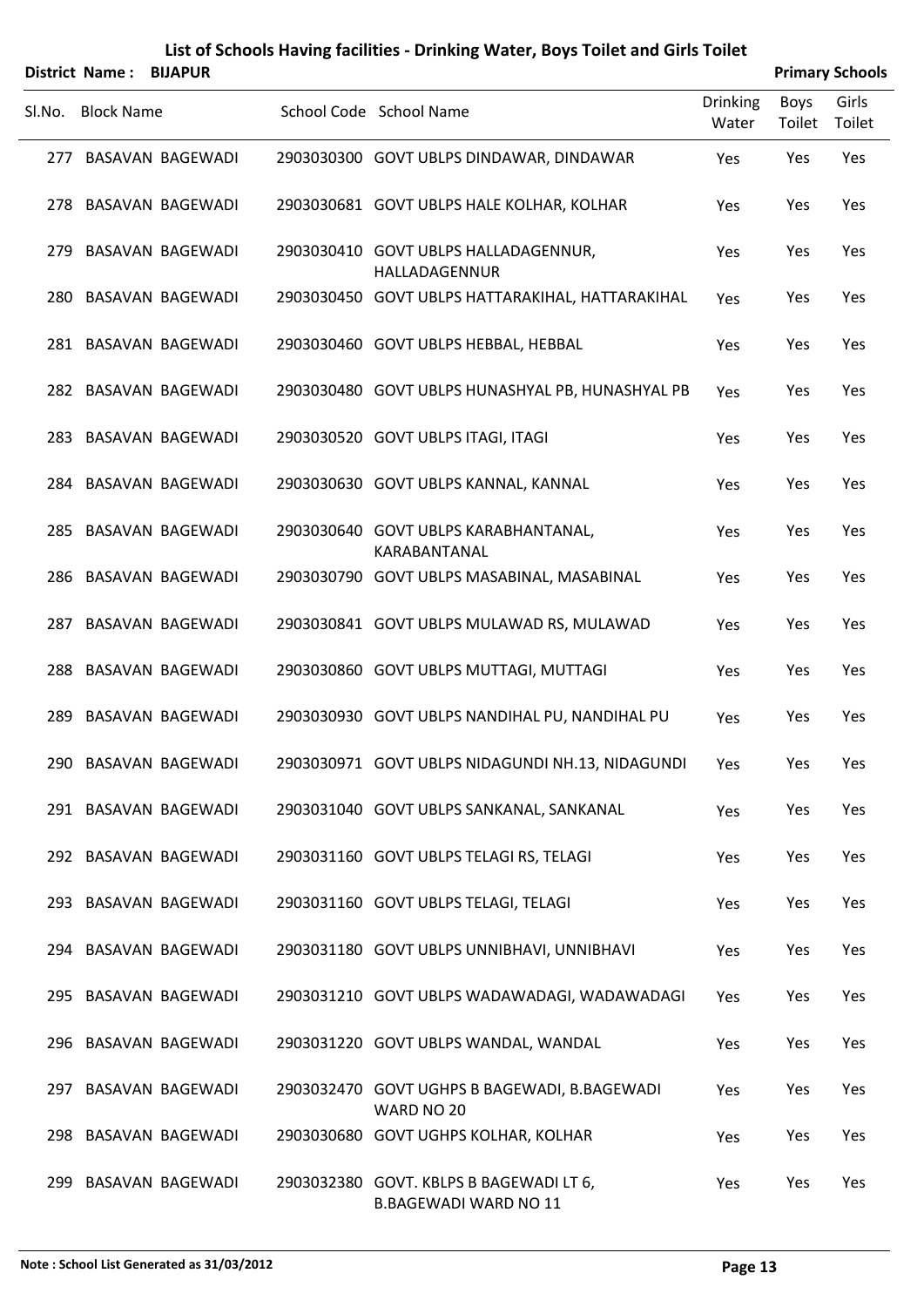# List of Schools Having facilities - Drinking Water, Boys Toilet and Girls Toilet

**District Name : BIJAPUR** **Primary Schools**

| Sl.No. | Block Name | School Code | School Name | Drinking Water | Boys Toilet | Girls Toilet |
|---|---|---|---|---|---|---|
| 277 | BASAVAN BAGEWADI | 2903030300 | GOVT UBLPS DINDAWAR, DINDAWAR | Yes | Yes | Yes |
| 278 | BASAVAN BAGEWADI | 2903030681 | GOVT UBLPS HALE KOLHAR, KOLHAR | Yes | Yes | Yes |
| 279 | BASAVAN BAGEWADI | 2903030410 | GOVT UBLPS HALLADAGENNUR, HALLADAGENNUR | Yes | Yes | Yes |
| 280 | BASAVAN BAGEWADI | 2903030450 | GOVT UBLPS HATTARAKIHAL, HATTARAKIHAL | Yes | Yes | Yes |
| 281 | BASAVAN BAGEWADI | 2903030460 | GOVT UBLPS HEBBAL, HEBBAL | Yes | Yes | Yes |
| 282 | BASAVAN BAGEWADI | 2903030480 | GOVT UBLPS HUNASHYAL PB, HUNASHYAL PB | Yes | Yes | Yes |
| 283 | BASAVAN BAGEWADI | 2903030520 | GOVT UBLPS ITAGI, ITAGI | Yes | Yes | Yes |
| 284 | BASAVAN BAGEWADI | 2903030630 | GOVT UBLPS KANNAL, KANNAL | Yes | Yes | Yes |
| 285 | BASAVAN BAGEWADI | 2903030640 | GOVT UBLPS KARABHANTANAL, KARABANTANAL | Yes | Yes | Yes |
| 286 | BASAVAN BAGEWADI | 2903030790 | GOVT UBLPS MASABINAL, MASABINAL | Yes | Yes | Yes |
| 287 | BASAVAN BAGEWADI | 2903030841 | GOVT UBLPS MULAWAD RS, MULAWAD | Yes | Yes | Yes |
| 288 | BASAVAN BAGEWADI | 2903030860 | GOVT UBLPS MUTTAGI, MUTTAGI | Yes | Yes | Yes |
| 289 | BASAVAN BAGEWADI | 2903030930 | GOVT UBLPS NANDIHAL PU, NANDIHAL PU | Yes | Yes | Yes |
| 290 | BASAVAN BAGEWADI | 2903030971 | GOVT UBLPS NIDAGUNDI NH.13, NIDAGUNDI | Yes | Yes | Yes |
| 291 | BASAVAN BAGEWADI | 2903031040 | GOVT UBLPS SANKANAL, SANKANAL | Yes | Yes | Yes |
| 292 | BASAVAN BAGEWADI | 2903031160 | GOVT UBLPS TELAGI RS, TELAGI | Yes | Yes | Yes |
| 293 | BASAVAN BAGEWADI | 2903031160 | GOVT UBLPS TELAGI, TELAGI | Yes | Yes | Yes |
| 294 | BASAVAN BAGEWADI | 2903031180 | GOVT UBLPS UNNIBHAVI, UNNIBHAVI | Yes | Yes | Yes |
| 295 | BASAVAN BAGEWADI | 2903031210 | GOVT UBLPS WADAWADAGI, WADAWADAGI | Yes | Yes | Yes |
| 296 | BASAVAN BAGEWADI | 2903031220 | GOVT UBLPS WANDAL, WANDAL | Yes | Yes | Yes |
| 297 | BASAVAN BAGEWADI | 2903032470 | GOVT UGHPS B BAGEWADI, B.BAGEWADI WARD NO 20 | Yes | Yes | Yes |
| 298 | BASAVAN BAGEWADI | 2903030680 | GOVT UGHPS KOLHAR, KOLHAR | Yes | Yes | Yes |
| 299 | BASAVAN BAGEWADI | 2903032380 | GOVT. KBLPS B BAGEWADI LT 6, B.BAGEWADI WARD NO 11 | Yes | Yes | Yes |

**Note : School List Generated as 31/03/2012**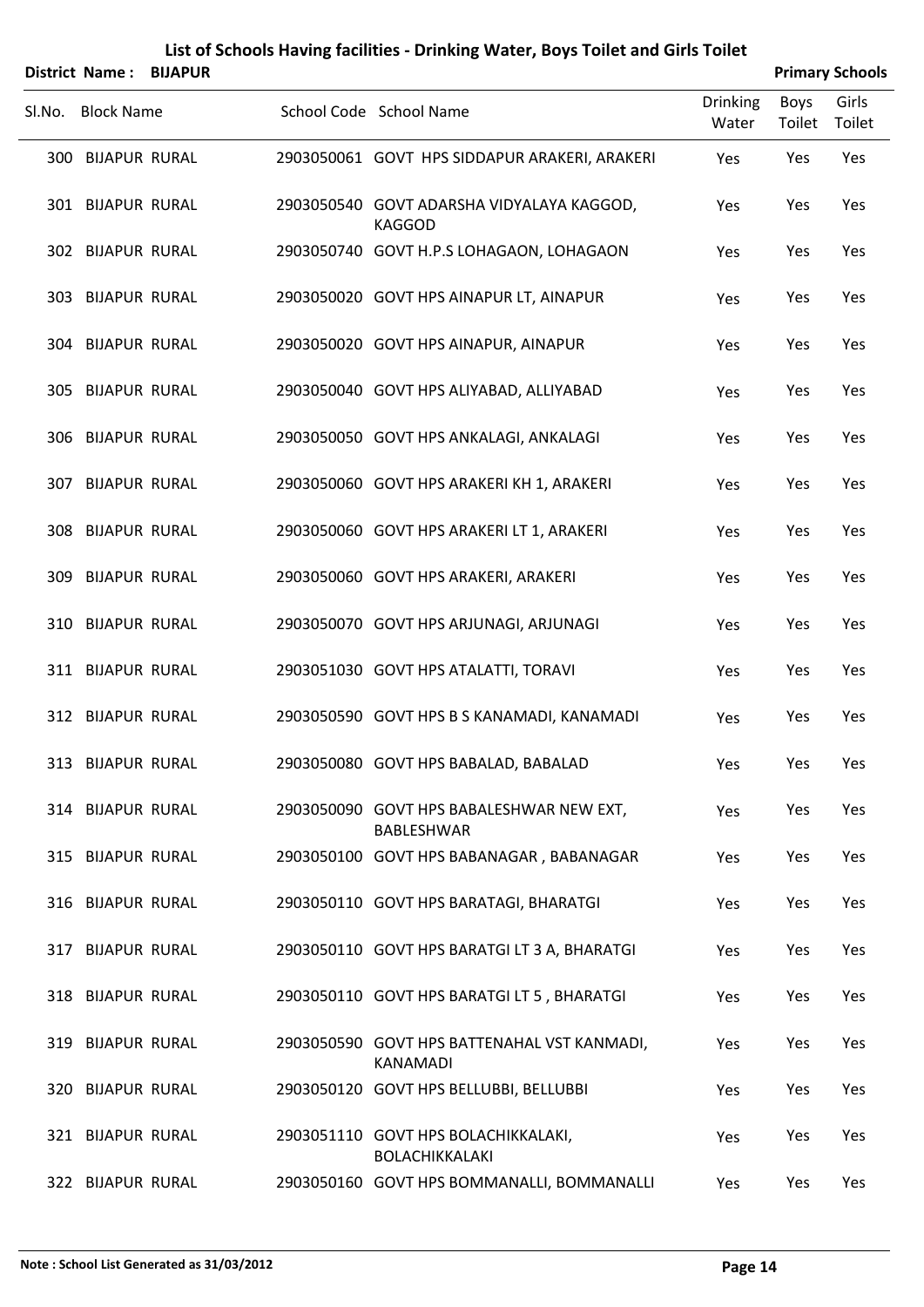# List of Schools Having facilities - Drinking Water, Boys Toilet and Girls Toilet

**District Name : BIJAPUR** **Primary Schools**

| Sl.No. | Block Name | School Code | School Name | Drinking Water | Boys Toilet | Girls Toilet |
|---|---|---|---|---|---|---|
| 300 | BIJAPUR RURAL | 2903050061 | GOVT HPS SIDDAPUR ARAKERI, ARAKERI | Yes | Yes | Yes |
| 301 | BIJAPUR RURAL | 2903050540 | GOVT ADARSHA VIDYALAYA KAGGOD, KAGGOD | Yes | Yes | Yes |
| 302 | BIJAPUR RURAL | 2903050740 | GOVT H.P.S LOHAGAON, LOHAGAON | Yes | Yes | Yes |
| 303 | BIJAPUR RURAL | 2903050020 | GOVT HPS AINAPUR LT, AINAPUR | Yes | Yes | Yes |
| 304 | BIJAPUR RURAL | 2903050020 | GOVT HPS AINAPUR, AINAPUR | Yes | Yes | Yes |
| 305 | BIJAPUR RURAL | 2903050040 | GOVT HPS ALIYABAD, ALLIYABAD | Yes | Yes | Yes |
| 306 | BIJAPUR RURAL | 2903050050 | GOVT HPS ANKALAGI, ANKALAGI | Yes | Yes | Yes |
| 307 | BIJAPUR RURAL | 2903050060 | GOVT HPS ARAKERI KH 1, ARAKERI | Yes | Yes | Yes |
| 308 | BIJAPUR RURAL | 2903050060 | GOVT HPS ARAKERI LT 1, ARAKERI | Yes | Yes | Yes |
| 309 | BIJAPUR RURAL | 2903050060 | GOVT HPS ARAKERI, ARAKERI | Yes | Yes | Yes |
| 310 | BIJAPUR RURAL | 2903050070 | GOVT HPS ARJUNAGI, ARJUNAGI | Yes | Yes | Yes |
| 311 | BIJAPUR RURAL | 2903051030 | GOVT HPS ATALATTI, TORAVI | Yes | Yes | Yes |
| 312 | BIJAPUR RURAL | 2903050590 | GOVT HPS B S KANAMADI, KANAMADI | Yes | Yes | Yes |
| 313 | BIJAPUR RURAL | 2903050080 | GOVT HPS BABALAD, BABALAD | Yes | Yes | Yes |
| 314 | BIJAPUR RURAL | 2903050090 | GOVT HPS BABALESHWAR NEW EXT, BABLESHWAR | Yes | Yes | Yes |
| 315 | BIJAPUR RURAL | 2903050100 | GOVT HPS BABANAGAR , BABANAGAR | Yes | Yes | Yes |
| 316 | BIJAPUR RURAL | 2903050110 | GOVT HPS BARATAGI, BHARATGI | Yes | Yes | Yes |
| 317 | BIJAPUR RURAL | 2903050110 | GOVT HPS BARATGI LT 3 A, BHARATGI | Yes | Yes | Yes |
| 318 | BIJAPUR RURAL | 2903050110 | GOVT HPS BARATGI LT 5 , BHARATGI | Yes | Yes | Yes |
| 319 | BIJAPUR RURAL | 2903050590 | GOVT HPS BATTENAHAL VST KANMADI, KANAMADI | Yes | Yes | Yes |
| 320 | BIJAPUR RURAL | 2903050120 | GOVT HPS BELLUBBI, BELLUBBI | Yes | Yes | Yes |
| 321 | BIJAPUR RURAL | 2903051110 | GOVT HPS BOLACHIKKALAKI, BOLACHIKKALAKI | Yes | Yes | Yes |
| 322 | BIJAPUR RURAL | 2903050160 | GOVT HPS BOMMANALLI, BOMMANALLI | Yes | Yes | Yes |

**Note : School List Generated as 31/03/2012**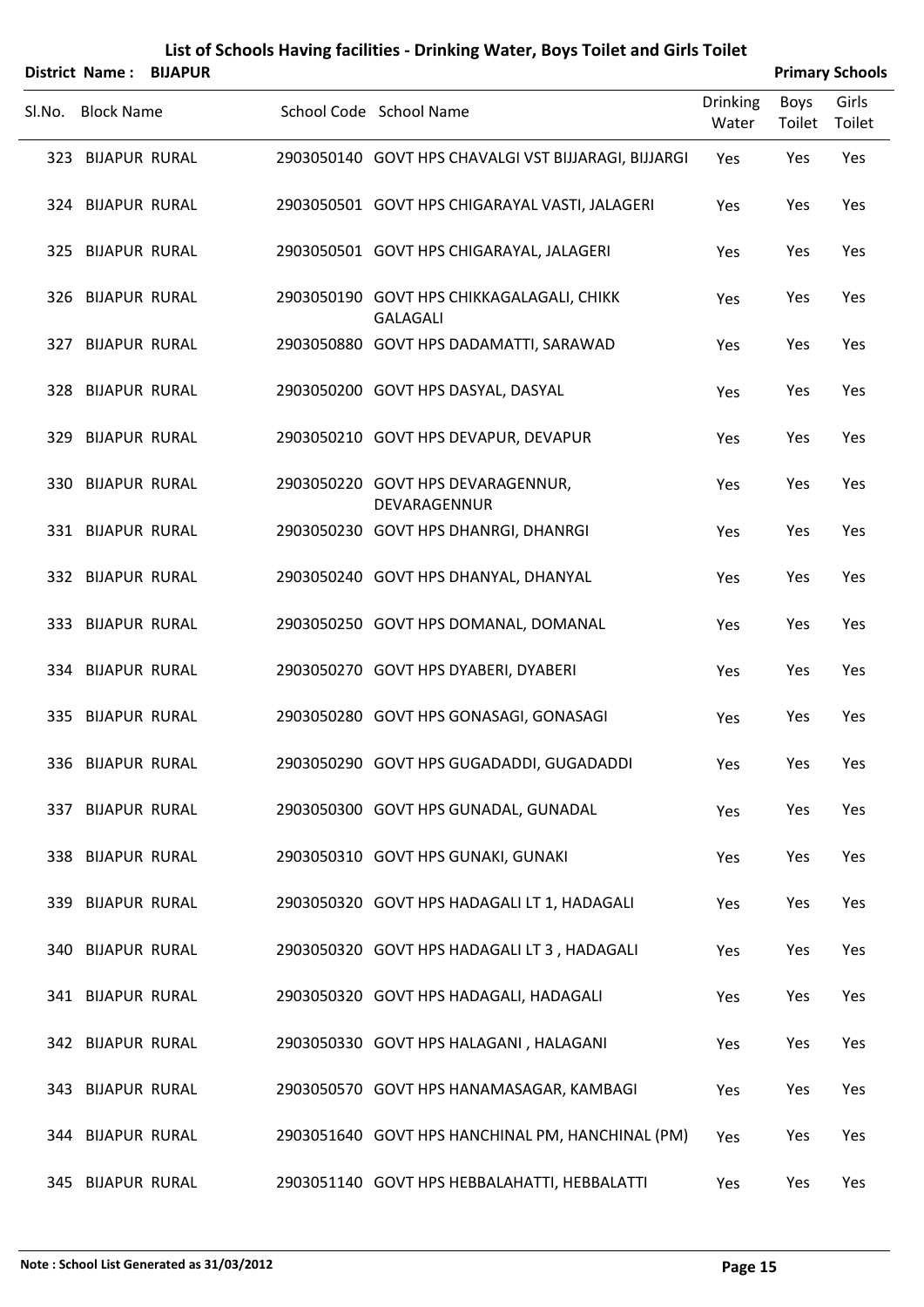# List of Schools Having facilities - Drinking Water, Boys Toilet and Girls Toilet

**District Name : BIJAPUR** **Primary Schools**

| Sl.No. | Block Name | School Code | School Name | Drinking Water | Boys Toilet | Girls Toilet |
|---|---|---|---|---|---|---|
| 323 | BIJAPUR RURAL | 2903050140 | GOVT HPS CHAVALGI VST BIJJARAGI, BIJJARGI | Yes | Yes | Yes |
| 324 | BIJAPUR RURAL | 2903050501 | GOVT HPS CHIGARAYAL VASTI, JALAGERI | Yes | Yes | Yes |
| 325 | BIJAPUR RURAL | 2903050501 | GOVT HPS CHIGARAYAL, JALAGERI | Yes | Yes | Yes |
| 326 | BIJAPUR RURAL | 2903050190 | GOVT HPS CHIKKAGALAGALI, CHIKK GALAGALI | Yes | Yes | Yes |
| 327 | BIJAPUR RURAL | 2903050880 | GOVT HPS DADAMATTI, SARAWAD | Yes | Yes | Yes |
| 328 | BIJAPUR RURAL | 2903050200 | GOVT HPS DASYAL, DASYAL | Yes | Yes | Yes |
| 329 | BIJAPUR RURAL | 2903050210 | GOVT HPS DEVAPUR, DEVAPUR | Yes | Yes | Yes |
| 330 | BIJAPUR RURAL | 2903050220 | GOVT HPS DEVARAGENNUR, DEVARAGENNUR | Yes | Yes | Yes |
| 331 | BIJAPUR RURAL | 2903050230 | GOVT HPS DHANRGI, DHANRGI | Yes | Yes | Yes |
| 332 | BIJAPUR RURAL | 2903050240 | GOVT HPS DHANYAL, DHANYAL | Yes | Yes | Yes |
| 333 | BIJAPUR RURAL | 2903050250 | GOVT HPS DOMANAL, DOMANAL | Yes | Yes | Yes |
| 334 | BIJAPUR RURAL | 2903050270 | GOVT HPS DYABERI, DYABERI | Yes | Yes | Yes |
| 335 | BIJAPUR RURAL | 2903050280 | GOVT HPS GONASAGI, GONASAGI | Yes | Yes | Yes |
| 336 | BIJAPUR RURAL | 2903050290 | GOVT HPS GUGADADDI, GUGADADDI | Yes | Yes | Yes |
| 337 | BIJAPUR RURAL | 2903050300 | GOVT HPS GUNADAL, GUNADAL | Yes | Yes | Yes |
| 338 | BIJAPUR RURAL | 2903050310 | GOVT HPS GUNAKI, GUNAKI | Yes | Yes | Yes |
| 339 | BIJAPUR RURAL | 2903050320 | GOVT HPS HADAGALI LT 1, HADAGALI | Yes | Yes | Yes |
| 340 | BIJAPUR RURAL | 2903050320 | GOVT HPS HADAGALI LT 3 , HADAGALI | Yes | Yes | Yes |
| 341 | BIJAPUR RURAL | 2903050320 | GOVT HPS HADAGALI, HADAGALI | Yes | Yes | Yes |
| 342 | BIJAPUR RURAL | 2903050330 | GOVT HPS HALAGANI , HALAGANI | Yes | Yes | Yes |
| 343 | BIJAPUR RURAL | 2903050570 | GOVT HPS HANAMASAGAR, KAMBAGI | Yes | Yes | Yes |
| 344 | BIJAPUR RURAL | 2903051640 | GOVT HPS HANCHINAL PM, HANCHINAL (PM) | Yes | Yes | Yes |
| 345 | BIJAPUR RURAL | 2903051140 | GOVT HPS HEBBALAHATTI, HEBBALATTI | Yes | Yes | Yes |

**Note : School List Generated as 31/03/2012**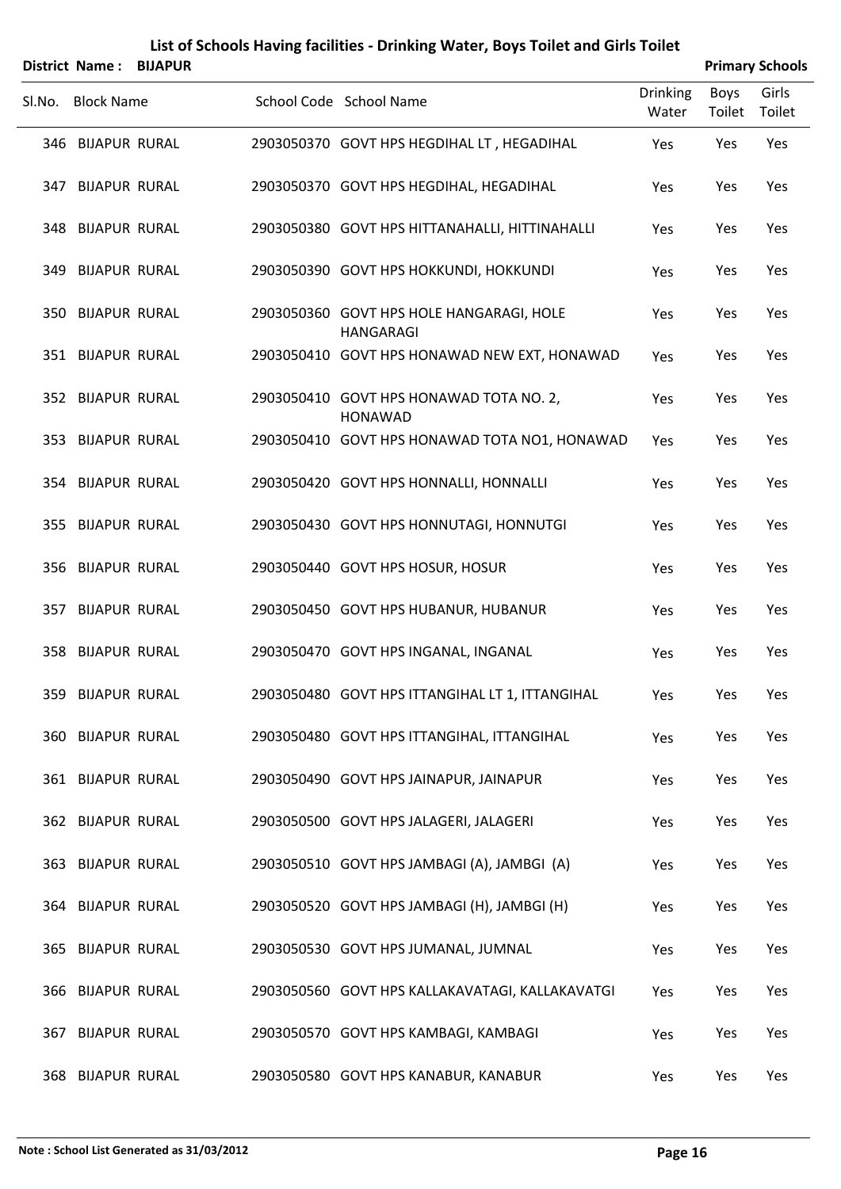## List of Schools Having facilities - Drinking Water, Boys Toilet and Girls Toilet

**District Name : BIJAPUR** **Primary Schools**

| Sl.No. | Block Name | School Code | School Name | Drinking Water | Boys Toilet | Girls Toilet |
|---|---|---|---|---|---|---|
| 346 | BIJAPUR RURAL | 2903050370 | GOVT HPS HEGDIHAL LT , HEGADIHAL | Yes | Yes | Yes |
| 347 | BIJAPUR RURAL | 2903050370 | GOVT HPS HEGDIHAL, HEGADIHAL | Yes | Yes | Yes |
| 348 | BIJAPUR RURAL | 2903050380 | GOVT HPS HITTANAHALLI, HITTINAHALLI | Yes | Yes | Yes |
| 349 | BIJAPUR RURAL | 2903050390 | GOVT HPS HOKKUNDI, HOKKUNDI | Yes | Yes | Yes |
| 350 | BIJAPUR RURAL | 2903050360 | GOVT HPS HOLE HANGARAGI, HOLE HANGARAGI | Yes | Yes | Yes |
| 351 | BIJAPUR RURAL | 2903050410 | GOVT HPS HONAWAD NEW EXT, HONAWAD | Yes | Yes | Yes |
| 352 | BIJAPUR RURAL | 2903050410 | GOVT HPS HONAWAD TOTA NO. 2, HONAWAD | Yes | Yes | Yes |
| 353 | BIJAPUR RURAL | 2903050410 | GOVT HPS HONAWAD TOTA NO1, HONAWAD | Yes | Yes | Yes |
| 354 | BIJAPUR RURAL | 2903050420 | GOVT HPS HONNALLI, HONNALLI | Yes | Yes | Yes |
| 355 | BIJAPUR RURAL | 2903050430 | GOVT HPS HONNUTAGI, HONNUTGI | Yes | Yes | Yes |
| 356 | BIJAPUR RURAL | 2903050440 | GOVT HPS HOSUR, HOSUR | Yes | Yes | Yes |
| 357 | BIJAPUR RURAL | 2903050450 | GOVT HPS HUBANUR, HUBANUR | Yes | Yes | Yes |
| 358 | BIJAPUR RURAL | 2903050470 | GOVT HPS INGANAL, INGANAL | Yes | Yes | Yes |
| 359 | BIJAPUR RURAL | 2903050480 | GOVT HPS ITTANGIHAL LT 1, ITTANGIHAL | Yes | Yes | Yes |
| 360 | BIJAPUR RURAL | 2903050480 | GOVT HPS ITTANGIHAL, ITTANGIHAL | Yes | Yes | Yes |
| 361 | BIJAPUR RURAL | 2903050490 | GOVT HPS JAINAPUR, JAINAPUR | Yes | Yes | Yes |
| 362 | BIJAPUR RURAL | 2903050500 | GOVT HPS JALAGERI, JALAGERI | Yes | Yes | Yes |
| 363 | BIJAPUR RURAL | 2903050510 | GOVT HPS JAMBAGI (A), JAMBGI (A) | Yes | Yes | Yes |
| 364 | BIJAPUR RURAL | 2903050520 | GOVT HPS JAMBAGI (H), JAMBGI (H) | Yes | Yes | Yes |
| 365 | BIJAPUR RURAL | 2903050530 | GOVT HPS JUMANAL, JUMNAL | Yes | Yes | Yes |
| 366 | BIJAPUR RURAL | 2903050560 | GOVT HPS KALLAKAVATAGI, KALLAKAVATGI | Yes | Yes | Yes |
| 367 | BIJAPUR RURAL | 2903050570 | GOVT HPS KAMBAGI, KAMBAGI | Yes | Yes | Yes |
| 368 | BIJAPUR RURAL | 2903050580 | GOVT HPS KANABUR, KANABUR | Yes | Yes | Yes |

**Note : School List Generated as 31/03/2012**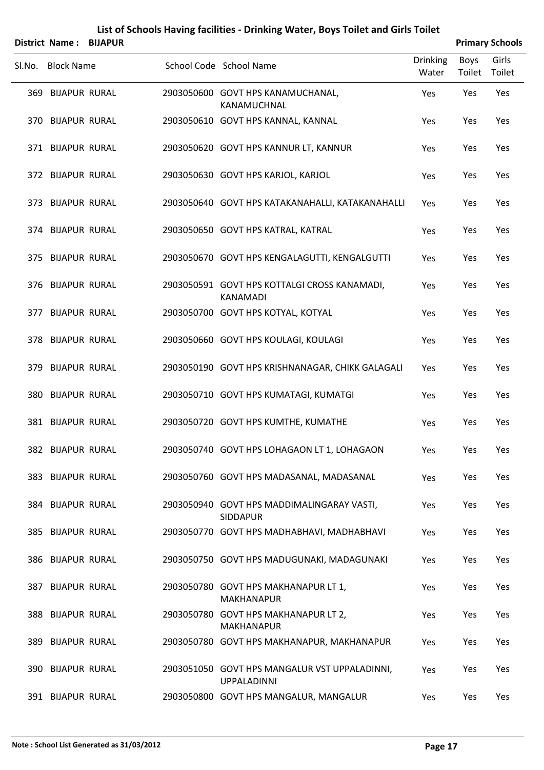# List of Schools Having facilities - Drinking Water, Boys Toilet and Girls Toilet

**District Name : BIJAPUR** **Primary Schools**

| Sl.No. | Block Name | School Code | School Name | Drinking Water | Boys Toilet | Girls Toilet |
|---|---|---|---|---|---|---|
| 369 | BIJAPUR RURAL | 2903050600 | GOVT HPS KANAMUCHANAL, KANAMUCHNAL | Yes | Yes | Yes |
| 370 | BIJAPUR RURAL | 2903050610 | GOVT HPS KANNAL, KANNAL | Yes | Yes | Yes |
| 371 | BIJAPUR RURAL | 2903050620 | GOVT HPS KANNUR LT, KANNUR | Yes | Yes | Yes |
| 372 | BIJAPUR RURAL | 2903050630 | GOVT HPS KARJOL, KARJOL | Yes | Yes | Yes |
| 373 | BIJAPUR RURAL | 2903050640 | GOVT HPS KATAKANAHALLI, KATAKANAHALLI | Yes | Yes | Yes |
| 374 | BIJAPUR RURAL | 2903050650 | GOVT HPS KATRAL, KATRAL | Yes | Yes | Yes |
| 375 | BIJAPUR RURAL | 2903050670 | GOVT HPS KENGALAGUTTI, KENGALGUTTI | Yes | Yes | Yes |
| 376 | BIJAPUR RURAL | 2903050591 | GOVT HPS KOTTALGI CROSS KANAMADI, KANAMADI | Yes | Yes | Yes |
| 377 | BIJAPUR RURAL | 2903050700 | GOVT HPS KOTYAL, KOTYAL | Yes | Yes | Yes |
| 378 | BIJAPUR RURAL | 2903050660 | GOVT HPS KOULAGI, KOULAGI | Yes | Yes | Yes |
| 379 | BIJAPUR RURAL | 2903050190 | GOVT HPS KRISHNANAGAR, CHIKK GALAGALI | Yes | Yes | Yes |
| 380 | BIJAPUR RURAL | 2903050710 | GOVT HPS KUMATAGI, KUMATGI | Yes | Yes | Yes |
| 381 | BIJAPUR RURAL | 2903050720 | GOVT HPS KUMTHE, KUMATHE | Yes | Yes | Yes |
| 382 | BIJAPUR RURAL | 2903050740 | GOVT HPS LOHAGAON LT 1, LOHAGAON | Yes | Yes | Yes |
| 383 | BIJAPUR RURAL | 2903050760 | GOVT HPS MADASANAL, MADASANAL | Yes | Yes | Yes |
| 384 | BIJAPUR RURAL | 2903050940 | GOVT HPS MADDIMALINGARAY VASTI, SIDDAPUR | Yes | Yes | Yes |
| 385 | BIJAPUR RURAL | 2903050770 | GOVT HPS MADHABHAVI, MADHABHAVI | Yes | Yes | Yes |
| 386 | BIJAPUR RURAL | 2903050750 | GOVT HPS MADUGUNAKI, MADAGUNAKI | Yes | Yes | Yes |
| 387 | BIJAPUR RURAL | 2903050780 | GOVT HPS MAKHANAPUR LT 1, MAKHANAPUR | Yes | Yes | Yes |
| 388 | BIJAPUR RURAL | 2903050780 | GOVT HPS MAKHANAPUR LT 2, MAKHANAPUR | Yes | Yes | Yes |
| 389 | BIJAPUR RURAL | 2903050780 | GOVT HPS MAKHANAPUR, MAKHANAPUR | Yes | Yes | Yes |
| 390 | BIJAPUR RURAL | 2903051050 | GOVT HPS MANGALUR VST UPPALADINNI, UPPALADINNI | Yes | Yes | Yes |
| 391 | BIJAPUR RURAL | 2903050800 | GOVT HPS MANGALUR, MANGALUR | Yes | Yes | Yes |

**Note : School List Generated as 31/03/2012**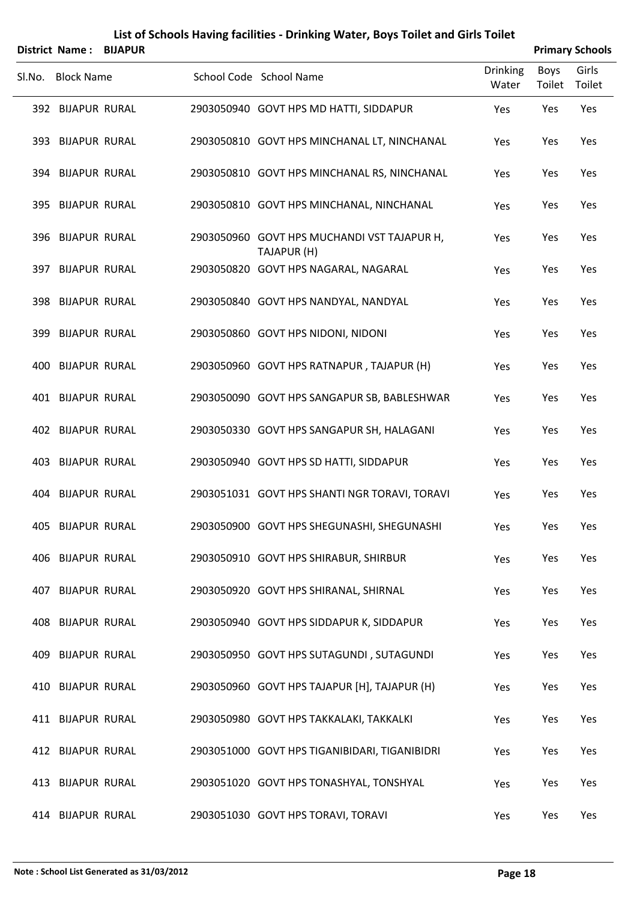# List of Schools Having facilities - Drinking Water, Boys Toilet and Girls Toilet

**District Name : BIJAPUR** **Primary Schools**

| Sl.No. | Block Name | School Code | School Name | Drinking Water | Boys Toilet | Girls Toilet |
|---|---|---|---|---|---|---|
| 392 | BIJAPUR RURAL | 2903050940 | GOVT HPS MD HATTI, SIDDAPUR | Yes | Yes | Yes |
| 393 | BIJAPUR RURAL | 2903050810 | GOVT HPS MINCHANAL LT, NINCHANAL | Yes | Yes | Yes |
| 394 | BIJAPUR RURAL | 2903050810 | GOVT HPS MINCHANAL RS, NINCHANAL | Yes | Yes | Yes |
| 395 | BIJAPUR RURAL | 2903050810 | GOVT HPS MINCHANAL, NINCHANAL | Yes | Yes | Yes |
| 396 | BIJAPUR RURAL | 2903050960 | GOVT HPS MUCHANDI VST TAJAPUR H, TAJAPUR (H) | Yes | Yes | Yes |
| 397 | BIJAPUR RURAL | 2903050820 | GOVT HPS NAGARAL, NAGARAL | Yes | Yes | Yes |
| 398 | BIJAPUR RURAL | 2903050840 | GOVT HPS NANDYAL, NANDYAL | Yes | Yes | Yes |
| 399 | BIJAPUR RURAL | 2903050860 | GOVT HPS NIDONI, NIDONI | Yes | Yes | Yes |
| 400 | BIJAPUR RURAL | 2903050960 | GOVT HPS RATNAPUR , TAJAPUR (H) | Yes | Yes | Yes |
| 401 | BIJAPUR RURAL | 2903050090 | GOVT HPS SANGAPUR SB, BABLESHWAR | Yes | Yes | Yes |
| 402 | BIJAPUR RURAL | 2903050330 | GOVT HPS SANGAPUR SH, HALAGANI | Yes | Yes | Yes |
| 403 | BIJAPUR RURAL | 2903050940 | GOVT HPS SD HATTI, SIDDAPUR | Yes | Yes | Yes |
| 404 | BIJAPUR RURAL | 2903051031 | GOVT HPS SHANTI NGR TORAVI, TORAVI | Yes | Yes | Yes |
| 405 | BIJAPUR RURAL | 2903050900 | GOVT HPS SHEGUNASHI, SHEGUNASHI | Yes | Yes | Yes |
| 406 | BIJAPUR RURAL | 2903050910 | GOVT HPS SHIRABUR, SHIRBUR | Yes | Yes | Yes |
| 407 | BIJAPUR RURAL | 2903050920 | GOVT HPS SHIRANAL, SHIRNAL | Yes | Yes | Yes |
| 408 | BIJAPUR RURAL | 2903050940 | GOVT HPS SIDDAPUR K, SIDDAPUR | Yes | Yes | Yes |
| 409 | BIJAPUR RURAL | 2903050950 | GOVT HPS SUTAGUNDI , SUTAGUNDI | Yes | Yes | Yes |
| 410 | BIJAPUR RURAL | 2903050960 | GOVT HPS TAJAPUR [H], TAJAPUR (H) | Yes | Yes | Yes |
| 411 | BIJAPUR RURAL | 2903050980 | GOVT HPS TAKKALAKI, TAKKALKI | Yes | Yes | Yes |
| 412 | BIJAPUR RURAL | 2903051000 | GOVT HPS TIGANIBIDARI, TIGANIBIDRI | Yes | Yes | Yes |
| 413 | BIJAPUR RURAL | 2903051020 | GOVT HPS TONASHYAL, TONSHYAL | Yes | Yes | Yes |
| 414 | BIJAPUR RURAL | 2903051030 | GOVT HPS TORAVI, TORAVI | Yes | Yes | Yes |

**Note : School List Generated as 31/03/2012**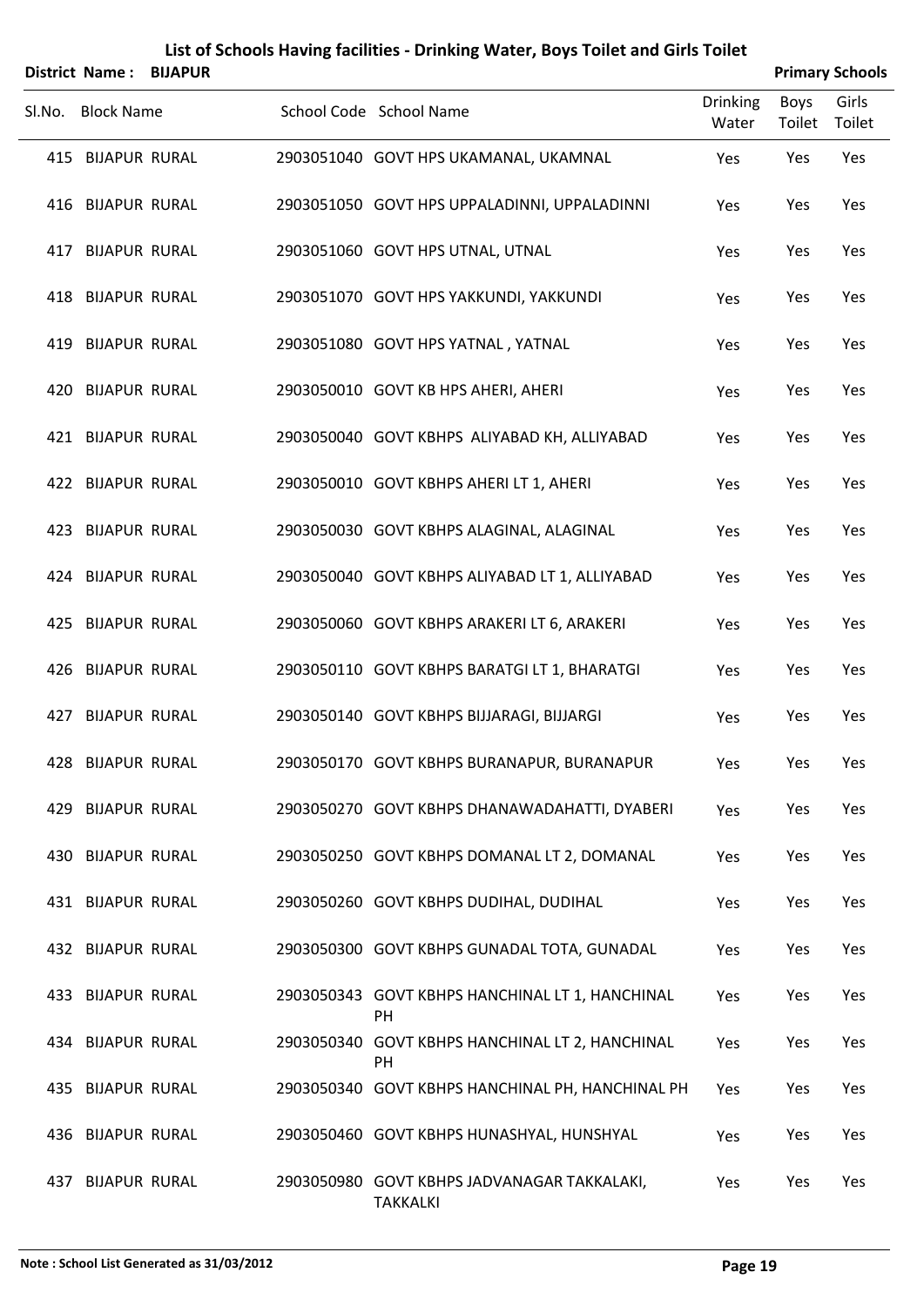# List of Schools Having facilities - Drinking Water, Boys Toilet and Girls Toilet

**District Name : BIJAPUR** **Primary Schools**

| Sl.No. | Block Name | School Code | School Name | Drinking Water | Boys Toilet | Girls Toilet |
|---|---|---|---|---|---|---|
| 415 | BIJAPUR RURAL | 2903051040 | GOVT HPS UKAMANAL, UKAMNAL | Yes | Yes | Yes |
| 416 | BIJAPUR RURAL | 2903051050 | GOVT HPS UPPALADINNI, UPPALADINNI | Yes | Yes | Yes |
| 417 | BIJAPUR RURAL | 2903051060 | GOVT HPS UTNAL, UTNAL | Yes | Yes | Yes |
| 418 | BIJAPUR RURAL | 2903051070 | GOVT HPS YAKKUNDI, YAKKUNDI | Yes | Yes | Yes |
| 419 | BIJAPUR RURAL | 2903051080 | GOVT HPS YATNAL , YATNAL | Yes | Yes | Yes |
| 420 | BIJAPUR RURAL | 2903050010 | GOVT KB HPS AHERI, AHERI | Yes | Yes | Yes |
| 421 | BIJAPUR RURAL | 2903050040 | GOVT KBHPS ALIYABAD KH, ALLIYABAD | Yes | Yes | Yes |
| 422 | BIJAPUR RURAL | 2903050010 | GOVT KBHPS AHERI LT 1, AHERI | Yes | Yes | Yes |
| 423 | BIJAPUR RURAL | 2903050030 | GOVT KBHPS ALAGINAL, ALAGINAL | Yes | Yes | Yes |
| 424 | BIJAPUR RURAL | 2903050040 | GOVT KBHPS ALIYABAD LT 1, ALLIYABAD | Yes | Yes | Yes |
| 425 | BIJAPUR RURAL | 2903050060 | GOVT KBHPS ARAKERI LT 6, ARAKERI | Yes | Yes | Yes |
| 426 | BIJAPUR RURAL | 2903050110 | GOVT KBHPS BARATGI LT 1, BHARATGI | Yes | Yes | Yes |
| 427 | BIJAPUR RURAL | 2903050140 | GOVT KBHPS BIJJARAGI, BIJJARGI | Yes | Yes | Yes |
| 428 | BIJAPUR RURAL | 2903050170 | GOVT KBHPS BURANAPUR, BURANAPUR | Yes | Yes | Yes |
| 429 | BIJAPUR RURAL | 2903050270 | GOVT KBHPS DHANAWADAHATTI, DYABERI | Yes | Yes | Yes |
| 430 | BIJAPUR RURAL | 2903050250 | GOVT KBHPS DOMANAL LT 2, DOMANAL | Yes | Yes | Yes |
| 431 | BIJAPUR RURAL | 2903050260 | GOVT KBHPS DUDIHAL, DUDIHAL | Yes | Yes | Yes |
| 432 | BIJAPUR RURAL | 2903050300 | GOVT KBHPS GUNADAL TOTA, GUNADAL | Yes | Yes | Yes |
| 433 | BIJAPUR RURAL | 2903050343 | GOVT KBHPS HANCHINAL LT 1, HANCHINAL PH | Yes | Yes | Yes |
| 434 | BIJAPUR RURAL | 2903050340 | GOVT KBHPS HANCHINAL LT 2, HANCHINAL PH | Yes | Yes | Yes |
| 435 | BIJAPUR RURAL | 2903050340 | GOVT KBHPS HANCHINAL PH, HANCHINAL PH | Yes | Yes | Yes |
| 436 | BIJAPUR RURAL | 2903050460 | GOVT KBHPS HUNASHYAL, HUNSHYAL | Yes | Yes | Yes |
| 437 | BIJAPUR RURAL | 2903050980 | GOVT KBHPS JADVANAGAR TAKKALAKI, TAKKALKI | Yes | Yes | Yes |

**Note : School List Generated as 31/03/2012**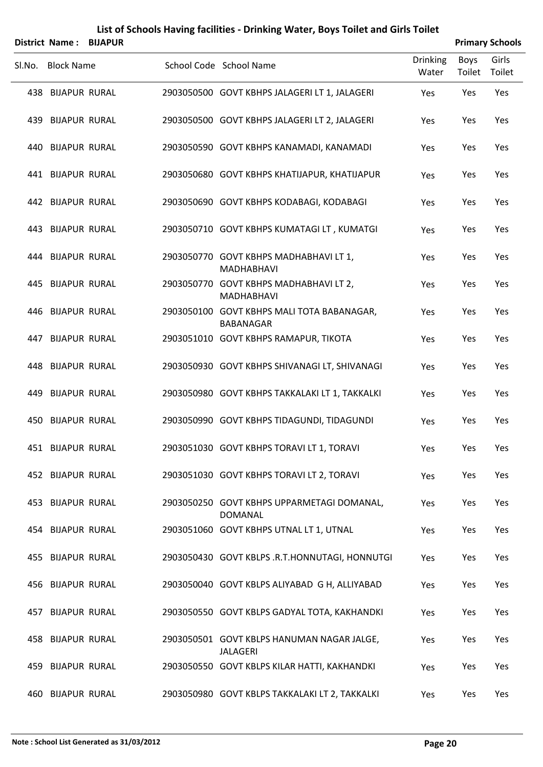# List of Schools Having facilities - Drinking Water, Boys Toilet and Girls Toilet

**District Name : BIJAPUR** **Primary Schools**

| Sl.No. | Block Name | School Code | School Name | Drinking Water | Boys Toilet | Girls Toilet |
|---|---|---|---|---|---|---|
| 438 | BIJAPUR RURAL | 2903050500 | GOVT KBHPS JALAGERI LT 1, JALAGERI | Yes | Yes | Yes |
| 439 | BIJAPUR RURAL | 2903050500 | GOVT KBHPS JALAGERI LT 2, JALAGERI | Yes | Yes | Yes |
| 440 | BIJAPUR RURAL | 2903050590 | GOVT KBHPS KANAMADI, KANAMADI | Yes | Yes | Yes |
| 441 | BIJAPUR RURAL | 2903050680 | GOVT KBHPS KHATIJAPUR, KHATIJAPUR | Yes | Yes | Yes |
| 442 | BIJAPUR RURAL | 2903050690 | GOVT KBHPS KODABAGI, KODABAGI | Yes | Yes | Yes |
| 443 | BIJAPUR RURAL | 2903050710 | GOVT KBHPS KUMATAGI LT , KUMATGI | Yes | Yes | Yes |
| 444 | BIJAPUR RURAL | 2903050770 | GOVT KBHPS MADHABHAVI LT 1, MADHABHAVI | Yes | Yes | Yes |
| 445 | BIJAPUR RURAL | 2903050770 | GOVT KBHPS MADHABHAVI LT 2, MADHABHAVI | Yes | Yes | Yes |
| 446 | BIJAPUR RURAL | 2903050100 | GOVT KBHPS MALI TOTA BABANAGAR, BABANAGAR | Yes | Yes | Yes |
| 447 | BIJAPUR RURAL | 2903051010 | GOVT KBHPS RAMAPUR, TIKOTA | Yes | Yes | Yes |
| 448 | BIJAPUR RURAL | 2903050930 | GOVT KBHPS SHIVANAGI LT, SHIVANAGI | Yes | Yes | Yes |
| 449 | BIJAPUR RURAL | 2903050980 | GOVT KBHPS TAKKALAKI LT 1, TAKKALKI | Yes | Yes | Yes |
| 450 | BIJAPUR RURAL | 2903050990 | GOVT KBHPS TIDAGUNDI, TIDAGUNDI | Yes | Yes | Yes |
| 451 | BIJAPUR RURAL | 2903051030 | GOVT KBHPS TORAVI LT 1, TORAVI | Yes | Yes | Yes |
| 452 | BIJAPUR RURAL | 2903051030 | GOVT KBHPS TORAVI LT 2, TORAVI | Yes | Yes | Yes |
| 453 | BIJAPUR RURAL | 2903050250 | GOVT KBHPS UPPARMETAGI DOMANAL, DOMANAL | Yes | Yes | Yes |
| 454 | BIJAPUR RURAL | 2903051060 | GOVT KBHPS UTNAL LT 1, UTNAL | Yes | Yes | Yes |
| 455 | BIJAPUR RURAL | 2903050430 | GOVT KBLPS .R.T.HONNUTAGI, HONNUTGI | Yes | Yes | Yes |
| 456 | BIJAPUR RURAL | 2903050040 | GOVT KBLPS ALIYABAD G H, ALLIYABAD | Yes | Yes | Yes |
| 457 | BIJAPUR RURAL | 2903050550 | GOVT KBLPS GADYAL TOTA, KAKHANDKI | Yes | Yes | Yes |
| 458 | BIJAPUR RURAL | 2903050501 | GOVT KBLPS HANUMAN NAGAR JALGE, JALAGERI | Yes | Yes | Yes |
| 459 | BIJAPUR RURAL | 2903050550 | GOVT KBLPS KILAR HATTI, KAKHANDKI | Yes | Yes | Yes |
| 460 | BIJAPUR RURAL | 2903050980 | GOVT KBLPS TAKKALAKI LT 2, TAKKALKI | Yes | Yes | Yes |

**Note : School List Generated as 31/03/2012**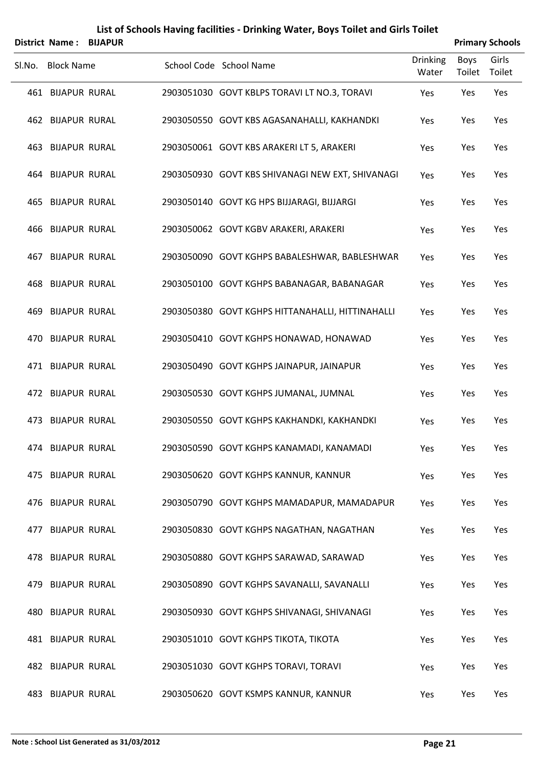# List of Schools Having facilities - Drinking Water, Boys Toilet and Girls Toilet

**District Name : BIJAPUR** **Primary Schools**

| Sl.No. | Block Name | School Code | School Name | Drinking Water | Boys Toilet | Girls Toilet |
|---|---|---|---|---|---|---|
| 461 | BIJAPUR RURAL | 2903051030 | GOVT KBLPS TORAVI LT NO.3, TORAVI | Yes | Yes | Yes |
| 462 | BIJAPUR RURAL | 2903050550 | GOVT KBS AGASANAHALLI, KAKHANDKI | Yes | Yes | Yes |
| 463 | BIJAPUR RURAL | 2903050061 | GOVT KBS ARAKERI LT 5, ARAKERI | Yes | Yes | Yes |
| 464 | BIJAPUR RURAL | 2903050930 | GOVT KBS SHIVANAGI NEW EXT, SHIVANAGI | Yes | Yes | Yes |
| 465 | BIJAPUR RURAL | 2903050140 | GOVT KG HPS BIJJARAGI, BIJJARGI | Yes | Yes | Yes |
| 466 | BIJAPUR RURAL | 2903050062 | GOVT KGBV ARAKERI, ARAKERI | Yes | Yes | Yes |
| 467 | BIJAPUR RURAL | 2903050090 | GOVT KGHPS BABALESHWAR, BABLESHWAR | Yes | Yes | Yes |
| 468 | BIJAPUR RURAL | 2903050100 | GOVT KGHPS BABANAGAR, BABANAGAR | Yes | Yes | Yes |
| 469 | BIJAPUR RURAL | 2903050380 | GOVT KGHPS HITTANAHALLI, HITTINAHALLI | Yes | Yes | Yes |
| 470 | BIJAPUR RURAL | 2903050410 | GOVT KGHPS HONAWAD, HONAWAD | Yes | Yes | Yes |
| 471 | BIJAPUR RURAL | 2903050490 | GOVT KGHPS JAINAPUR, JAINAPUR | Yes | Yes | Yes |
| 472 | BIJAPUR RURAL | 2903050530 | GOVT KGHPS JUMANAL, JUMNAL | Yes | Yes | Yes |
| 473 | BIJAPUR RURAL | 2903050550 | GOVT KGHPS KAKHANDKI, KAKHANDKI | Yes | Yes | Yes |
| 474 | BIJAPUR RURAL | 2903050590 | GOVT KGHPS KANAMADI, KANAMADI | Yes | Yes | Yes |
| 475 | BIJAPUR RURAL | 2903050620 | GOVT KGHPS KANNUR, KANNUR | Yes | Yes | Yes |
| 476 | BIJAPUR RURAL | 2903050790 | GOVT KGHPS MAMADAPUR, MAMADAPUR | Yes | Yes | Yes |
| 477 | BIJAPUR RURAL | 2903050830 | GOVT KGHPS NAGATHAN, NAGATHAN | Yes | Yes | Yes |
| 478 | BIJAPUR RURAL | 2903050880 | GOVT KGHPS SARAWAD, SARAWAD | Yes | Yes | Yes |
| 479 | BIJAPUR RURAL | 2903050890 | GOVT KGHPS SAVANALLI, SAVANALLI | Yes | Yes | Yes |
| 480 | BIJAPUR RURAL | 2903050930 | GOVT KGHPS SHIVANAGI, SHIVANAGI | Yes | Yes | Yes |
| 481 | BIJAPUR RURAL | 2903051010 | GOVT KGHPS TIKOTA, TIKOTA | Yes | Yes | Yes |
| 482 | BIJAPUR RURAL | 2903051030 | GOVT KGHPS TORAVI, TORAVI | Yes | Yes | Yes |
| 483 | BIJAPUR RURAL | 2903050620 | GOVT KSMPS KANNUR, KANNUR | Yes | Yes | Yes |

**Note : School List Generated as 31/03/2012**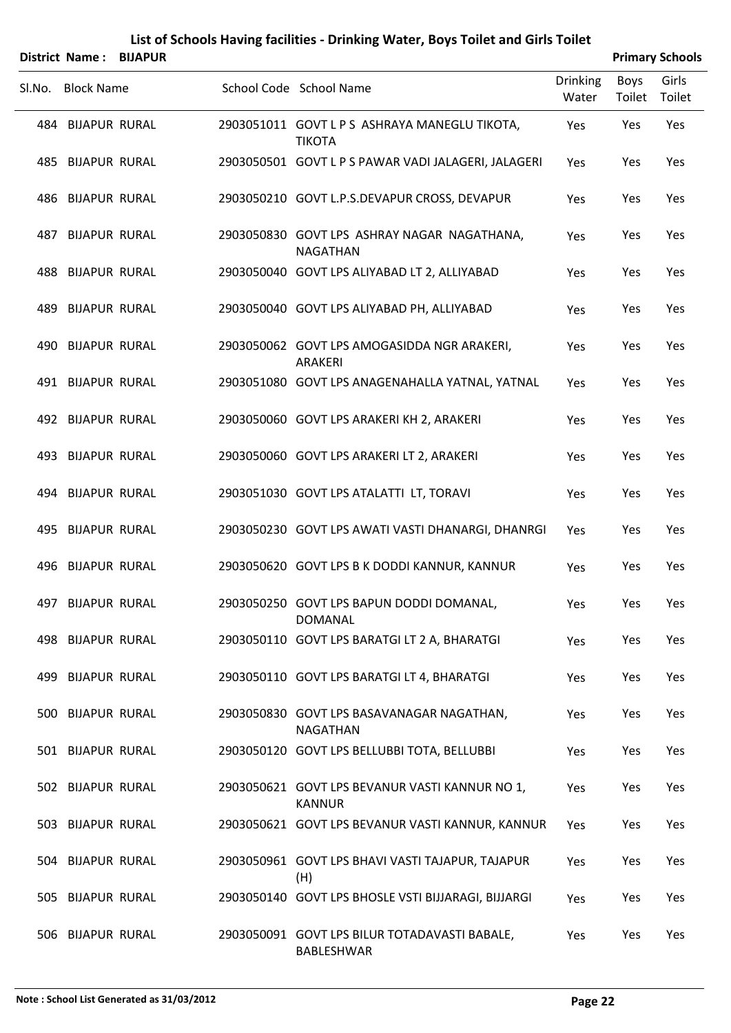# List of Schools Having facilities - Drinking Water, Boys Toilet and Girls Toilet

**District Name : BIJAPUR** **Primary Schools**

| Sl.No. | Block Name | School Code | School Name | Drinking Water | Boys Toilet | Girls Toilet |
|---|---|---|---|---|---|---|
| 484 | BIJAPUR RURAL | 2903051011 | GOVT L P S ASHRAYA MANEGLU TIKOTA, TIKOTA | Yes | Yes | Yes |
| 485 | BIJAPUR RURAL | 2903050501 | GOVT L P S PAWAR VADI JALAGERI, JALAGERI | Yes | Yes | Yes |
| 486 | BIJAPUR RURAL | 2903050210 | GOVT L.P.S.DEVAPUR CROSS, DEVAPUR | Yes | Yes | Yes |
| 487 | BIJAPUR RURAL | 2903050830 | GOVT LPS ASHRAY NAGAR NAGATHANA, NAGATHAN | Yes | Yes | Yes |
| 488 | BIJAPUR RURAL | 2903050040 | GOVT LPS ALIYABAD LT 2, ALLIYABAD | Yes | Yes | Yes |
| 489 | BIJAPUR RURAL | 2903050040 | GOVT LPS ALIYABAD PH, ALLIYABAD | Yes | Yes | Yes |
| 490 | BIJAPUR RURAL | 2903050062 | GOVT LPS AMOGASIDDA NGR ARAKERI, ARAKERI | Yes | Yes | Yes |
| 491 | BIJAPUR RURAL | 2903051080 | GOVT LPS ANAGENAHALLA YATNAL, YATNAL | Yes | Yes | Yes |
| 492 | BIJAPUR RURAL | 2903050060 | GOVT LPS ARAKERI KH 2, ARAKERI | Yes | Yes | Yes |
| 493 | BIJAPUR RURAL | 2903050060 | GOVT LPS ARAKERI LT 2, ARAKERI | Yes | Yes | Yes |
| 494 | BIJAPUR RURAL | 2903051030 | GOVT LPS ATALATTI LT, TORAVI | Yes | Yes | Yes |
| 495 | BIJAPUR RURAL | 2903050230 | GOVT LPS AWATI VASTI DHANARGI, DHANRGI | Yes | Yes | Yes |
| 496 | BIJAPUR RURAL | 2903050620 | GOVT LPS B K DODDI KANNUR, KANNUR | Yes | Yes | Yes |
| 497 | BIJAPUR RURAL | 2903050250 | GOVT LPS BAPUN DODDI DOMANAL, DOMANAL | Yes | Yes | Yes |
| 498 | BIJAPUR RURAL | 2903050110 | GOVT LPS BARATGI LT 2 A, BHARATGI | Yes | Yes | Yes |
| 499 | BIJAPUR RURAL | 2903050110 | GOVT LPS BARATGI LT 4, BHARATGI | Yes | Yes | Yes |
| 500 | BIJAPUR RURAL | 2903050830 | GOVT LPS BASAVANAGAR NAGATHAN, NAGATHAN | Yes | Yes | Yes |
| 501 | BIJAPUR RURAL | 2903050120 | GOVT LPS BELLUBBI TOTA, BELLUBBI | Yes | Yes | Yes |
| 502 | BIJAPUR RURAL | 2903050621 | GOVT LPS BEVANUR VASTI KANNUR NO 1, KANNUR | Yes | Yes | Yes |
| 503 | BIJAPUR RURAL | 2903050621 | GOVT LPS BEVANUR VASTI KANNUR, KANNUR | Yes | Yes | Yes |
| 504 | BIJAPUR RURAL | 2903050961 | GOVT LPS BHAVI VASTI TAJAPUR, TAJAPUR (H) | Yes | Yes | Yes |
| 505 | BIJAPUR RURAL | 2903050140 | GOVT LPS BHOSLE VSTI BIJJARAGI, BIJJARGI | Yes | Yes | Yes |
| 506 | BIJAPUR RURAL | 2903050091 | GOVT LPS BILUR TOTADAVASTI BABALE, BABLESHWAR | Yes | Yes | Yes |

**Note : School List Generated as 31/03/2012**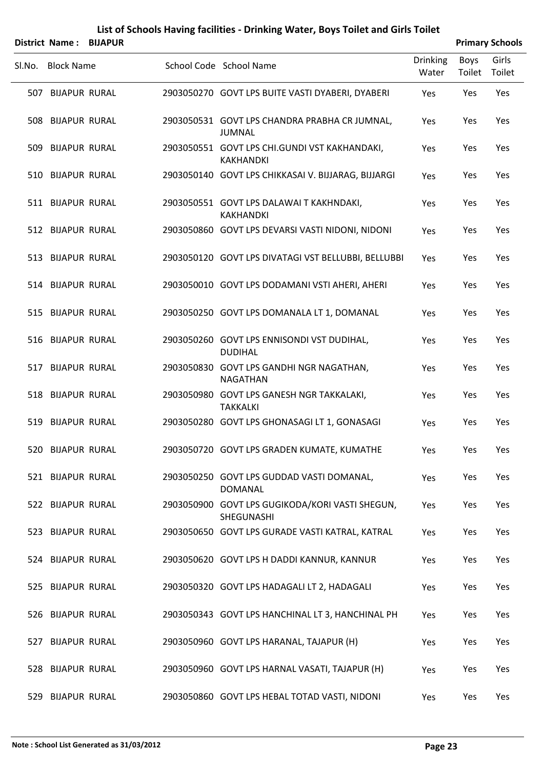# List of Schools Having facilities - Drinking Water, Boys Toilet and Girls Toilet

**District Name : BIJAPUR** **Primary Schools**

| Sl.No. | Block Name | School Code | School Name | Drinking Water | Boys Toilet | Girls Toilet |
|---|---|---|---|---|---|---|
| 507 | BIJAPUR RURAL | 2903050270 | GOVT LPS BUITE VASTI DYABERI, DYABERI | Yes | Yes | Yes |
| 508 | BIJAPUR RURAL | 2903050531 | GOVT LPS CHANDRA PRABHA CR JUMNAL, JUMNAL | Yes | Yes | Yes |
| 509 | BIJAPUR RURAL | 2903050551 | GOVT LPS CHI.GUNDI VST KAKHANDAKI, KAKHANDKI | Yes | Yes | Yes |
| 510 | BIJAPUR RURAL | 2903050140 | GOVT LPS CHIKKASAI V. BIJJARAG, BIJJARGI | Yes | Yes | Yes |
| 511 | BIJAPUR RURAL | 2903050551 | GOVT LPS DALAWAI T KAKHNDAKI, KAKHANDKI | Yes | Yes | Yes |
| 512 | BIJAPUR RURAL | 2903050860 | GOVT LPS DEVARSI VASTI NIDONI, NIDONI | Yes | Yes | Yes |
| 513 | BIJAPUR RURAL | 2903050120 | GOVT LPS DIVATAGI VST BELLUBBI, BELLUBBI | Yes | Yes | Yes |
| 514 | BIJAPUR RURAL | 2903050010 | GOVT LPS DODAMANI VSTI AHERI, AHERI | Yes | Yes | Yes |
| 515 | BIJAPUR RURAL | 2903050250 | GOVT LPS DOMANALA LT 1, DOMANAL | Yes | Yes | Yes |
| 516 | BIJAPUR RURAL | 2903050260 | GOVT LPS ENNISONDI VST DUDIHAL, DUDIHAL | Yes | Yes | Yes |
| 517 | BIJAPUR RURAL | 2903050830 | GOVT LPS GANDHI NGR NAGATHAN, NAGATHAN | Yes | Yes | Yes |
| 518 | BIJAPUR RURAL | 2903050980 | GOVT LPS GANESH NGR TAKKALAKI, TAKKALKI | Yes | Yes | Yes |
| 519 | BIJAPUR RURAL | 2903050280 | GOVT LPS GHONASAGI LT 1, GONASAGI | Yes | Yes | Yes |
| 520 | BIJAPUR RURAL | 2903050720 | GOVT LPS GRADEN KUMATE, KUMATHE | Yes | Yes | Yes |
| 521 | BIJAPUR RURAL | 2903050250 | GOVT LPS GUDDAD VASTI DOMANAL, DOMANAL | Yes | Yes | Yes |
| 522 | BIJAPUR RURAL | 2903050900 | GOVT LPS GUGIKODA/KORI VASTI SHEGUN, SHEGUNASHI | Yes | Yes | Yes |
| 523 | BIJAPUR RURAL | 2903050650 | GOVT LPS GURADE VASTI KATRAL, KATRAL | Yes | Yes | Yes |
| 524 | BIJAPUR RURAL | 2903050620 | GOVT LPS H DADDI KANNUR, KANNUR | Yes | Yes | Yes |
| 525 | BIJAPUR RURAL | 2903050320 | GOVT LPS HADAGALI LT 2, HADAGALI | Yes | Yes | Yes |
| 526 | BIJAPUR RURAL | 2903050343 | GOVT LPS HANCHINAL LT 3, HANCHINAL PH | Yes | Yes | Yes |
| 527 | BIJAPUR RURAL | 2903050960 | GOVT LPS HARANAL, TAJAPUR (H) | Yes | Yes | Yes |
| 528 | BIJAPUR RURAL | 2903050960 | GOVT LPS HARNAL VASATI, TAJAPUR (H) | Yes | Yes | Yes |
| 529 | BIJAPUR RURAL | 2903050860 | GOVT LPS HEBAL TOTAD VASTI, NIDONI | Yes | Yes | Yes |

**Note : School List Generated as 31/03/2012**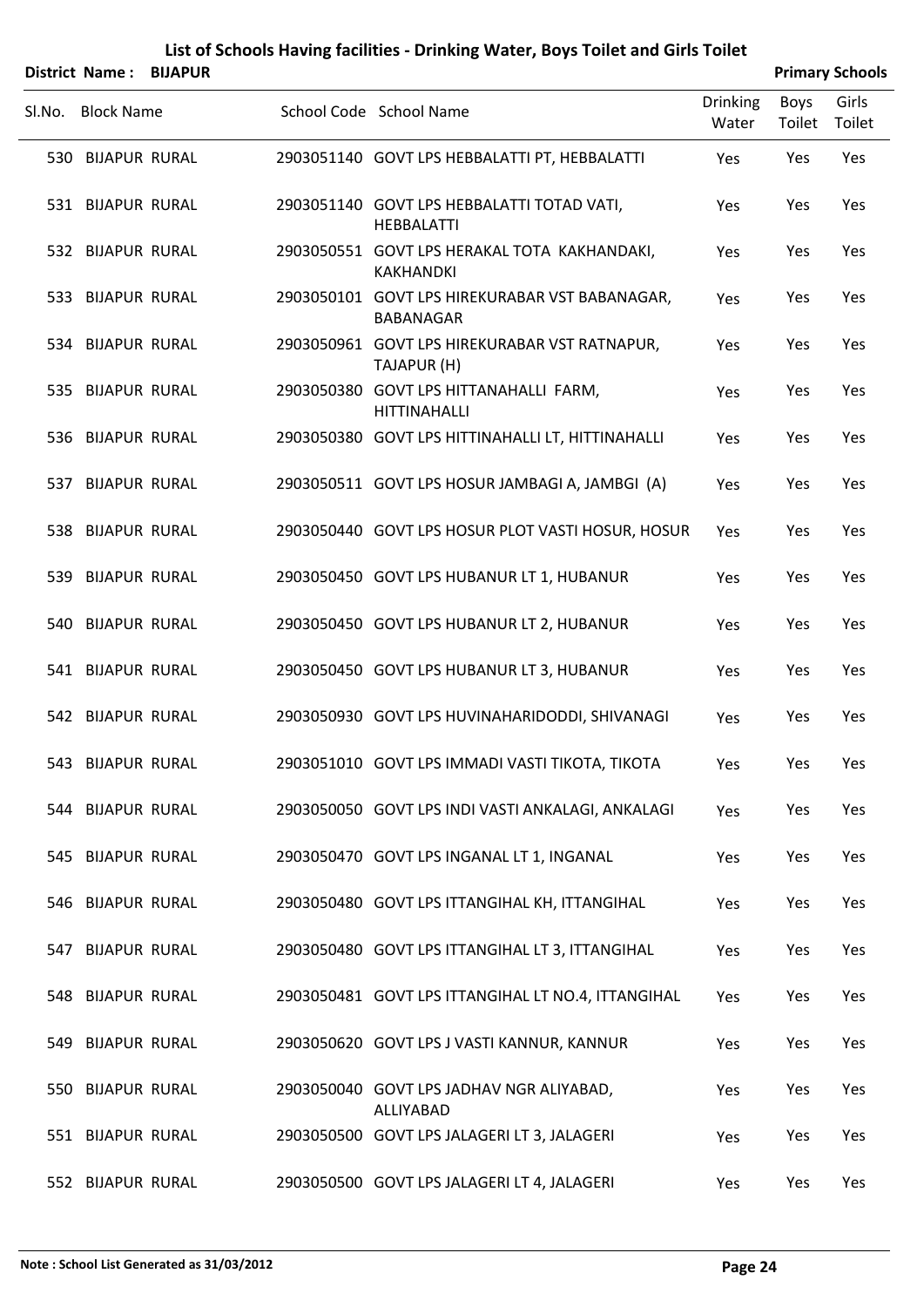# List of Schools Having facilities - Drinking Water, Boys Toilet and Girls Toilet

**District Name : BIJAPUR** **Primary Schools**

| Sl.No. | Block Name | School Code | School Name | Drinking Water | Boys Toilet | Girls Toilet |
|---|---|---|---|---|---|---|
| 530 | BIJAPUR RURAL | 2903051140 | GOVT LPS HEBBALATTI PT, HEBBALATTI | Yes | Yes | Yes |
| 531 | BIJAPUR RURAL | 2903051140 | GOVT LPS HEBBALATTI TOTAD VATI, HEBBALATTI | Yes | Yes | Yes |
| 532 | BIJAPUR RURAL | 2903050551 | GOVT LPS HERAKAL TOTA KAKHANDAKI, KAKHANDKI | Yes | Yes | Yes |
| 533 | BIJAPUR RURAL | 2903050101 | GOVT LPS HIREKURABAR VST BABANAGAR, BABANAGAR | Yes | Yes | Yes |
| 534 | BIJAPUR RURAL | 2903050961 | GOVT LPS HIREKURABAR VST RATNAPUR, TAJAPUR (H) | Yes | Yes | Yes |
| 535 | BIJAPUR RURAL | 2903050380 | GOVT LPS HITTANAHALLI FARM, HITTINAHALLI | Yes | Yes | Yes |
| 536 | BIJAPUR RURAL | 2903050380 | GOVT LPS HITTINAHALLI LT, HITTINAHALLI | Yes | Yes | Yes |
| 537 | BIJAPUR RURAL | 2903050511 | GOVT LPS HOSUR JAMBAGI A, JAMBGI (A) | Yes | Yes | Yes |
| 538 | BIJAPUR RURAL | 2903050440 | GOVT LPS HOSUR PLOT VASTI HOSUR, HOSUR | Yes | Yes | Yes |
| 539 | BIJAPUR RURAL | 2903050450 | GOVT LPS HUBANUR LT 1, HUBANUR | Yes | Yes | Yes |
| 540 | BIJAPUR RURAL | 2903050450 | GOVT LPS HUBANUR LT 2, HUBANUR | Yes | Yes | Yes |
| 541 | BIJAPUR RURAL | 2903050450 | GOVT LPS HUBANUR LT 3, HUBANUR | Yes | Yes | Yes |
| 542 | BIJAPUR RURAL | 2903050930 | GOVT LPS HUVINAHARIDODDI, SHIVANAGI | Yes | Yes | Yes |
| 543 | BIJAPUR RURAL | 2903051010 | GOVT LPS IMMADI VASTI TIKOTA, TIKOTA | Yes | Yes | Yes |
| 544 | BIJAPUR RURAL | 2903050050 | GOVT LPS INDI VASTI ANKALAGI, ANKALAGI | Yes | Yes | Yes |
| 545 | BIJAPUR RURAL | 2903050470 | GOVT LPS INGANAL LT 1, INGANAL | Yes | Yes | Yes |
| 546 | BIJAPUR RURAL | 2903050480 | GOVT LPS ITTANGIHAL KH, ITTANGIHAL | Yes | Yes | Yes |
| 547 | BIJAPUR RURAL | 2903050480 | GOVT LPS ITTANGIHAL LT 3, ITTANGIHAL | Yes | Yes | Yes |
| 548 | BIJAPUR RURAL | 2903050481 | GOVT LPS ITTANGIHAL LT NO.4, ITTANGIHAL | Yes | Yes | Yes |
| 549 | BIJAPUR RURAL | 2903050620 | GOVT LPS J VASTI KANNUR, KANNUR | Yes | Yes | Yes |
| 550 | BIJAPUR RURAL | 2903050040 | GOVT LPS JADHAV NGR ALIYABAD, ALLIYABAD | Yes | Yes | Yes |
| 551 | BIJAPUR RURAL | 2903050500 | GOVT LPS JALAGERI LT 3, JALAGERI | Yes | Yes | Yes |
| 552 | BIJAPUR RURAL | 2903050500 | GOVT LPS JALAGERI LT 4, JALAGERI | Yes | Yes | Yes |

Note : School List Generated as 31/03/2012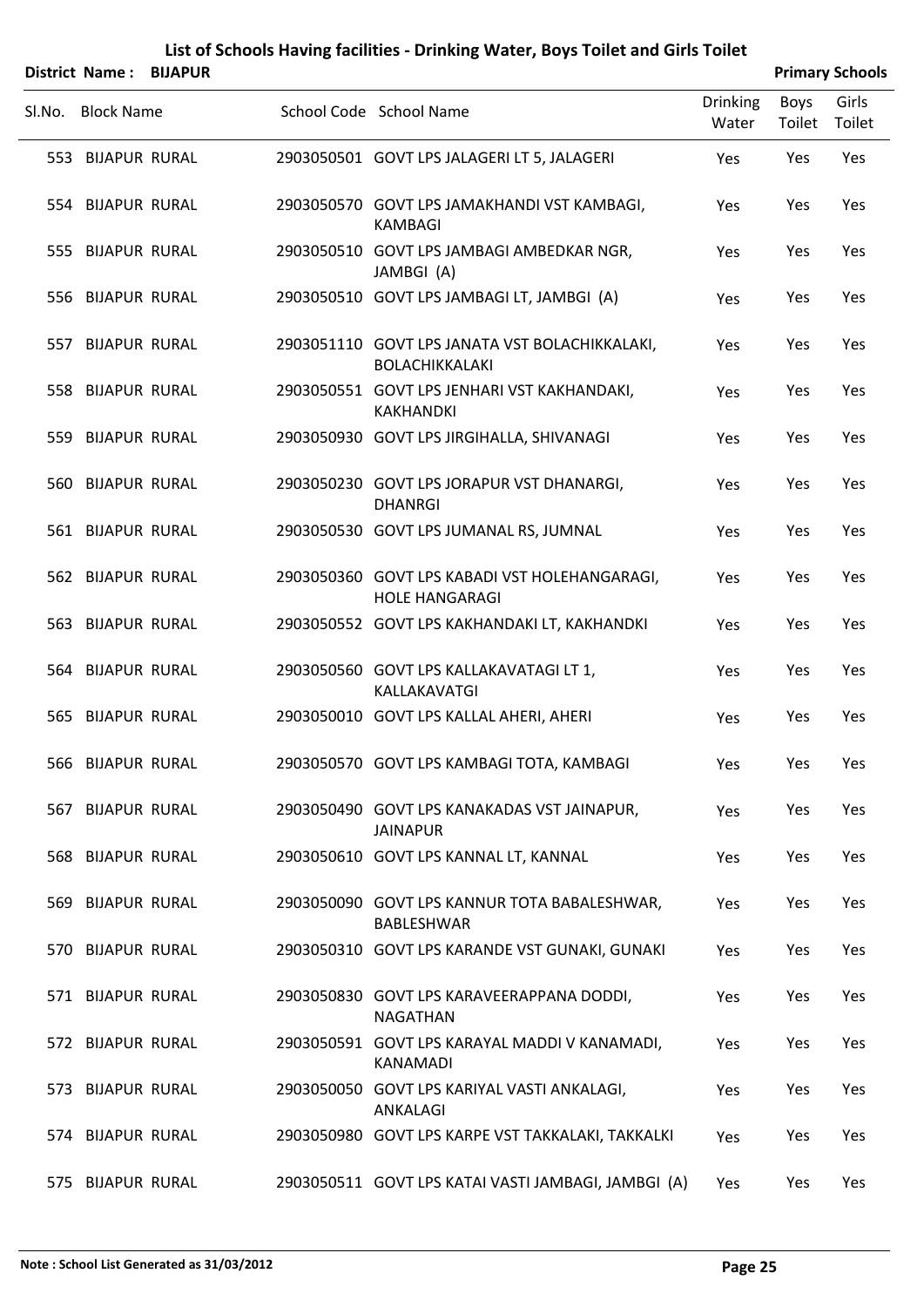# List of Schools Having facilities - Drinking Water, Boys Toilet and Girls Toilet

**District Name : BIJAPUR** **Primary Schools**

| Sl.No. | Block Name | School Code | School Name | Drinking Water | Boys Toilet | Girls Toilet |
|---|---|---|---|---|---|---|
| 553 | BIJAPUR RURAL | 2903050501 | GOVT LPS JALAGERI LT 5, JALAGERI | Yes | Yes | Yes |
| 554 | BIJAPUR RURAL | 2903050570 | GOVT LPS JAMAKHANDI VST KAMBAGI, KAMBAGI | Yes | Yes | Yes |
| 555 | BIJAPUR RURAL | 2903050510 | GOVT LPS JAMBAGI AMBEDKAR NGR, JAMBGI (A) | Yes | Yes | Yes |
| 556 | BIJAPUR RURAL | 2903050510 | GOVT LPS JAMBAGI LT, JAMBGI (A) | Yes | Yes | Yes |
| 557 | BIJAPUR RURAL | 2903051110 | GOVT LPS JANATA VST BOLACHIKKALAKI, BOLACHIKKALAKI | Yes | Yes | Yes |
| 558 | BIJAPUR RURAL | 2903050551 | GOVT LPS JENHARI VST KAKHANDAKI, KAKHANDKI | Yes | Yes | Yes |
| 559 | BIJAPUR RURAL | 2903050930 | GOVT LPS JIRGIHALLA, SHIVANAGI | Yes | Yes | Yes |
| 560 | BIJAPUR RURAL | 2903050230 | GOVT LPS JORAPUR VST DHANARGI, DHANRGI | Yes | Yes | Yes |
| 561 | BIJAPUR RURAL | 2903050530 | GOVT LPS JUMANAL RS, JUMNAL | Yes | Yes | Yes |
| 562 | BIJAPUR RURAL | 2903050360 | GOVT LPS KABADI VST HOLEHANGARAGI, HOLE HANGARAGI | Yes | Yes | Yes |
| 563 | BIJAPUR RURAL | 2903050552 | GOVT LPS KAKHANDAKI LT, KAKHANDKI | Yes | Yes | Yes |
| 564 | BIJAPUR RURAL | 2903050560 | GOVT LPS KALLAKAVATAGI LT 1, KALLAKAVATGI | Yes | Yes | Yes |
| 565 | BIJAPUR RURAL | 2903050010 | GOVT LPS KALLAL AHERI, AHERI | Yes | Yes | Yes |
| 566 | BIJAPUR RURAL | 2903050570 | GOVT LPS KAMBAGI TOTA, KAMBAGI | Yes | Yes | Yes |
| 567 | BIJAPUR RURAL | 2903050490 | GOVT LPS KANAKADAS VST JAINAPUR, JAINAPUR | Yes | Yes | Yes |
| 568 | BIJAPUR RURAL | 2903050610 | GOVT LPS KANNAL LT, KANNAL | Yes | Yes | Yes |
| 569 | BIJAPUR RURAL | 2903050090 | GOVT LPS KANNUR TOTA BABALESHWAR, BABLESHWAR | Yes | Yes | Yes |
| 570 | BIJAPUR RURAL | 2903050310 | GOVT LPS KARANDE VST GUNAKI, GUNAKI | Yes | Yes | Yes |
| 571 | BIJAPUR RURAL | 2903050830 | GOVT LPS KARAVEERAPPANA DODDI, NAGATHAN | Yes | Yes | Yes |
| 572 | BIJAPUR RURAL | 2903050591 | GOVT LPS KARAYAL MADDI V KANAMADI, KANAMADI | Yes | Yes | Yes |
| 573 | BIJAPUR RURAL | 2903050050 | GOVT LPS KARIYAL VASTI ANKALAGI, ANKALAGI | Yes | Yes | Yes |
| 574 | BIJAPUR RURAL | 2903050980 | GOVT LPS KARPE VST TAKKALAKI, TAKKALKI | Yes | Yes | Yes |
| 575 | BIJAPUR RURAL | 2903050511 | GOVT LPS KATAI VASTI JAMBAGI, JAMBGI (A) | Yes | Yes | Yes |

**Note : School List Generated as 31/03/2012**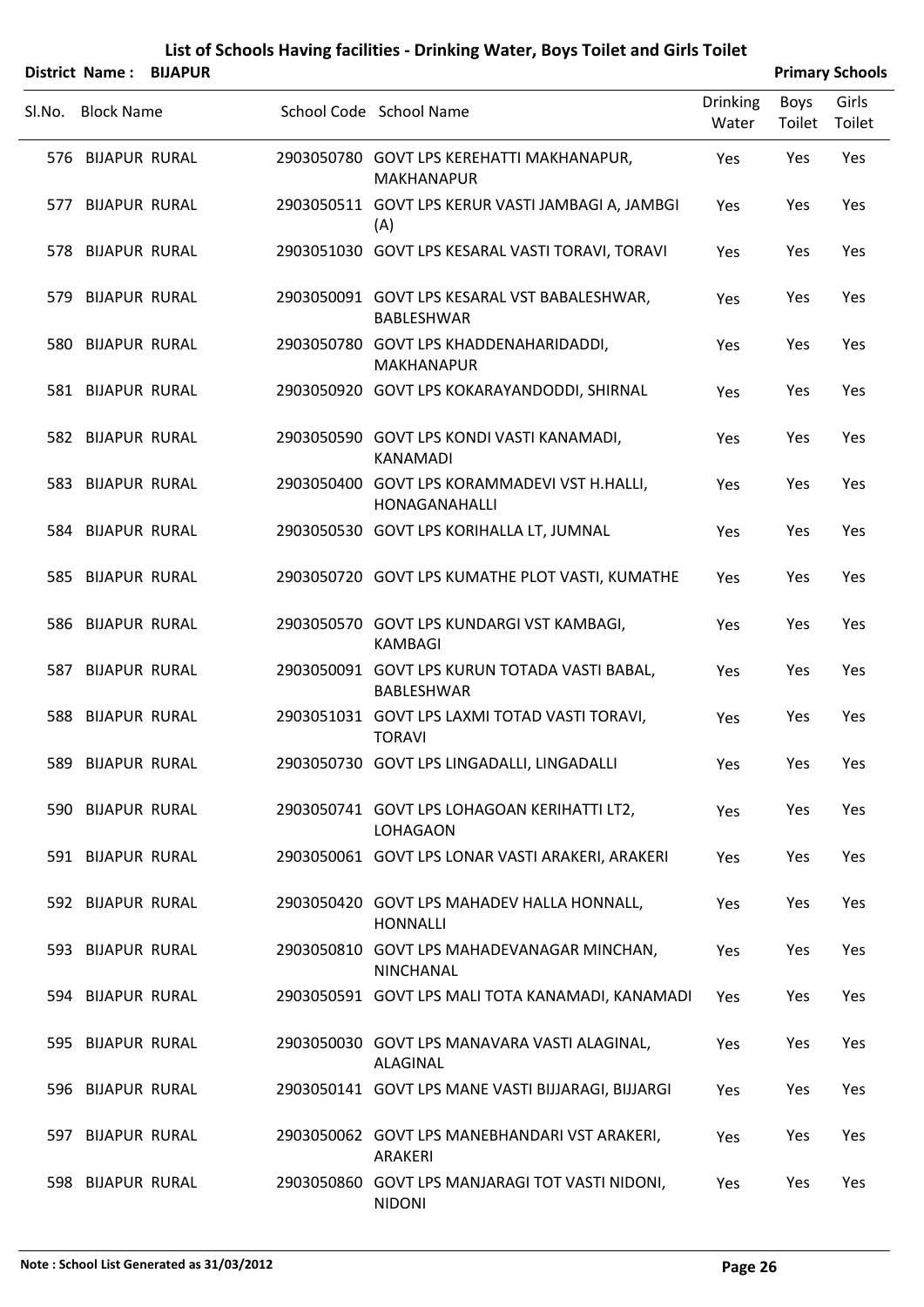# List of Schools Having facilities - Drinking Water, Boys Toilet and Girls Toilet

**District Name : BIJAPUR** | **Primary Schools**

| Sl.No. | Block Name | School Code | School Name | Drinking Water | Boys Toilet | Girls Toilet |
|---|---|---|---|---|---|---|
| 576 | BIJAPUR RURAL | 2903050780 | GOVT LPS KEREHATTI MAKHANAPUR, MAKHANAPUR | Yes | Yes | Yes |
| 577 | BIJAPUR RURAL | 2903050511 | GOVT LPS KERUR VASTI JAMBAGI A, JAMBGI (A) | Yes | Yes | Yes |
| 578 | BIJAPUR RURAL | 2903051030 | GOVT LPS KESARAL VASTI TORAVI, TORAVI | Yes | Yes | Yes |
| 579 | BIJAPUR RURAL | 2903050091 | GOVT LPS KESARAL VST BABALESHWAR, BABLESHWAR | Yes | Yes | Yes |
| 580 | BIJAPUR RURAL | 2903050780 | GOVT LPS KHADDENAHARIDADDI, MAKHANAPUR | Yes | Yes | Yes |
| 581 | BIJAPUR RURAL | 2903050920 | GOVT LPS KOKARAYANDODDI, SHIRNAL | Yes | Yes | Yes |
| 582 | BIJAPUR RURAL | 2903050590 | GOVT LPS KONDI VASTI KANAMADI, KANAMADI | Yes | Yes | Yes |
| 583 | BIJAPUR RURAL | 2903050400 | GOVT LPS KORAMMADEVI VST H.HALLI, HONAGANAHALLI | Yes | Yes | Yes |
| 584 | BIJAPUR RURAL | 2903050530 | GOVT LPS KORIHALLA LT, JUMNAL | Yes | Yes | Yes |
| 585 | BIJAPUR RURAL | 2903050720 | GOVT LPS KUMATHE PLOT VASTI, KUMATHE | Yes | Yes | Yes |
| 586 | BIJAPUR RURAL | 2903050570 | GOVT LPS KUNDARGI VST KAMBAGI, KAMBAGI | Yes | Yes | Yes |
| 587 | BIJAPUR RURAL | 2903050091 | GOVT LPS KURUN TOTADA VASTI BABAL, BABLESHWAR | Yes | Yes | Yes |
| 588 | BIJAPUR RURAL | 2903051031 | GOVT LPS LAXMI TOTAD VASTI TORAVI, TORAVI | Yes | Yes | Yes |
| 589 | BIJAPUR RURAL | 2903050730 | GOVT LPS LINGADALLI, LINGADALLI | Yes | Yes | Yes |
| 590 | BIJAPUR RURAL | 2903050741 | GOVT LPS LOHAGOAN KERIHATTI LT2, LOHAGAON | Yes | Yes | Yes |
| 591 | BIJAPUR RURAL | 2903050061 | GOVT LPS LONAR VASTI ARAKERI, ARAKERI | Yes | Yes | Yes |
| 592 | BIJAPUR RURAL | 2903050420 | GOVT LPS MAHADEV HALLA HONNALL, HONNALLI | Yes | Yes | Yes |
| 593 | BIJAPUR RURAL | 2903050810 | GOVT LPS MAHADEVANAGAR MINCHAN, NINCHANAL | Yes | Yes | Yes |
| 594 | BIJAPUR RURAL | 2903050591 | GOVT LPS MALI TOTA KANAMADI, KANAMADI | Yes | Yes | Yes |
| 595 | BIJAPUR RURAL | 2903050030 | GOVT LPS MANAVARA VASTI ALAGINAL, ALAGINAL | Yes | Yes | Yes |
| 596 | BIJAPUR RURAL | 2903050141 | GOVT LPS MANE VASTI BIJJARAGI, BIJJARGI | Yes | Yes | Yes |
| 597 | BIJAPUR RURAL | 2903050062 | GOVT LPS MANEBHANDARI VST ARAKERI, ARAKERI | Yes | Yes | Yes |
| 598 | BIJAPUR RURAL | 2903050860 | GOVT LPS MANJARAGI TOT VASTI NIDONI, NIDONI | Yes | Yes | Yes |

**Note : School List Generated as 31/03/2012**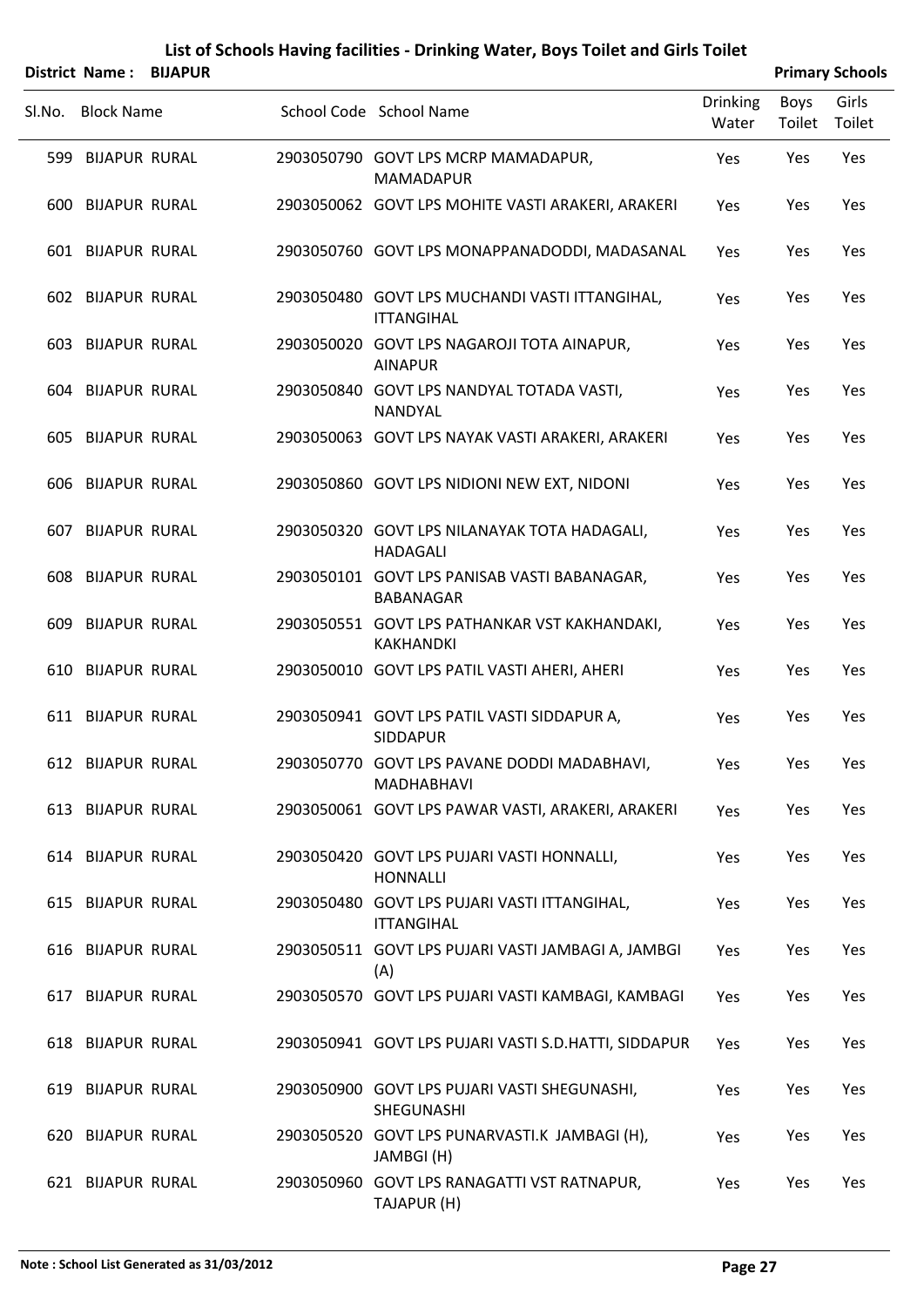# List of Schools Having facilities - Drinking Water, Boys Toilet and Girls Toilet

**District Name : BIJAPUR** **Primary Schools**

| Sl.No. | Block Name | School Code | School Name | Drinking Water | Boys Toilet | Girls Toilet |
|---|---|---|---|---|---|---|
| 599 | BIJAPUR RURAL | 2903050790 | GOVT LPS MCRP MAMADAPUR, MAMADAPUR | Yes | Yes | Yes |
| 600 | BIJAPUR RURAL | 2903050062 | GOVT LPS MOHITE VASTI ARAKERI, ARAKERI | Yes | Yes | Yes |
| 601 | BIJAPUR RURAL | 2903050760 | GOVT LPS MONAPPANADODDI, MADASANAL | Yes | Yes | Yes |
| 602 | BIJAPUR RURAL | 2903050480 | GOVT LPS MUCHANDI VASTI ITTANGIHAL, ITTANGIHAL | Yes | Yes | Yes |
| 603 | BIJAPUR RURAL | 2903050020 | GOVT LPS NAGAROJI TOTA AINAPUR, AINAPUR | Yes | Yes | Yes |
| 604 | BIJAPUR RURAL | 2903050840 | GOVT LPS NANDYAL TOTADA VASTI, NANDYAL | Yes | Yes | Yes |
| 605 | BIJAPUR RURAL | 2903050063 | GOVT LPS NAYAK VASTI ARAKERI, ARAKERI | Yes | Yes | Yes |
| 606 | BIJAPUR RURAL | 2903050860 | GOVT LPS NIDIONI NEW EXT, NIDONI | Yes | Yes | Yes |
| 607 | BIJAPUR RURAL | 2903050320 | GOVT LPS NILANAYAK TOTA HADAGALI, HADAGALI | Yes | Yes | Yes |
| 608 | BIJAPUR RURAL | 2903050101 | GOVT LPS PANISAB VASTI BABANAGAR, BABANAGAR | Yes | Yes | Yes |
| 609 | BIJAPUR RURAL | 2903050551 | GOVT LPS PATHANKAR VST KAKHANDAKI, KAKHANDKI | Yes | Yes | Yes |
| 610 | BIJAPUR RURAL | 2903050010 | GOVT LPS PATIL VASTI AHERI, AHERI | Yes | Yes | Yes |
| 611 | BIJAPUR RURAL | 2903050941 | GOVT LPS PATIL VASTI SIDDAPUR A, SIDDAPUR | Yes | Yes | Yes |
| 612 | BIJAPUR RURAL | 2903050770 | GOVT LPS PAVANE DODDI MADABHAVI, MADHABHAVI | Yes | Yes | Yes |
| 613 | BIJAPUR RURAL | 2903050061 | GOVT LPS PAWAR VASTI, ARAKERI, ARAKERI | Yes | Yes | Yes |
| 614 | BIJAPUR RURAL | 2903050420 | GOVT LPS PUJARI VASTI HONNALLI, HONNALLI | Yes | Yes | Yes |
| 615 | BIJAPUR RURAL | 2903050480 | GOVT LPS PUJARI VASTI ITTANGIHAL, ITTANGIHAL | Yes | Yes | Yes |
| 616 | BIJAPUR RURAL | 2903050511 | GOVT LPS PUJARI VASTI JAMBAGI A, JAMBGI (A) | Yes | Yes | Yes |
| 617 | BIJAPUR RURAL | 2903050570 | GOVT LPS PUJARI VASTI KAMBAGI, KAMBAGI | Yes | Yes | Yes |
| 618 | BIJAPUR RURAL | 2903050941 | GOVT LPS PUJARI VASTI S.D.HATTI, SIDDAPUR | Yes | Yes | Yes |
| 619 | BIJAPUR RURAL | 2903050900 | GOVT LPS PUJARI VASTI SHEGUNASHI, SHEGUNASHI | Yes | Yes | Yes |
| 620 | BIJAPUR RURAL | 2903050520 | GOVT LPS PUNARVASTI.K JAMBAGI (H), JAMBGI (H) | Yes | Yes | Yes |
| 621 | BIJAPUR RURAL | 2903050960 | GOVT LPS RANAGATTI VST RATNAPUR, TAJAPUR (H) | Yes | Yes | Yes |

**Note : School List Generated as 31/03/2012**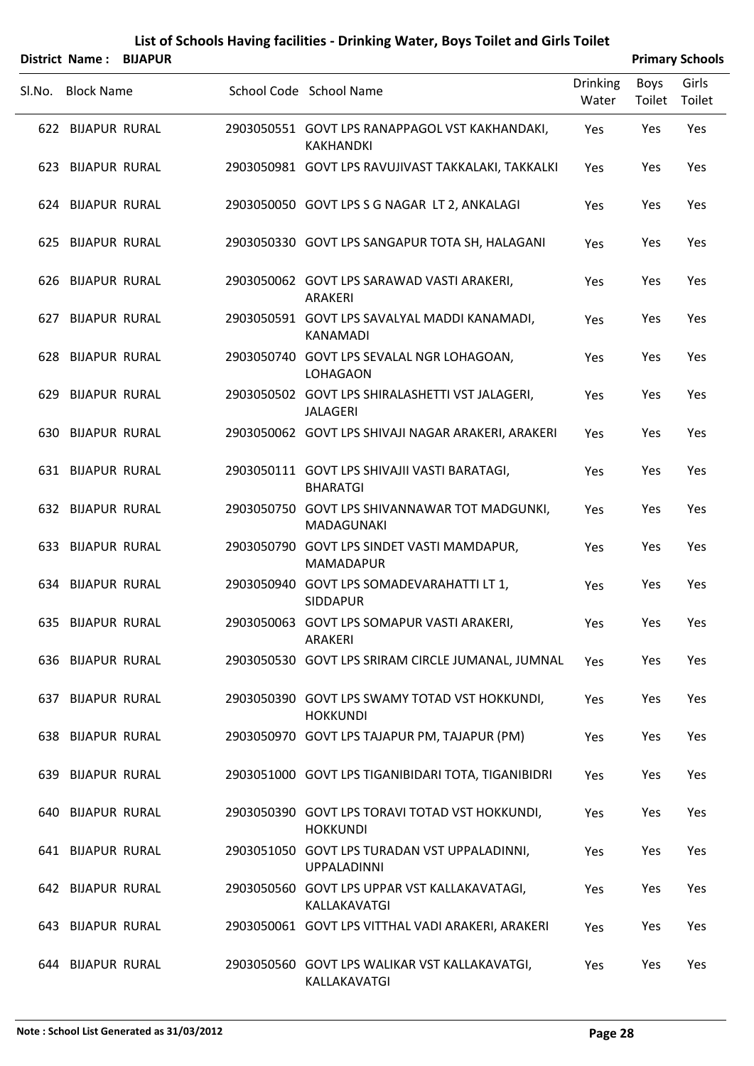# List of Schools Having facilities - Drinking Water, Boys Toilet and Girls Toilet

**District Name : BIJAPUR** **Primary Schools**

| Sl.No. | Block Name | School Code | School Name | Drinking Water | Boys Toilet | Girls Toilet |
|---|---|---|---|---|---|---|
| 622 | BIJAPUR RURAL | 2903050551 | GOVT LPS RANAPPAGOL VST KAKHANDAKI, KAKHANDKI | Yes | Yes | Yes |
| 623 | BIJAPUR RURAL | 2903050981 | GOVT LPS RAVUJIVAST TAKKALAKI, TAKKALKI | Yes | Yes | Yes |
| 624 | BIJAPUR RURAL | 2903050050 | GOVT LPS S G NAGAR LT 2, ANKALAGI | Yes | Yes | Yes |
| 625 | BIJAPUR RURAL | 2903050330 | GOVT LPS SANGAPUR TOTA SH, HALAGANI | Yes | Yes | Yes |
| 626 | BIJAPUR RURAL | 2903050062 | GOVT LPS SARAWAD VASTI ARAKERI, ARAKERI | Yes | Yes | Yes |
| 627 | BIJAPUR RURAL | 2903050591 | GOVT LPS SAVALYAL MADDI KANAMADI, KANAMADI | Yes | Yes | Yes |
| 628 | BIJAPUR RURAL | 2903050740 | GOVT LPS SEVALAL NGR LOHAGOAN, LOHAGAON | Yes | Yes | Yes |
| 629 | BIJAPUR RURAL | 2903050502 | GOVT LPS SHIRALASHETTI VST JALAGERI, JALAGERI | Yes | Yes | Yes |
| 630 | BIJAPUR RURAL | 2903050062 | GOVT LPS SHIVAJI NAGAR ARAKERI, ARAKERI | Yes | Yes | Yes |
| 631 | BIJAPUR RURAL | 2903050111 | GOVT LPS SHIVAJII VASTI BARATAGI, BHARATGI | Yes | Yes | Yes |
| 632 | BIJAPUR RURAL | 2903050750 | GOVT LPS SHIVANNAWAR TOT MADGUNKI, MADAGUNAKI | Yes | Yes | Yes |
| 633 | BIJAPUR RURAL | 2903050790 | GOVT LPS SINDET VASTI MAMDAPUR, MAMADAPUR | Yes | Yes | Yes |
| 634 | BIJAPUR RURAL | 2903050940 | GOVT LPS SOMADEVARAHATTI LT 1, SIDDAPUR | Yes | Yes | Yes |
| 635 | BIJAPUR RURAL | 2903050063 | GOVT LPS SOMAPUR VASTI ARAKERI, ARAKERI | Yes | Yes | Yes |
| 636 | BIJAPUR RURAL | 2903050530 | GOVT LPS SRIRAM CIRCLE JUMANAL, JUMNAL | Yes | Yes | Yes |
| 637 | BIJAPUR RURAL | 2903050390 | GOVT LPS SWAMY TOTAD VST HOKKUNDI, HOKKUNDI | Yes | Yes | Yes |
| 638 | BIJAPUR RURAL | 2903050970 | GOVT LPS TAJAPUR PM, TAJAPUR (PM) | Yes | Yes | Yes |
| 639 | BIJAPUR RURAL | 2903051000 | GOVT LPS TIGANIBIDARI TOTA, TIGANIBIDRI | Yes | Yes | Yes |
| 640 | BIJAPUR RURAL | 2903050390 | GOVT LPS TORAVI TOTAD VST HOKKUNDI, HOKKUNDI | Yes | Yes | Yes |
| 641 | BIJAPUR RURAL | 2903051050 | GOVT LPS TURADAN VST UPPALADINNI, UPPALADINNI | Yes | Yes | Yes |
| 642 | BIJAPUR RURAL | 2903050560 | GOVT LPS UPPAR VST KALLAKAVATAGI, KALLAKAVATGI | Yes | Yes | Yes |
| 643 | BIJAPUR RURAL | 2903050061 | GOVT LPS VITTHAL VADI ARAKERI, ARAKERI | Yes | Yes | Yes |
| 644 | BIJAPUR RURAL | 2903050560 | GOVT LPS WALIKAR VST KALLAKAVATGI, KALLAKAVATGI | Yes | Yes | Yes |

**Note : School List Generated as 31/03/2012**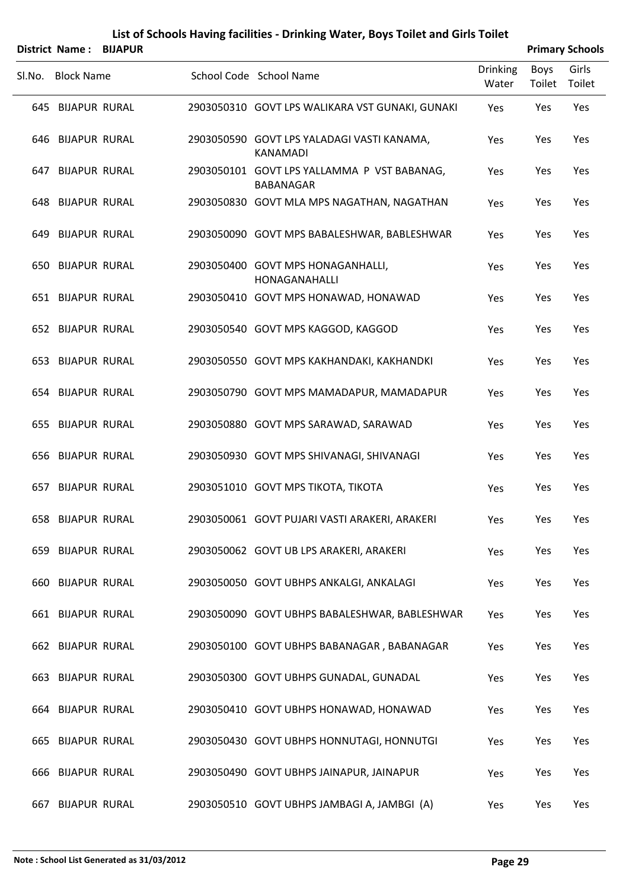# List of Schools Having facilities - Drinking Water, Boys Toilet and Girls Toilet

**District Name : BIJAPUR** **Primary Schools**

| Sl.No. | Block Name | School Code | School Name | Drinking Water | Boys Toilet | Girls Toilet |
|---|---|---|---|---|---|---|
| 645 | BIJAPUR RURAL | 2903050310 | GOVT LPS WALIKARA VST GUNAKI, GUNAKI | Yes | Yes | Yes |
| 646 | BIJAPUR RURAL | 2903050590 | GOVT LPS YALADAGI VASTI KANAMA, KANAMADI | Yes | Yes | Yes |
| 647 | BIJAPUR RURAL | 2903050101 | GOVT LPS YALLAMMA P VST BABANAG, BABANAGAR | Yes | Yes | Yes |
| 648 | BIJAPUR RURAL | 2903050830 | GOVT MLA MPS NAGATHAN, NAGATHAN | Yes | Yes | Yes |
| 649 | BIJAPUR RURAL | 2903050090 | GOVT MPS BABALESHWAR, BABLESHWAR | Yes | Yes | Yes |
| 650 | BIJAPUR RURAL | 2903050400 | GOVT MPS HONAGANHALLI, HONAGANAHALLI | Yes | Yes | Yes |
| 651 | BIJAPUR RURAL | 2903050410 | GOVT MPS HONAWAD, HONAWAD | Yes | Yes | Yes |
| 652 | BIJAPUR RURAL | 2903050540 | GOVT MPS KAGGOD, KAGGOD | Yes | Yes | Yes |
| 653 | BIJAPUR RURAL | 2903050550 | GOVT MPS KAKHANDAKI, KAKHANDKI | Yes | Yes | Yes |
| 654 | BIJAPUR RURAL | 2903050790 | GOVT MPS MAMADAPUR, MAMADAPUR | Yes | Yes | Yes |
| 655 | BIJAPUR RURAL | 2903050880 | GOVT MPS SARAWAD, SARAWAD | Yes | Yes | Yes |
| 656 | BIJAPUR RURAL | 2903050930 | GOVT MPS SHIVANAGI, SHIVANAGI | Yes | Yes | Yes |
| 657 | BIJAPUR RURAL | 2903051010 | GOVT MPS TIKOTA, TIKOTA | Yes | Yes | Yes |
| 658 | BIJAPUR RURAL | 2903050061 | GOVT PUJARI VASTI ARAKERI, ARAKERI | Yes | Yes | Yes |
| 659 | BIJAPUR RURAL | 2903050062 | GOVT UB LPS ARAKERI, ARAKERI | Yes | Yes | Yes |
| 660 | BIJAPUR RURAL | 2903050050 | GOVT UBHPS ANKALGI, ANKALAGI | Yes | Yes | Yes |
| 661 | BIJAPUR RURAL | 2903050090 | GOVT UBHPS BABALESHWAR, BABLESHWAR | Yes | Yes | Yes |
| 662 | BIJAPUR RURAL | 2903050100 | GOVT UBHPS BABANAGAR , BABANAGAR | Yes | Yes | Yes |
| 663 | BIJAPUR RURAL | 2903050300 | GOVT UBHPS GUNADAL, GUNADAL | Yes | Yes | Yes |
| 664 | BIJAPUR RURAL | 2903050410 | GOVT UBHPS HONAWAD, HONAWAD | Yes | Yes | Yes |
| 665 | BIJAPUR RURAL | 2903050430 | GOVT UBHPS HONNUTAGI, HONNUTGI | Yes | Yes | Yes |
| 666 | BIJAPUR RURAL | 2903050490 | GOVT UBHPS JAINAPUR, JAINAPUR | Yes | Yes | Yes |
| 667 | BIJAPUR RURAL | 2903050510 | GOVT UBHPS JAMBAGI A, JAMBGI (A) | Yes | Yes | Yes |

**Note : School List Generated as 31/03/2012**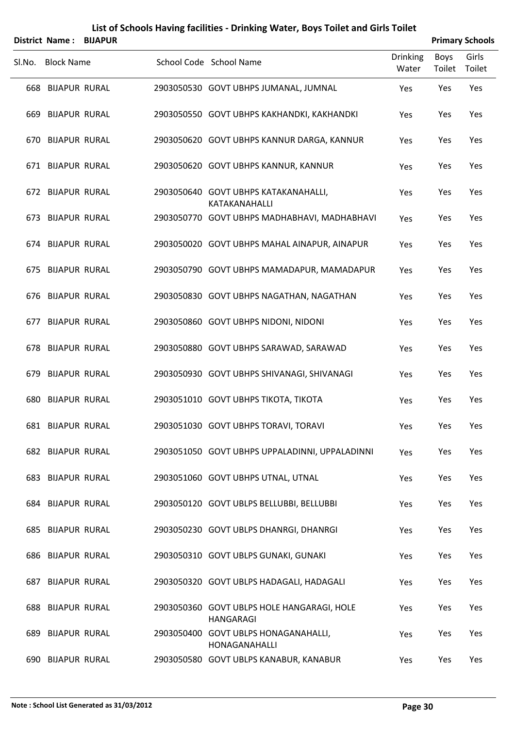# List of Schools Having facilities - Drinking Water, Boys Toilet and Girls Toilet

**District Name : BIJAPUR** **Primary Schools**

| Sl.No. | Block Name | School Code | School Name | Drinking Water | Boys Toilet | Girls Toilet |
|---|---|---|---|---|---|---|
| 668 | BIJAPUR RURAL | 2903050530 | GOVT UBHPS JUMANAL, JUMNAL | Yes | Yes | Yes |
| 669 | BIJAPUR RURAL | 2903050550 | GOVT UBHPS KAKHANDKI, KAKHANDKI | Yes | Yes | Yes |
| 670 | BIJAPUR RURAL | 2903050620 | GOVT UBHPS KANNUR DARGA, KANNUR | Yes | Yes | Yes |
| 671 | BIJAPUR RURAL | 2903050620 | GOVT UBHPS KANNUR, KANNUR | Yes | Yes | Yes |
| 672 | BIJAPUR RURAL | 2903050640 | GOVT UBHPS KATAKANAHALLI, KATAKANAHALLI | Yes | Yes | Yes |
| 673 | BIJAPUR RURAL | 2903050770 | GOVT UBHPS MADHABHAVI, MADHABHAVI | Yes | Yes | Yes |
| 674 | BIJAPUR RURAL | 2903050020 | GOVT UBHPS MAHAL AINAPUR, AINAPUR | Yes | Yes | Yes |
| 675 | BIJAPUR RURAL | 2903050790 | GOVT UBHPS MAMADAPUR, MAMADAPUR | Yes | Yes | Yes |
| 676 | BIJAPUR RURAL | 2903050830 | GOVT UBHPS NAGATHAN, NAGATHAN | Yes | Yes | Yes |
| 677 | BIJAPUR RURAL | 2903050860 | GOVT UBHPS NIDONI, NIDONI | Yes | Yes | Yes |
| 678 | BIJAPUR RURAL | 2903050880 | GOVT UBHPS SARAWAD, SARAWAD | Yes | Yes | Yes |
| 679 | BIJAPUR RURAL | 2903050930 | GOVT UBHPS SHIVANAGI, SHIVANAGI | Yes | Yes | Yes |
| 680 | BIJAPUR RURAL | 2903051010 | GOVT UBHPS TIKOTA, TIKOTA | Yes | Yes | Yes |
| 681 | BIJAPUR RURAL | 2903051030 | GOVT UBHPS TORAVI, TORAVI | Yes | Yes | Yes |
| 682 | BIJAPUR RURAL | 2903051050 | GOVT UBHPS UPPALADINNI, UPPALADINNI | Yes | Yes | Yes |
| 683 | BIJAPUR RURAL | 2903051060 | GOVT UBHPS UTNAL, UTNAL | Yes | Yes | Yes |
| 684 | BIJAPUR RURAL | 2903050120 | GOVT UBLPS BELLUBBI, BELLUBBI | Yes | Yes | Yes |
| 685 | BIJAPUR RURAL | 2903050230 | GOVT UBLPS DHANRGI, DHANRGI | Yes | Yes | Yes |
| 686 | BIJAPUR RURAL | 2903050310 | GOVT UBLPS GUNAKI, GUNAKI | Yes | Yes | Yes |
| 687 | BIJAPUR RURAL | 2903050320 | GOVT UBLPS HADAGALI, HADAGALI | Yes | Yes | Yes |
| 688 | BIJAPUR RURAL | 2903050360 | GOVT UBLPS HOLE HANGARAGI, HOLE HANGARAGI | Yes | Yes | Yes |
| 689 | BIJAPUR RURAL | 2903050400 | GOVT UBLPS HONAGANAHALLI, HONAGANAHALLI | Yes | Yes | Yes |
| 690 | BIJAPUR RURAL | 2903050580 | GOVT UBLPS KANABUR, KANABUR | Yes | Yes | Yes |

**Note : School List Generated as 31/03/2012**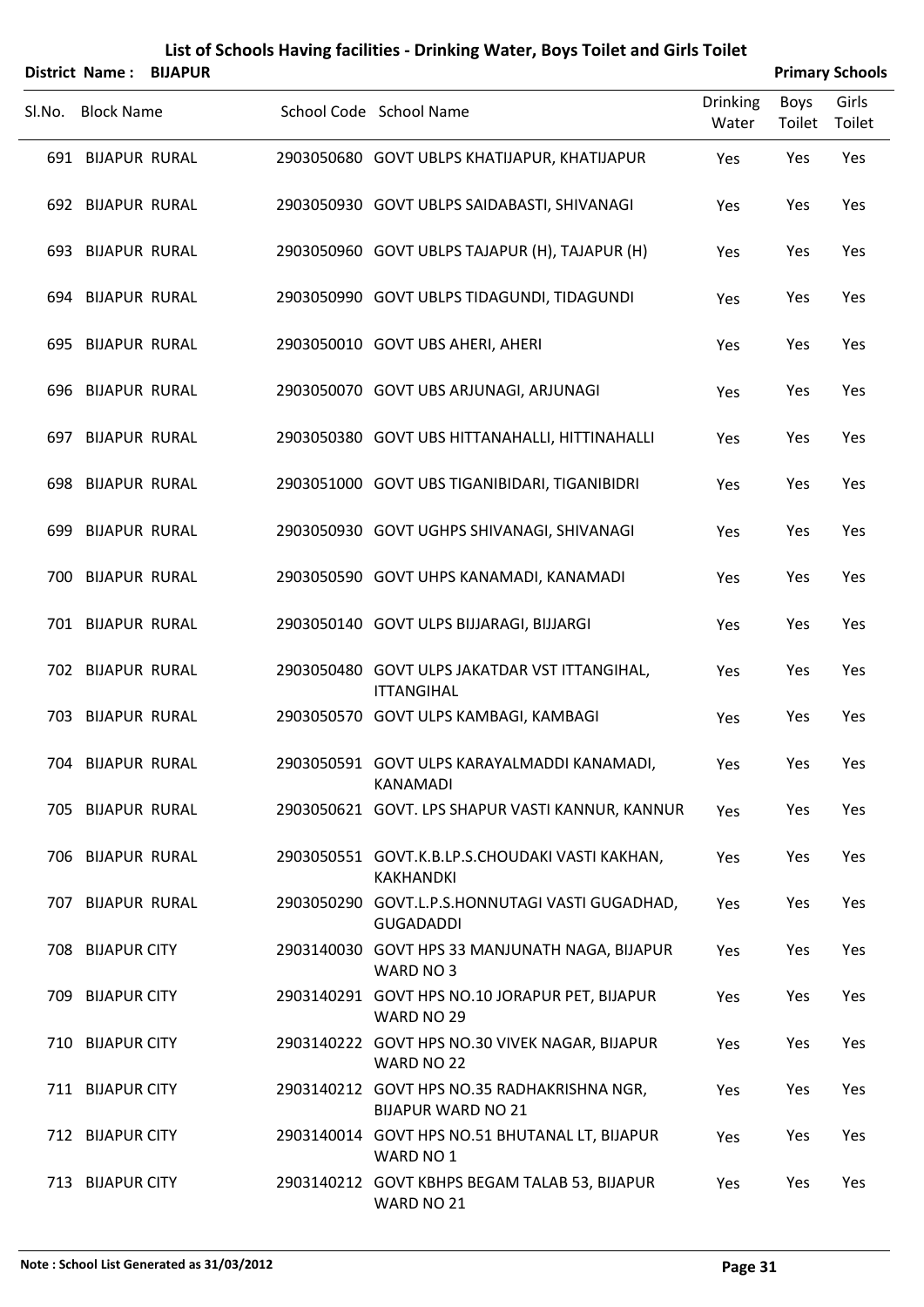# List of Schools Having facilities - Drinking Water, Boys Toilet and Girls Toilet

**District Name : BIJAPUR** **Primary Schools**

| Sl.No. | Block Name | School Code | School Name | Drinking Water | Boys Toilet | Girls Toilet |
|---|---|---|---|---|---|---|
| 691 | BIJAPUR RURAL | 2903050680 | GOVT UBLPS KHATIJAPUR, KHATIJAPUR | Yes | Yes | Yes |
| 692 | BIJAPUR RURAL | 2903050930 | GOVT UBLPS SAIDABASTI, SHIVANAGI | Yes | Yes | Yes |
| 693 | BIJAPUR RURAL | 2903050960 | GOVT UBLPS TAJAPUR (H), TAJAPUR (H) | Yes | Yes | Yes |
| 694 | BIJAPUR RURAL | 2903050990 | GOVT UBLPS TIDAGUNDI, TIDAGUNDI | Yes | Yes | Yes |
| 695 | BIJAPUR RURAL | 2903050010 | GOVT UBS AHERI, AHERI | Yes | Yes | Yes |
| 696 | BIJAPUR RURAL | 2903050070 | GOVT UBS ARJUNAGI, ARJUNAGI | Yes | Yes | Yes |
| 697 | BIJAPUR RURAL | 2903050380 | GOVT UBS HITTANAHALLI, HITTINAHALLI | Yes | Yes | Yes |
| 698 | BIJAPUR RURAL | 2903051000 | GOVT UBS TIGANIBIDARI, TIGANIBIDRI | Yes | Yes | Yes |
| 699 | BIJAPUR RURAL | 2903050930 | GOVT UGHPS SHIVANAGI, SHIVANAGI | Yes | Yes | Yes |
| 700 | BIJAPUR RURAL | 2903050590 | GOVT UHPS KANAMADI, KANAMADI | Yes | Yes | Yes |
| 701 | BIJAPUR RURAL | 2903050140 | GOVT ULPS BIJJARAGI, BIJJARGI | Yes | Yes | Yes |
| 702 | BIJAPUR RURAL | 2903050480 | GOVT ULPS JAKATDAR VST ITTANGIHAL, ITTANGIHAL | Yes | Yes | Yes |
| 703 | BIJAPUR RURAL | 2903050570 | GOVT ULPS KAMBAGI, KAMBAGI | Yes | Yes | Yes |
| 704 | BIJAPUR RURAL | 2903050591 | GOVT ULPS KARAYALMADDI KANAMADI, KANAMADI | Yes | Yes | Yes |
| 705 | BIJAPUR RURAL | 2903050621 | GOVT. LPS SHAPUR VASTI KANNUR, KANNUR | Yes | Yes | Yes |
| 706 | BIJAPUR RURAL | 2903050551 | GOVT.K.B.LP.S.CHOUDAKI VASTI KAKHAN, KAKHANDKI | Yes | Yes | Yes |
| 707 | BIJAPUR RURAL | 2903050290 | GOVT.L.P.S.HONNUTAGI VASTI GUGADHAD, GUGADADDI | Yes | Yes | Yes |
| 708 | BIJAPUR CITY | 2903140030 | GOVT HPS 33 MANJUNATH NAGA, BIJAPUR WARD NO 3 | Yes | Yes | Yes |
| 709 | BIJAPUR CITY | 2903140291 | GOVT HPS NO.10 JORAPUR PET, BIJAPUR WARD NO 29 | Yes | Yes | Yes |
| 710 | BIJAPUR CITY | 2903140222 | GOVT HPS NO.30 VIVEK NAGAR, BIJAPUR WARD NO 22 | Yes | Yes | Yes |
| 711 | BIJAPUR CITY | 2903140212 | GOVT HPS NO.35 RADHAKRISHNA NGR, BIJAPUR WARD NO 21 | Yes | Yes | Yes |
| 712 | BIJAPUR CITY | 2903140014 | GOVT HPS NO.51 BHUTANAL LT, BIJAPUR WARD NO 1 | Yes | Yes | Yes |
| 713 | BIJAPUR CITY | 2903140212 | GOVT KBHPS BEGAM TALAB 53, BIJAPUR WARD NO 21 | Yes | Yes | Yes |

**Note : School List Generated as 31/03/2012**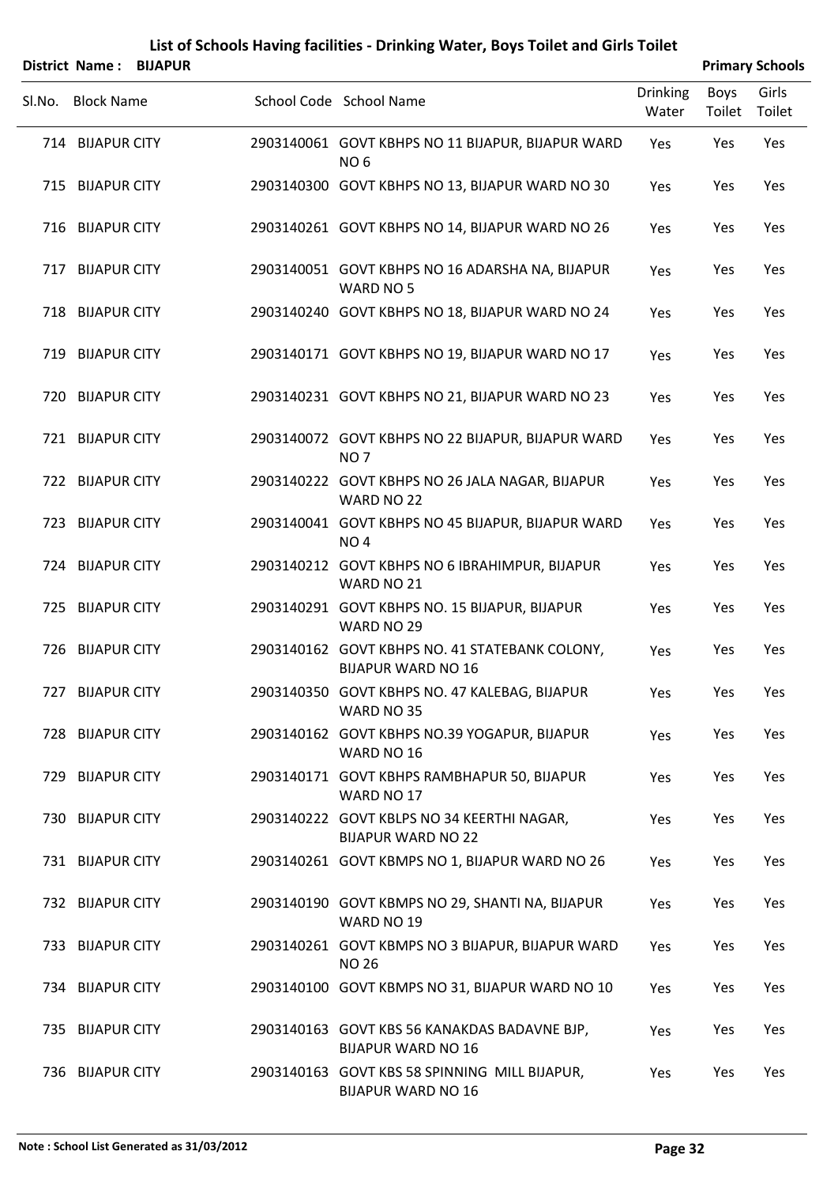# List of Schools Having facilities - Drinking Water, Boys Toilet and Girls Toilet

**District Name : BIJAPUR** **Primary Schools**

| Sl.No. | Block Name | School Code | School Name | Drinking Water | Boys Toilet | Girls Toilet |
|---|---|---|---|---|---|---|
| 714 | BIJAPUR CITY | 2903140061 | GOVT KBHPS NO 11 BIJAPUR, BIJAPUR WARD NO 6 | Yes | Yes | Yes |
| 715 | BIJAPUR CITY | 2903140300 | GOVT KBHPS NO 13, BIJAPUR WARD NO 30 | Yes | Yes | Yes |
| 716 | BIJAPUR CITY | 2903140261 | GOVT KBHPS NO 14, BIJAPUR WARD NO 26 | Yes | Yes | Yes |
| 717 | BIJAPUR CITY | 2903140051 | GOVT KBHPS NO 16 ADARSHA NA, BIJAPUR WARD NO 5 | Yes | Yes | Yes |
| 718 | BIJAPUR CITY | 2903140240 | GOVT KBHPS NO 18, BIJAPUR WARD NO 24 | Yes | Yes | Yes |
| 719 | BIJAPUR CITY | 2903140171 | GOVT KBHPS NO 19, BIJAPUR WARD NO 17 | Yes | Yes | Yes |
| 720 | BIJAPUR CITY | 2903140231 | GOVT KBHPS NO 21, BIJAPUR WARD NO 23 | Yes | Yes | Yes |
| 721 | BIJAPUR CITY | 2903140072 | GOVT KBHPS NO 22 BIJAPUR, BIJAPUR WARD NO 7 | Yes | Yes | Yes |
| 722 | BIJAPUR CITY | 2903140222 | GOVT KBHPS NO 26 JALA NAGAR, BIJAPUR WARD NO 22 | Yes | Yes | Yes |
| 723 | BIJAPUR CITY | 2903140041 | GOVT KBHPS NO 45 BIJAPUR, BIJAPUR WARD NO 4 | Yes | Yes | Yes |
| 724 | BIJAPUR CITY | 2903140212 | GOVT KBHPS NO 6 IBRAHIMPUR, BIJAPUR WARD NO 21 | Yes | Yes | Yes |
| 725 | BIJAPUR CITY | 2903140291 | GOVT KBHPS NO. 15 BIJAPUR, BIJAPUR WARD NO 29 | Yes | Yes | Yes |
| 726 | BIJAPUR CITY | 2903140162 | GOVT KBHPS NO. 41 STATEBANK COLONY, BIJAPUR WARD NO 16 | Yes | Yes | Yes |
| 727 | BIJAPUR CITY | 2903140350 | GOVT KBHPS NO. 47 KALEBAG, BIJAPUR WARD NO 35 | Yes | Yes | Yes |
| 728 | BIJAPUR CITY | 2903140162 | GOVT KBHPS NO.39 YOGAPUR, BIJAPUR WARD NO 16 | Yes | Yes | Yes |
| 729 | BIJAPUR CITY | 2903140171 | GOVT KBHPS RAMBHAPUR 50, BIJAPUR WARD NO 17 | Yes | Yes | Yes |
| 730 | BIJAPUR CITY | 2903140222 | GOVT KBLPS NO 34 KEERTHI NAGAR, BIJAPUR WARD NO 22 | Yes | Yes | Yes |
| 731 | BIJAPUR CITY | 2903140261 | GOVT KBMPS NO 1, BIJAPUR WARD NO 26 | Yes | Yes | Yes |
| 732 | BIJAPUR CITY | 2903140190 | GOVT KBMPS NO 29, SHANTI NA, BIJAPUR WARD NO 19 | Yes | Yes | Yes |
| 733 | BIJAPUR CITY | 2903140261 | GOVT KBMPS NO 3 BIJAPUR, BIJAPUR WARD NO 26 | Yes | Yes | Yes |
| 734 | BIJAPUR CITY | 2903140100 | GOVT KBMPS NO 31, BIJAPUR WARD NO 10 | Yes | Yes | Yes |
| 735 | BIJAPUR CITY | 2903140163 | GOVT KBS 56 KANAKDAS BADAVNE BJP, BIJAPUR WARD NO 16 | Yes | Yes | Yes |
| 736 | BIJAPUR CITY | 2903140163 | GOVT KBS 58 SPINNING MILL BIJAPUR, BIJAPUR WARD NO 16 | Yes | Yes | Yes |

**Note : School List Generated as 31/03/2012**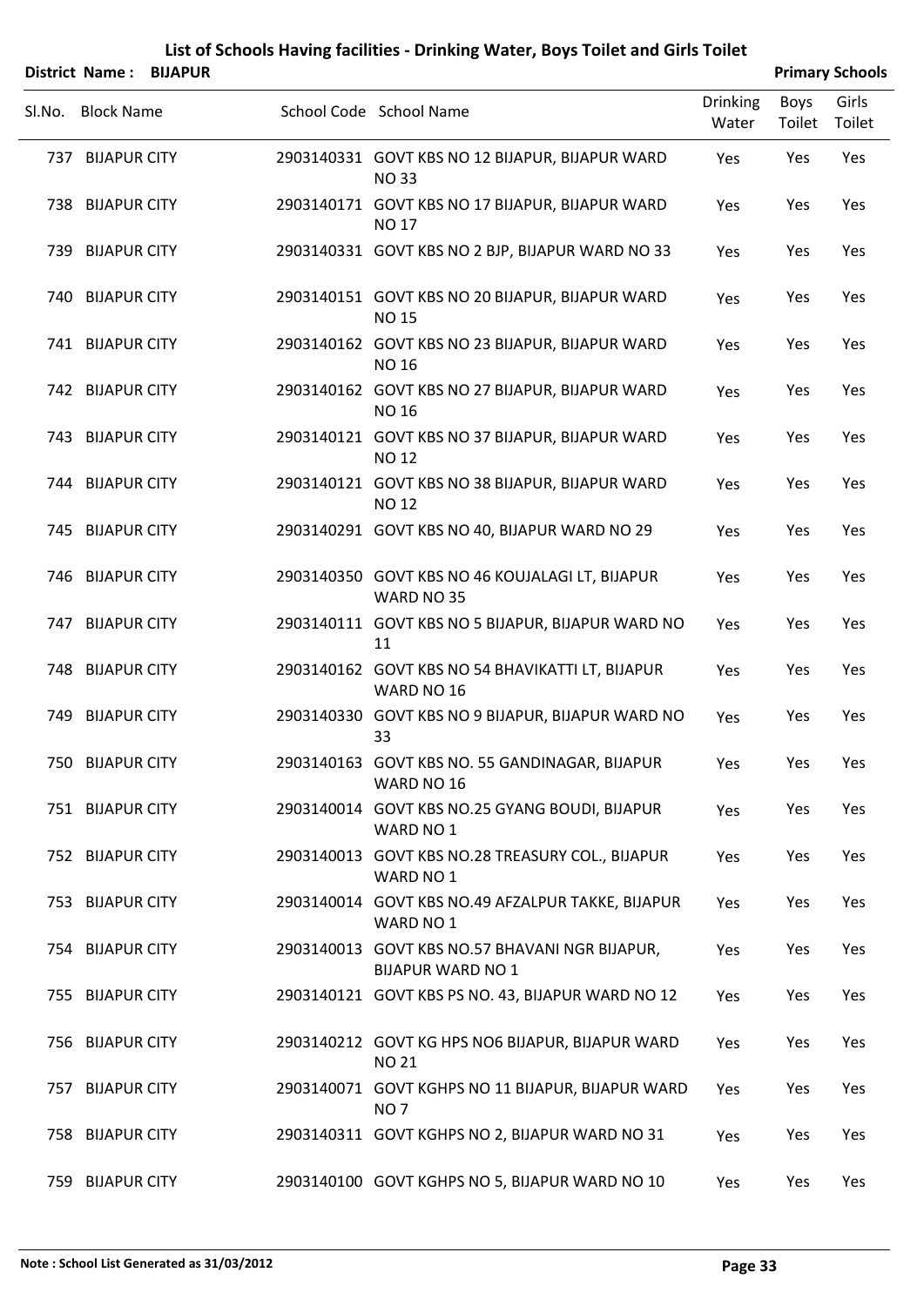# List of Schools Having facilities - Drinking Water, Boys Toilet and Girls Toilet

**District Name : BIJAPUR** **Primary Schools**

| Sl.No. | Block Name | School Code | School Name | Drinking Water | Boys Toilet | Girls Toilet |
|---|---|---|---|---|---|---|
| 737 | BIJAPUR CITY | 2903140331 | GOVT KBS NO 12 BIJAPUR, BIJAPUR WARD NO 33 | Yes | Yes | Yes |
| 738 | BIJAPUR CITY | 2903140171 | GOVT KBS NO 17 BIJAPUR, BIJAPUR WARD NO 17 | Yes | Yes | Yes |
| 739 | BIJAPUR CITY | 2903140331 | GOVT KBS NO 2 BJP, BIJAPUR WARD NO 33 | Yes | Yes | Yes |
| 740 | BIJAPUR CITY | 2903140151 | GOVT KBS NO 20 BIJAPUR, BIJAPUR WARD NO 15 | Yes | Yes | Yes |
| 741 | BIJAPUR CITY | 2903140162 | GOVT KBS NO 23 BIJAPUR, BIJAPUR WARD NO 16 | Yes | Yes | Yes |
| 742 | BIJAPUR CITY | 2903140162 | GOVT KBS NO 27 BIJAPUR, BIJAPUR WARD NO 16 | Yes | Yes | Yes |
| 743 | BIJAPUR CITY | 2903140121 | GOVT KBS NO 37 BIJAPUR, BIJAPUR WARD NO 12 | Yes | Yes | Yes |
| 744 | BIJAPUR CITY | 2903140121 | GOVT KBS NO 38 BIJAPUR, BIJAPUR WARD NO 12 | Yes | Yes | Yes |
| 745 | BIJAPUR CITY | 2903140291 | GOVT KBS NO 40, BIJAPUR WARD NO 29 | Yes | Yes | Yes |
| 746 | BIJAPUR CITY | 2903140350 | GOVT KBS NO 46 KOUJALAGI LT, BIJAPUR WARD NO 35 | Yes | Yes | Yes |
| 747 | BIJAPUR CITY | 2903140111 | GOVT KBS NO 5 BIJAPUR, BIJAPUR WARD NO 11 | Yes | Yes | Yes |
| 748 | BIJAPUR CITY | 2903140162 | GOVT KBS NO 54 BHAVIKATTI LT, BIJAPUR WARD NO 16 | Yes | Yes | Yes |
| 749 | BIJAPUR CITY | 2903140330 | GOVT KBS NO 9 BIJAPUR, BIJAPUR WARD NO 33 | Yes | Yes | Yes |
| 750 | BIJAPUR CITY | 2903140163 | GOVT KBS NO. 55 GANDINAGAR, BIJAPUR WARD NO 16 | Yes | Yes | Yes |
| 751 | BIJAPUR CITY | 2903140014 | GOVT KBS NO.25 GYANG BOUDI, BIJAPUR WARD NO 1 | Yes | Yes | Yes |
| 752 | BIJAPUR CITY | 2903140013 | GOVT KBS NO.28 TREASURY COL., BIJAPUR WARD NO 1 | Yes | Yes | Yes |
| 753 | BIJAPUR CITY | 2903140014 | GOVT KBS NO.49 AFZALPUR TAKKE, BIJAPUR WARD NO 1 | Yes | Yes | Yes |
| 754 | BIJAPUR CITY | 2903140013 | GOVT KBS NO.57 BHAVANI NGR BIJAPUR, BIJAPUR WARD NO 1 | Yes | Yes | Yes |
| 755 | BIJAPUR CITY | 2903140121 | GOVT KBS PS NO. 43, BIJAPUR WARD NO 12 | Yes | Yes | Yes |
| 756 | BIJAPUR CITY | 2903140212 | GOVT KG HPS NO6 BIJAPUR, BIJAPUR WARD NO 21 | Yes | Yes | Yes |
| 757 | BIJAPUR CITY | 2903140071 | GOVT KGHPS NO 11 BIJAPUR, BIJAPUR WARD NO 7 | Yes | Yes | Yes |
| 758 | BIJAPUR CITY | 2903140311 | GOVT KGHPS NO 2, BIJAPUR WARD NO 31 | Yes | Yes | Yes |
| 759 | BIJAPUR CITY | 2903140100 | GOVT KGHPS NO 5, BIJAPUR WARD NO 10 | Yes | Yes | Yes |

**Note : School List Generated as 31/03/2012**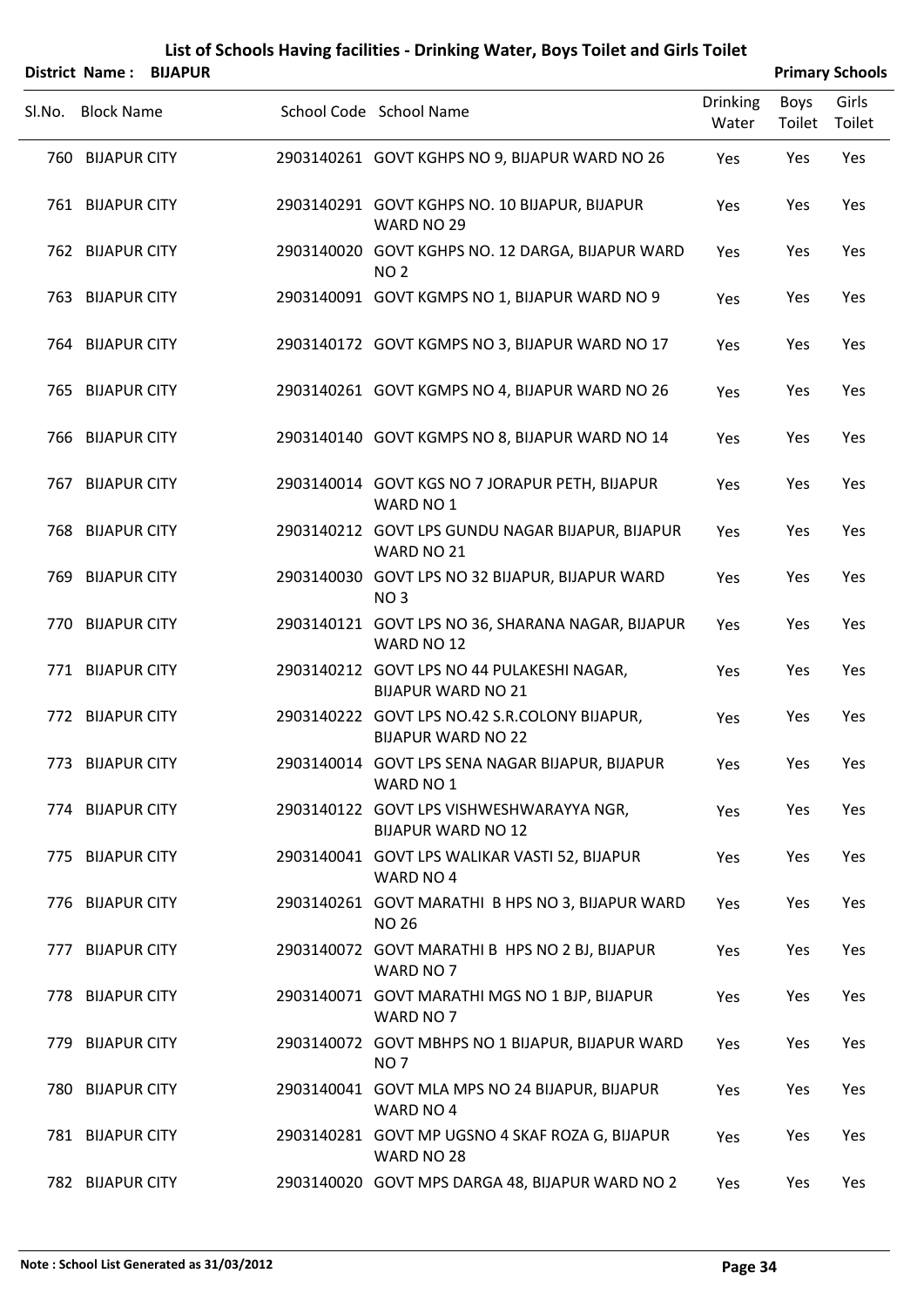# List of Schools Having facilities - Drinking Water, Boys Toilet and Girls Toilet

**District Name : BIJAPUR** **Primary Schools**

| Sl.No. | Block Name | School Code | School Name | Drinking Water | Boys Toilet | Girls Toilet |
|---|---|---|---|---|---|---|
| 760 | BIJAPUR CITY | 2903140261 | GOVT KGHPS NO 9, BIJAPUR WARD NO 26 | Yes | Yes | Yes |
| 761 | BIJAPUR CITY | 2903140291 | GOVT KGHPS NO. 10 BIJAPUR, BIJAPUR WARD NO 29 | Yes | Yes | Yes |
| 762 | BIJAPUR CITY | 2903140020 | GOVT KGHPS NO. 12 DARGA, BIJAPUR WARD NO 2 | Yes | Yes | Yes |
| 763 | BIJAPUR CITY | 2903140091 | GOVT KGMPS NO 1, BIJAPUR WARD NO 9 | Yes | Yes | Yes |
| 764 | BIJAPUR CITY | 2903140172 | GOVT KGMPS NO 3, BIJAPUR WARD NO 17 | Yes | Yes | Yes |
| 765 | BIJAPUR CITY | 2903140261 | GOVT KGMPS NO 4, BIJAPUR WARD NO 26 | Yes | Yes | Yes |
| 766 | BIJAPUR CITY | 2903140140 | GOVT KGMPS NO 8, BIJAPUR WARD NO 14 | Yes | Yes | Yes |
| 767 | BIJAPUR CITY | 2903140014 | GOVT KGS NO 7 JORAPUR PETH, BIJAPUR WARD NO 1 | Yes | Yes | Yes |
| 768 | BIJAPUR CITY | 2903140212 | GOVT LPS GUNDU NAGAR BIJAPUR, BIJAPUR WARD NO 21 | Yes | Yes | Yes |
| 769 | BIJAPUR CITY | 2903140030 | GOVT LPS NO 32 BIJAPUR, BIJAPUR WARD NO 3 | Yes | Yes | Yes |
| 770 | BIJAPUR CITY | 2903140121 | GOVT LPS NO 36, SHARANA NAGAR, BIJAPUR WARD NO 12 | Yes | Yes | Yes |
| 771 | BIJAPUR CITY | 2903140212 | GOVT LPS NO 44 PULAKESHI NAGAR, BIJAPUR WARD NO 21 | Yes | Yes | Yes |
| 772 | BIJAPUR CITY | 2903140222 | GOVT LPS NO.42 S.R.COLONY BIJAPUR, BIJAPUR WARD NO 22 | Yes | Yes | Yes |
| 773 | BIJAPUR CITY | 2903140014 | GOVT LPS SENA NAGAR BIJAPUR, BIJAPUR WARD NO 1 | Yes | Yes | Yes |
| 774 | BIJAPUR CITY | 2903140122 | GOVT LPS VISHWESHWARAYYA NGR, BIJAPUR WARD NO 12 | Yes | Yes | Yes |
| 775 | BIJAPUR CITY | 2903140041 | GOVT LPS WALIKAR VASTI 52, BIJAPUR WARD NO 4 | Yes | Yes | Yes |
| 776 | BIJAPUR CITY | 2903140261 | GOVT MARATHI B HPS NO 3, BIJAPUR WARD NO 26 | Yes | Yes | Yes |
| 777 | BIJAPUR CITY | 2903140072 | GOVT MARATHI B HPS NO 2 BJ, BIJAPUR WARD NO 7 | Yes | Yes | Yes |
| 778 | BIJAPUR CITY | 2903140071 | GOVT MARATHI MGS NO 1 BJP, BIJAPUR WARD NO 7 | Yes | Yes | Yes |
| 779 | BIJAPUR CITY | 2903140072 | GOVT MBHPS NO 1 BIJAPUR, BIJAPUR WARD NO 7 | Yes | Yes | Yes |
| 780 | BIJAPUR CITY | 2903140041 | GOVT MLA MPS NO 24 BIJAPUR, BIJAPUR WARD NO 4 | Yes | Yes | Yes |
| 781 | BIJAPUR CITY | 2903140281 | GOVT MP UGSNO 4 SKAF ROZA G, BIJAPUR WARD NO 28 | Yes | Yes | Yes |
| 782 | BIJAPUR CITY | 2903140020 | GOVT MPS DARGA 48, BIJAPUR WARD NO 2 | Yes | Yes | Yes |

Note : School List Generated as 31/03/2012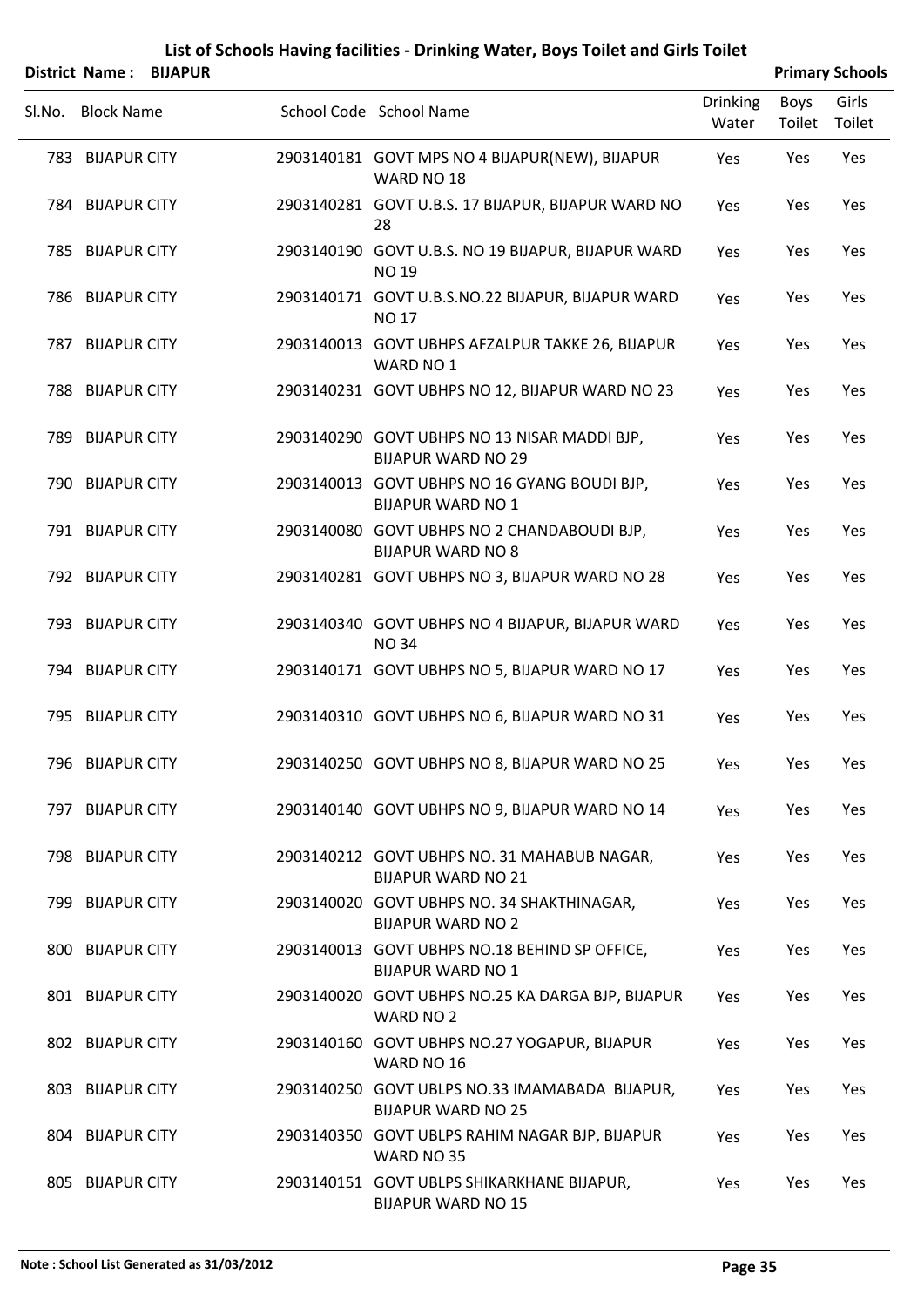# List of Schools Having facilities - Drinking Water, Boys Toilet and Girls Toilet

**District Name : BIJAPUR** **Primary Schools**

| Sl.No. | Block Name | School Code | School Name | Drinking Water | Boys Toilet | Girls Toilet |
|---|---|---|---|---|---|---|
| 783 | BIJAPUR CITY | 2903140181 | GOVT MPS NO 4 BIJAPUR(NEW), BIJAPUR WARD NO 18 | Yes | Yes | Yes |
| 784 | BIJAPUR CITY | 2903140281 | GOVT U.B.S. 17 BIJAPUR, BIJAPUR WARD NO 28 | Yes | Yes | Yes |
| 785 | BIJAPUR CITY | 2903140190 | GOVT U.B.S. NO 19 BIJAPUR, BIJAPUR WARD NO 19 | Yes | Yes | Yes |
| 786 | BIJAPUR CITY | 2903140171 | GOVT U.B.S.NO.22 BIJAPUR, BIJAPUR WARD NO 17 | Yes | Yes | Yes |
| 787 | BIJAPUR CITY | 2903140013 | GOVT UBHPS AFZALPUR TAKKE 26, BIJAPUR WARD NO 1 | Yes | Yes | Yes |
| 788 | BIJAPUR CITY | 2903140231 | GOVT UBHPS NO 12, BIJAPUR WARD NO 23 | Yes | Yes | Yes |
| 789 | BIJAPUR CITY | 2903140290 | GOVT UBHPS NO 13 NISAR MADDI BJP, BIJAPUR WARD NO 29 | Yes | Yes | Yes |
| 790 | BIJAPUR CITY | 2903140013 | GOVT UBHPS NO 16 GYANG BOUDI BJP, BIJAPUR WARD NO 1 | Yes | Yes | Yes |
| 791 | BIJAPUR CITY | 2903140080 | GOVT UBHPS NO 2 CHANDABOUDI BJP, BIJAPUR WARD NO 8 | Yes | Yes | Yes |
| 792 | BIJAPUR CITY | 2903140281 | GOVT UBHPS NO 3, BIJAPUR WARD NO 28 | Yes | Yes | Yes |
| 793 | BIJAPUR CITY | 2903140340 | GOVT UBHPS NO 4 BIJAPUR, BIJAPUR WARD NO 34 | Yes | Yes | Yes |
| 794 | BIJAPUR CITY | 2903140171 | GOVT UBHPS NO 5, BIJAPUR WARD NO 17 | Yes | Yes | Yes |
| 795 | BIJAPUR CITY | 2903140310 | GOVT UBHPS NO 6, BIJAPUR WARD NO 31 | Yes | Yes | Yes |
| 796 | BIJAPUR CITY | 2903140250 | GOVT UBHPS NO 8, BIJAPUR WARD NO 25 | Yes | Yes | Yes |
| 797 | BIJAPUR CITY | 2903140140 | GOVT UBHPS NO 9, BIJAPUR WARD NO 14 | Yes | Yes | Yes |
| 798 | BIJAPUR CITY | 2903140212 | GOVT UBHPS NO. 31 MAHABUB NAGAR, BIJAPUR WARD NO 21 | Yes | Yes | Yes |
| 799 | BIJAPUR CITY | 2903140020 | GOVT UBHPS NO. 34 SHAKTHINAGAR, BIJAPUR WARD NO 2 | Yes | Yes | Yes |
| 800 | BIJAPUR CITY | 2903140013 | GOVT UBHPS NO.18 BEHIND SP OFFICE, BIJAPUR WARD NO 1 | Yes | Yes | Yes |
| 801 | BIJAPUR CITY | 2903140020 | GOVT UBHPS NO.25 KA DARGA BJP, BIJAPUR WARD NO 2 | Yes | Yes | Yes |
| 802 | BIJAPUR CITY | 2903140160 | GOVT UBHPS NO.27 YOGAPUR, BIJAPUR WARD NO 16 | Yes | Yes | Yes |
| 803 | BIJAPUR CITY | 2903140250 | GOVT UBLPS NO.33 IMAMABADA BIJAPUR, BIJAPUR WARD NO 25 | Yes | Yes | Yes |
| 804 | BIJAPUR CITY | 2903140350 | GOVT UBLPS RAHIM NAGAR BJP, BIJAPUR WARD NO 35 | Yes | Yes | Yes |
| 805 | BIJAPUR CITY | 2903140151 | GOVT UBLPS SHIKARKHANE BIJAPUR, BIJAPUR WARD NO 15 | Yes | Yes | Yes |

**Note : School List Generated as 31/03/2012**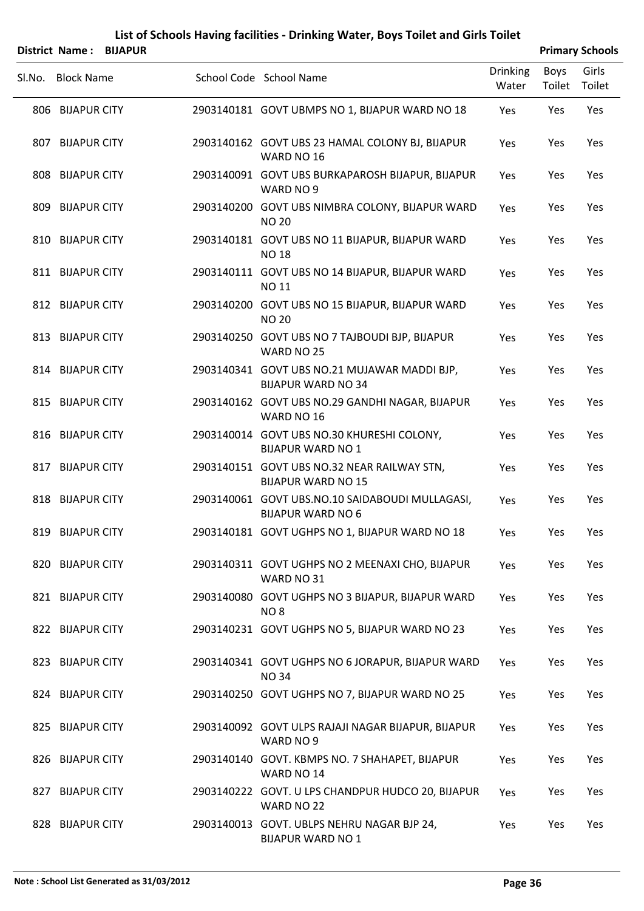# List of Schools Having facilities - Drinking Water, Boys Toilet and Girls Toilet

**District Name : BIJAPUR** **Primary Schools**

| Sl.No. | Block Name | School Code | School Name | Drinking Water | Boys Toilet | Girls Toilet |
|---|---|---|---|---|---|---|
| 806 | BIJAPUR CITY | 2903140181 | GOVT UBMPS NO 1, BIJAPUR WARD NO 18 | Yes | Yes | Yes |
| 807 | BIJAPUR CITY | 2903140162 | GOVT UBS 23 HAMAL COLONY BJ, BIJAPUR WARD NO 16 | Yes | Yes | Yes |
| 808 | BIJAPUR CITY | 2903140091 | GOVT UBS BURKAPAROSH BIJAPUR, BIJAPUR WARD NO 9 | Yes | Yes | Yes |
| 809 | BIJAPUR CITY | 2903140200 | GOVT UBS NIMBRA COLONY, BIJAPUR WARD NO 20 | Yes | Yes | Yes |
| 810 | BIJAPUR CITY | 2903140181 | GOVT UBS NO 11 BIJAPUR, BIJAPUR WARD NO 18 | Yes | Yes | Yes |
| 811 | BIJAPUR CITY | 2903140111 | GOVT UBS NO 14 BIJAPUR, BIJAPUR WARD NO 11 | Yes | Yes | Yes |
| 812 | BIJAPUR CITY | 2903140200 | GOVT UBS NO 15 BIJAPUR, BIJAPUR WARD NO 20 | Yes | Yes | Yes |
| 813 | BIJAPUR CITY | 2903140250 | GOVT UBS NO 7 TAJBOUDI BJP, BIJAPUR WARD NO 25 | Yes | Yes | Yes |
| 814 | BIJAPUR CITY | 2903140341 | GOVT UBS NO.21 MUJAWAR MADDI BJP, BIJAPUR WARD NO 34 | Yes | Yes | Yes |
| 815 | BIJAPUR CITY | 2903140162 | GOVT UBS NO.29 GANDHI NAGAR, BIJAPUR WARD NO 16 | Yes | Yes | Yes |
| 816 | BIJAPUR CITY | 2903140014 | GOVT UBS NO.30 KHURESHI COLONY, BIJAPUR WARD NO 1 | Yes | Yes | Yes |
| 817 | BIJAPUR CITY | 2903140151 | GOVT UBS NO.32 NEAR RAILWAY STN, BIJAPUR WARD NO 15 | Yes | Yes | Yes |
| 818 | BIJAPUR CITY | 2903140061 | GOVT UBS.NO.10 SAIDABOUDI MULLAGASI, BIJAPUR WARD NO 6 | Yes | Yes | Yes |
| 819 | BIJAPUR CITY | 2903140181 | GOVT UGHPS NO 1, BIJAPUR WARD NO 18 | Yes | Yes | Yes |
| 820 | BIJAPUR CITY | 2903140311 | GOVT UGHPS NO 2 MEENAXI CHO, BIJAPUR WARD NO 31 | Yes | Yes | Yes |
| 821 | BIJAPUR CITY | 2903140080 | GOVT UGHPS NO 3 BIJAPUR, BIJAPUR WARD NO 8 | Yes | Yes | Yes |
| 822 | BIJAPUR CITY | 2903140231 | GOVT UGHPS NO 5, BIJAPUR WARD NO 23 | Yes | Yes | Yes |
| 823 | BIJAPUR CITY | 2903140341 | GOVT UGHPS NO 6 JORAPUR, BIJAPUR WARD NO 34 | Yes | Yes | Yes |
| 824 | BIJAPUR CITY | 2903140250 | GOVT UGHPS NO 7, BIJAPUR WARD NO 25 | Yes | Yes | Yes |
| 825 | BIJAPUR CITY | 2903140092 | GOVT ULPS RAJAJI NAGAR BIJAPUR, BIJAPUR WARD NO 9 | Yes | Yes | Yes |
| 826 | BIJAPUR CITY | 2903140140 | GOVT. KBMPS NO. 7 SHAHAPET, BIJAPUR WARD NO 14 | Yes | Yes | Yes |
| 827 | BIJAPUR CITY | 2903140222 | GOVT. U LPS CHANDPUR HUDCO 20, BIJAPUR WARD NO 22 | Yes | Yes | Yes |
| 828 | BIJAPUR CITY | 2903140013 | GOVT. UBLPS NEHRU NAGAR BJP 24, BIJAPUR WARD NO 1 | Yes | Yes | Yes |

**Note : School List Generated as 31/03/2012**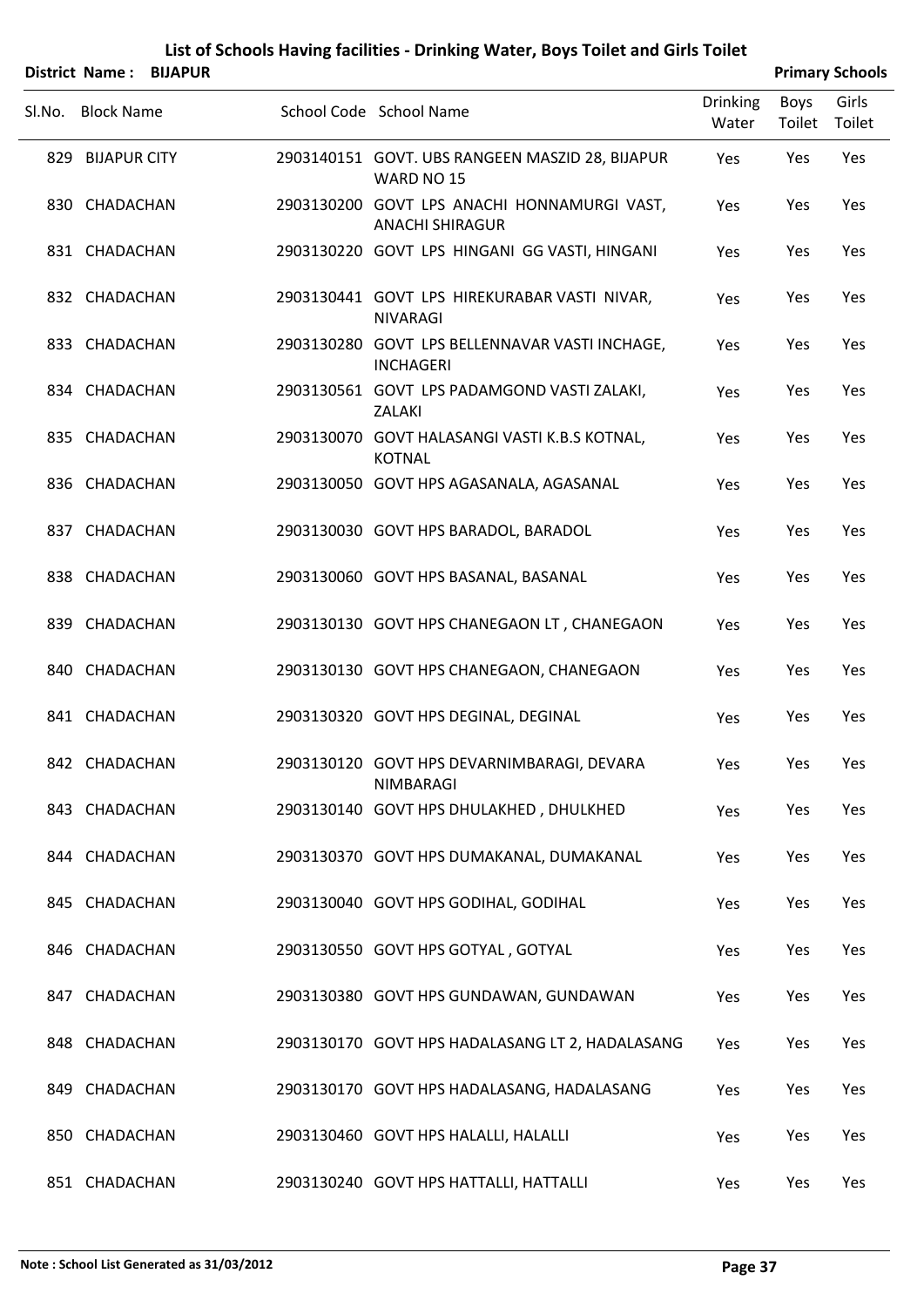# List of Schools Having facilities - Drinking Water, Boys Toilet and Girls Toilet

**District Name : BIJAPUR** **Primary Schools**

| Sl.No. | Block Name | School Code | School Name | Drinking Water | Boys Toilet | Girls Toilet |
|---|---|---|---|---|---|---|
| 829 | BIJAPUR CITY | 2903140151 | GOVT. UBS RANGEEN MASZID 28, BIJAPUR WARD NO 15 | Yes | Yes | Yes |
| 830 | CHADACHAN | 2903130200 | GOVT LPS ANACHI HONNAMURGI VAST, ANACHI SHIRAGUR | Yes | Yes | Yes |
| 831 | CHADACHAN | 2903130220 | GOVT LPS HINGANI GG VASTI, HINGANI | Yes | Yes | Yes |
| 832 | CHADACHAN | 2903130441 | GOVT LPS HIREKURABAR VASTI NIVAR, NIVARAGI | Yes | Yes | Yes |
| 833 | CHADACHAN | 2903130280 | GOVT LPS BELLENNAVAR VASTI INCHAGE, INCHAGERI | Yes | Yes | Yes |
| 834 | CHADACHAN | 2903130561 | GOVT LPS PADAMGOND VASTI ZALAKI, ZALAKI | Yes | Yes | Yes |
| 835 | CHADACHAN | 2903130070 | GOVT HALASANGI VASTI K.B.S KOTNAL, KOTNAL | Yes | Yes | Yes |
| 836 | CHADACHAN | 2903130050 | GOVT HPS AGASANALA, AGASANAL | Yes | Yes | Yes |
| 837 | CHADACHAN | 2903130030 | GOVT HPS BARADOL, BARADOL | Yes | Yes | Yes |
| 838 | CHADACHAN | 2903130060 | GOVT HPS BASANAL, BASANAL | Yes | Yes | Yes |
| 839 | CHADACHAN | 2903130130 | GOVT HPS CHANEGAON LT , CHANEGAON | Yes | Yes | Yes |
| 840 | CHADACHAN | 2903130130 | GOVT HPS CHANEGAON, CHANEGAON | Yes | Yes | Yes |
| 841 | CHADACHAN | 2903130320 | GOVT HPS DEGINAL, DEGINAL | Yes | Yes | Yes |
| 842 | CHADACHAN | 2903130120 | GOVT HPS DEVARNIMBARAGI, DEVARA NIMBARAGI | Yes | Yes | Yes |
| 843 | CHADACHAN | 2903130140 | GOVT HPS DHULAKHED , DHULKHED | Yes | Yes | Yes |
| 844 | CHADACHAN | 2903130370 | GOVT HPS DUMAKANAL, DUMAKANAL | Yes | Yes | Yes |
| 845 | CHADACHAN | 2903130040 | GOVT HPS GODIHAL, GODIHAL | Yes | Yes | Yes |
| 846 | CHADACHAN | 2903130550 | GOVT HPS GOTYAL , GOTYAL | Yes | Yes | Yes |
| 847 | CHADACHAN | 2903130380 | GOVT HPS GUNDAWAN, GUNDAWAN | Yes | Yes | Yes |
| 848 | CHADACHAN | 2903130170 | GOVT HPS HADALASANG LT 2, HADALASANG | Yes | Yes | Yes |
| 849 | CHADACHAN | 2903130170 | GOVT HPS HADALASANG, HADALASANG | Yes | Yes | Yes |
| 850 | CHADACHAN | 2903130460 | GOVT HPS HALALLI, HALALLI | Yes | Yes | Yes |
| 851 | CHADACHAN | 2903130240 | GOVT HPS HATTALLI, HATTALLI | Yes | Yes | Yes |

**Note : School List Generated as 31/03/2012**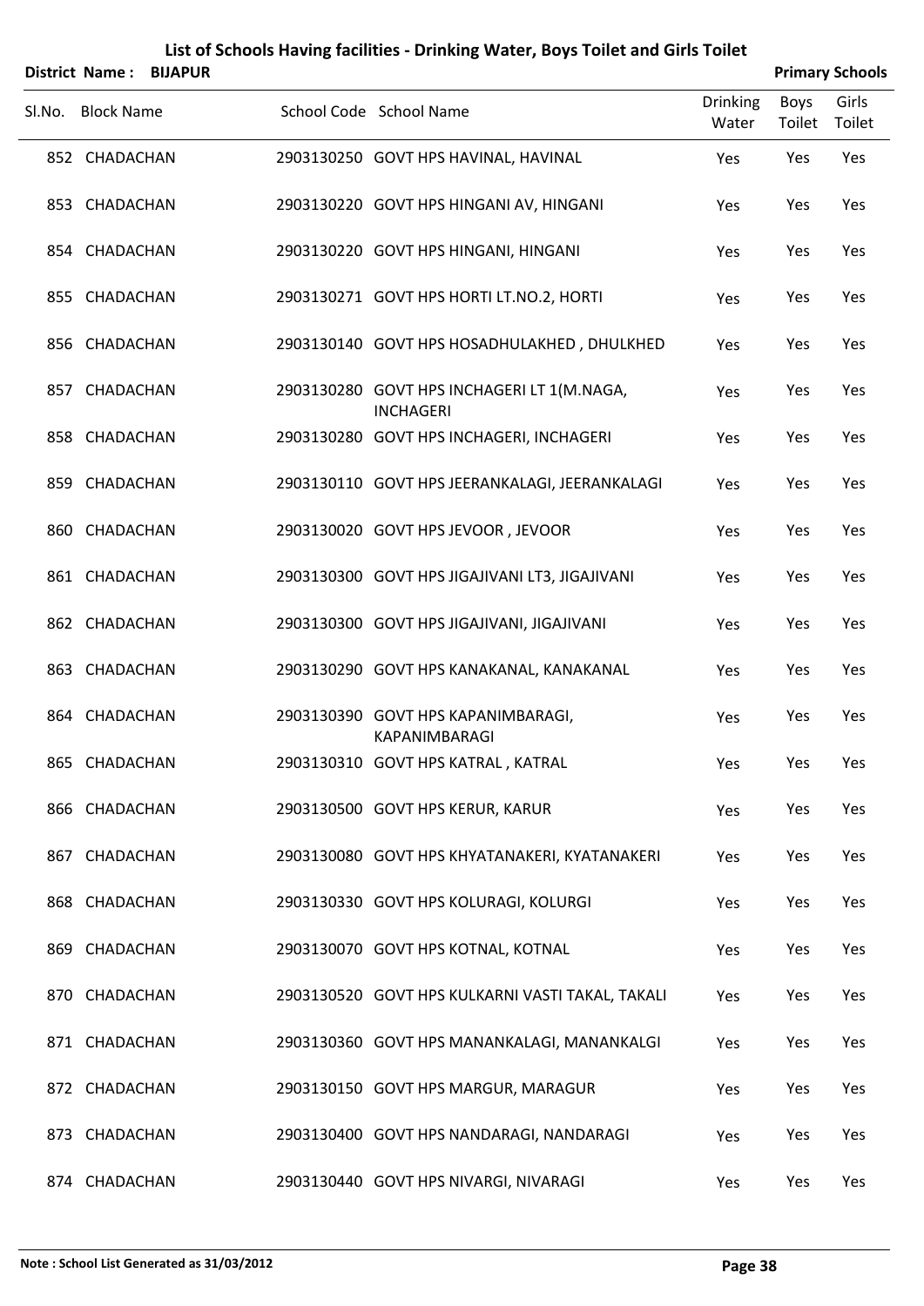# List of Schools Having facilities - Drinking Water, Boys Toilet and Girls Toilet

**District Name : BIJAPUR** **Primary Schools**

| Sl.No. | Block Name | School Code | School Name | Drinking Water | Boys Toilet | Girls Toilet |
|---|---|---|---|---|---|---|
| 852 | CHADACHAN | 2903130250 | GOVT HPS HAVINAL, HAVINAL | Yes | Yes | Yes |
| 853 | CHADACHAN | 2903130220 | GOVT HPS HINGANI AV, HINGANI | Yes | Yes | Yes |
| 854 | CHADACHAN | 2903130220 | GOVT HPS HINGANI, HINGANI | Yes | Yes | Yes |
| 855 | CHADACHAN | 2903130271 | GOVT HPS HORTI LT.NO.2, HORTI | Yes | Yes | Yes |
| 856 | CHADACHAN | 2903130140 | GOVT HPS HOSADHULAKHED , DHULKHED | Yes | Yes | Yes |
| 857 | CHADACHAN | 2903130280 | GOVT HPS INCHAGERI LT 1(M.NAGA, INCHAGERI | Yes | Yes | Yes |
| 858 | CHADACHAN | 2903130280 | GOVT HPS INCHAGERI, INCHAGERI | Yes | Yes | Yes |
| 859 | CHADACHAN | 2903130110 | GOVT HPS JEERANKALAGI, JEERANKALAGI | Yes | Yes | Yes |
| 860 | CHADACHAN | 2903130020 | GOVT HPS JEVOOR , JEVOOR | Yes | Yes | Yes |
| 861 | CHADACHAN | 2903130300 | GOVT HPS JIGAJIVANI LT3, JIGAJIVANI | Yes | Yes | Yes |
| 862 | CHADACHAN | 2903130300 | GOVT HPS JIGAJIVANI, JIGAJIVANI | Yes | Yes | Yes |
| 863 | CHADACHAN | 2903130290 | GOVT HPS KANAKANAL, KANAKANAL | Yes | Yes | Yes |
| 864 | CHADACHAN | 2903130390 | GOVT HPS KAPANIMBARAGI, KAPANIMBARAGI | Yes | Yes | Yes |
| 865 | CHADACHAN | 2903130310 | GOVT HPS KATRAL , KATRAL | Yes | Yes | Yes |
| 866 | CHADACHAN | 2903130500 | GOVT HPS KERUR, KARUR | Yes | Yes | Yes |
| 867 | CHADACHAN | 2903130080 | GOVT HPS KHYATANAKERI, KYATANAKERI | Yes | Yes | Yes |
| 868 | CHADACHAN | 2903130330 | GOVT HPS KOLURAGI, KOLURGI | Yes | Yes | Yes |
| 869 | CHADACHAN | 2903130070 | GOVT HPS KOTNAL, KOTNAL | Yes | Yes | Yes |
| 870 | CHADACHAN | 2903130520 | GOVT HPS KULKARNI VASTI TAKAL, TAKALI | Yes | Yes | Yes |
| 871 | CHADACHAN | 2903130360 | GOVT HPS MANANKALAGI, MANANKALGI | Yes | Yes | Yes |
| 872 | CHADACHAN | 2903130150 | GOVT HPS MARGUR, MARAGUR | Yes | Yes | Yes |
| 873 | CHADACHAN | 2903130400 | GOVT HPS NANDARAGI, NANDARAGI | Yes | Yes | Yes |
| 874 | CHADACHAN | 2903130440 | GOVT HPS NIVARGI, NIVARAGI | Yes | Yes | Yes |

**Note : School List Generated as 31/03/2012**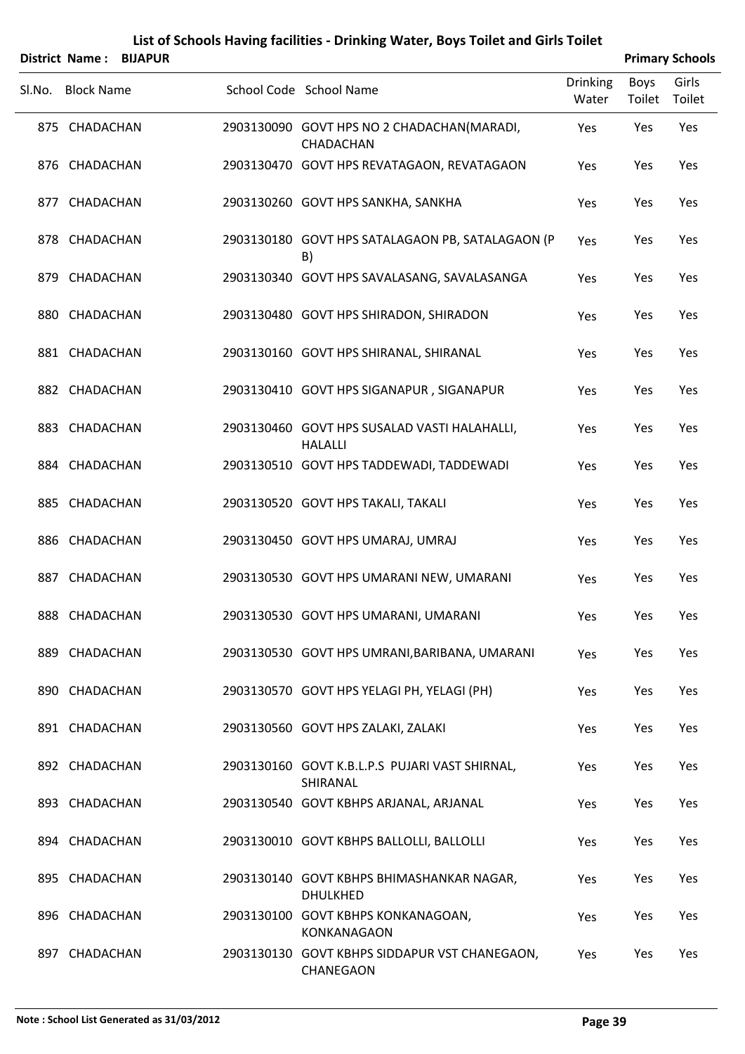# List of Schools Having facilities - Drinking Water, Boys Toilet and Girls Toilet

**District Name : BIJAPUR** **Primary Schools**

| Sl.No. | Block Name | School Code | School Name | Drinking Water | Boys Toilet | Girls Toilet |
|---|---|---|---|---|---|---|
| 875 | CHADACHAN | 2903130090 | GOVT HPS NO 2 CHADACHAN(MARADI, CHADACHAN | Yes | Yes | Yes |
| 876 | CHADACHAN | 2903130470 | GOVT HPS REVATAGAON, REVATAGAON | Yes | Yes | Yes |
| 877 | CHADACHAN | 2903130260 | GOVT HPS SANKHA, SANKHA | Yes | Yes | Yes |
| 878 | CHADACHAN | 2903130180 | GOVT HPS SATALAGAON PB, SATALAGAON (P B) | Yes | Yes | Yes |
| 879 | CHADACHAN | 2903130340 | GOVT HPS SAVALASANG, SAVALASANGA | Yes | Yes | Yes |
| 880 | CHADACHAN | 2903130480 | GOVT HPS SHIRADON, SHIRADON | Yes | Yes | Yes |
| 881 | CHADACHAN | 2903130160 | GOVT HPS SHIRANAL, SHIRANAL | Yes | Yes | Yes |
| 882 | CHADACHAN | 2903130410 | GOVT HPS SIGANAPUR , SIGANAPUR | Yes | Yes | Yes |
| 883 | CHADACHAN | 2903130460 | GOVT HPS SUSALAD VASTI HALAHALLI, HALALLI | Yes | Yes | Yes |
| 884 | CHADACHAN | 2903130510 | GOVT HPS TADDEWADI, TADDEWADI | Yes | Yes | Yes |
| 885 | CHADACHAN | 2903130520 | GOVT HPS TAKALI, TAKALI | Yes | Yes | Yes |
| 886 | CHADACHAN | 2903130450 | GOVT HPS UMARAJ, UMRAJ | Yes | Yes | Yes |
| 887 | CHADACHAN | 2903130530 | GOVT HPS UMARANI NEW, UMARANI | Yes | Yes | Yes |
| 888 | CHADACHAN | 2903130530 | GOVT HPS UMARANI, UMARANI | Yes | Yes | Yes |
| 889 | CHADACHAN | 2903130530 | GOVT HPS UMRANI,BARIBANA, UMARANI | Yes | Yes | Yes |
| 890 | CHADACHAN | 2903130570 | GOVT HPS YELAGI PH, YELAGI (PH) | Yes | Yes | Yes |
| 891 | CHADACHAN | 2903130560 | GOVT HPS ZALAKI, ZALAKI | Yes | Yes | Yes |
| 892 | CHADACHAN | 2903130160 | GOVT K.B.L.P.S PUJARI VAST SHIRNAL, SHIRANAL | Yes | Yes | Yes |
| 893 | CHADACHAN | 2903130540 | GOVT KBHPS ARJANAL, ARJANAL | Yes | Yes | Yes |
| 894 | CHADACHAN | 2903130010 | GOVT KBHPS BALLOLLI, BALLOLLI | Yes | Yes | Yes |
| 895 | CHADACHAN | 2903130140 | GOVT KBHPS BHIMASHANKAR NAGAR, DHULKHED | Yes | Yes | Yes |
| 896 | CHADACHAN | 2903130100 | GOVT KBHPS KONKANAGOAN, KONKANAGAON | Yes | Yes | Yes |
| 897 | CHADACHAN | 2903130130 | GOVT KBHPS SIDDAPUR VST CHANEGAON, CHANEGAON | Yes | Yes | Yes |

**Note : School List Generated as 31/03/2012**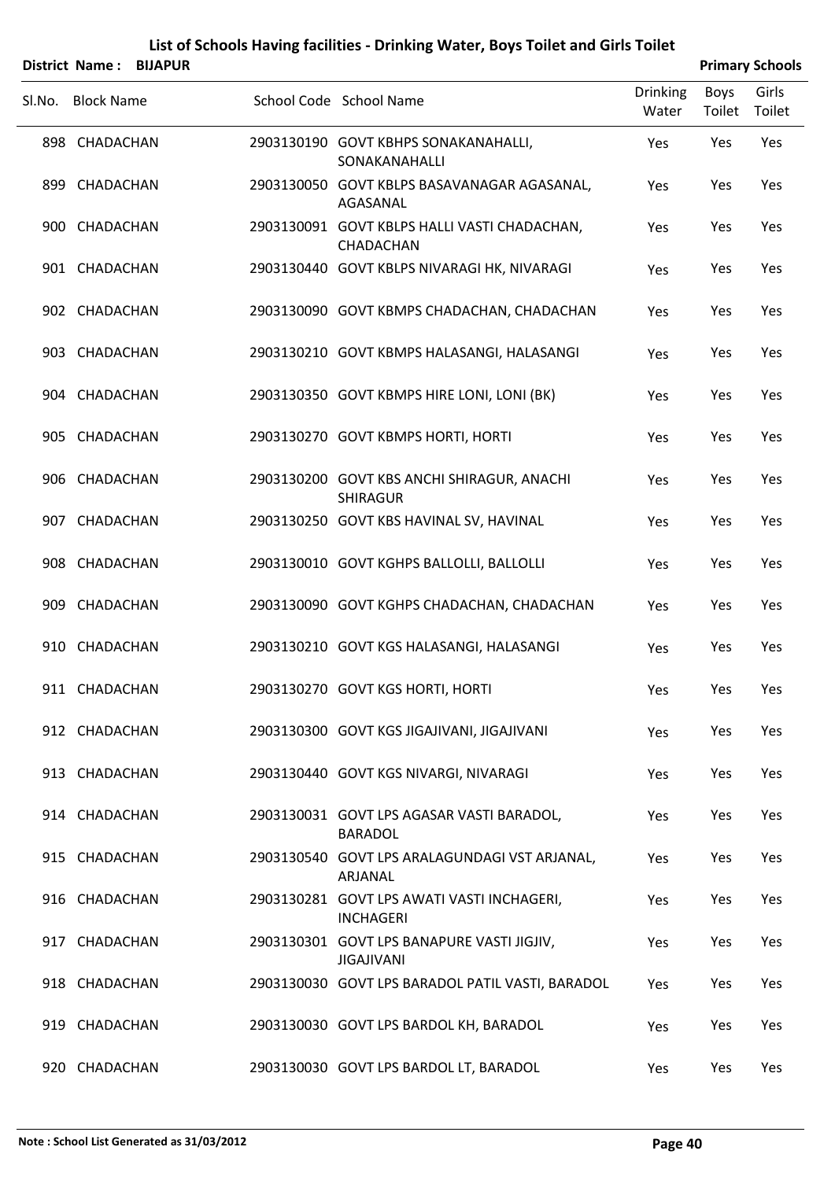# List of Schools Having facilities - Drinking Water, Boys Toilet and Girls Toilet

**District Name : BIJAPUR** **Primary Schools**

| Sl.No. | Block Name | School Code | School Name | Drinking Water | Boys Toilet | Girls Toilet |
|---|---|---|---|---|---|---|
| 898 | CHADACHAN | 2903130190 | GOVT KBHPS SONAKANAHALLI, SONAKANAHALLI | Yes | Yes | Yes |
| 899 | CHADACHAN | 2903130050 | GOVT KBLPS BASAVANAGAR AGASANAL, AGASANAL | Yes | Yes | Yes |
| 900 | CHADACHAN | 2903130091 | GOVT KBLPS HALLI VASTI CHADACHAN, CHADACHAN | Yes | Yes | Yes |
| 901 | CHADACHAN | 2903130440 | GOVT KBLPS NIVARAGI HK, NIVARAGI | Yes | Yes | Yes |
| 902 | CHADACHAN | 2903130090 | GOVT KBMPS CHADACHAN, CHADACHAN | Yes | Yes | Yes |
| 903 | CHADACHAN | 2903130210 | GOVT KBMPS HALASANGI, HALASANGI | Yes | Yes | Yes |
| 904 | CHADACHAN | 2903130350 | GOVT KBMPS HIRE LONI, LONI (BK) | Yes | Yes | Yes |
| 905 | CHADACHAN | 2903130270 | GOVT KBMPS HORTI, HORTI | Yes | Yes | Yes |
| 906 | CHADACHAN | 2903130200 | GOVT KBS ANCHI SHIRAGUR, ANACHI SHIRAGUR | Yes | Yes | Yes |
| 907 | CHADACHAN | 2903130250 | GOVT KBS HAVINAL SV, HAVINAL | Yes | Yes | Yes |
| 908 | CHADACHAN | 2903130010 | GOVT KGHPS BALLOLLI, BALLOLLI | Yes | Yes | Yes |
| 909 | CHADACHAN | 2903130090 | GOVT KGHPS CHADACHAN, CHADACHAN | Yes | Yes | Yes |
| 910 | CHADACHAN | 2903130210 | GOVT KGS HALASANGI, HALASANGI | Yes | Yes | Yes |
| 911 | CHADACHAN | 2903130270 | GOVT KGS HORTI, HORTI | Yes | Yes | Yes |
| 912 | CHADACHAN | 2903130300 | GOVT KGS JIGAJIVANI, JIGAJIVANI | Yes | Yes | Yes |
| 913 | CHADACHAN | 2903130440 | GOVT KGS NIVARGI, NIVARAGI | Yes | Yes | Yes |
| 914 | CHADACHAN | 2903130031 | GOVT LPS AGASAR VASTI BARADOL, BARADOL | Yes | Yes | Yes |
| 915 | CHADACHAN | 2903130540 | GOVT LPS ARALAGUNDAGI VST ARJANAL, ARJANAL | Yes | Yes | Yes |
| 916 | CHADACHAN | 2903130281 | GOVT LPS AWATI VASTI INCHAGERI, INCHAGERI | Yes | Yes | Yes |
| 917 | CHADACHAN | 2903130301 | GOVT LPS BANAPURE VASTI JIGJIV, JIGAJIVANI | Yes | Yes | Yes |
| 918 | CHADACHAN | 2903130030 | GOVT LPS BARADOL PATIL VASTI, BARADOL | Yes | Yes | Yes |
| 919 | CHADACHAN | 2903130030 | GOVT LPS BARDOL KH, BARADOL | Yes | Yes | Yes |
| 920 | CHADACHAN | 2903130030 | GOVT LPS BARDOL LT, BARADOL | Yes | Yes | Yes |

Note : School List Generated as 31/03/2012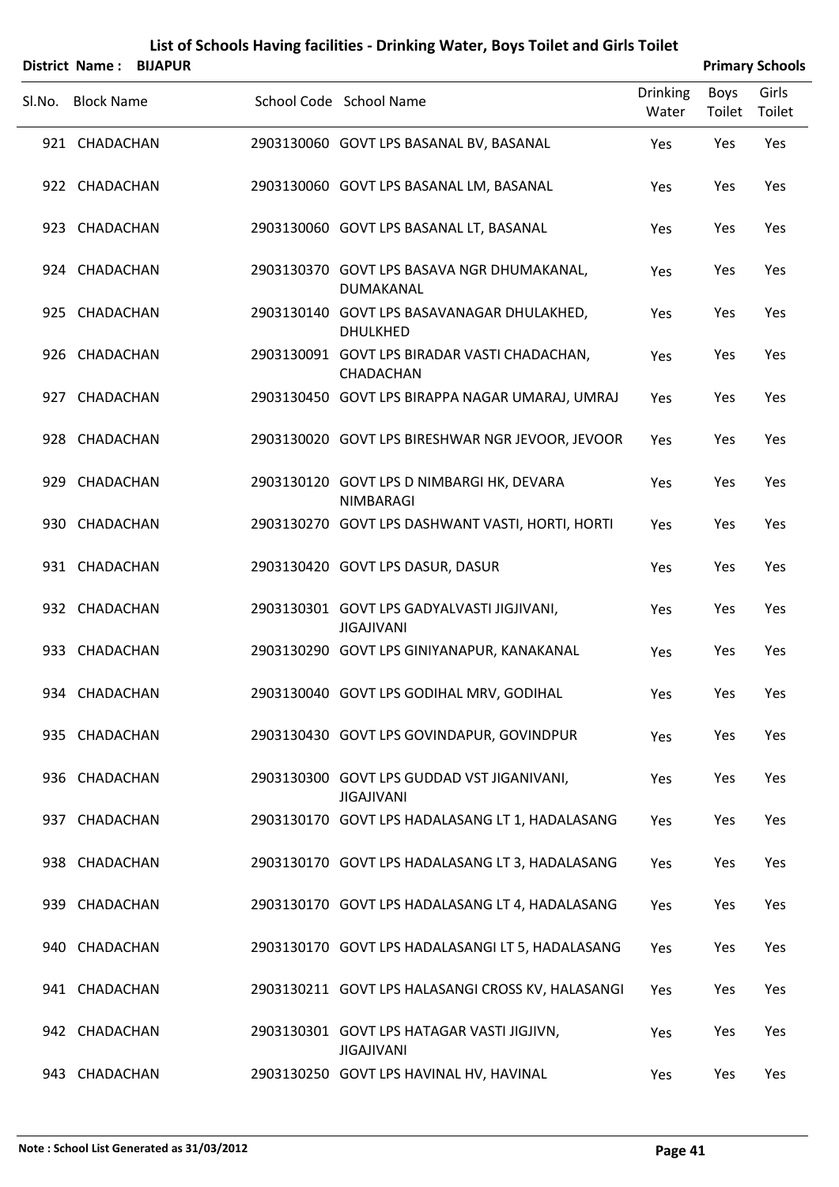# List of Schools Having facilities - Drinking Water, Boys Toilet and Girls Toilet

**District Name : BIJAPUR** | **Primary Schools**

| Sl.No. | Block Name | School Code | School Name | Drinking Water | Boys Toilet | Girls Toilet |
|---|---|---|---|---|---|---|
| 921 | CHADACHAN | 2903130060 | GOVT LPS BASANAL BV, BASANAL | Yes | Yes | Yes |
| 922 | CHADACHAN | 2903130060 | GOVT LPS BASANAL LM, BASANAL | Yes | Yes | Yes |
| 923 | CHADACHAN | 2903130060 | GOVT LPS BASANAL LT, BASANAL | Yes | Yes | Yes |
| 924 | CHADACHAN | 2903130370 | GOVT LPS BASAVA NGR DHUMAKANAL, DUMAKANAL | Yes | Yes | Yes |
| 925 | CHADACHAN | 2903130140 | GOVT LPS BASAVANAGAR DHULAKHED, DHULKHED | Yes | Yes | Yes |
| 926 | CHADACHAN | 2903130091 | GOVT LPS BIRADAR VASTI CHADACHAN, CHADACHAN | Yes | Yes | Yes |
| 927 | CHADACHAN | 2903130450 | GOVT LPS BIRAPPA NAGAR UMARAJ, UMRAJ | Yes | Yes | Yes |
| 928 | CHADACHAN | 2903130020 | GOVT LPS BIRESHWAR NGR JEVOOR, JEVOOR | Yes | Yes | Yes |
| 929 | CHADACHAN | 2903130120 | GOVT LPS D NIMBARGI HK, DEVARA NIMBARAGI | Yes | Yes | Yes |
| 930 | CHADACHAN | 2903130270 | GOVT LPS DASHWANT VASTI, HORTI, HORTI | Yes | Yes | Yes |
| 931 | CHADACHAN | 2903130420 | GOVT LPS DASUR, DASUR | Yes | Yes | Yes |
| 932 | CHADACHAN | 2903130301 | GOVT LPS GADYALVASTI JIGJIVANI, JIGAJIVANI | Yes | Yes | Yes |
| 933 | CHADACHAN | 2903130290 | GOVT LPS GINIYANAPUR, KANAKANAL | Yes | Yes | Yes |
| 934 | CHADACHAN | 2903130040 | GOVT LPS GODIHAL MRV, GODIHAL | Yes | Yes | Yes |
| 935 | CHADACHAN | 2903130430 | GOVT LPS GOVINDAPUR, GOVINDPUR | Yes | Yes | Yes |
| 936 | CHADACHAN | 2903130300 | GOVT LPS GUDDAD VST JIGANIVANI, JIGAJIVANI | Yes | Yes | Yes |
| 937 | CHADACHAN | 2903130170 | GOVT LPS HADALASANG LT 1, HADALASANG | Yes | Yes | Yes |
| 938 | CHADACHAN | 2903130170 | GOVT LPS HADALASANG LT 3, HADALASANG | Yes | Yes | Yes |
| 939 | CHADACHAN | 2903130170 | GOVT LPS HADALASANG LT 4, HADALASANG | Yes | Yes | Yes |
| 940 | CHADACHAN | 2903130170 | GOVT LPS HADALASANGI LT 5, HADALASANG | Yes | Yes | Yes |
| 941 | CHADACHAN | 2903130211 | GOVT LPS HALASANGI CROSS KV, HALASANGI | Yes | Yes | Yes |
| 942 | CHADACHAN | 2903130301 | GOVT LPS HATAGAR VASTI JIGJIVN, JIGAJIVANI | Yes | Yes | Yes |
| 943 | CHADACHAN | 2903130250 | GOVT LPS HAVINAL HV, HAVINAL | Yes | Yes | Yes |

**Note : School List Generated as 31/03/2012**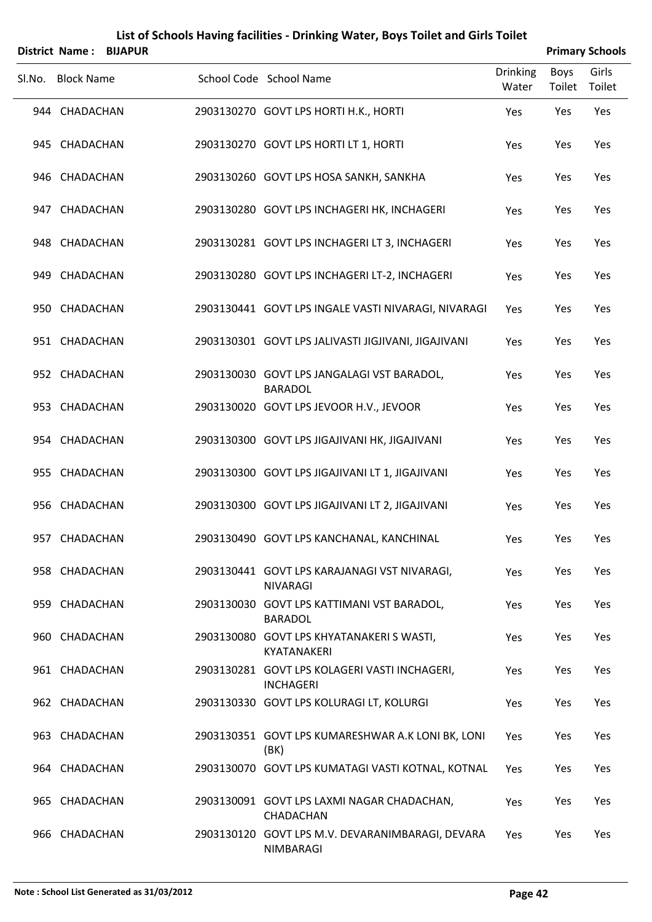# List of Schools Having facilities - Drinking Water, Boys Toilet and Girls Toilet

**District Name : BIJAPUR** **Primary Schools**

| Sl.No. | Block Name | School Code | School Name | Drinking Water | Boys Toilet | Girls Toilet |
|---|---|---|---|---|---|---|
| 944 | CHADACHAN | 2903130270 | GOVT LPS HORTI H.K., HORTI | Yes | Yes | Yes |
| 945 | CHADACHAN | 2903130270 | GOVT LPS HORTI LT 1, HORTI | Yes | Yes | Yes |
| 946 | CHADACHAN | 2903130260 | GOVT LPS HOSA SANKH, SANKHA | Yes | Yes | Yes |
| 947 | CHADACHAN | 2903130280 | GOVT LPS INCHAGERI HK, INCHAGERI | Yes | Yes | Yes |
| 948 | CHADACHAN | 2903130281 | GOVT LPS INCHAGERI LT 3, INCHAGERI | Yes | Yes | Yes |
| 949 | CHADACHAN | 2903130280 | GOVT LPS INCHAGERI LT-2, INCHAGERI | Yes | Yes | Yes |
| 950 | CHADACHAN | 2903130441 | GOVT LPS INGALE VASTI NIVARAGI, NIVARAGI | Yes | Yes | Yes |
| 951 | CHADACHAN | 2903130301 | GOVT LPS JALIVASTI JIGJIVANI, JIGAJIVANI | Yes | Yes | Yes |
| 952 | CHADACHAN | 2903130030 | GOVT LPS JANGALAGI VST BARADOL, BARADOL | Yes | Yes | Yes |
| 953 | CHADACHAN | 2903130020 | GOVT LPS JEVOOR H.V., JEVOOR | Yes | Yes | Yes |
| 954 | CHADACHAN | 2903130300 | GOVT LPS JIGAJIVANI HK, JIGAJIVANI | Yes | Yes | Yes |
| 955 | CHADACHAN | 2903130300 | GOVT LPS JIGAJIVANI LT 1, JIGAJIVANI | Yes | Yes | Yes |
| 956 | CHADACHAN | 2903130300 | GOVT LPS JIGAJIVANI LT 2, JIGAJIVANI | Yes | Yes | Yes |
| 957 | CHADACHAN | 2903130490 | GOVT LPS KANCHANAL, KANCHINAL | Yes | Yes | Yes |
| 958 | CHADACHAN | 2903130441 | GOVT LPS KARAJANAGI VST NIVARAGI, NIVARAGI | Yes | Yes | Yes |
| 959 | CHADACHAN | 2903130030 | GOVT LPS KATTIMANI VST BARADOL, BARADOL | Yes | Yes | Yes |
| 960 | CHADACHAN | 2903130080 | GOVT LPS KHYATANAKERI S WASTI, KYATANAKERI | Yes | Yes | Yes |
| 961 | CHADACHAN | 2903130281 | GOVT LPS KOLAGERI VASTI INCHAGERI, INCHAGERI | Yes | Yes | Yes |
| 962 | CHADACHAN | 2903130330 | GOVT LPS KOLURAGI LT, KOLURGI | Yes | Yes | Yes |
| 963 | CHADACHAN | 2903130351 | GOVT LPS KUMARESHWAR A.K LONI BK, LONI (BK) | Yes | Yes | Yes |
| 964 | CHADACHAN | 2903130070 | GOVT LPS KUMATAGI VASTI KOTNAL, KOTNAL | Yes | Yes | Yes |
| 965 | CHADACHAN | 2903130091 | GOVT LPS LAXMI NAGAR CHADACHAN, CHADACHAN | Yes | Yes | Yes |
| 966 | CHADACHAN | 2903130120 | GOVT LPS M.V. DEVARANIMBARAGI, DEVARA NIMBARAGI | Yes | Yes | Yes |

Note : School List Generated as 31/03/2012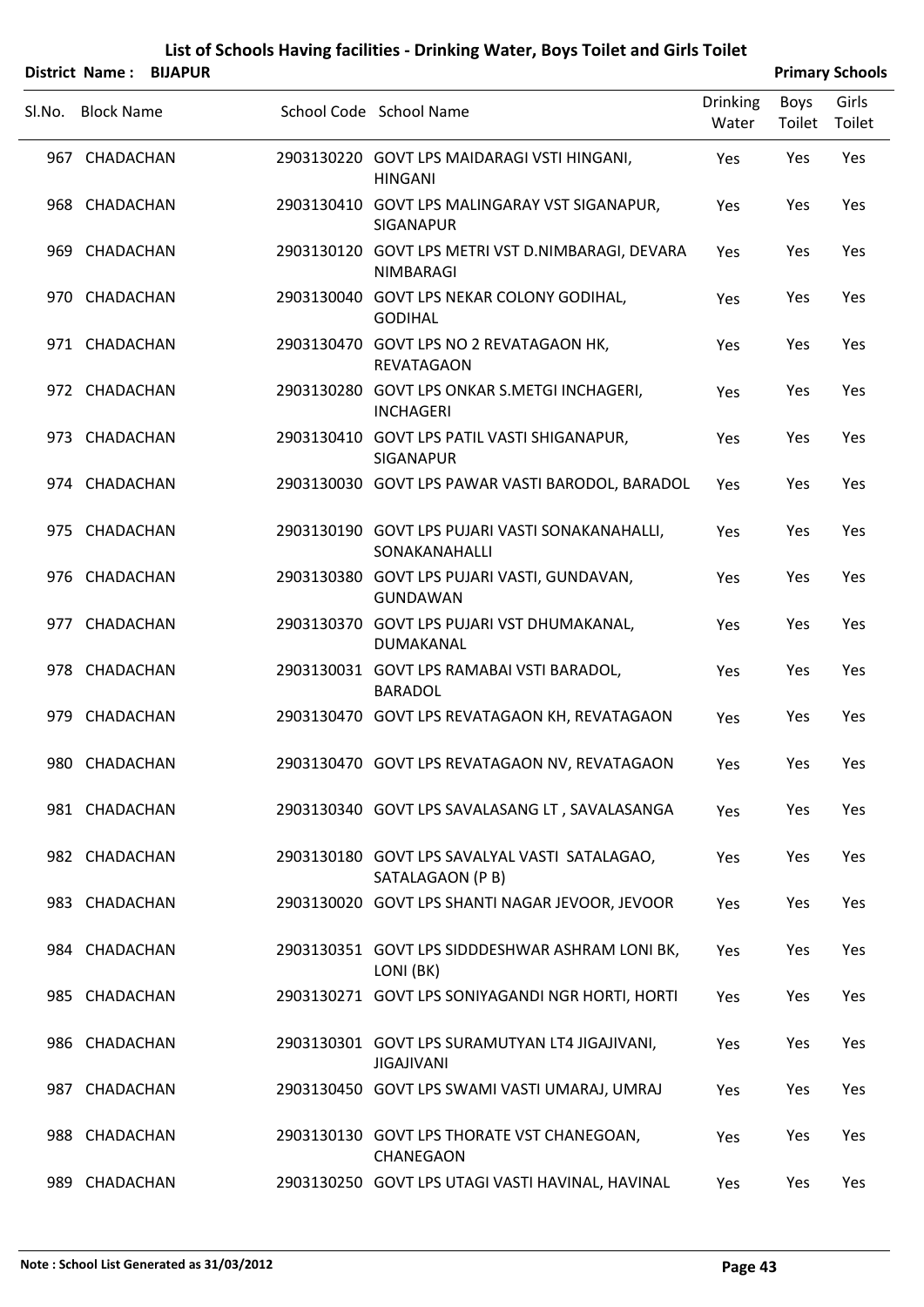## List of Schools Having facilities - Drinking Water, Boys Toilet and Girls Toilet

**District Name : BIJAPUR** **Primary Schools**

| Sl.No. | Block Name | School Code | School Name | Drinking Water | Boys Toilet | Girls Toilet |
|---|---|---|---|---|---|---|
| 967 | CHADACHAN | 2903130220 | GOVT LPS MAIDARAGI VSTI HINGANI, HINGANI | Yes | Yes | Yes |
| 968 | CHADACHAN | 2903130410 | GOVT LPS MALINGARAY VST SIGANAPUR, SIGANAPUR | Yes | Yes | Yes |
| 969 | CHADACHAN | 2903130120 | GOVT LPS METRI VST D.NIMBARAGI, DEVARA NIMBARAGI | Yes | Yes | Yes |
| 970 | CHADACHAN | 2903130040 | GOVT LPS NEKAR COLONY GODIHAL, GODIHAL | Yes | Yes | Yes |
| 971 | CHADACHAN | 2903130470 | GOVT LPS NO 2 REVATAGAON HK, REVATAGAON | Yes | Yes | Yes |
| 972 | CHADACHAN | 2903130280 | GOVT LPS ONKAR S.METGI INCHAGERI, INCHAGERI | Yes | Yes | Yes |
| 973 | CHADACHAN | 2903130410 | GOVT LPS PATIL VASTI SHIGANAPUR, SIGANAPUR | Yes | Yes | Yes |
| 974 | CHADACHAN | 2903130030 | GOVT LPS PAWAR VASTI BARODOL, BARADOL | Yes | Yes | Yes |
| 975 | CHADACHAN | 2903130190 | GOVT LPS PUJARI VASTI SONAKANAHALLI, SONAKANAHALLI | Yes | Yes | Yes |
| 976 | CHADACHAN | 2903130380 | GOVT LPS PUJARI VASTI, GUNDAVAN, GUNDAWAN | Yes | Yes | Yes |
| 977 | CHADACHAN | 2903130370 | GOVT LPS PUJARI VST DHUMAKANAL, DUMAKANAL | Yes | Yes | Yes |
| 978 | CHADACHAN | 2903130031 | GOVT LPS RAMABAI VSTI BARADOL, BARADOL | Yes | Yes | Yes |
| 979 | CHADACHAN | 2903130470 | GOVT LPS REVATAGAON KH, REVATAGAON | Yes | Yes | Yes |
| 980 | CHADACHAN | 2903130470 | GOVT LPS REVATAGAON NV, REVATAGAON | Yes | Yes | Yes |
| 981 | CHADACHAN | 2903130340 | GOVT LPS SAVALASANG LT , SAVALASANGA | Yes | Yes | Yes |
| 982 | CHADACHAN | 2903130180 | GOVT LPS SAVALYAL VASTI SATALAGAO, SATALAGAON (P B) | Yes | Yes | Yes |
| 983 | CHADACHAN | 2903130020 | GOVT LPS SHANTI NAGAR JEVOOR, JEVOOR | Yes | Yes | Yes |
| 984 | CHADACHAN | 2903130351 | GOVT LPS SIDDDESHWAR ASHRAM LONI BK, LONI (BK) | Yes | Yes | Yes |
| 985 | CHADACHAN | 2903130271 | GOVT LPS SONIYAGANDI NGR HORTI, HORTI | Yes | Yes | Yes |
| 986 | CHADACHAN | 2903130301 | GOVT LPS SURAMUTYAN LT4 JIGAJIVANI, JIGAJIVANI | Yes | Yes | Yes |
| 987 | CHADACHAN | 2903130450 | GOVT LPS SWAMI VASTI UMARAJ, UMRAJ | Yes | Yes | Yes |
| 988 | CHADACHAN | 2903130130 | GOVT LPS THORATE VST CHANEGOAN, CHANEGAON | Yes | Yes | Yes |
| 989 | CHADACHAN | 2903130250 | GOVT LPS UTAGI VASTI HAVINAL, HAVINAL | Yes | Yes | Yes |

Note : School List Generated as 31/03/2012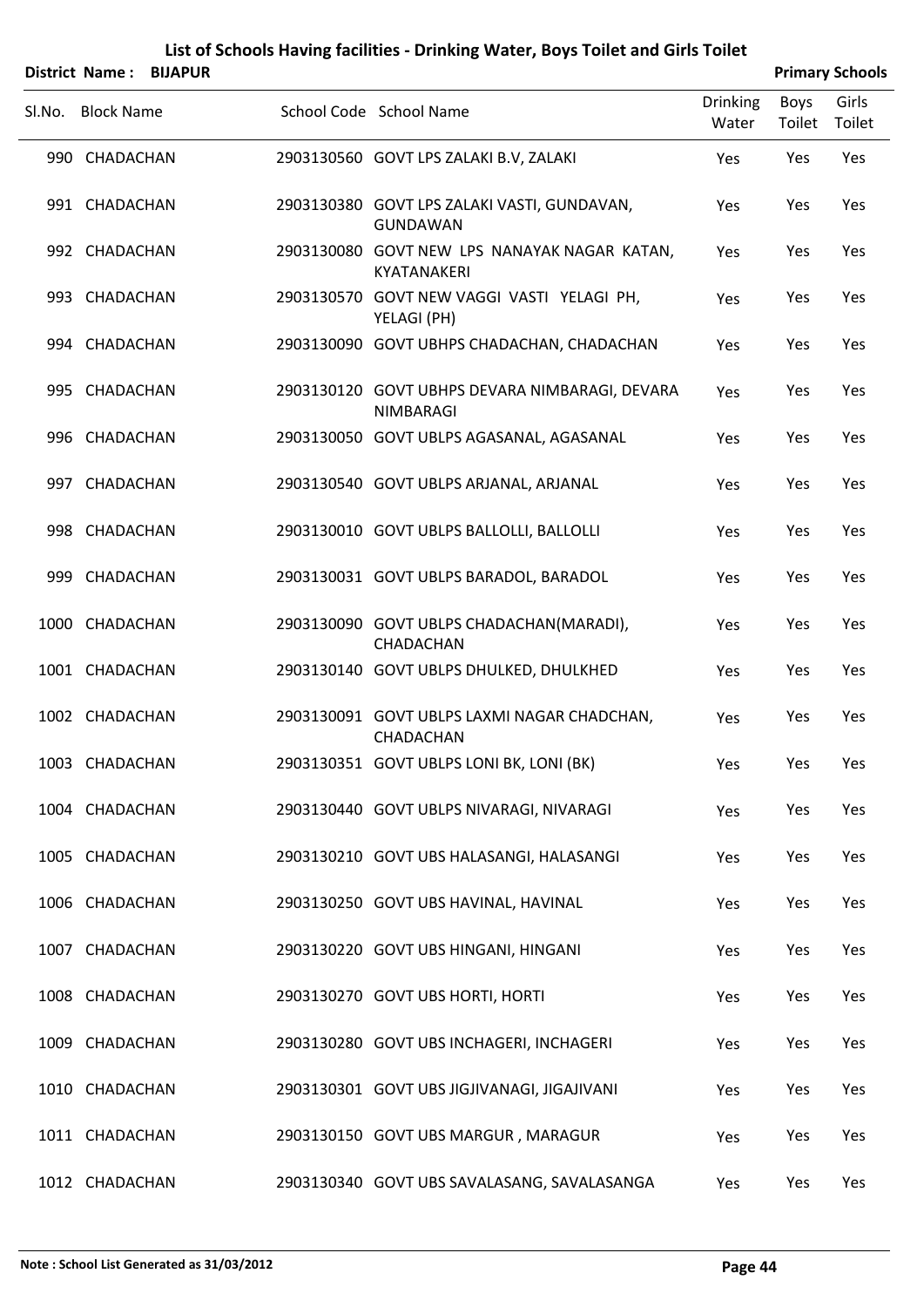# List of Schools Having facilities - Drinking Water, Boys Toilet and Girls Toilet

**District Name : BIJAPUR** **Primary Schools**

| Sl.No. | Block Name | School Code | School Name | Drinking Water | Boys Toilet | Girls Toilet |
|---|---|---|---|---|---|---|
| 990 | CHADACHAN | 2903130560 | GOVT LPS ZALAKI B.V, ZALAKI | Yes | Yes | Yes |
| 991 | CHADACHAN | 2903130380 | GOVT LPS ZALAKI VASTI, GUNDAVAN, GUNDAWAN | Yes | Yes | Yes |
| 992 | CHADACHAN | 2903130080 | GOVT NEW LPS NANAYAK NAGAR KATAN, KYATANAKERI | Yes | Yes | Yes |
| 993 | CHADACHAN | 2903130570 | GOVT NEW VAGGI VASTI YELAGI PH, YELAGI (PH) | Yes | Yes | Yes |
| 994 | CHADACHAN | 2903130090 | GOVT UBHPS CHADACHAN, CHADACHAN | Yes | Yes | Yes |
| 995 | CHADACHAN | 2903130120 | GOVT UBHPS DEVARA NIMBARAGI, DEVARA NIMBARAGI | Yes | Yes | Yes |
| 996 | CHADACHAN | 2903130050 | GOVT UBLPS AGASANAL, AGASANAL | Yes | Yes | Yes |
| 997 | CHADACHAN | 2903130540 | GOVT UBLPS ARJANAL, ARJANAL | Yes | Yes | Yes |
| 998 | CHADACHAN | 2903130010 | GOVT UBLPS BALLOLLI, BALLOLLI | Yes | Yes | Yes |
| 999 | CHADACHAN | 2903130031 | GOVT UBLPS BARADOL, BARADOL | Yes | Yes | Yes |
| 1000 | CHADACHAN | 2903130090 | GOVT UBLPS CHADACHAN(MARADI), CHADACHAN | Yes | Yes | Yes |
| 1001 | CHADACHAN | 2903130140 | GOVT UBLPS DHULKED, DHULKHED | Yes | Yes | Yes |
| 1002 | CHADACHAN | 2903130091 | GOVT UBLPS LAXMI NAGAR CHADCHAN, CHADACHAN | Yes | Yes | Yes |
| 1003 | CHADACHAN | 2903130351 | GOVT UBLPS LONI BK, LONI (BK) | Yes | Yes | Yes |
| 1004 | CHADACHAN | 2903130440 | GOVT UBLPS NIVARAGI, NIVARAGI | Yes | Yes | Yes |
| 1005 | CHADACHAN | 2903130210 | GOVT UBS HALASANGI, HALASANGI | Yes | Yes | Yes |
| 1006 | CHADACHAN | 2903130250 | GOVT UBS HAVINAL, HAVINAL | Yes | Yes | Yes |
| 1007 | CHADACHAN | 2903130220 | GOVT UBS HINGANI, HINGANI | Yes | Yes | Yes |
| 1008 | CHADACHAN | 2903130270 | GOVT UBS HORTI, HORTI | Yes | Yes | Yes |
| 1009 | CHADACHAN | 2903130280 | GOVT UBS INCHAGERI, INCHAGERI | Yes | Yes | Yes |
| 1010 | CHADACHAN | 2903130301 | GOVT UBS JIGJIVANAGI, JIGAJIVANI | Yes | Yes | Yes |
| 1011 | CHADACHAN | 2903130150 | GOVT UBS MARGUR , MARAGUR | Yes | Yes | Yes |
| 1012 | CHADACHAN | 2903130340 | GOVT UBS SAVALASANG, SAVALASANGA | Yes | Yes | Yes |

**Note : School List Generated as 31/03/2012**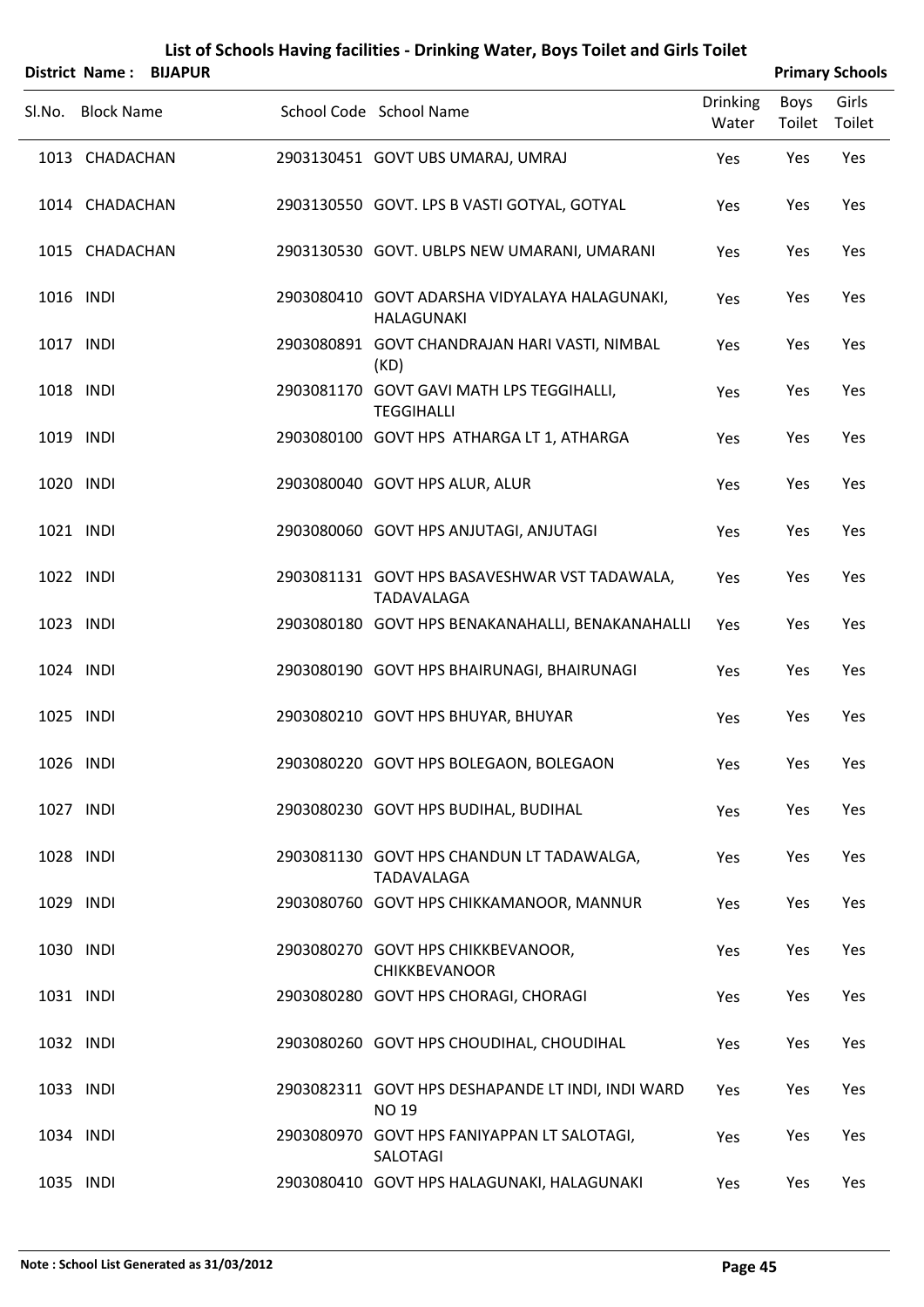# List of Schools Having facilities - Drinking Water, Boys Toilet and Girls Toilet

**District Name : BIJAPUR** **Primary Schools**

| Sl.No. | Block Name | School Code | School Name | Drinking Water | Boys Toilet | Girls Toilet |
|---|---|---|---|---|---|---|
| 1013 | CHADACHAN | 2903130451 | GOVT UBS UMARAJ, UMRAJ | Yes | Yes | Yes |
| 1014 | CHADACHAN | 2903130550 | GOVT. LPS B VASTI GOTYAL, GOTYAL | Yes | Yes | Yes |
| 1015 | CHADACHAN | 2903130530 | GOVT. UBLPS NEW UMARANI, UMARANI | Yes | Yes | Yes |
| 1016 | INDI | 2903080410 | GOVT ADARSHA VIDYALAYA HALAGUNAKI, HALAGUNAKI | Yes | Yes | Yes |
| 1017 | INDI | 2903080891 | GOVT CHANDRAJAN HARI VASTI, NIMBAL (KD) | Yes | Yes | Yes |
| 1018 | INDI | 2903081170 | GOVT GAVI MATH LPS TEGGIHALLI, TEGGIHALLI | Yes | Yes | Yes |
| 1019 | INDI | 2903080100 | GOVT HPS ATHARGA LT 1, ATHARGA | Yes | Yes | Yes |
| 1020 | INDI | 2903080040 | GOVT HPS ALUR, ALUR | Yes | Yes | Yes |
| 1021 | INDI | 2903080060 | GOVT HPS ANJUTAGI, ANJUTAGI | Yes | Yes | Yes |
| 1022 | INDI | 2903081131 | GOVT HPS BASAVESHWAR VST TADAWALA, TADAVALAGA | Yes | Yes | Yes |
| 1023 | INDI | 2903080180 | GOVT HPS BENAKANAHALLI, BENAKANAHALLI | Yes | Yes | Yes |
| 1024 | INDI | 2903080190 | GOVT HPS BHAIRUNAGI, BHAIRUNAGI | Yes | Yes | Yes |
| 1025 | INDI | 2903080210 | GOVT HPS BHUYAR, BHUYAR | Yes | Yes | Yes |
| 1026 | INDI | 2903080220 | GOVT HPS BOLEGAON, BOLEGAON | Yes | Yes | Yes |
| 1027 | INDI | 2903080230 | GOVT HPS BUDIHAL, BUDIHAL | Yes | Yes | Yes |
| 1028 | INDI | 2903081130 | GOVT HPS CHANDUN LT TADAWALGA, TADAVALAGA | Yes | Yes | Yes |
| 1029 | INDI | 2903080760 | GOVT HPS CHIKKAMANOOR, MANNUR | Yes | Yes | Yes |
| 1030 | INDI | 2903080270 | GOVT HPS CHIKKBEVANOOR, CHIKKBEVANOOR | Yes | Yes | Yes |
| 1031 | INDI | 2903080280 | GOVT HPS CHORAGI, CHORAGI | Yes | Yes | Yes |
| 1032 | INDI | 2903080260 | GOVT HPS CHOUDIHAL, CHOUDIHAL | Yes | Yes | Yes |
| 1033 | INDI | 2903082311 | GOVT HPS DESHAPANDE LT INDI, INDI WARD NO 19 | Yes | Yes | Yes |
| 1034 | INDI | 2903080970 | GOVT HPS FANIYAPPAN LT SALOTAGI, SALOTAGI | Yes | Yes | Yes |
| 1035 | INDI | 2903080410 | GOVT HPS HALAGUNAKI, HALAGUNAKI | Yes | Yes | Yes |

Note : School List Generated as 31/03/2012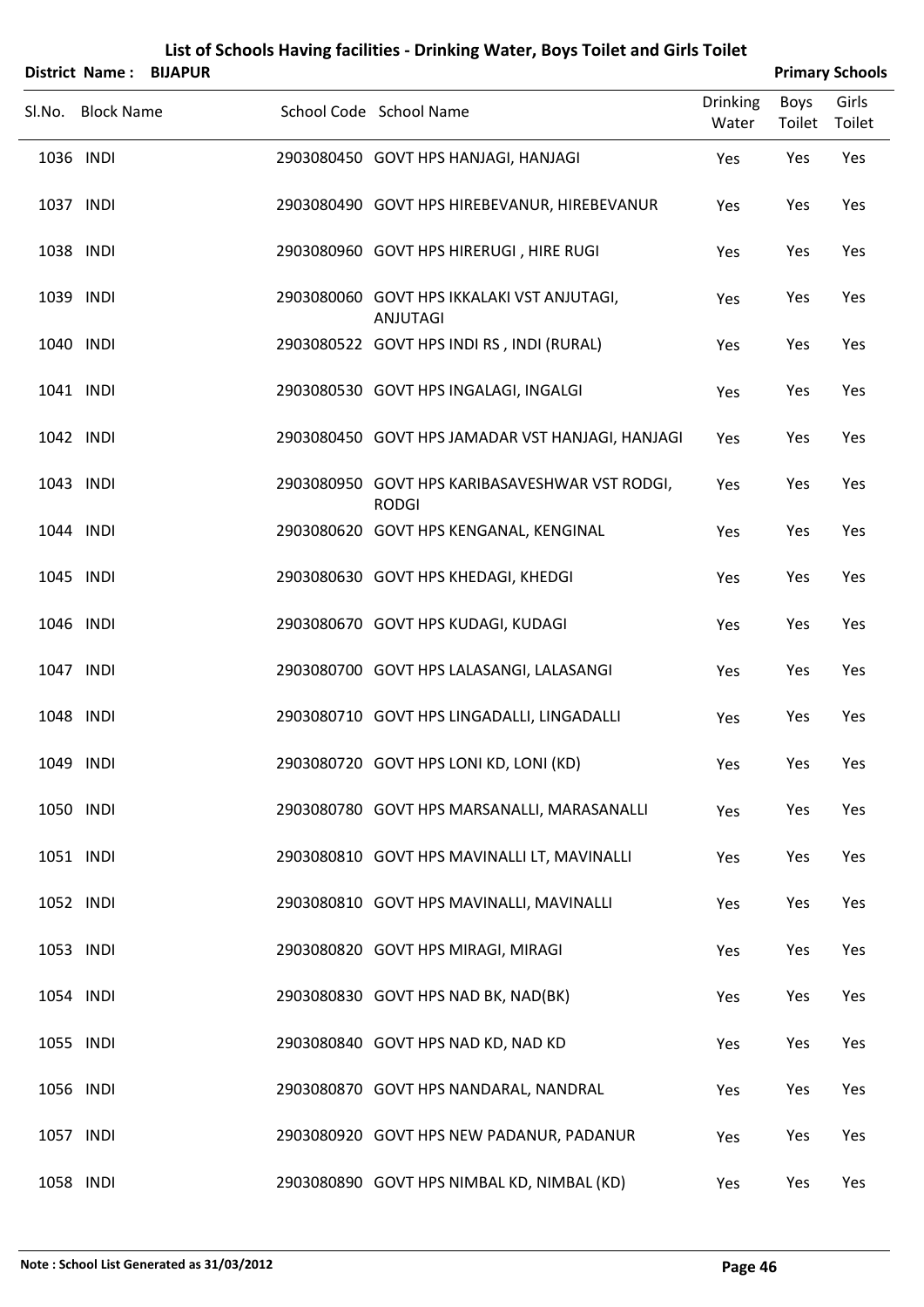# List of Schools Having facilities - Drinking Water, Boys Toilet and Girls Toilet

**District Name : BIJAPUR** **Primary Schools**

| Sl.No. | Block Name | School Code | School Name | Drinking Water | Boys Toilet | Girls Toilet |
|---|---|---|---|---|---|---|
| 1036 | INDI | 2903080450 | GOVT HPS HANJAGI, HANJAGI | Yes | Yes | Yes |
| 1037 | INDI | 2903080490 | GOVT HPS HIREBEVANUR, HIREBEVANUR | Yes | Yes | Yes |
| 1038 | INDI | 2903080960 | GOVT HPS HIRERUGI , HIRE RUGI | Yes | Yes | Yes |
| 1039 | INDI | 2903080060 | GOVT HPS IKKALAKI VST ANJUTAGI, ANJUTAGI | Yes | Yes | Yes |
| 1040 | INDI | 2903080522 | GOVT HPS INDI RS , INDI (RURAL) | Yes | Yes | Yes |
| 1041 | INDI | 2903080530 | GOVT HPS INGALAGI, INGALGI | Yes | Yes | Yes |
| 1042 | INDI | 2903080450 | GOVT HPS JAMADAR VST HANJAGI, HANJAGI | Yes | Yes | Yes |
| 1043 | INDI | 2903080950 | GOVT HPS KARIBASAVESHWAR VST RODGI, RODGI | Yes | Yes | Yes |
| 1044 | INDI | 2903080620 | GOVT HPS KENGANAL, KENGINAL | Yes | Yes | Yes |
| 1045 | INDI | 2903080630 | GOVT HPS KHEDAGI, KHEDGI | Yes | Yes | Yes |
| 1046 | INDI | 2903080670 | GOVT HPS KUDAGI, KUDAGI | Yes | Yes | Yes |
| 1047 | INDI | 2903080700 | GOVT HPS LALASANGI, LALASANGI | Yes | Yes | Yes |
| 1048 | INDI | 2903080710 | GOVT HPS LINGADALLI, LINGADALLI | Yes | Yes | Yes |
| 1049 | INDI | 2903080720 | GOVT HPS LONI KD, LONI (KD) | Yes | Yes | Yes |
| 1050 | INDI | 2903080780 | GOVT HPS MARSANALLI, MARASANALLI | Yes | Yes | Yes |
| 1051 | INDI | 2903080810 | GOVT HPS MAVINALLI LT, MAVINALLI | Yes | Yes | Yes |
| 1052 | INDI | 2903080810 | GOVT HPS MAVINALLI, MAVINALLI | Yes | Yes | Yes |
| 1053 | INDI | 2903080820 | GOVT HPS MIRAGI, MIRAGI | Yes | Yes | Yes |
| 1054 | INDI | 2903080830 | GOVT HPS NAD BK, NAD(BK) | Yes | Yes | Yes |
| 1055 | INDI | 2903080840 | GOVT HPS NAD KD, NAD KD | Yes | Yes | Yes |
| 1056 | INDI | 2903080870 | GOVT HPS NANDARAL, NANDRAL | Yes | Yes | Yes |
| 1057 | INDI | 2903080920 | GOVT HPS NEW PADANUR, PADANUR | Yes | Yes | Yes |
| 1058 | INDI | 2903080890 | GOVT HPS NIMBAL KD, NIMBAL (KD) | Yes | Yes | Yes |

**Note : School List Generated as 31/03/2012**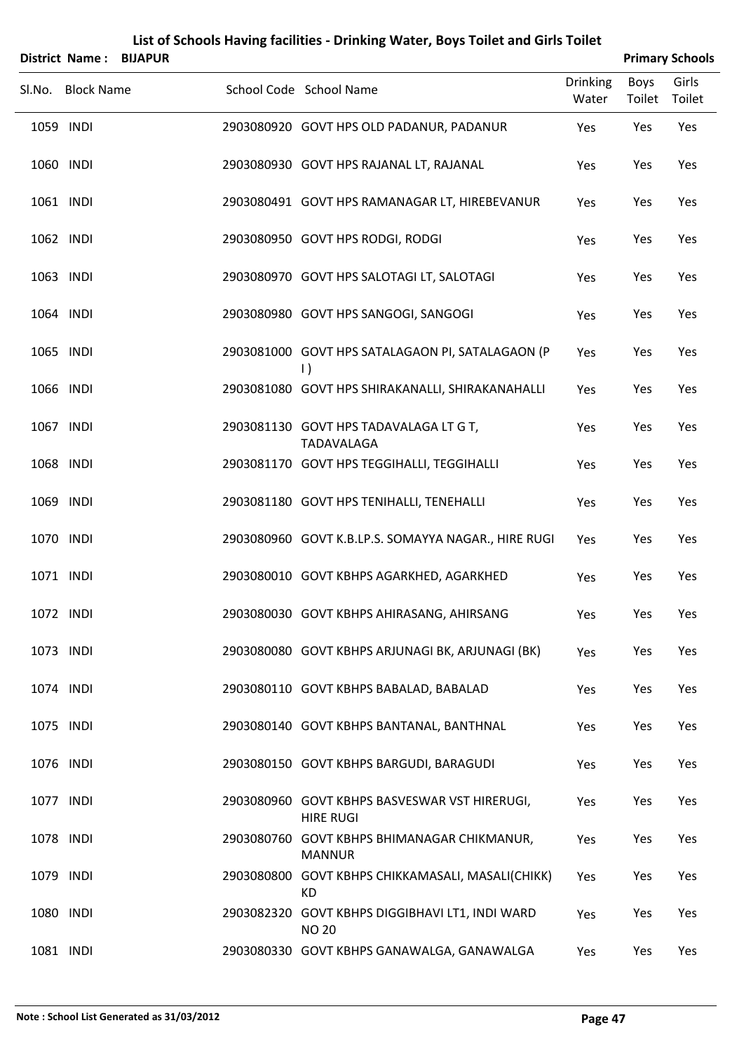# List of Schools Having facilities - Drinking Water, Boys Toilet and Girls Toilet

**District Name : BIJAPUR** **Primary Schools**

| Sl.No. | Block Name | School Code | School Name | Drinking Water | Boys Toilet | Girls Toilet |
|---|---|---|---|---|---|---|
| 1059 | INDI | 2903080920 | GOVT HPS OLD PADANUR, PADANUR | Yes | Yes | Yes |
| 1060 | INDI | 2903080930 | GOVT HPS RAJANAL LT, RAJANAL | Yes | Yes | Yes |
| 1061 | INDI | 2903080491 | GOVT HPS RAMANAGAR LT, HIREBEVANUR | Yes | Yes | Yes |
| 1062 | INDI | 2903080950 | GOVT HPS RODGI, RODGI | Yes | Yes | Yes |
| 1063 | INDI | 2903080970 | GOVT HPS SALOTAGI LT, SALOTAGI | Yes | Yes | Yes |
| 1064 | INDI | 2903080980 | GOVT HPS SANGOGI, SANGOGI | Yes | Yes | Yes |
| 1065 | INDI | 2903081000 | GOVT HPS SATALAGAON PI, SATALAGAON (P I) | Yes | Yes | Yes |
| 1066 | INDI | 2903081080 | GOVT HPS SHIRAKANALLI, SHIRAKANAHALLI | Yes | Yes | Yes |
| 1067 | INDI | 2903081130 | GOVT HPS TADAVALAGA LT G T, TADAVALAGA | Yes | Yes | Yes |
| 1068 | INDI | 2903081170 | GOVT HPS TEGGIHALLI, TEGGIHALLI | Yes | Yes | Yes |
| 1069 | INDI | 2903081180 | GOVT HPS TENIHALLI, TENEHALLI | Yes | Yes | Yes |
| 1070 | INDI | 2903080960 | GOVT K.B.LP.S. SOMAYYA NAGAR., HIRE RUGI | Yes | Yes | Yes |
| 1071 | INDI | 2903080010 | GOVT KBHPS AGARKHED, AGARKHED | Yes | Yes | Yes |
| 1072 | INDI | 2903080030 | GOVT KBHPS AHIRASANG, AHIRSANG | Yes | Yes | Yes |
| 1073 | INDI | 2903080080 | GOVT KBHPS ARJUNAGI BK, ARJUNAGI (BK) | Yes | Yes | Yes |
| 1074 | INDI | 2903080110 | GOVT KBHPS BABALAD, BABALAD | Yes | Yes | Yes |
| 1075 | INDI | 2903080140 | GOVT KBHPS BANTANAL, BANTHNAL | Yes | Yes | Yes |
| 1076 | INDI | 2903080150 | GOVT KBHPS BARGUDI, BARAGUDI | Yes | Yes | Yes |
| 1077 | INDI | 2903080960 | GOVT KBHPS BASVESWAR VST HIRERUGI, HIRE RUGI | Yes | Yes | Yes |
| 1078 | INDI | 2903080760 | GOVT KBHPS BHIMANAGAR CHIKMANUR, MANNUR | Yes | Yes | Yes |
| 1079 | INDI | 2903080800 | GOVT KBHPS CHIKKAMASALI, MASALI(CHIKK) KD | Yes | Yes | Yes |
| 1080 | INDI | 2903082320 | GOVT KBHPS DIGGIBHAVI LT1, INDI WARD NO 20 | Yes | Yes | Yes |
| 1081 | INDI | 2903080330 | GOVT KBHPS GANAWALGA, GANAWALGA | Yes | Yes | Yes |

Note : School List Generated as 31/03/2012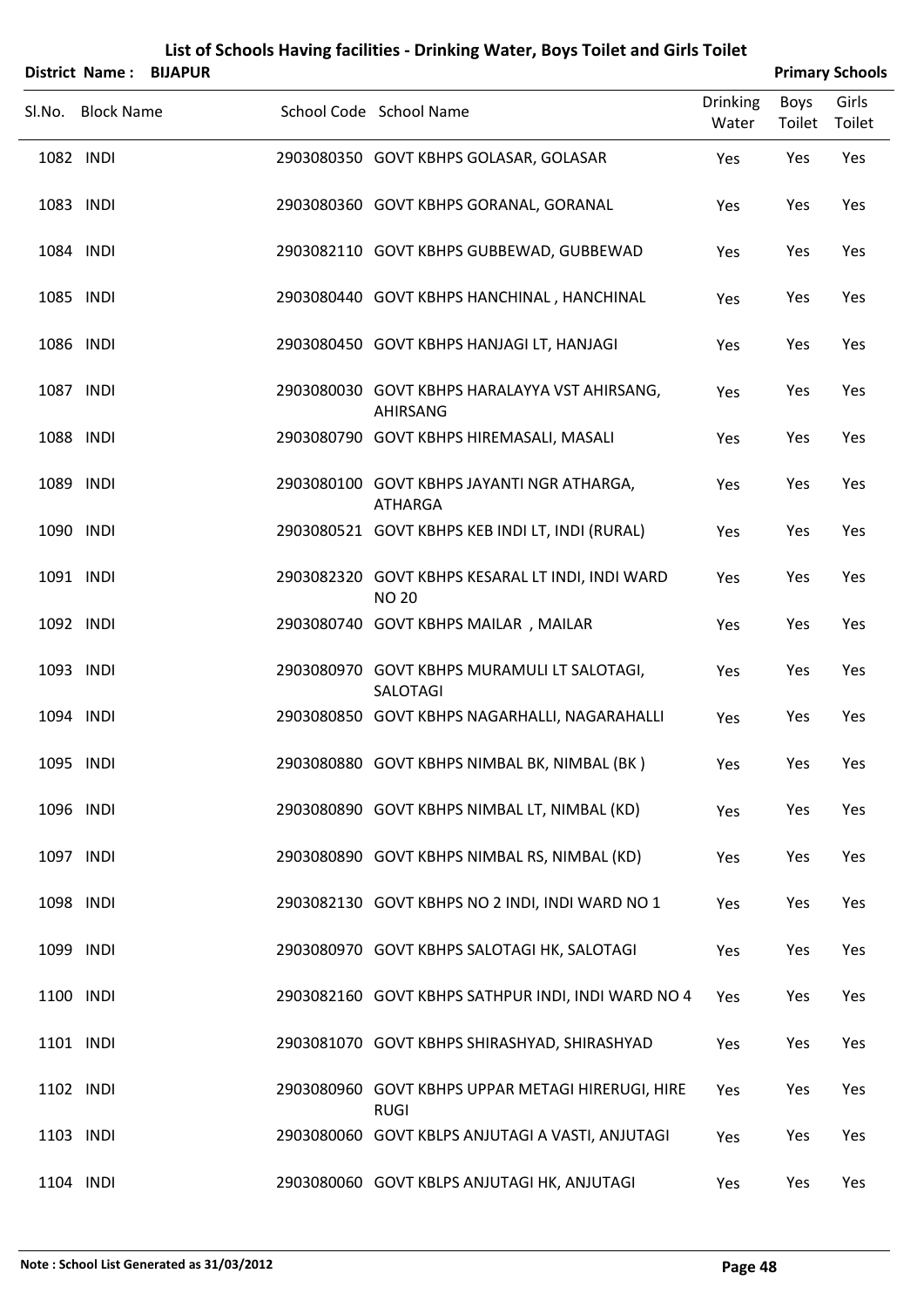# List of Schools Having facilities - Drinking Water, Boys Toilet and Girls Toilet

**District Name : BIJAPUR** **Primary Schools**

| Sl.No. | Block Name | School Code | School Name | Drinking Water | Boys Toilet | Girls Toilet |
|---|---|---|---|---|---|---|
| 1082 | INDI | 2903080350 | GOVT KBHPS GOLASAR, GOLASAR | Yes | Yes | Yes |
| 1083 | INDI | 2903080360 | GOVT KBHPS GORANAL, GORANAL | Yes | Yes | Yes |
| 1084 | INDI | 2903082110 | GOVT KBHPS GUBBEWAD, GUBBEWAD | Yes | Yes | Yes |
| 1085 | INDI | 2903080440 | GOVT KBHPS HANCHINAL , HANCHINAL | Yes | Yes | Yes |
| 1086 | INDI | 2903080450 | GOVT KBHPS HANJAGI LT, HANJAGI | Yes | Yes | Yes |
| 1087 | INDI | 2903080030 | GOVT KBHPS HARALAYYA VST AHIRSANG, AHIRSANG | Yes | Yes | Yes |
| 1088 | INDI | 2903080790 | GOVT KBHPS HIREMASALI, MASALI | Yes | Yes | Yes |
| 1089 | INDI | 2903080100 | GOVT KBHPS JAYANTI NGR ATHARGA, ATHARGA | Yes | Yes | Yes |
| 1090 | INDI | 2903080521 | GOVT KBHPS KEB INDI LT, INDI (RURAL) | Yes | Yes | Yes |
| 1091 | INDI | 2903082320 | GOVT KBHPS KESARAL LT INDI, INDI WARD NO 20 | Yes | Yes | Yes |
| 1092 | INDI | 2903080740 | GOVT KBHPS MAILAR , MAILAR | Yes | Yes | Yes |
| 1093 | INDI | 2903080970 | GOVT KBHPS MURAMULI LT SALOTAGI, SALOTAGI | Yes | Yes | Yes |
| 1094 | INDI | 2903080850 | GOVT KBHPS NAGARHALLI, NAGARAHALLI | Yes | Yes | Yes |
| 1095 | INDI | 2903080880 | GOVT KBHPS NIMBAL BK, NIMBAL (BK ) | Yes | Yes | Yes |
| 1096 | INDI | 2903080890 | GOVT KBHPS NIMBAL LT, NIMBAL (KD) | Yes | Yes | Yes |
| 1097 | INDI | 2903080890 | GOVT KBHPS NIMBAL RS, NIMBAL (KD) | Yes | Yes | Yes |
| 1098 | INDI | 2903082130 | GOVT KBHPS NO 2 INDI, INDI WARD NO 1 | Yes | Yes | Yes |
| 1099 | INDI | 2903080970 | GOVT KBHPS SALOTAGI HK, SALOTAGI | Yes | Yes | Yes |
| 1100 | INDI | 2903082160 | GOVT KBHPS SATHPUR INDI, INDI WARD NO 4 | Yes | Yes | Yes |
| 1101 | INDI | 2903081070 | GOVT KBHPS SHIRASHYAD, SHIRASHYAD | Yes | Yes | Yes |
| 1102 | INDI | 2903080960 | GOVT KBHPS UPPAR METAGI HIRERUGI, HIRE RUGI | Yes | Yes | Yes |
| 1103 | INDI | 2903080060 | GOVT KBLPS ANJUTAGI A VASTI, ANJUTAGI | Yes | Yes | Yes |
| 1104 | INDI | 2903080060 | GOVT KBLPS ANJUTAGI HK, ANJUTAGI | Yes | Yes | Yes |

**Note : School List Generated as 31/03/2012**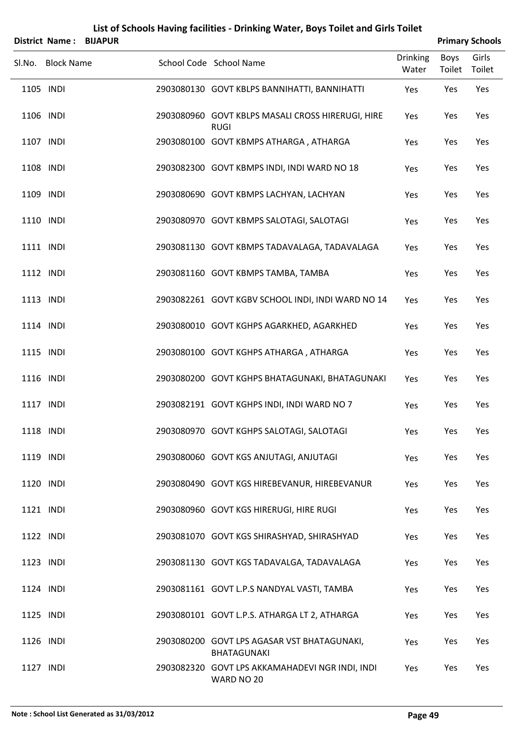# List of Schools Having facilities - Drinking Water, Boys Toilet and Girls Toilet

**District Name : BIJAPUR** **Primary Schools**

| Sl.No. | Block Name | School Code | School Name | Drinking Water | Boys Toilet | Girls Toilet |
|---|---|---|---|---|---|---|
| 1105 | INDI | 2903080130 | GOVT KBLPS BANNIHATTI, BANNIHATTI | Yes | Yes | Yes |
| 1106 | INDI | 2903080960 | GOVT KBLPS MASALI CROSS HIRERUGI, HIRE RUGI | Yes | Yes | Yes |
| 1107 | INDI | 2903080100 | GOVT KBMPS ATHARGA , ATHARGA | Yes | Yes | Yes |
| 1108 | INDI | 2903082300 | GOVT KBMPS INDI, INDI WARD NO 18 | Yes | Yes | Yes |
| 1109 | INDI | 2903080690 | GOVT KBMPS LACHYAN, LACHYAN | Yes | Yes | Yes |
| 1110 | INDI | 2903080970 | GOVT KBMPS SALOTAGI, SALOTAGI | Yes | Yes | Yes |
| 1111 | INDI | 2903081130 | GOVT KBMPS TADAVALAGA, TADAVALAGA | Yes | Yes | Yes |
| 1112 | INDI | 2903081160 | GOVT KBMPS TAMBA, TAMBA | Yes | Yes | Yes |
| 1113 | INDI | 2903082261 | GOVT KGBV SCHOOL INDI, INDI WARD NO 14 | Yes | Yes | Yes |
| 1114 | INDI | 2903080010 | GOVT KGHPS AGARKHED, AGARKHED | Yes | Yes | Yes |
| 1115 | INDI | 2903080100 | GOVT KGHPS ATHARGA , ATHARGA | Yes | Yes | Yes |
| 1116 | INDI | 2903080200 | GOVT KGHPS BHATAGUNAKI, BHATAGUNAKI | Yes | Yes | Yes |
| 1117 | INDI | 2903082191 | GOVT KGHPS INDI, INDI WARD NO 7 | Yes | Yes | Yes |
| 1118 | INDI | 2903080970 | GOVT KGHPS SALOTAGI, SALOTAGI | Yes | Yes | Yes |
| 1119 | INDI | 2903080060 | GOVT KGS ANJUTAGI, ANJUTAGI | Yes | Yes | Yes |
| 1120 | INDI | 2903080490 | GOVT KGS HIREBEVANUR, HIREBEVANUR | Yes | Yes | Yes |
| 1121 | INDI | 2903080960 | GOVT KGS HIRERUGI, HIRE RUGI | Yes | Yes | Yes |
| 1122 | INDI | 2903081070 | GOVT KGS SHIRASHYAD, SHIRASHYAD | Yes | Yes | Yes |
| 1123 | INDI | 2903081130 | GOVT KGS TADAVALGA, TADAVALAGA | Yes | Yes | Yes |
| 1124 | INDI | 2903081161 | GOVT L.P.S NANDYAL VASTI, TAMBA | Yes | Yes | Yes |
| 1125 | INDI | 2903080101 | GOVT L.P.S. ATHARGA LT 2, ATHARGA | Yes | Yes | Yes |
| 1126 | INDI | 2903080200 | GOVT LPS AGASAR VST BHATAGUNAKI, BHATAGUNAKI | Yes | Yes | Yes |
| 1127 | INDI | 2903082320 | GOVT LPS AKKAMAHADEVI NGR INDI, INDI WARD NO 20 | Yes | Yes | Yes |

**Note : School List Generated as 31/03/2012**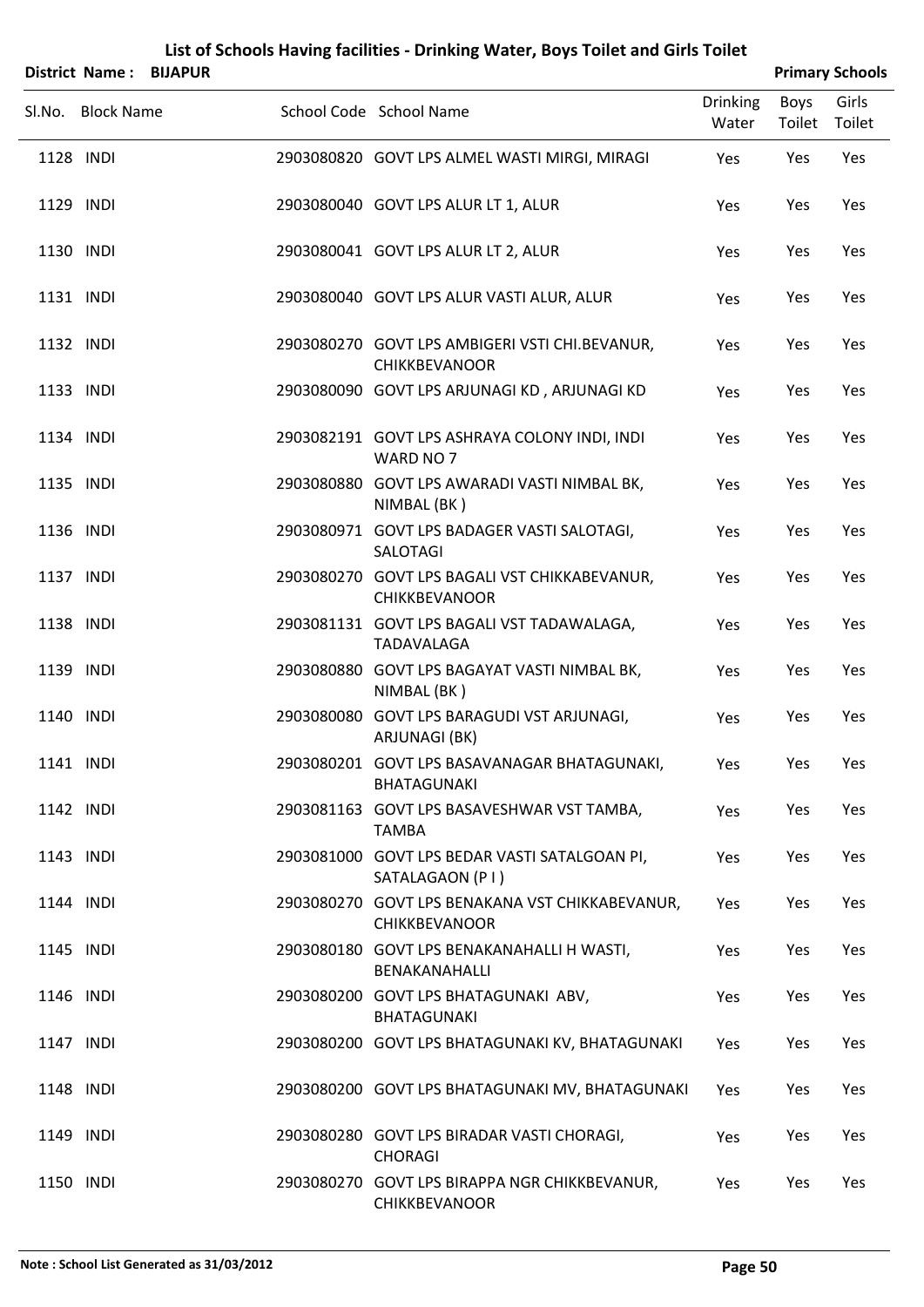# List of Schools Having facilities - Drinking Water, Boys Toilet and Girls Toilet

**District Name : BIJAPUR** **Primary Schools**

| Sl.No. | Block Name | School Code | School Name | Drinking Water | Boys Toilet | Girls Toilet |
|---|---|---|---|---|---|---|
| 1128 | INDI | 2903080820 | GOVT LPS ALMEL WASTI MIRGI, MIRAGI | Yes | Yes | Yes |
| 1129 | INDI | 2903080040 | GOVT LPS ALUR LT 1, ALUR | Yes | Yes | Yes |
| 1130 | INDI | 2903080041 | GOVT LPS ALUR LT 2, ALUR | Yes | Yes | Yes |
| 1131 | INDI | 2903080040 | GOVT LPS ALUR VASTI ALUR, ALUR | Yes | Yes | Yes |
| 1132 | INDI | 2903080270 | GOVT LPS AMBIGERI VSTI CHI.BEVANUR, CHIKKBEVANOOR | Yes | Yes | Yes |
| 1133 | INDI | 2903080090 | GOVT LPS ARJUNAGI KD , ARJUNAGI KD | Yes | Yes | Yes |
| 1134 | INDI | 2903082191 | GOVT LPS ASHRAYA COLONY INDI, INDI WARD NO 7 | Yes | Yes | Yes |
| 1135 | INDI | 2903080880 | GOVT LPS AWARADI VASTI NIMBAL BK, NIMBAL (BK ) | Yes | Yes | Yes |
| 1136 | INDI | 2903080971 | GOVT LPS BADAGER VASTI SALOTAGI, SALOTAGI | Yes | Yes | Yes |
| 1137 | INDI | 2903080270 | GOVT LPS BAGALI VST CHIKKABEVANUR, CHIKKBEVANOOR | Yes | Yes | Yes |
| 1138 | INDI | 2903081131 | GOVT LPS BAGALI VST TADAWALAGA, TADAVALAGA | Yes | Yes | Yes |
| 1139 | INDI | 2903080880 | GOVT LPS BAGAYAT VASTI NIMBAL BK, NIMBAL (BK ) | Yes | Yes | Yes |
| 1140 | INDI | 2903080080 | GOVT LPS BARAGUDI VST ARJUNAGI, ARJUNAGI (BK) | Yes | Yes | Yes |
| 1141 | INDI | 2903080201 | GOVT LPS BASAVANAGAR BHATAGUNAKI, BHATAGUNAKI | Yes | Yes | Yes |
| 1142 | INDI | 2903081163 | GOVT LPS BASAVESHWAR VST TAMBA, TAMBA | Yes | Yes | Yes |
| 1143 | INDI | 2903081000 | GOVT LPS BEDAR VASTI SATALGOAN PI, SATALAGAON (P I ) | Yes | Yes | Yes |
| 1144 | INDI | 2903080270 | GOVT LPS BENAKANA VST CHIKKABEVANUR, CHIKKBEVANOOR | Yes | Yes | Yes |
| 1145 | INDI | 2903080180 | GOVT LPS BENAKANAHALLI H WASTI, BENAKANAHALLI | Yes | Yes | Yes |
| 1146 | INDI | 2903080200 | GOVT LPS BHATAGUNAKI ABV, BHATAGUNAKI | Yes | Yes | Yes |
| 1147 | INDI | 2903080200 | GOVT LPS BHATAGUNAKI KV, BHATAGUNAKI | Yes | Yes | Yes |
| 1148 | INDI | 2903080200 | GOVT LPS BHATAGUNAKI MV, BHATAGUNAKI | Yes | Yes | Yes |
| 1149 | INDI | 2903080280 | GOVT LPS BIRADAR VASTI CHORAGI, CHORAGI | Yes | Yes | Yes |
| 1150 | INDI | 2903080270 | GOVT LPS BIRAPPA NGR CHIKKBEVANUR, CHIKKBEVANOOR | Yes | Yes | Yes |

**Note : School List Generated as 31/03/2012**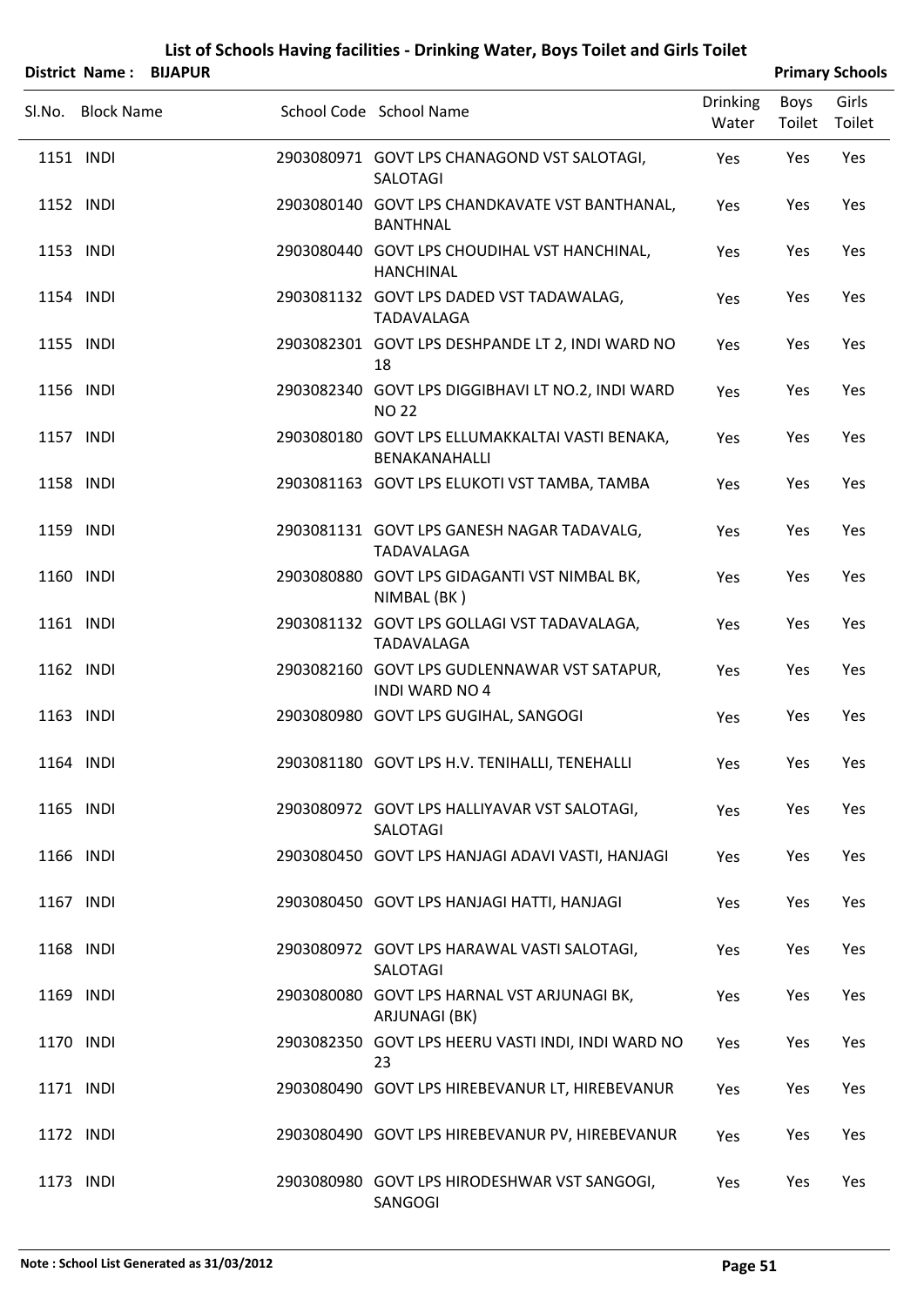# List of Schools Having facilities - Drinking Water, Boys Toilet and Girls Toilet

**District Name : BIJAPUR** **Primary Schools**

| Sl.No. | Block Name | School Code | School Name | Drinking Water | Boys Toilet | Girls Toilet |
|---|---|---|---|---|---|---|
| 1151 | INDI | 2903080971 | GOVT LPS CHANAGOND VST SALOTAGI, SALOTAGI | Yes | Yes | Yes |
| 1152 | INDI | 2903080140 | GOVT LPS CHANDKAVATE VST BANTHANAL, BANTHNAL | Yes | Yes | Yes |
| 1153 | INDI | 2903080440 | GOVT LPS CHOUDIHAL VST HANCHINAL, HANCHINAL | Yes | Yes | Yes |
| 1154 | INDI | 2903081132 | GOVT LPS DADED VST TADAWALAG, TADAVALAGA | Yes | Yes | Yes |
| 1155 | INDI | 2903082301 | GOVT LPS DESHPANDE LT 2, INDI WARD NO 18 | Yes | Yes | Yes |
| 1156 | INDI | 2903082340 | GOVT LPS DIGGIBHAVI LT NO.2, INDI WARD NO 22 | Yes | Yes | Yes |
| 1157 | INDI | 2903080180 | GOVT LPS ELLUMAKKALTAI VASTI BENAKA, BENAKANAHALLI | Yes | Yes | Yes |
| 1158 | INDI | 2903081163 | GOVT LPS ELUKOTI VST TAMBA, TAMBA | Yes | Yes | Yes |
| 1159 | INDI | 2903081131 | GOVT LPS GANESH NAGAR TADAVALG, TADAVALAGA | Yes | Yes | Yes |
| 1160 | INDI | 2903080880 | GOVT LPS GIDAGANTI VST NIMBAL BK, NIMBAL (BK ) | Yes | Yes | Yes |
| 1161 | INDI | 2903081132 | GOVT LPS GOLLAGI VST TADAVALAGA, TADAVALAGA | Yes | Yes | Yes |
| 1162 | INDI | 2903082160 | GOVT LPS GUDLENNAWAR VST SATAPUR, INDI WARD NO 4 | Yes | Yes | Yes |
| 1163 | INDI | 2903080980 | GOVT LPS GUGIHAL, SANGOGI | Yes | Yes | Yes |
| 1164 | INDI | 2903081180 | GOVT LPS H.V. TENIHALLI, TENEHALLI | Yes | Yes | Yes |
| 1165 | INDI | 2903080972 | GOVT LPS HALLIYAVAR VST SALOTAGI, SALOTAGI | Yes | Yes | Yes |
| 1166 | INDI | 2903080450 | GOVT LPS HANJAGI ADAVI VASTI, HANJAGI | Yes | Yes | Yes |
| 1167 | INDI | 2903080450 | GOVT LPS HANJAGI HATTI, HANJAGI | Yes | Yes | Yes |
| 1168 | INDI | 2903080972 | GOVT LPS HARAWAL VASTI SALOTAGI, SALOTAGI | Yes | Yes | Yes |
| 1169 | INDI | 2903080080 | GOVT LPS HARNAL VST ARJUNAGI BK, ARJUNAGI (BK) | Yes | Yes | Yes |
| 1170 | INDI | 2903082350 | GOVT LPS HEERU VASTI INDI, INDI WARD NO 23 | Yes | Yes | Yes |
| 1171 | INDI | 2903080490 | GOVT LPS HIREBEVANUR LT, HIREBEVANUR | Yes | Yes | Yes |
| 1172 | INDI | 2903080490 | GOVT LPS HIREBEVANUR PV, HIREBEVANUR | Yes | Yes | Yes |
| 1173 | INDI | 2903080980 | GOVT LPS HIRODESHWAR VST SANGOGI, SANGOGI | Yes | Yes | Yes |

Note : School List Generated as 31/03/2012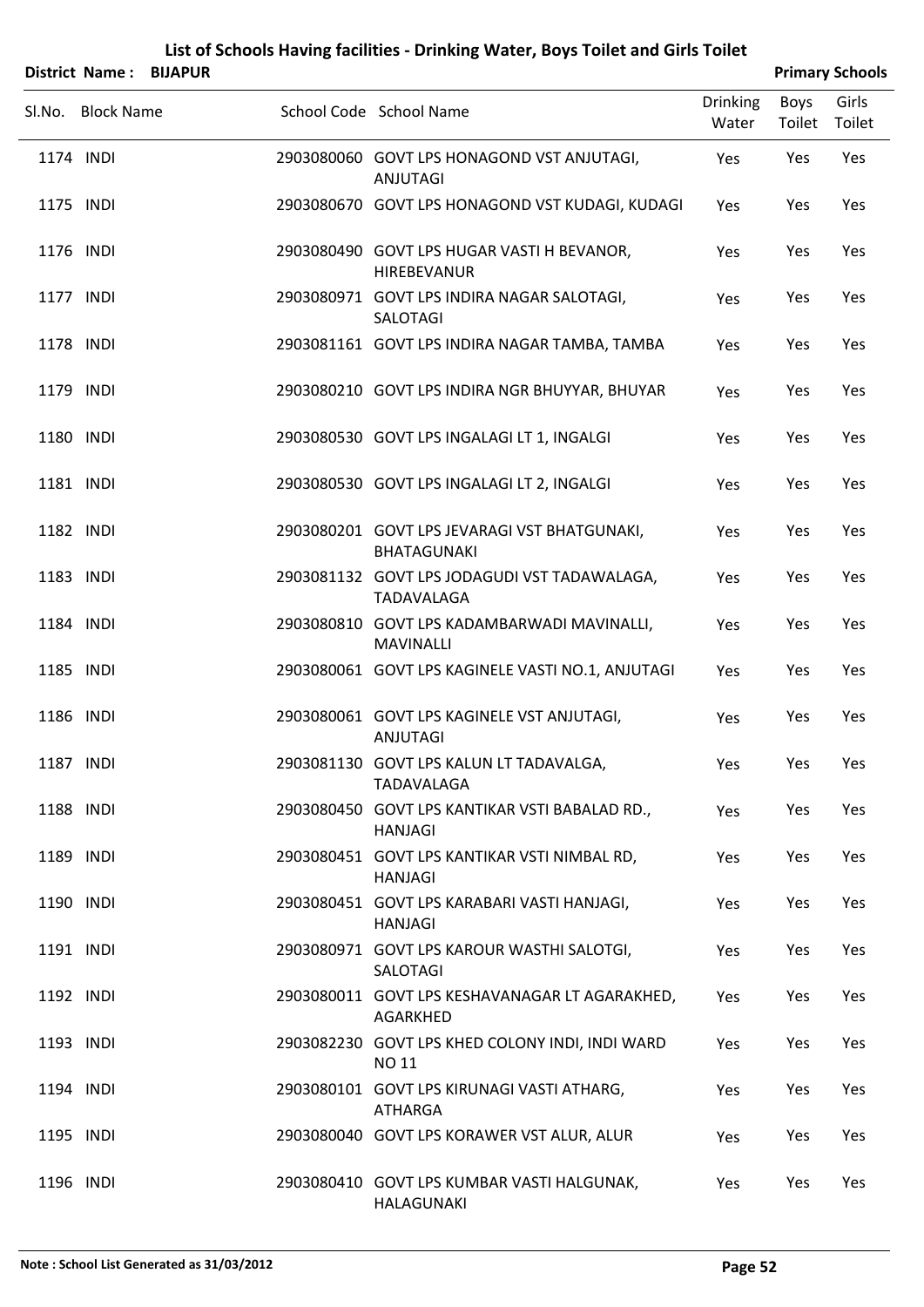# List of Schools Having facilities - Drinking Water, Boys Toilet and Girls Toilet

**District Name : BIJAPUR** **Primary Schools**

| Sl.No. | Block Name | School Code | School Name | Drinking Water | Boys Toilet | Girls Toilet |
|---|---|---|---|---|---|---|
| 1174 | INDI | 2903080060 | GOVT LPS HONAGOND VST ANJUTAGI, ANJUTAGI | Yes | Yes | Yes |
| 1175 | INDI | 2903080670 | GOVT LPS HONAGOND VST KUDAGI, KUDAGI | Yes | Yes | Yes |
| 1176 | INDI | 2903080490 | GOVT LPS HUGAR VASTI H BEVANOR, HIREBEVANUR | Yes | Yes | Yes |
| 1177 | INDI | 2903080971 | GOVT LPS INDIRA NAGAR SALOTAGI, SALOTAGI | Yes | Yes | Yes |
| 1178 | INDI | 2903081161 | GOVT LPS INDIRA NAGAR TAMBA, TAMBA | Yes | Yes | Yes |
| 1179 | INDI | 2903080210 | GOVT LPS INDIRA NGR BHUYYAR, BHUYAR | Yes | Yes | Yes |
| 1180 | INDI | 2903080530 | GOVT LPS INGALAGI LT 1, INGALGI | Yes | Yes | Yes |
| 1181 | INDI | 2903080530 | GOVT LPS INGALAGI LT 2, INGALGI | Yes | Yes | Yes |
| 1182 | INDI | 2903080201 | GOVT LPS JEVARAGI VST BHATGUNAKI, BHATAGUNAKI | Yes | Yes | Yes |
| 1183 | INDI | 2903081132 | GOVT LPS JODAGUDI VST TADAWALAGA, TADAVALAGA | Yes | Yes | Yes |
| 1184 | INDI | 2903080810 | GOVT LPS KADAMBARWADI MAVINALLI, MAVINALLI | Yes | Yes | Yes |
| 1185 | INDI | 2903080061 | GOVT LPS KAGINELE VASTI NO.1, ANJUTAGI | Yes | Yes | Yes |
| 1186 | INDI | 2903080061 | GOVT LPS KAGINELE VST ANJUTAGI, ANJUTAGI | Yes | Yes | Yes |
| 1187 | INDI | 2903081130 | GOVT LPS KALUN LT TADAVALGA, TADAVALAGA | Yes | Yes | Yes |
| 1188 | INDI | 2903080450 | GOVT LPS KANTIKAR VSTI BABALAD RD., HANJAGI | Yes | Yes | Yes |
| 1189 | INDI | 2903080451 | GOVT LPS KANTIKAR VSTI NIMBAL RD, HANJAGI | Yes | Yes | Yes |
| 1190 | INDI | 2903080451 | GOVT LPS KARABARI VASTI HANJAGI, HANJAGI | Yes | Yes | Yes |
| 1191 | INDI | 2903080971 | GOVT LPS KAROUR WASTHI SALOTGI, SALOTAGI | Yes | Yes | Yes |
| 1192 | INDI | 2903080011 | GOVT LPS KESHAVANAGAR LT AGARAKHED, AGARKHED | Yes | Yes | Yes |
| 1193 | INDI | 2903082230 | GOVT LPS KHED COLONY INDI, INDI WARD NO 11 | Yes | Yes | Yes |
| 1194 | INDI | 2903080101 | GOVT LPS KIRUNAGI VASTI ATHARG, ATHARGA | Yes | Yes | Yes |
| 1195 | INDI | 2903080040 | GOVT LPS KORAWER VST ALUR, ALUR | Yes | Yes | Yes |
| 1196 | INDI | 2903080410 | GOVT LPS KUMBAR VASTI HALGUNAK, HALAGUNAKI | Yes | Yes | Yes |

Note : School List Generated as 31/03/2012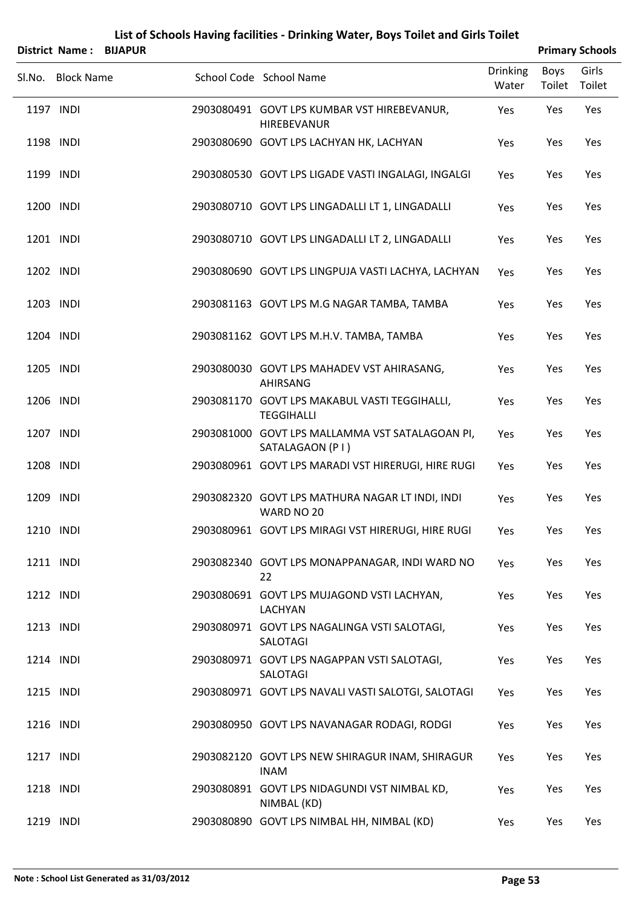# List of Schools Having facilities - Drinking Water, Boys Toilet and Girls Toilet

**District Name : BIJAPUR** **Primary Schools**

| Sl.No. | Block Name | School Code | School Name | Drinking Water | Boys Toilet | Girls Toilet |
|---|---|---|---|---|---|---|
| 1197 | INDI | 2903080491 | GOVT LPS KUMBAR VST HIREBEVANUR, HIREBEVANUR | Yes | Yes | Yes |
| 1198 | INDI | 2903080690 | GOVT LPS LACHYAN HK, LACHYAN | Yes | Yes | Yes |
| 1199 | INDI | 2903080530 | GOVT LPS LIGADE VASTI INGALAGI, INGALGI | Yes | Yes | Yes |
| 1200 | INDI | 2903080710 | GOVT LPS LINGADALLI LT 1, LINGADALLI | Yes | Yes | Yes |
| 1201 | INDI | 2903080710 | GOVT LPS LINGADALLI LT 2, LINGADALLI | Yes | Yes | Yes |
| 1202 | INDI | 2903080690 | GOVT LPS LINGPUJA VASTI LACHYA, LACHYAN | Yes | Yes | Yes |
| 1203 | INDI | 2903081163 | GOVT LPS M.G NAGAR TAMBA, TAMBA | Yes | Yes | Yes |
| 1204 | INDI | 2903081162 | GOVT LPS M.H.V. TAMBA, TAMBA | Yes | Yes | Yes |
| 1205 | INDI | 2903080030 | GOVT LPS MAHADEV VST AHIRASANG, AHIRSANG | Yes | Yes | Yes |
| 1206 | INDI | 2903081170 | GOVT LPS MAKABUL VASTI TEGGIHALLI, TEGGIHALLI | Yes | Yes | Yes |
| 1207 | INDI | 2903081000 | GOVT LPS MALLAMMA VST SATALAGOAN PI, SATALAGAON (P I ) | Yes | Yes | Yes |
| 1208 | INDI | 2903080961 | GOVT LPS MARADI VST HIRERUGI, HIRE RUGI | Yes | Yes | Yes |
| 1209 | INDI | 2903082320 | GOVT LPS MATHURA NAGAR LT INDI, INDI WARD NO 20 | Yes | Yes | Yes |
| 1210 | INDI | 2903080961 | GOVT LPS MIRAGI VST HIRERUGI, HIRE RUGI | Yes | Yes | Yes |
| 1211 | INDI | 2903082340 | GOVT LPS MONAPPANAGAR, INDI WARD NO 22 | Yes | Yes | Yes |
| 1212 | INDI | 2903080691 | GOVT LPS MUJAGOND VSTI LACHYAN, LACHYAN | Yes | Yes | Yes |
| 1213 | INDI | 2903080971 | GOVT LPS NAGALINGA VSTI SALOTAGI, SALOTAGI | Yes | Yes | Yes |
| 1214 | INDI | 2903080971 | GOVT LPS NAGAPPAN VSTI SALOTAGI, SALOTAGI | Yes | Yes | Yes |
| 1215 | INDI | 2903080971 | GOVT LPS NAVALI VASTI SALOTGI, SALOTAGI | Yes | Yes | Yes |
| 1216 | INDI | 2903080950 | GOVT LPS NAVANAGAR RODAGI, RODGI | Yes | Yes | Yes |
| 1217 | INDI | 2903082120 | GOVT LPS NEW SHIRAGUR INAM, SHIRAGUR INAM | Yes | Yes | Yes |
| 1218 | INDI | 2903080891 | GOVT LPS NIDAGUNDI VST NIMBAL KD, NIMBAL (KD) | Yes | Yes | Yes |
| 1219 | INDI | 2903080890 | GOVT LPS NIMBAL HH, NIMBAL (KD) | Yes | Yes | Yes |

Note : School List Generated as 31/03/2012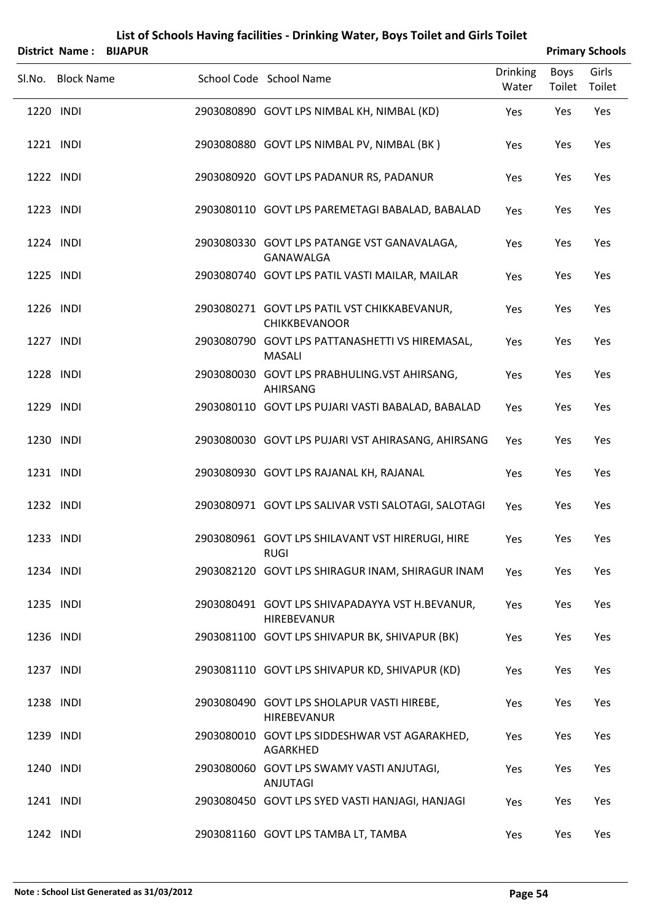# List of Schools Having facilities - Drinking Water, Boys Toilet and Girls Toilet

**District Name : BIJAPUR** **Primary Schools**

| Sl.No. | Block Name | School Code | School Name | Drinking Water | Boys Toilet | Girls Toilet |
|---|---|---|---|---|---|---|
| 1220 | INDI | 2903080890 | GOVT LPS NIMBAL KH, NIMBAL (KD) | Yes | Yes | Yes |
| 1221 | INDI | 2903080880 | GOVT LPS NIMBAL PV, NIMBAL (BK ) | Yes | Yes | Yes |
| 1222 | INDI | 2903080920 | GOVT LPS PADANUR RS, PADANUR | Yes | Yes | Yes |
| 1223 | INDI | 2903080110 | GOVT LPS PAREMETAGI BABALAD, BABALAD | Yes | Yes | Yes |
| 1224 | INDI | 2903080330 | GOVT LPS PATANGE VST GANAVALAGA, GANAWALGA | Yes | Yes | Yes |
| 1225 | INDI | 2903080740 | GOVT LPS PATIL VASTI MAILAR, MAILAR | Yes | Yes | Yes |
| 1226 | INDI | 2903080271 | GOVT LPS PATIL VST CHIKKABEVANUR, CHIKKBEVANOOR | Yes | Yes | Yes |
| 1227 | INDI | 2903080790 | GOVT LPS PATTANASHETTI VS HIREMASAL, MASALI | Yes | Yes | Yes |
| 1228 | INDI | 2903080030 | GOVT LPS PRABHULING.VST AHIRSANG, AHIRSANG | Yes | Yes | Yes |
| 1229 | INDI | 2903080110 | GOVT LPS PUJARI VASTI BABALAD, BABALAD | Yes | Yes | Yes |
| 1230 | INDI | 2903080030 | GOVT LPS PUJARI VST AHIRASANG, AHIRSANG | Yes | Yes | Yes |
| 1231 | INDI | 2903080930 | GOVT LPS RAJANAL KH, RAJANAL | Yes | Yes | Yes |
| 1232 | INDI | 2903080971 | GOVT LPS SALIVAR VSTI SALOTAGI, SALOTAGI | Yes | Yes | Yes |
| 1233 | INDI | 2903080961 | GOVT LPS SHILAVANT VST HIRERUGI, HIRE RUGI | Yes | Yes | Yes |
| 1234 | INDI | 2903082120 | GOVT LPS SHIRAGUR INAM, SHIRAGUR INAM | Yes | Yes | Yes |
| 1235 | INDI | 2903080491 | GOVT LPS SHIVAPADAYYA VST H.BEVANUR, HIREBEVANUR | Yes | Yes | Yes |
| 1236 | INDI | 2903081100 | GOVT LPS SHIVAPUR BK, SHIVAPUR (BK) | Yes | Yes | Yes |
| 1237 | INDI | 2903081110 | GOVT LPS SHIVAPUR KD, SHIVAPUR (KD) | Yes | Yes | Yes |
| 1238 | INDI | 2903080490 | GOVT LPS SHOLAPUR VASTI HIREBE, HIREBEVANUR | Yes | Yes | Yes |
| 1239 | INDI | 2903080010 | GOVT LPS SIDDESHWAR VST AGARAKHED, AGARKHED | Yes | Yes | Yes |
| 1240 | INDI | 2903080060 | GOVT LPS SWAMY VASTI ANJUTAGI, ANJUTAGI | Yes | Yes | Yes |
| 1241 | INDI | 2903080450 | GOVT LPS SYED VASTI HANJAGI, HANJAGI | Yes | Yes | Yes |
| 1242 | INDI | 2903081160 | GOVT LPS TAMBA LT, TAMBA | Yes | Yes | Yes |

**Note : School List Generated as 31/03/2012**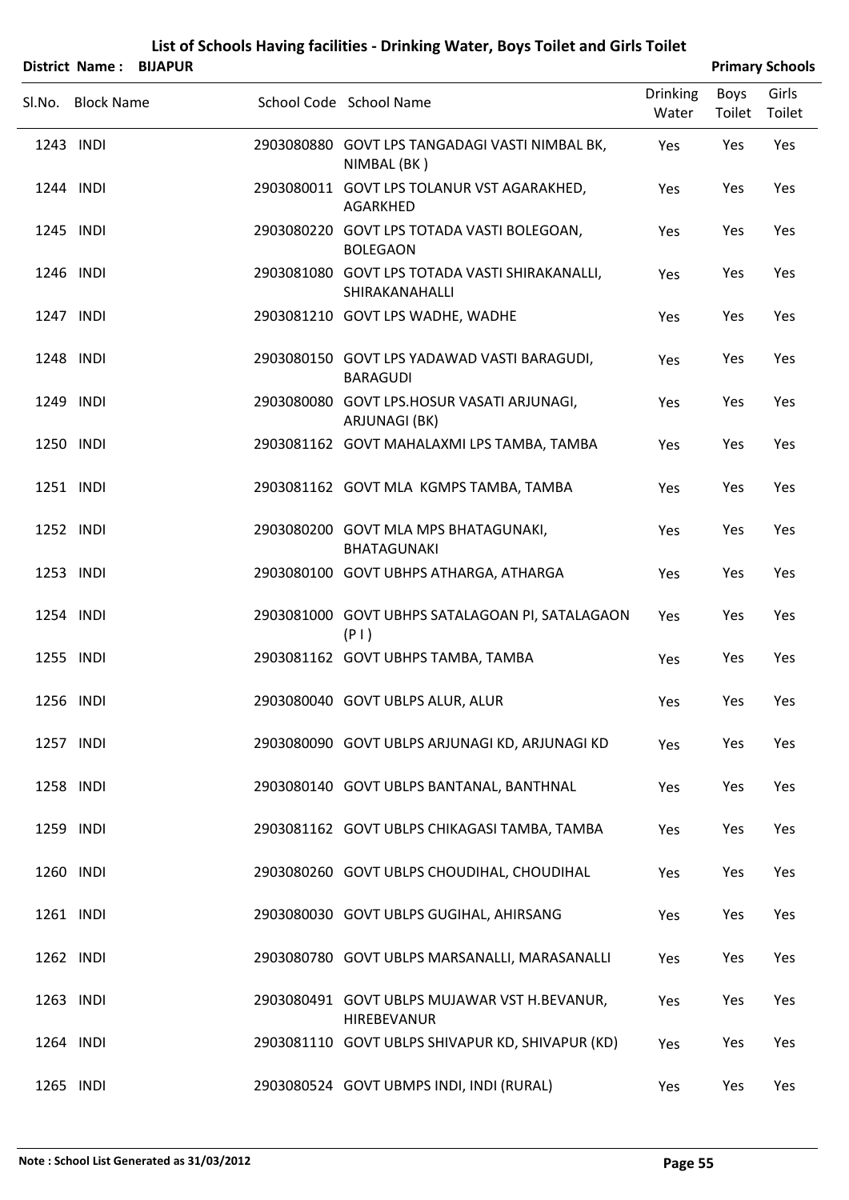# List of Schools Having facilities - Drinking Water, Boys Toilet and Girls Toilet

**District Name : BIJAPUR** **Primary Schools**

| Sl.No. | Block Name | School Code | School Name | Drinking Water | Boys Toilet | Girls Toilet |
|---|---|---|---|---|---|---|
| 1243 | INDI | 2903080880 | GOVT LPS TANGADAGI VASTI NIMBAL BK, NIMBAL (BK ) | Yes | Yes | Yes |
| 1244 | INDI | 2903080011 | GOVT LPS TOLANUR VST AGARAKHED, AGARKHED | Yes | Yes | Yes |
| 1245 | INDI | 2903080220 | GOVT LPS TOTADA VASTI BOLEGOAN, BOLEGAON | Yes | Yes | Yes |
| 1246 | INDI | 2903081080 | GOVT LPS TOTADA VASTI SHIRAKANALLI, SHIRAKANAHALLI | Yes | Yes | Yes |
| 1247 | INDI | 2903081210 | GOVT LPS WADHE, WADHE | Yes | Yes | Yes |
| 1248 | INDI | 2903080150 | GOVT LPS YADAWAD VASTI BARAGUDI, BARAGUDI | Yes | Yes | Yes |
| 1249 | INDI | 2903080080 | GOVT LPS.HOSUR VASATI ARJUNAGI, ARJUNAGI (BK) | Yes | Yes | Yes |
| 1250 | INDI | 2903081162 | GOVT MAHALAXMI LPS TAMBA, TAMBA | Yes | Yes | Yes |
| 1251 | INDI | 2903081162 | GOVT MLA KGMPS TAMBA, TAMBA | Yes | Yes | Yes |
| 1252 | INDI | 2903080200 | GOVT MLA MPS BHATAGUNAKI, BHATAGUNAKI | Yes | Yes | Yes |
| 1253 | INDI | 2903080100 | GOVT UBHPS ATHARGA, ATHARGA | Yes | Yes | Yes |
| 1254 | INDI | 2903081000 | GOVT UBHPS SATALAGOAN PI, SATALAGAON (P I ) | Yes | Yes | Yes |
| 1255 | INDI | 2903081162 | GOVT UBHPS TAMBA, TAMBA | Yes | Yes | Yes |
| 1256 | INDI | 2903080040 | GOVT UBLPS ALUR, ALUR | Yes | Yes | Yes |
| 1257 | INDI | 2903080090 | GOVT UBLPS ARJUNAGI KD, ARJUNAGI KD | Yes | Yes | Yes |
| 1258 | INDI | 2903080140 | GOVT UBLPS BANTANAL, BANTHNAL | Yes | Yes | Yes |
| 1259 | INDI | 2903081162 | GOVT UBLPS CHIKAGASI TAMBA, TAMBA | Yes | Yes | Yes |
| 1260 | INDI | 2903080260 | GOVT UBLPS CHOUDIHAL, CHOUDIHAL | Yes | Yes | Yes |
| 1261 | INDI | 2903080030 | GOVT UBLPS GUGIHAL, AHIRSANG | Yes | Yes | Yes |
| 1262 | INDI | 2903080780 | GOVT UBLPS MARSANALLI, MARASANALLI | Yes | Yes | Yes |
| 1263 | INDI | 2903080491 | GOVT UBLPS MUJAWAR VST H.BEVANUR, HIREBEVANUR | Yes | Yes | Yes |
| 1264 | INDI | 2903081110 | GOVT UBLPS SHIVAPUR KD, SHIVAPUR (KD) | Yes | Yes | Yes |
| 1265 | INDI | 2903080524 | GOVT UBMPS INDI, INDI (RURAL) | Yes | Yes | Yes |

**Note : School List Generated as 31/03/2012**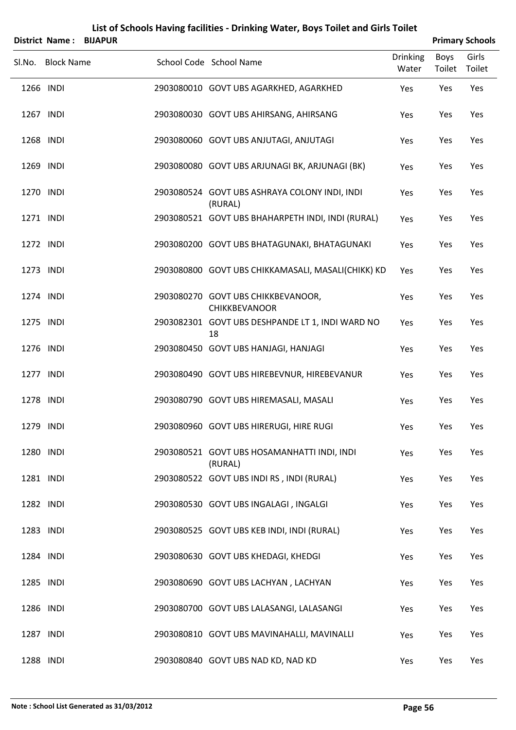# List of Schools Having facilities - Drinking Water, Boys Toilet and Girls Toilet

**District Name : BIJAPUR** **Primary Schools**

| Sl.No. | Block Name | School Code | School Name | Drinking Water | Boys Toilet | Girls Toilet |
|---|---|---|---|---|---|---|
| 1266 | INDI | 2903080010 | GOVT UBS AGARKHED, AGARKHED | Yes | Yes | Yes |
| 1267 | INDI | 2903080030 | GOVT UBS AHIRSANG, AHIRSANG | Yes | Yes | Yes |
| 1268 | INDI | 2903080060 | GOVT UBS ANJUTAGI, ANJUTAGI | Yes | Yes | Yes |
| 1269 | INDI | 2903080080 | GOVT UBS ARJUNAGI BK, ARJUNAGI (BK) | Yes | Yes | Yes |
| 1270 | INDI | 2903080524 | GOVT UBS ASHRAYA COLONY INDI, INDI (RURAL) | Yes | Yes | Yes |
| 1271 | INDI | 2903080521 | GOVT UBS BHAHARPETH INDI, INDI (RURAL) | Yes | Yes | Yes |
| 1272 | INDI | 2903080200 | GOVT UBS BHATAGUNAKI, BHATAGUNAKI | Yes | Yes | Yes |
| 1273 | INDI | 2903080800 | GOVT UBS CHIKKAMASALI, MASALI(CHIKK) KD | Yes | Yes | Yes |
| 1274 | INDI | 2903080270 | GOVT UBS CHIKKBEVANOOR, CHIKKBEVANOOR | Yes | Yes | Yes |
| 1275 | INDI | 2903082301 | GOVT UBS DESHPANDE LT 1, INDI WARD NO 18 | Yes | Yes | Yes |
| 1276 | INDI | 2903080450 | GOVT UBS HANJAGI, HANJAGI | Yes | Yes | Yes |
| 1277 | INDI | 2903080490 | GOVT UBS HIREBEVNUR, HIREBEVANUR | Yes | Yes | Yes |
| 1278 | INDI | 2903080790 | GOVT UBS HIREMASALI, MASALI | Yes | Yes | Yes |
| 1279 | INDI | 2903080960 | GOVT UBS HIRERUGI, HIRE RUGI | Yes | Yes | Yes |
| 1280 | INDI | 2903080521 | GOVT UBS HOSAMANHATTI INDI, INDI (RURAL) | Yes | Yes | Yes |
| 1281 | INDI | 2903080522 | GOVT UBS INDI RS , INDI (RURAL) | Yes | Yes | Yes |
| 1282 | INDI | 2903080530 | GOVT UBS INGALAGI , INGALGI | Yes | Yes | Yes |
| 1283 | INDI | 2903080525 | GOVT UBS KEB INDI, INDI (RURAL) | Yes | Yes | Yes |
| 1284 | INDI | 2903080630 | GOVT UBS KHEDAGI, KHEDGI | Yes | Yes | Yes |
| 1285 | INDI | 2903080690 | GOVT UBS LACHYAN , LACHYAN | Yes | Yes | Yes |
| 1286 | INDI | 2903080700 | GOVT UBS LALASANGI, LALASANGI | Yes | Yes | Yes |
| 1287 | INDI | 2903080810 | GOVT UBS MAVINAHALLI, MAVINALLI | Yes | Yes | Yes |
| 1288 | INDI | 2903080840 | GOVT UBS NAD KD, NAD KD | Yes | Yes | Yes |

**Note : School List Generated as 31/03/2012**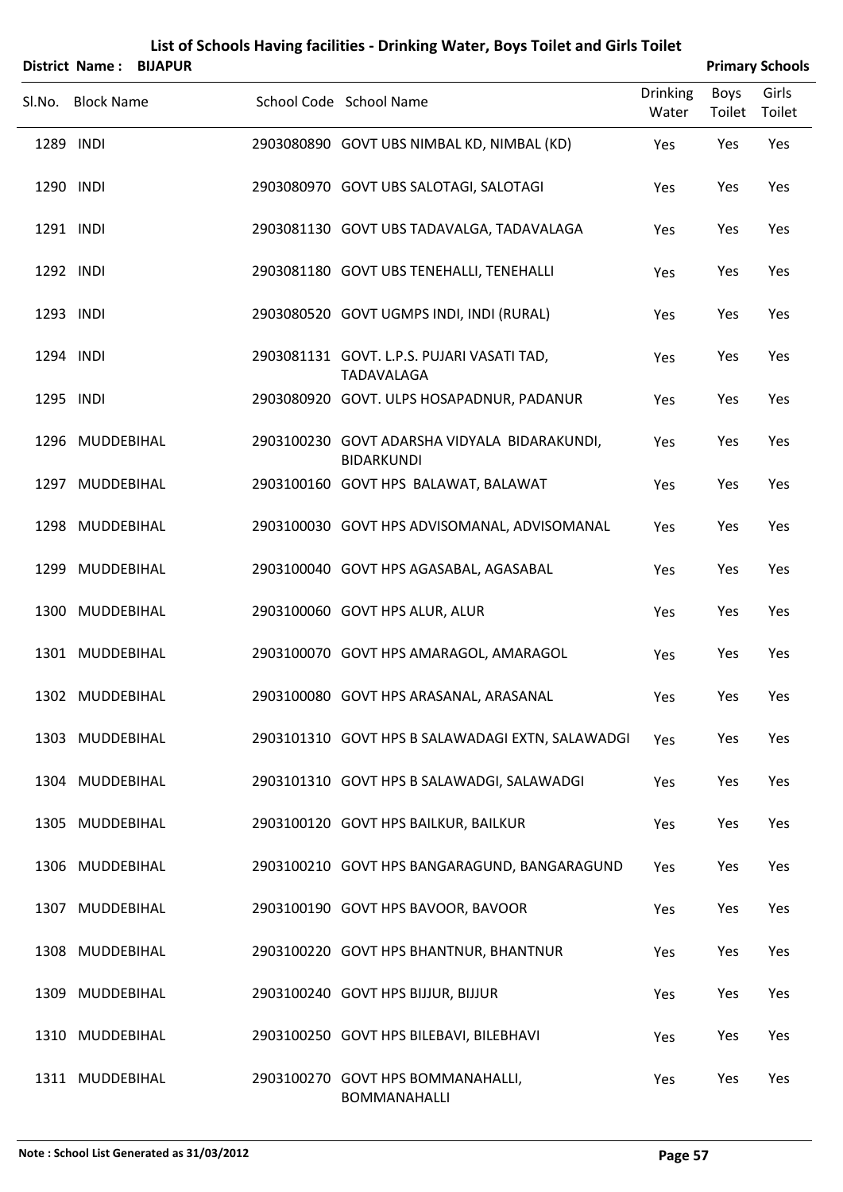# List of Schools Having facilities - Drinking Water, Boys Toilet and Girls Toilet

**District Name : BIJAPUR** **Primary Schools**

| Sl.No. | Block Name | School Code | School Name | Drinking Water | Boys Toilet | Girls Toilet |
|---|---|---|---|---|---|---|
| 1289 | INDI | 2903080890 | GOVT UBS NIMBAL KD, NIMBAL (KD) | Yes | Yes | Yes |
| 1290 | INDI | 2903080970 | GOVT UBS SALOTAGI, SALOTAGI | Yes | Yes | Yes |
| 1291 | INDI | 2903081130 | GOVT UBS TADAVALGA, TADAVALAGA | Yes | Yes | Yes |
| 1292 | INDI | 2903081180 | GOVT UBS TENEHALLI, TENEHALLI | Yes | Yes | Yes |
| 1293 | INDI | 2903080520 | GOVT UGMPS INDI, INDI (RURAL) | Yes | Yes | Yes |
| 1294 | INDI | 2903081131 | GOVT. L.P.S. PUJARI VASATI TAD, TADAVALAGA | Yes | Yes | Yes |
| 1295 | INDI | 2903080920 | GOVT. ULPS HOSAPADNUR, PADANUR | Yes | Yes | Yes |
| 1296 | MUDDEBIHAL | 2903100230 | GOVT ADARSHA VIDYALA BIDARAKUNDI, BIDARKUNDI | Yes | Yes | Yes |
| 1297 | MUDDEBIHAL | 2903100160 | GOVT HPS BALAWAT, BALAWAT | Yes | Yes | Yes |
| 1298 | MUDDEBIHAL | 2903100030 | GOVT HPS ADVISOMANAL, ADVISOMANAL | Yes | Yes | Yes |
| 1299 | MUDDEBIHAL | 2903100040 | GOVT HPS AGASABAL, AGASABAL | Yes | Yes | Yes |
| 1300 | MUDDEBIHAL | 2903100060 | GOVT HPS ALUR, ALUR | Yes | Yes | Yes |
| 1301 | MUDDEBIHAL | 2903100070 | GOVT HPS AMARAGOL, AMARAGOL | Yes | Yes | Yes |
| 1302 | MUDDEBIHAL | 2903100080 | GOVT HPS ARASANAL, ARASANAL | Yes | Yes | Yes |
| 1303 | MUDDEBIHAL | 2903101310 | GOVT HPS B SALAWADAGI EXTN, SALAWADGI | Yes | Yes | Yes |
| 1304 | MUDDEBIHAL | 2903101310 | GOVT HPS B SALAWADGI, SALAWADGI | Yes | Yes | Yes |
| 1305 | MUDDEBIHAL | 2903100120 | GOVT HPS BAILKUR, BAILKUR | Yes | Yes | Yes |
| 1306 | MUDDEBIHAL | 2903100210 | GOVT HPS BANGARAGUND, BANGARAGUND | Yes | Yes | Yes |
| 1307 | MUDDEBIHAL | 2903100190 | GOVT HPS BAVOOR, BAVOOR | Yes | Yes | Yes |
| 1308 | MUDDEBIHAL | 2903100220 | GOVT HPS BHANTNUR, BHANTNUR | Yes | Yes | Yes |
| 1309 | MUDDEBIHAL | 2903100240 | GOVT HPS BIJJUR, BIJJUR | Yes | Yes | Yes |
| 1310 | MUDDEBIHAL | 2903100250 | GOVT HPS BILEBAVI, BILEBHAVI | Yes | Yes | Yes |
| 1311 | MUDDEBIHAL | 2903100270 | GOVT HPS BOMMANAHALLI, BOMMANAHALLI | Yes | Yes | Yes |

**Note : School List Generated as 31/03/2012**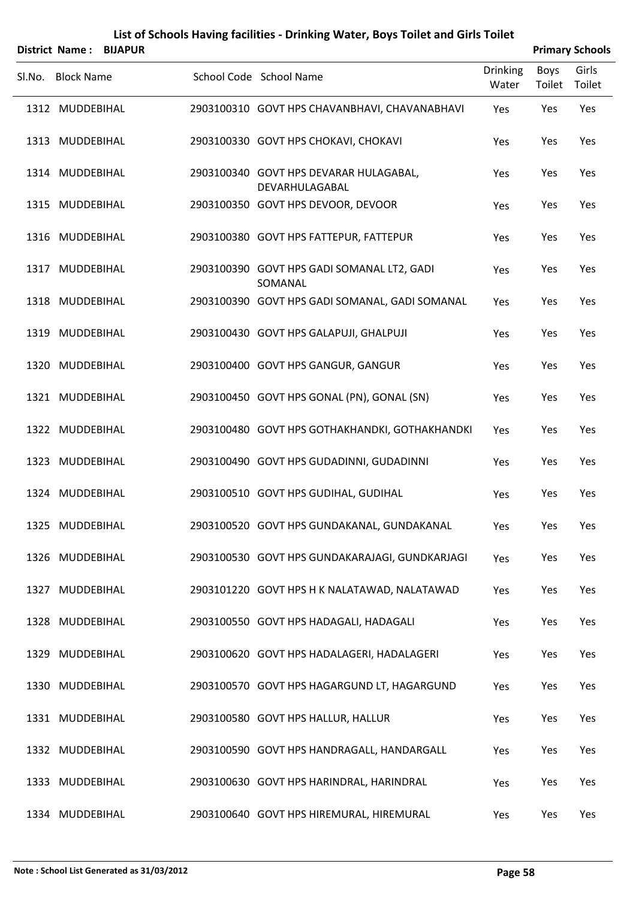# List of Schools Having facilities - Drinking Water, Boys Toilet and Girls Toilet

**District Name : BIJAPUR** **Primary Schools**

| Sl.No. | Block Name | School Code | School Name | Drinking Water | Boys Toilet | Girls Toilet |
|---|---|---|---|---|---|---|
| 1312 | MUDDEBIHAL | 2903100310 | GOVT HPS CHAVANBHAVI, CHAVANABHAVI | Yes | Yes | Yes |
| 1313 | MUDDEBIHAL | 2903100330 | GOVT HPS CHOKAVI, CHOKAVI | Yes | Yes | Yes |
| 1314 | MUDDEBIHAL | 2903100340 | GOVT HPS DEVARAR HULAGABAL, DEVARHULAGABAL | Yes | Yes | Yes |
| 1315 | MUDDEBIHAL | 2903100350 | GOVT HPS DEVOOR, DEVOOR | Yes | Yes | Yes |
| 1316 | MUDDEBIHAL | 2903100380 | GOVT HPS FATTEPUR, FATTEPUR | Yes | Yes | Yes |
| 1317 | MUDDEBIHAL | 2903100390 | GOVT HPS GADI SOMANAL LT2, GADI SOMANAL | Yes | Yes | Yes |
| 1318 | MUDDEBIHAL | 2903100390 | GOVT HPS GADI SOMANAL, GADI SOMANAL | Yes | Yes | Yes |
| 1319 | MUDDEBIHAL | 2903100430 | GOVT HPS GALAPUJI, GHALPUJI | Yes | Yes | Yes |
| 1320 | MUDDEBIHAL | 2903100400 | GOVT HPS GANGUR, GANGUR | Yes | Yes | Yes |
| 1321 | MUDDEBIHAL | 2903100450 | GOVT HPS GONAL (PN), GONAL (SN) | Yes | Yes | Yes |
| 1322 | MUDDEBIHAL | 2903100480 | GOVT HPS GOTHAKHANDKI, GOTHAKHANDKI | Yes | Yes | Yes |
| 1323 | MUDDEBIHAL | 2903100490 | GOVT HPS GUDADINNI, GUDADINNI | Yes | Yes | Yes |
| 1324 | MUDDEBIHAL | 2903100510 | GOVT HPS GUDIHAL, GUDIHAL | Yes | Yes | Yes |
| 1325 | MUDDEBIHAL | 2903100520 | GOVT HPS GUNDAKANAL, GUNDAKANAL | Yes | Yes | Yes |
| 1326 | MUDDEBIHAL | 2903100530 | GOVT HPS GUNDAKARAJAGI, GUNDKARJAGI | Yes | Yes | Yes |
| 1327 | MUDDEBIHAL | 2903101220 | GOVT HPS H K NALATAWAD, NALATAWAD | Yes | Yes | Yes |
| 1328 | MUDDEBIHAL | 2903100550 | GOVT HPS HADAGALI, HADAGALI | Yes | Yes | Yes |
| 1329 | MUDDEBIHAL | 2903100620 | GOVT HPS HADALAGERI, HADALAGERI | Yes | Yes | Yes |
| 1330 | MUDDEBIHAL | 2903100570 | GOVT HPS HAGARGUND LT, HAGARGUND | Yes | Yes | Yes |
| 1331 | MUDDEBIHAL | 2903100580 | GOVT HPS HALLUR, HALLUR | Yes | Yes | Yes |
| 1332 | MUDDEBIHAL | 2903100590 | GOVT HPS HANDRAGALL, HANDARGALL | Yes | Yes | Yes |
| 1333 | MUDDEBIHAL | 2903100630 | GOVT HPS HARINDRAL, HARINDRAL | Yes | Yes | Yes |
| 1334 | MUDDEBIHAL | 2903100640 | GOVT HPS HIREMURAL, HIREMURAL | Yes | Yes | Yes |

**Note : School List Generated as 31/03/2012**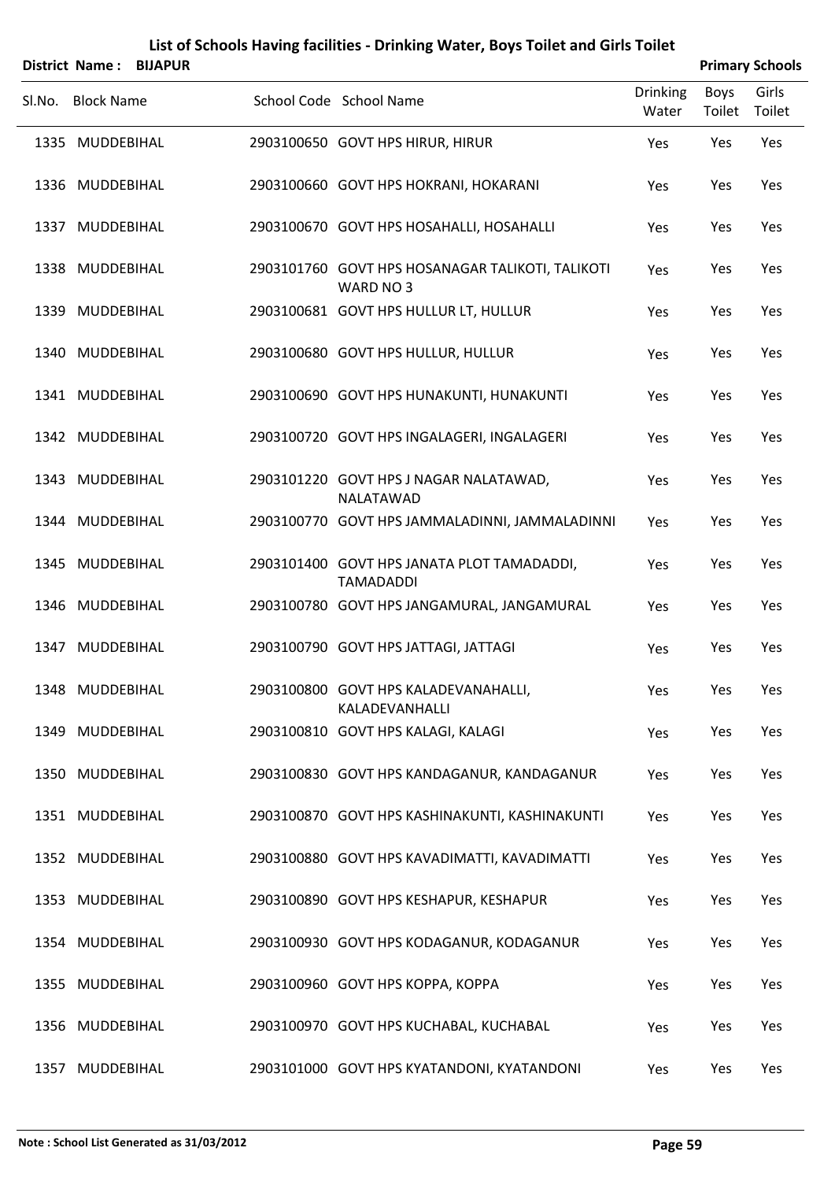## List of Schools Having facilities - Drinking Water, Boys Toilet and Girls Toilet

**District Name : BIJAPUR** **Primary Schools**

| Sl.No. | Block Name | School Code | School Name | Drinking Water | Boys Toilet | Girls Toilet |
|---|---|---|---|---|---|---|
| 1335 | MUDDEBIHAL | 2903100650 | GOVT HPS HIRUR, HIRUR | Yes | Yes | Yes |
| 1336 | MUDDEBIHAL | 2903100660 | GOVT HPS HOKRANI, HOKARANI | Yes | Yes | Yes |
| 1337 | MUDDEBIHAL | 2903100670 | GOVT HPS HOSAHALLI, HOSAHALLI | Yes | Yes | Yes |
| 1338 | MUDDEBIHAL | 2903101760 | GOVT HPS HOSANAGAR TALIKOTI, TALIKOTI WARD NO 3 | Yes | Yes | Yes |
| 1339 | MUDDEBIHAL | 2903100681 | GOVT HPS HULLUR LT, HULLUR | Yes | Yes | Yes |
| 1340 | MUDDEBIHAL | 2903100680 | GOVT HPS HULLUR, HULLUR | Yes | Yes | Yes |
| 1341 | MUDDEBIHAL | 2903100690 | GOVT HPS HUNAKUNTI, HUNAKUNTI | Yes | Yes | Yes |
| 1342 | MUDDEBIHAL | 2903100720 | GOVT HPS INGALAGERI, INGALAGERI | Yes | Yes | Yes |
| 1343 | MUDDEBIHAL | 2903101220 | GOVT HPS J NAGAR NALATAWAD, NALATAWAD | Yes | Yes | Yes |
| 1344 | MUDDEBIHAL | 2903100770 | GOVT HPS JAMMALADINNI, JAMMALADINNI | Yes | Yes | Yes |
| 1345 | MUDDEBIHAL | 2903101400 | GOVT HPS JANATA PLOT TAMADADDI, TAMADADDI | Yes | Yes | Yes |
| 1346 | MUDDEBIHAL | 2903100780 | GOVT HPS JANGAMURAL, JANGAMURAL | Yes | Yes | Yes |
| 1347 | MUDDEBIHAL | 2903100790 | GOVT HPS JATTAGI, JATTAGI | Yes | Yes | Yes |
| 1348 | MUDDEBIHAL | 2903100800 | GOVT HPS KALADEVANAHALLI, KALADEVANHALLI | Yes | Yes | Yes |
| 1349 | MUDDEBIHAL | 2903100810 | GOVT HPS KALAGI, KALAGI | Yes | Yes | Yes |
| 1350 | MUDDEBIHAL | 2903100830 | GOVT HPS KANDAGANUR, KANDAGANUR | Yes | Yes | Yes |
| 1351 | MUDDEBIHAL | 2903100870 | GOVT HPS KASHINAKUNTI, KASHINAKUNTI | Yes | Yes | Yes |
| 1352 | MUDDEBIHAL | 2903100880 | GOVT HPS KAVADIMATTI, KAVADIMATTI | Yes | Yes | Yes |
| 1353 | MUDDEBIHAL | 2903100890 | GOVT HPS KESHAPUR, KESHAPUR | Yes | Yes | Yes |
| 1354 | MUDDEBIHAL | 2903100930 | GOVT HPS KODAGANUR, KODAGANUR | Yes | Yes | Yes |
| 1355 | MUDDEBIHAL | 2903100960 | GOVT HPS KOPPA, KOPPA | Yes | Yes | Yes |
| 1356 | MUDDEBIHAL | 2903100970 | GOVT HPS KUCHABAL, KUCHABAL | Yes | Yes | Yes |
| 1357 | MUDDEBIHAL | 2903101000 | GOVT HPS KYATANDONI, KYATANDONI | Yes | Yes | Yes |

**Note : School List Generated as 31/03/2012**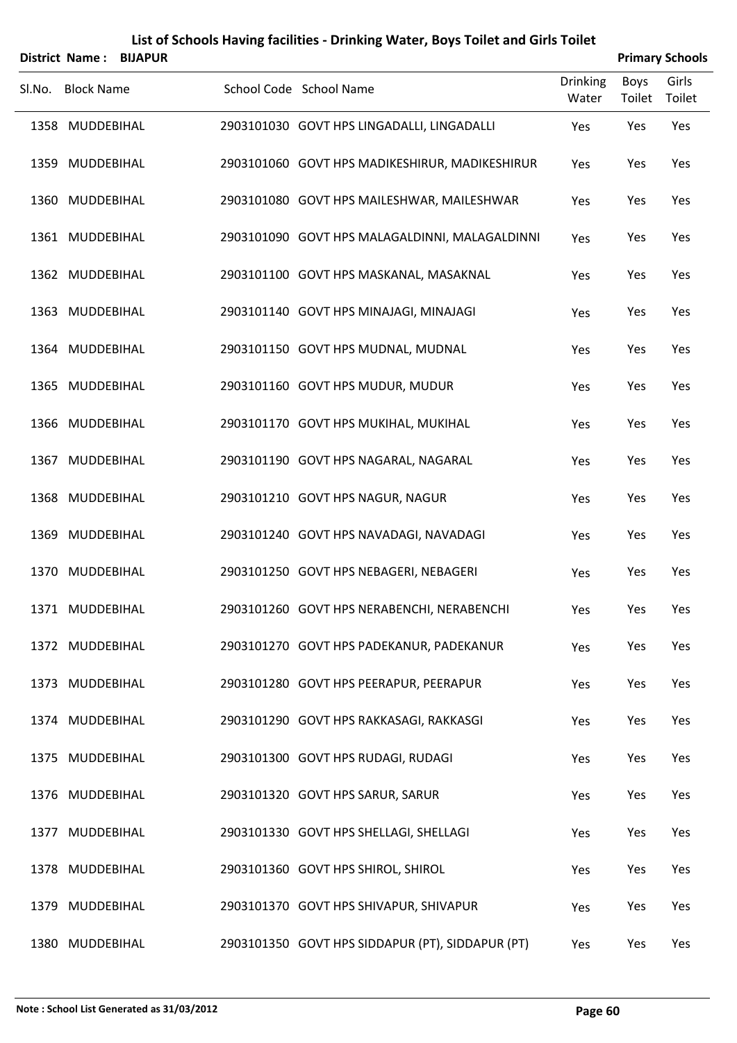# List of Schools Having facilities - Drinking Water, Boys Toilet and Girls Toilet

**District Name : BIJAPUR** **Primary Schools**

| Sl.No. | Block Name | School Code | School Name | Drinking Water | Boys Toilet | Girls Toilet |
|---|---|---|---|---|---|---|
| 1358 | MUDDEBIHAL | 2903101030 | GOVT HPS LINGADALLI, LINGADALLI | Yes | Yes | Yes |
| 1359 | MUDDEBIHAL | 2903101060 | GOVT HPS MADIKESHIRUR, MADIKESHIRUR | Yes | Yes | Yes |
| 1360 | MUDDEBIHAL | 2903101080 | GOVT HPS MAILESHWAR, MAILESHWAR | Yes | Yes | Yes |
| 1361 | MUDDEBIHAL | 2903101090 | GOVT HPS MALAGALDINNI, MALAGALDINNI | Yes | Yes | Yes |
| 1362 | MUDDEBIHAL | 2903101100 | GOVT HPS MASKANAL, MASAKNAL | Yes | Yes | Yes |
| 1363 | MUDDEBIHAL | 2903101140 | GOVT HPS MINAJAGI, MINAJAGI | Yes | Yes | Yes |
| 1364 | MUDDEBIHAL | 2903101150 | GOVT HPS MUDNAL, MUDNAL | Yes | Yes | Yes |
| 1365 | MUDDEBIHAL | 2903101160 | GOVT HPS MUDUR, MUDUR | Yes | Yes | Yes |
| 1366 | MUDDEBIHAL | 2903101170 | GOVT HPS MUKIHAL, MUKIHAL | Yes | Yes | Yes |
| 1367 | MUDDEBIHAL | 2903101190 | GOVT HPS NAGARAL, NAGARAL | Yes | Yes | Yes |
| 1368 | MUDDEBIHAL | 2903101210 | GOVT HPS NAGUR, NAGUR | Yes | Yes | Yes |
| 1369 | MUDDEBIHAL | 2903101240 | GOVT HPS NAVADAGI, NAVADAGI | Yes | Yes | Yes |
| 1370 | MUDDEBIHAL | 2903101250 | GOVT HPS NEBAGERI, NEBAGERI | Yes | Yes | Yes |
| 1371 | MUDDEBIHAL | 2903101260 | GOVT HPS NERABENCHI, NERABENCHI | Yes | Yes | Yes |
| 1372 | MUDDEBIHAL | 2903101270 | GOVT HPS PADEKANUR, PADEKANUR | Yes | Yes | Yes |
| 1373 | MUDDEBIHAL | 2903101280 | GOVT HPS PEERAPUR, PEERAPUR | Yes | Yes | Yes |
| 1374 | MUDDEBIHAL | 2903101290 | GOVT HPS RAKKASAGI, RAKKASGI | Yes | Yes | Yes |
| 1375 | MUDDEBIHAL | 2903101300 | GOVT HPS RUDAGI, RUDAGI | Yes | Yes | Yes |
| 1376 | MUDDEBIHAL | 2903101320 | GOVT HPS SARUR, SARUR | Yes | Yes | Yes |
| 1377 | MUDDEBIHAL | 2903101330 | GOVT HPS SHELLAGI, SHELLAGI | Yes | Yes | Yes |
| 1378 | MUDDEBIHAL | 2903101360 | GOVT HPS SHIROL, SHIROL | Yes | Yes | Yes |
| 1379 | MUDDEBIHAL | 2903101370 | GOVT HPS SHIVAPUR, SHIVAPUR | Yes | Yes | Yes |
| 1380 | MUDDEBIHAL | 2903101350 | GOVT HPS SIDDAPUR (PT), SIDDAPUR (PT) | Yes | Yes | Yes |

**Note : School List Generated as 31/03/2012**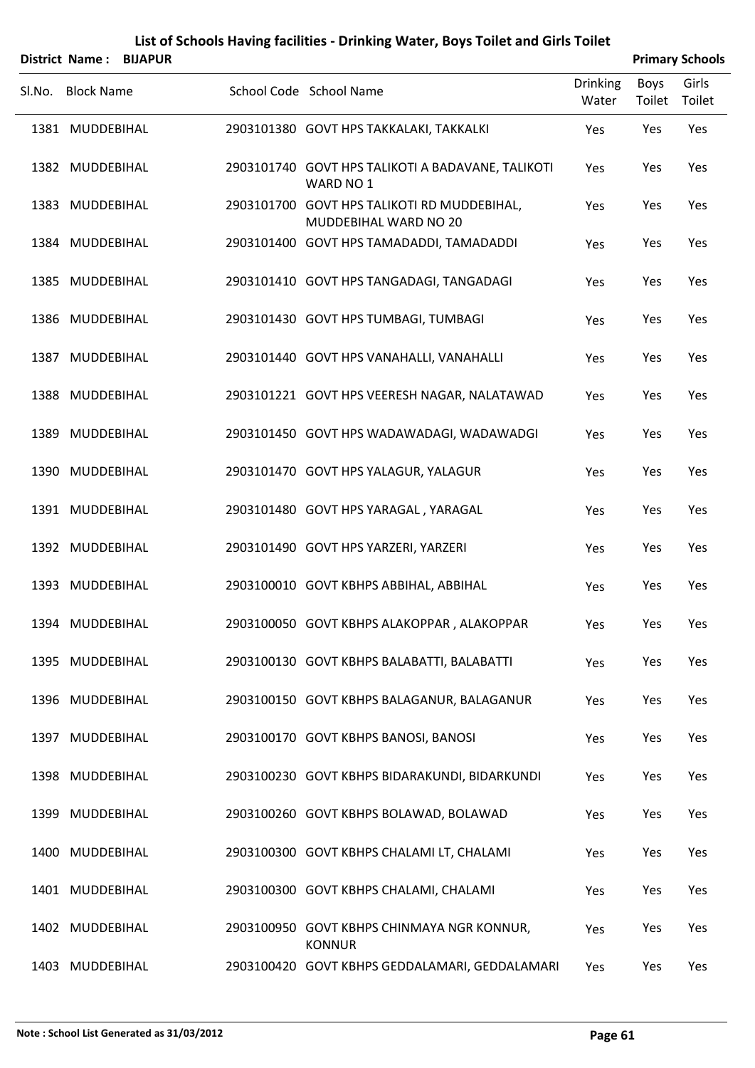# List of Schools Having facilities - Drinking Water, Boys Toilet and Girls Toilet

**District Name : BIJAPUR** **Primary Schools**

| Sl.No. | Block Name | School Code | School Name | Drinking Water | Boys Toilet | Girls Toilet |
|---|---|---|---|---|---|---|
| 1381 | MUDDEBIHAL | 2903101380 | GOVT HPS TAKKALAKI, TAKKALKI | Yes | Yes | Yes |
| 1382 | MUDDEBIHAL | 2903101740 | GOVT HPS TALIKOTI A BADAVANE, TALIKOTI WARD NO 1 | Yes | Yes | Yes |
| 1383 | MUDDEBIHAL | 2903101700 | GOVT HPS TALIKOTI RD MUDDEBIHAL, MUDDEBIHAL WARD NO 20 | Yes | Yes | Yes |
| 1384 | MUDDEBIHAL | 2903101400 | GOVT HPS TAMADADDI, TAMADADDI | Yes | Yes | Yes |
| 1385 | MUDDEBIHAL | 2903101410 | GOVT HPS TANGADAGI, TANGADAGI | Yes | Yes | Yes |
| 1386 | MUDDEBIHAL | 2903101430 | GOVT HPS TUMBAGI, TUMBAGI | Yes | Yes | Yes |
| 1387 | MUDDEBIHAL | 2903101440 | GOVT HPS VANAHALLI, VANAHALLI | Yes | Yes | Yes |
| 1388 | MUDDEBIHAL | 2903101221 | GOVT HPS VEERESH NAGAR, NALATAWAD | Yes | Yes | Yes |
| 1389 | MUDDEBIHAL | 2903101450 | GOVT HPS WADAWADAGI, WADAWADGI | Yes | Yes | Yes |
| 1390 | MUDDEBIHAL | 2903101470 | GOVT HPS YALAGUR, YALAGUR | Yes | Yes | Yes |
| 1391 | MUDDEBIHAL | 2903101480 | GOVT HPS YARAGAL , YARAGAL | Yes | Yes | Yes |
| 1392 | MUDDEBIHAL | 2903101490 | GOVT HPS YARZERI, YARZERI | Yes | Yes | Yes |
| 1393 | MUDDEBIHAL | 2903100010 | GOVT KBHPS ABBIHAL, ABBIHAL | Yes | Yes | Yes |
| 1394 | MUDDEBIHAL | 2903100050 | GOVT KBHPS ALAKOPPAR , ALAKOPPAR | Yes | Yes | Yes |
| 1395 | MUDDEBIHAL | 2903100130 | GOVT KBHPS BALABATTI, BALABATTI | Yes | Yes | Yes |
| 1396 | MUDDEBIHAL | 2903100150 | GOVT KBHPS BALAGANUR, BALAGANUR | Yes | Yes | Yes |
| 1397 | MUDDEBIHAL | 2903100170 | GOVT KBHPS BANOSI, BANOSI | Yes | Yes | Yes |
| 1398 | MUDDEBIHAL | 2903100230 | GOVT KBHPS BIDARAKUNDI, BIDARKUNDI | Yes | Yes | Yes |
| 1399 | MUDDEBIHAL | 2903100260 | GOVT KBHPS BOLAWAD, BOLAWAD | Yes | Yes | Yes |
| 1400 | MUDDEBIHAL | 2903100300 | GOVT KBHPS CHALAMI LT, CHALAMI | Yes | Yes | Yes |
| 1401 | MUDDEBIHAL | 2903100300 | GOVT KBHPS CHALAMI, CHALAMI | Yes | Yes | Yes |
| 1402 | MUDDEBIHAL | 2903100950 | GOVT KBHPS CHINMAYA NGR KONNUR, KONNUR | Yes | Yes | Yes |
| 1403 | MUDDEBIHAL | 2903100420 | GOVT KBHPS GEDDALAMARI, GEDDALAMARI | Yes | Yes | Yes |

Note : School List Generated as 31/03/2012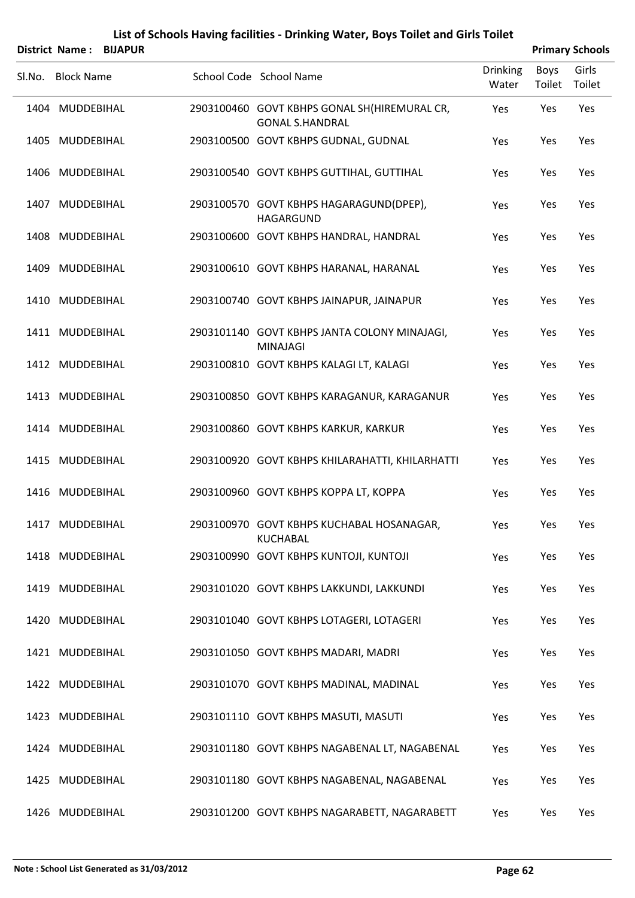# List of Schools Having facilities - Drinking Water, Boys Toilet and Girls Toilet

**District Name : BIJAPUR** **Primary Schools**

| Sl.No. | Block Name | School Code | School Name | Drinking Water | Boys Toilet | Girls Toilet |
|---|---|---|---|---|---|---|
| 1404 | MUDDEBIHAL | 2903100460 | GOVT KBHPS GONAL SH(HIREMURAL CR, GONAL S.HANDRAL | Yes | Yes | Yes |
| 1405 | MUDDEBIHAL | 2903100500 | GOVT KBHPS GUDNAL, GUDNAL | Yes | Yes | Yes |
| 1406 | MUDDEBIHAL | 2903100540 | GOVT KBHPS GUTTIHAL, GUTTIHAL | Yes | Yes | Yes |
| 1407 | MUDDEBIHAL | 2903100570 | GOVT KBHPS HAGARAGUND(DPEP), HAGARGUND | Yes | Yes | Yes |
| 1408 | MUDDEBIHAL | 2903100600 | GOVT KBHPS HANDRAL, HANDRAL | Yes | Yes | Yes |
| 1409 | MUDDEBIHAL | 2903100610 | GOVT KBHPS HARANAL, HARANAL | Yes | Yes | Yes |
| 1410 | MUDDEBIHAL | 2903100740 | GOVT KBHPS JAINAPUR, JAINAPUR | Yes | Yes | Yes |
| 1411 | MUDDEBIHAL | 2903101140 | GOVT KBHPS JANTA COLONY MINAJAGI, MINAJAGI | Yes | Yes | Yes |
| 1412 | MUDDEBIHAL | 2903100810 | GOVT KBHPS KALAGI LT, KALAGI | Yes | Yes | Yes |
| 1413 | MUDDEBIHAL | 2903100850 | GOVT KBHPS KARAGANUR, KARAGANUR | Yes | Yes | Yes |
| 1414 | MUDDEBIHAL | 2903100860 | GOVT KBHPS KARKUR, KARKUR | Yes | Yes | Yes |
| 1415 | MUDDEBIHAL | 2903100920 | GOVT KBHPS KHILARAHATTI, KHILARHATTI | Yes | Yes | Yes |
| 1416 | MUDDEBIHAL | 2903100960 | GOVT KBHPS KOPPA LT, KOPPA | Yes | Yes | Yes |
| 1417 | MUDDEBIHAL | 2903100970 | GOVT KBHPS KUCHABAL HOSANAGAR, KUCHABAL | Yes | Yes | Yes |
| 1418 | MUDDEBIHAL | 2903100990 | GOVT KBHPS KUNTOJI, KUNTOJI | Yes | Yes | Yes |
| 1419 | MUDDEBIHAL | 2903101020 | GOVT KBHPS LAKKUNDI, LAKKUNDI | Yes | Yes | Yes |
| 1420 | MUDDEBIHAL | 2903101040 | GOVT KBHPS LOTAGERI, LOTAGERI | Yes | Yes | Yes |
| 1421 | MUDDEBIHAL | 2903101050 | GOVT KBHPS MADARI, MADRI | Yes | Yes | Yes |
| 1422 | MUDDEBIHAL | 2903101070 | GOVT KBHPS MADINAL, MADINAL | Yes | Yes | Yes |
| 1423 | MUDDEBIHAL | 2903101110 | GOVT KBHPS MASUTI, MASUTI | Yes | Yes | Yes |
| 1424 | MUDDEBIHAL | 2903101180 | GOVT KBHPS NAGABENAL LT, NAGABENAL | Yes | Yes | Yes |
| 1425 | MUDDEBIHAL | 2903101180 | GOVT KBHPS NAGABENAL, NAGABENAL | Yes | Yes | Yes |
| 1426 | MUDDEBIHAL | 2903101200 | GOVT KBHPS NAGARABETT, NAGARABETT | Yes | Yes | Yes |

**Note : School List Generated as 31/03/2012**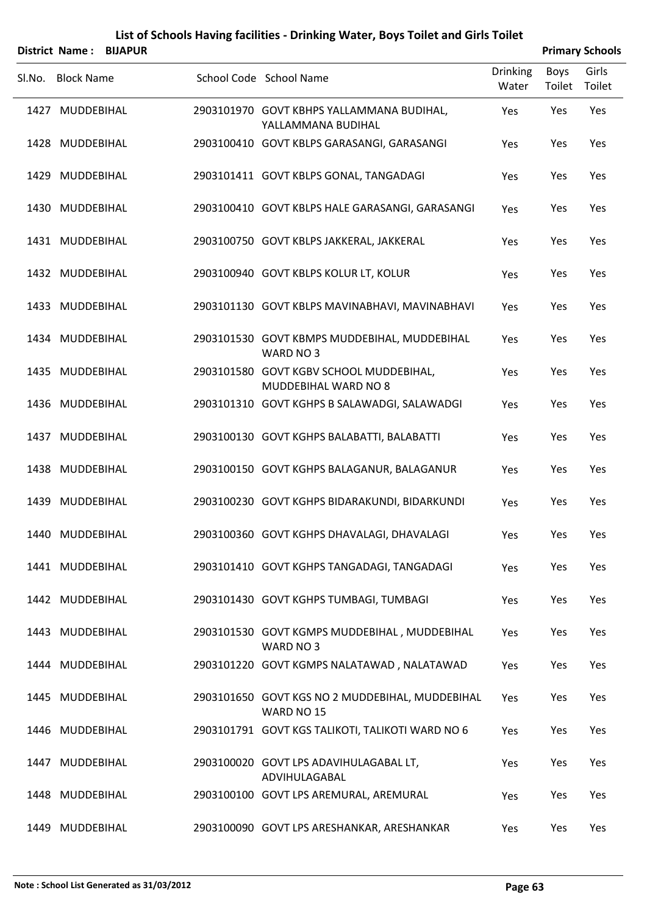# List of Schools Having facilities - Drinking Water, Boys Toilet and Girls Toilet

**District Name : BIJAPUR** **Primary Schools**

| Sl.No. | Block Name | School Code | School Name | Drinking Water | Boys Toilet | Girls Toilet |
|---|---|---|---|---|---|---|
| 1427 | MUDDEBIHAL | 2903101970 | GOVT KBHPS YALLAMMANA BUDIHAL, YALLAMMANA BUDIHAL | Yes | Yes | Yes |
| 1428 | MUDDEBIHAL | 2903100410 | GOVT KBLPS GARASANGI, GARASANGI | Yes | Yes | Yes |
| 1429 | MUDDEBIHAL | 2903101411 | GOVT KBLPS GONAL, TANGADAGI | Yes | Yes | Yes |
| 1430 | MUDDEBIHAL | 2903100410 | GOVT KBLPS HALE GARASANGI, GARASANGI | Yes | Yes | Yes |
| 1431 | MUDDEBIHAL | 2903100750 | GOVT KBLPS JAKKERAL, JAKKERAL | Yes | Yes | Yes |
| 1432 | MUDDEBIHAL | 2903100940 | GOVT KBLPS KOLUR LT, KOLUR | Yes | Yes | Yes |
| 1433 | MUDDEBIHAL | 2903101130 | GOVT KBLPS MAVINABHAVI, MAVINABHAVI | Yes | Yes | Yes |
| 1434 | MUDDEBIHAL | 2903101530 | GOVT KBMPS MUDDEBIHAL, MUDDEBIHAL WARD NO 3 | Yes | Yes | Yes |
| 1435 | MUDDEBIHAL | 2903101580 | GOVT KGBV SCHOOL MUDDEBIHAL, MUDDEBIHAL WARD NO 8 | Yes | Yes | Yes |
| 1436 | MUDDEBIHAL | 2903101310 | GOVT KGHPS B SALAWADGI, SALAWADGI | Yes | Yes | Yes |
| 1437 | MUDDEBIHAL | 2903100130 | GOVT KGHPS BALABATTI, BALABATTI | Yes | Yes | Yes |
| 1438 | MUDDEBIHAL | 2903100150 | GOVT KGHPS BALAGANUR, BALAGANUR | Yes | Yes | Yes |
| 1439 | MUDDEBIHAL | 2903100230 | GOVT KGHPS BIDARAKUNDI, BIDARKUNDI | Yes | Yes | Yes |
| 1440 | MUDDEBIHAL | 2903100360 | GOVT KGHPS DHAVALAGI, DHAVALAGI | Yes | Yes | Yes |
| 1441 | MUDDEBIHAL | 2903101410 | GOVT KGHPS TANGADAGI, TANGADAGI | Yes | Yes | Yes |
| 1442 | MUDDEBIHAL | 2903101430 | GOVT KGHPS TUMBAGI, TUMBAGI | Yes | Yes | Yes |
| 1443 | MUDDEBIHAL | 2903101530 | GOVT KGMPS MUDDEBIHAL , MUDDEBIHAL WARD NO 3 | Yes | Yes | Yes |
| 1444 | MUDDEBIHAL | 2903101220 | GOVT KGMPS NALATAWAD , NALATAWAD | Yes | Yes | Yes |
| 1445 | MUDDEBIHAL | 2903101650 | GOVT KGS NO 2 MUDDEBIHAL, MUDDEBIHAL WARD NO 15 | Yes | Yes | Yes |
| 1446 | MUDDEBIHAL | 2903101791 | GOVT KGS TALIKOTI, TALIKOTI WARD NO 6 | Yes | Yes | Yes |
| 1447 | MUDDEBIHAL | 2903100020 | GOVT LPS ADAVIHULAGABAL LT, ADVIHULAGABAL | Yes | Yes | Yes |
| 1448 | MUDDEBIHAL | 2903100100 | GOVT LPS AREMURAL, AREMURAL | Yes | Yes | Yes |
| 1449 | MUDDEBIHAL | 2903100090 | GOVT LPS ARESHANKAR, ARESHANKAR | Yes | Yes | Yes |

**Note : School List Generated as 31/03/2012**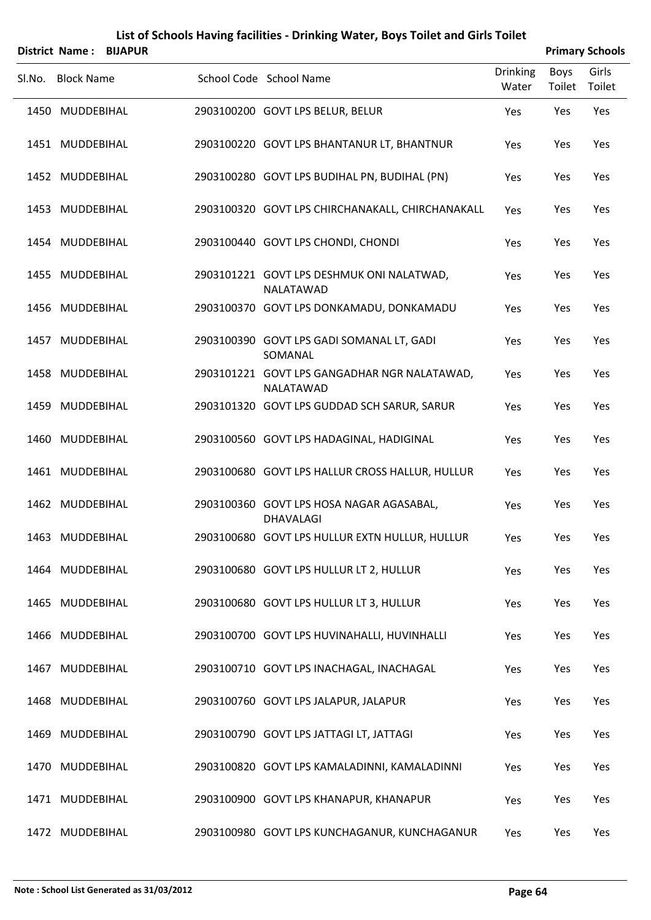# List of Schools Having facilities - Drinking Water, Boys Toilet and Girls Toilet

**District Name : BIJAPUR** **Primary Schools**

| Sl.No. | Block Name | School Code | School Name | Drinking Water | Boys Toilet | Girls Toilet |
|---|---|---|---|---|---|---|
| 1450 | MUDDEBIHAL | 2903100200 | GOVT LPS BELUR, BELUR | Yes | Yes | Yes |
| 1451 | MUDDEBIHAL | 2903100220 | GOVT LPS BHANTANUR LT, BHANTNUR | Yes | Yes | Yes |
| 1452 | MUDDEBIHAL | 2903100280 | GOVT LPS BUDIHAL PN, BUDIHAL (PN) | Yes | Yes | Yes |
| 1453 | MUDDEBIHAL | 2903100320 | GOVT LPS CHIRCHANAKALL, CHIRCHANAKALL | Yes | Yes | Yes |
| 1454 | MUDDEBIHAL | 2903100440 | GOVT LPS CHONDI, CHONDI | Yes | Yes | Yes |
| 1455 | MUDDEBIHAL | 2903101221 | GOVT LPS DESHMUK ONI NALATWAD, NALATAWAD | Yes | Yes | Yes |
| 1456 | MUDDEBIHAL | 2903100370 | GOVT LPS DONKAMADU, DONKAMADU | Yes | Yes | Yes |
| 1457 | MUDDEBIHAL | 2903100390 | GOVT LPS GADI SOMANAL LT, GADI SOMANAL | Yes | Yes | Yes |
| 1458 | MUDDEBIHAL | 2903101221 | GOVT LPS GANGADHAR NGR NALATAWAD, NALATAWAD | Yes | Yes | Yes |
| 1459 | MUDDEBIHAL | 2903101320 | GOVT LPS GUDDAD SCH SARUR, SARUR | Yes | Yes | Yes |
| 1460 | MUDDEBIHAL | 2903100560 | GOVT LPS HADAGINAL, HADIGINAL | Yes | Yes | Yes |
| 1461 | MUDDEBIHAL | 2903100680 | GOVT LPS HALLUR CROSS HALLUR, HULLUR | Yes | Yes | Yes |
| 1462 | MUDDEBIHAL | 2903100360 | GOVT LPS HOSA NAGAR AGASABAL, DHAVALAGI | Yes | Yes | Yes |
| 1463 | MUDDEBIHAL | 2903100680 | GOVT LPS HULLUR EXTN HULLUR, HULLUR | Yes | Yes | Yes |
| 1464 | MUDDEBIHAL | 2903100680 | GOVT LPS HULLUR LT 2, HULLUR | Yes | Yes | Yes |
| 1465 | MUDDEBIHAL | 2903100680 | GOVT LPS HULLUR LT 3, HULLUR | Yes | Yes | Yes |
| 1466 | MUDDEBIHAL | 2903100700 | GOVT LPS HUVINAHALLI, HUVINHALLI | Yes | Yes | Yes |
| 1467 | MUDDEBIHAL | 2903100710 | GOVT LPS INACHAGAL, INACHAGAL | Yes | Yes | Yes |
| 1468 | MUDDEBIHAL | 2903100760 | GOVT LPS JALAPUR, JALAPUR | Yes | Yes | Yes |
| 1469 | MUDDEBIHAL | 2903100790 | GOVT LPS JATTAGI LT, JATTAGI | Yes | Yes | Yes |
| 1470 | MUDDEBIHAL | 2903100820 | GOVT LPS KAMALADINNI, KAMALADINNI | Yes | Yes | Yes |
| 1471 | MUDDEBIHAL | 2903100900 | GOVT LPS KHANAPUR, KHANAPUR | Yes | Yes | Yes |
| 1472 | MUDDEBIHAL | 2903100980 | GOVT LPS KUNCHAGANUR, KUNCHAGANUR | Yes | Yes | Yes |

**Note : School List Generated as 31/03/2012**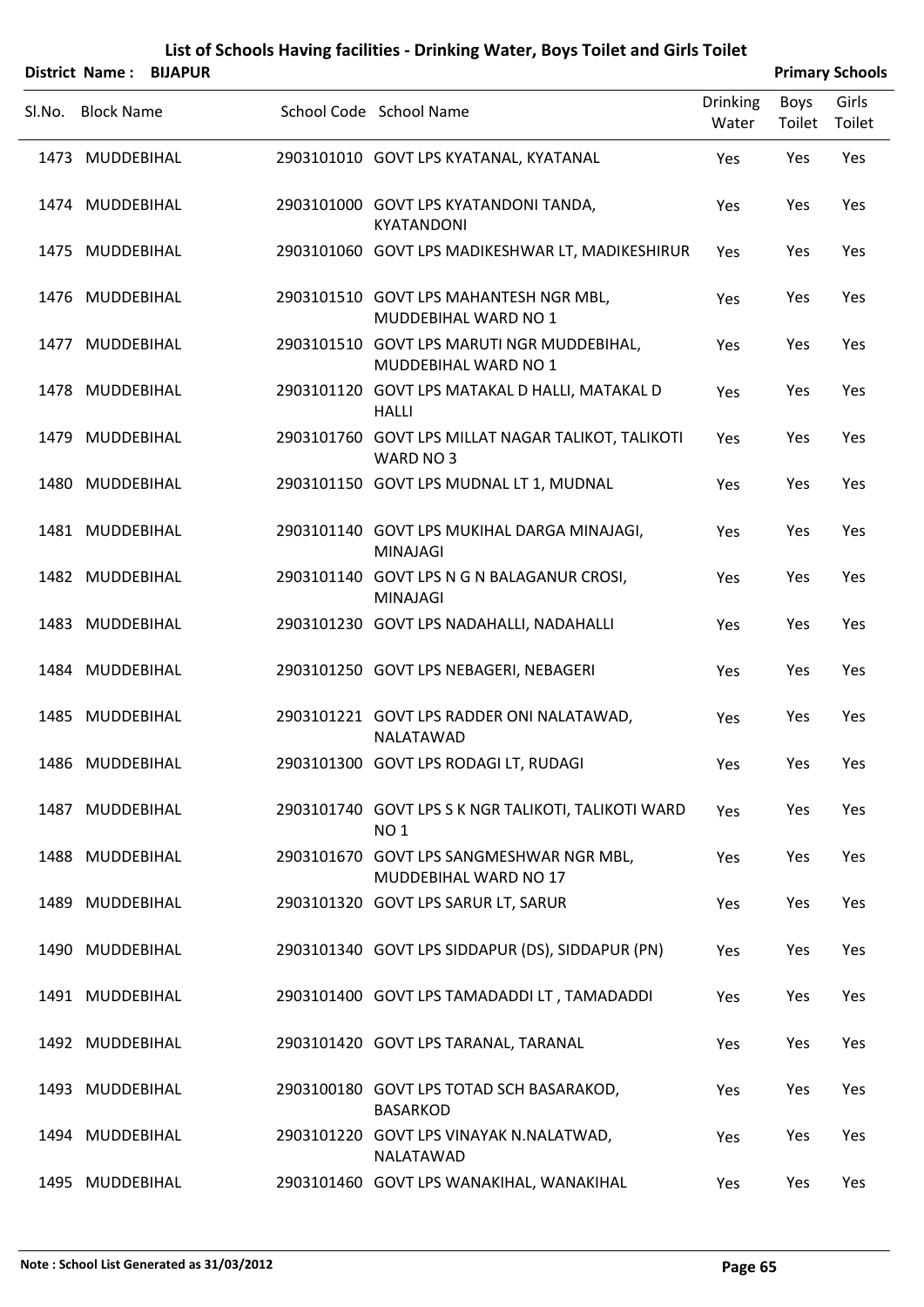# List of Schools Having facilities - Drinking Water, Boys Toilet and Girls Toilet

**District Name : BIJAPUR** **Primary Schools**

| Sl.No. | Block Name | School Code | School Name | Drinking Water | Boys Toilet | Girls Toilet |
|---|---|---|---|---|---|---|
| 1473 | MUDDEBIHAL | 2903101010 | GOVT LPS KYATANAL, KYATANAL | Yes | Yes | Yes |
| 1474 | MUDDEBIHAL | 2903101000 | GOVT LPS KYATANDONI TANDA, KYATANDONI | Yes | Yes | Yes |
| 1475 | MUDDEBIHAL | 2903101060 | GOVT LPS MADIKESHWAR LT, MADIKESHIRUR | Yes | Yes | Yes |
| 1476 | MUDDEBIHAL | 2903101510 | GOVT LPS MAHANTESH NGR MBL, MUDDEBIHAL WARD NO 1 | Yes | Yes | Yes |
| 1477 | MUDDEBIHAL | 2903101510 | GOVT LPS MARUTI NGR MUDDEBIHAL, MUDDEBIHAL WARD NO 1 | Yes | Yes | Yes |
| 1478 | MUDDEBIHAL | 2903101120 | GOVT LPS MATAKAL D HALLI, MATAKAL D HALLI | Yes | Yes | Yes |
| 1479 | MUDDEBIHAL | 2903101760 | GOVT LPS MILLAT NAGAR TALIKOT, TALIKOTI WARD NO 3 | Yes | Yes | Yes |
| 1480 | MUDDEBIHAL | 2903101150 | GOVT LPS MUDNAL LT 1, MUDNAL | Yes | Yes | Yes |
| 1481 | MUDDEBIHAL | 2903101140 | GOVT LPS MUKIHAL DARGA MINAJAGI, MINAJAGI | Yes | Yes | Yes |
| 1482 | MUDDEBIHAL | 2903101140 | GOVT LPS N G N BALAGANUR CROSI, MINAJAGI | Yes | Yes | Yes |
| 1483 | MUDDEBIHAL | 2903101230 | GOVT LPS NADAHALLI, NADAHALLI | Yes | Yes | Yes |
| 1484 | MUDDEBIHAL | 2903101250 | GOVT LPS NEBAGERI, NEBAGERI | Yes | Yes | Yes |
| 1485 | MUDDEBIHAL | 2903101221 | GOVT LPS RADDER ONI NALATAWAD, NALATAWAD | Yes | Yes | Yes |
| 1486 | MUDDEBIHAL | 2903101300 | GOVT LPS RODAGI LT, RUDAGI | Yes | Yes | Yes |
| 1487 | MUDDEBIHAL | 2903101740 | GOVT LPS S K NGR TALIKOTI, TALIKOTI WARD NO 1 | Yes | Yes | Yes |
| 1488 | MUDDEBIHAL | 2903101670 | GOVT LPS SANGMESHWAR NGR MBL, MUDDEBIHAL WARD NO 17 | Yes | Yes | Yes |
| 1489 | MUDDEBIHAL | 2903101320 | GOVT LPS SARUR LT, SARUR | Yes | Yes | Yes |
| 1490 | MUDDEBIHAL | 2903101340 | GOVT LPS SIDDAPUR (DS), SIDDAPUR (PN) | Yes | Yes | Yes |
| 1491 | MUDDEBIHAL | 2903101400 | GOVT LPS TAMADADDI LT , TAMADADDI | Yes | Yes | Yes |
| 1492 | MUDDEBIHAL | 2903101420 | GOVT LPS TARANAL, TARANAL | Yes | Yes | Yes |
| 1493 | MUDDEBIHAL | 2903100180 | GOVT LPS TOTAD SCH BASARAKOD, BASARKOD | Yes | Yes | Yes |
| 1494 | MUDDEBIHAL | 2903101220 | GOVT LPS VINAYAK N.NALATWAD, NALATAWAD | Yes | Yes | Yes |
| 1495 | MUDDEBIHAL | 2903101460 | GOVT LPS WANAKIHAL, WANAKIHAL | Yes | Yes | Yes |

Note : School List Generated as 31/03/2012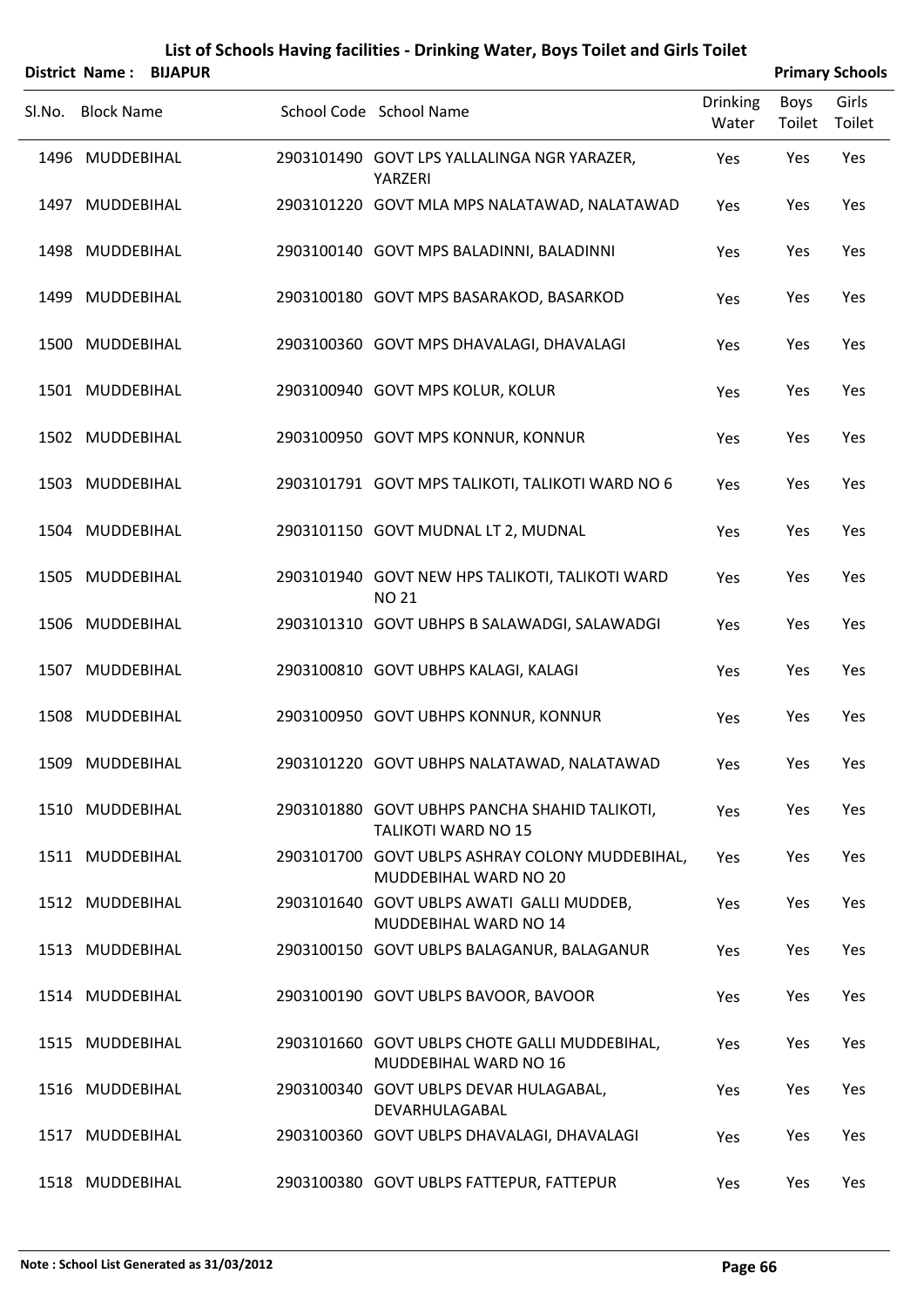# List of Schools Having facilities - Drinking Water, Boys Toilet and Girls Toilet

**District Name : BIJAPUR** **Primary Schools**

| Sl.No. | Block Name | School Code | School Name | Drinking Water | Boys Toilet | Girls Toilet |
|---|---|---|---|---|---|---|
| 1496 | MUDDEBIHAL | 2903101490 | GOVT LPS YALLALINGA NGR YARAZER, YARZERI | Yes | Yes | Yes |
| 1497 | MUDDEBIHAL | 2903101220 | GOVT MLA MPS NALATAWAD, NALATAWAD | Yes | Yes | Yes |
| 1498 | MUDDEBIHAL | 2903100140 | GOVT MPS BALADINNI, BALADINNI | Yes | Yes | Yes |
| 1499 | MUDDEBIHAL | 2903100180 | GOVT MPS BASARAKOD, BASARKOD | Yes | Yes | Yes |
| 1500 | MUDDEBIHAL | 2903100360 | GOVT MPS DHAVALAGI, DHAVALAGI | Yes | Yes | Yes |
| 1501 | MUDDEBIHAL | 2903100940 | GOVT MPS KOLUR, KOLUR | Yes | Yes | Yes |
| 1502 | MUDDEBIHAL | 2903100950 | GOVT MPS KONNUR, KONNUR | Yes | Yes | Yes |
| 1503 | MUDDEBIHAL | 2903101791 | GOVT MPS TALIKOTI, TALIKOTI WARD NO 6 | Yes | Yes | Yes |
| 1504 | MUDDEBIHAL | 2903101150 | GOVT MUDNAL LT 2, MUDNAL | Yes | Yes | Yes |
| 1505 | MUDDEBIHAL | 2903101940 | GOVT NEW HPS TALIKOTI, TALIKOTI WARD NO 21 | Yes | Yes | Yes |
| 1506 | MUDDEBIHAL | 2903101310 | GOVT UBHPS B SALAWADGI, SALAWADGI | Yes | Yes | Yes |
| 1507 | MUDDEBIHAL | 2903100810 | GOVT UBHPS KALAGI, KALAGI | Yes | Yes | Yes |
| 1508 | MUDDEBIHAL | 2903100950 | GOVT UBHPS KONNUR, KONNUR | Yes | Yes | Yes |
| 1509 | MUDDEBIHAL | 2903101220 | GOVT UBHPS NALATAWAD, NALATAWAD | Yes | Yes | Yes |
| 1510 | MUDDEBIHAL | 2903101880 | GOVT UBHPS PANCHA SHAHID TALIKOTI, TALIKOTI WARD NO 15 | Yes | Yes | Yes |
| 1511 | MUDDEBIHAL | 2903101700 | GOVT UBLPS ASHRAY COLONY MUDDEBIHAL, MUDDEBIHAL WARD NO 20 | Yes | Yes | Yes |
| 1512 | MUDDEBIHAL | 2903101640 | GOVT UBLPS AWATI GALLI MUDDEB, MUDDEBIHAL WARD NO 14 | Yes | Yes | Yes |
| 1513 | MUDDEBIHAL | 2903100150 | GOVT UBLPS BALAGANUR, BALAGANUR | Yes | Yes | Yes |
| 1514 | MUDDEBIHAL | 2903100190 | GOVT UBLPS BAVOOR, BAVOOR | Yes | Yes | Yes |
| 1515 | MUDDEBIHAL | 2903101660 | GOVT UBLPS CHOTE GALLI MUDDEBIHAL, MUDDEBIHAL WARD NO 16 | Yes | Yes | Yes |
| 1516 | MUDDEBIHAL | 2903100340 | GOVT UBLPS DEVAR HULAGABAL, DEVARHULAGABAL | Yes | Yes | Yes |
| 1517 | MUDDEBIHAL | 2903100360 | GOVT UBLPS DHAVALAGI, DHAVALAGI | Yes | Yes | Yes |
| 1518 | MUDDEBIHAL | 2903100380 | GOVT UBLPS FATTEPUR, FATTEPUR | Yes | Yes | Yes |

**Note : School List Generated as 31/03/2012**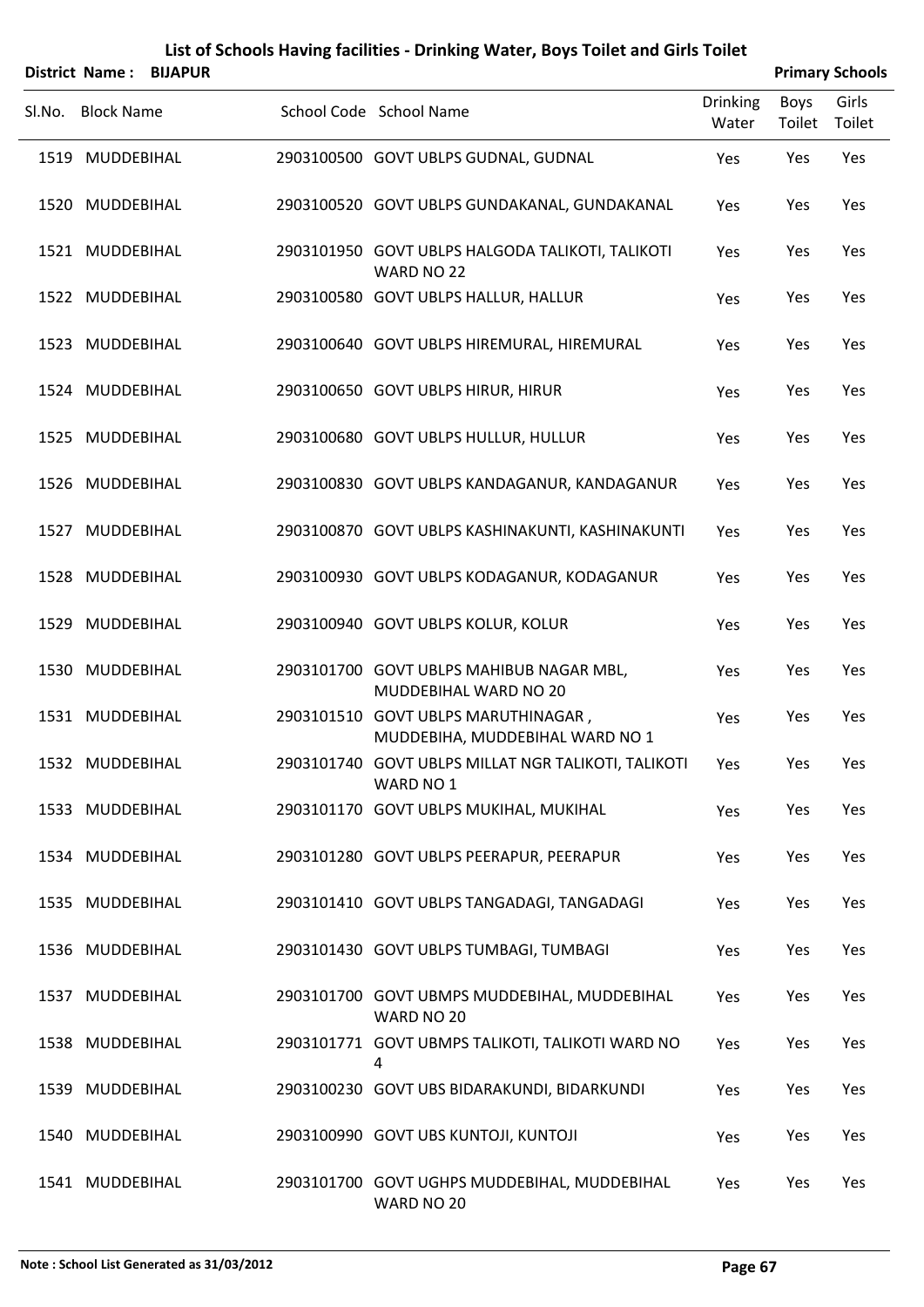# List of Schools Having facilities - Drinking Water, Boys Toilet and Girls Toilet

**District Name : BIJAPUR** **Primary Schools**

| Sl.No. | Block Name | School Code | School Name | Drinking Water | Boys Toilet | Girls Toilet |
|---|---|---|---|---|---|---|
| 1519 | MUDDEBIHAL | 2903100500 | GOVT UBLPS GUDNAL, GUDNAL | Yes | Yes | Yes |
| 1520 | MUDDEBIHAL | 2903100520 | GOVT UBLPS GUNDAKANAL, GUNDAKANAL | Yes | Yes | Yes |
| 1521 | MUDDEBIHAL | 2903101950 | GOVT UBLPS HALGODA TALIKOTI, TALIKOTI WARD NO 22 | Yes | Yes | Yes |
| 1522 | MUDDEBIHAL | 2903100580 | GOVT UBLPS HALLUR, HALLUR | Yes | Yes | Yes |
| 1523 | MUDDEBIHAL | 2903100640 | GOVT UBLPS HIREMURAL, HIREMURAL | Yes | Yes | Yes |
| 1524 | MUDDEBIHAL | 2903100650 | GOVT UBLPS HIRUR, HIRUR | Yes | Yes | Yes |
| 1525 | MUDDEBIHAL | 2903100680 | GOVT UBLPS HULLUR, HULLUR | Yes | Yes | Yes |
| 1526 | MUDDEBIHAL | 2903100830 | GOVT UBLPS KANDAGANUR, KANDAGANUR | Yes | Yes | Yes |
| 1527 | MUDDEBIHAL | 2903100870 | GOVT UBLPS KASHINAKUNTI, KASHINAKUNTI | Yes | Yes | Yes |
| 1528 | MUDDEBIHAL | 2903100930 | GOVT UBLPS KODAGANUR, KODAGANUR | Yes | Yes | Yes |
| 1529 | MUDDEBIHAL | 2903100940 | GOVT UBLPS KOLUR, KOLUR | Yes | Yes | Yes |
| 1530 | MUDDEBIHAL | 2903101700 | GOVT UBLPS MAHIBUB NAGAR MBL, MUDDEBIHAL WARD NO 20 | Yes | Yes | Yes |
| 1531 | MUDDEBIHAL | 2903101510 | GOVT UBLPS MARUTHINAGAR , MUDDEBIHA, MUDDEBIHAL WARD NO 1 | Yes | Yes | Yes |
| 1532 | MUDDEBIHAL | 2903101740 | GOVT UBLPS MILLAT NGR TALIKOTI, TALIKOTI WARD NO 1 | Yes | Yes | Yes |
| 1533 | MUDDEBIHAL | 2903101170 | GOVT UBLPS MUKIHAL, MUKIHAL | Yes | Yes | Yes |
| 1534 | MUDDEBIHAL | 2903101280 | GOVT UBLPS PEERAPUR, PEERAPUR | Yes | Yes | Yes |
| 1535 | MUDDEBIHAL | 2903101410 | GOVT UBLPS TANGADAGI, TANGADAGI | Yes | Yes | Yes |
| 1536 | MUDDEBIHAL | 2903101430 | GOVT UBLPS TUMBAGI, TUMBAGI | Yes | Yes | Yes |
| 1537 | MUDDEBIHAL | 2903101700 | GOVT UBMPS MUDDEBIHAL, MUDDEBIHAL WARD NO 20 | Yes | Yes | Yes |
| 1538 | MUDDEBIHAL | 2903101771 | GOVT UBMPS TALIKOTI, TALIKOTI WARD NO 4 | Yes | Yes | Yes |
| 1539 | MUDDEBIHAL | 2903100230 | GOVT UBS BIDARAKUNDI, BIDARKUNDI | Yes | Yes | Yes |
| 1540 | MUDDEBIHAL | 2903100990 | GOVT UBS KUNTOJI, KUNTOJI | Yes | Yes | Yes |
| 1541 | MUDDEBIHAL | 2903101700 | GOVT UGHPS MUDDEBIHAL, MUDDEBIHAL WARD NO 20 | Yes | Yes | Yes |

**Note : School List Generated as 31/03/2012**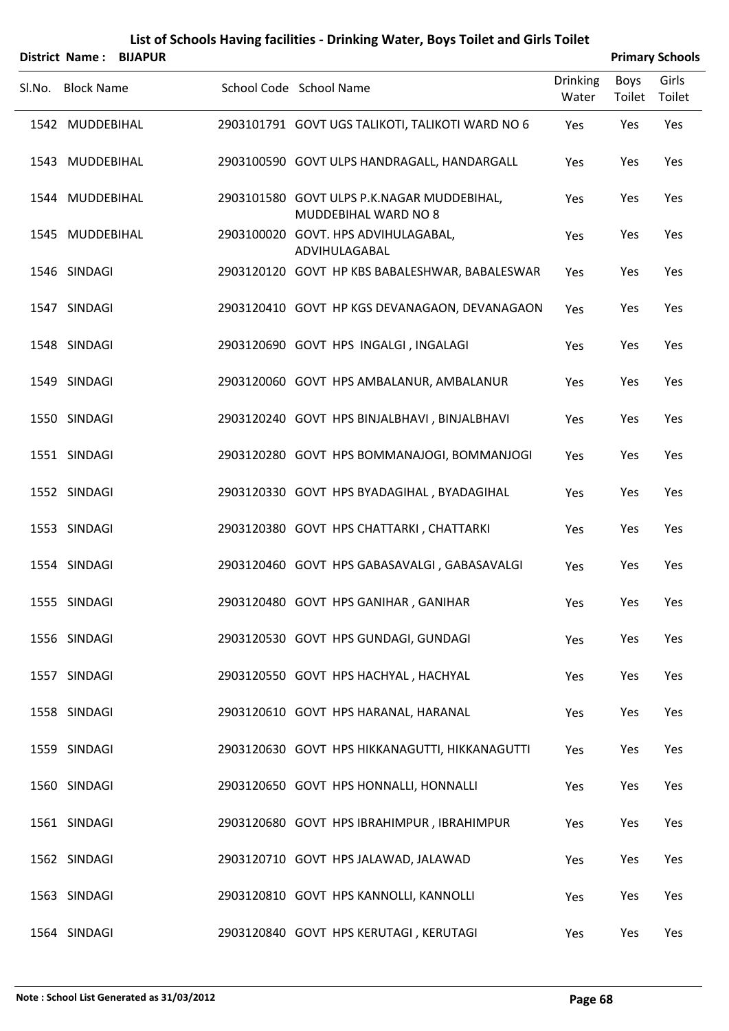# List of Schools Having facilities - Drinking Water, Boys Toilet and Girls Toilet

**District Name : BIJAPUR** **Primary Schools**

| Sl.No. | Block Name | School Code | School Name | Drinking Water | Boys Toilet | Girls Toilet |
|---|---|---|---|---|---|---|
| 1542 | MUDDEBIHAL | 2903101791 | GOVT UGS TALIKOTI, TALIKOTI WARD NO 6 | Yes | Yes | Yes |
| 1543 | MUDDEBIHAL | 2903100590 | GOVT ULPS HANDRAGALL, HANDARGALL | Yes | Yes | Yes |
| 1544 | MUDDEBIHAL | 2903101580 | GOVT ULPS P.K.NAGAR MUDDEBIHAL, MUDDEBIHAL WARD NO 8 | Yes | Yes | Yes |
| 1545 | MUDDEBIHAL | 2903100020 | GOVT. HPS ADVIHULAGABAL, ADVIHULAGABAL | Yes | Yes | Yes |
| 1546 | SINDAGI | 2903120120 | GOVT HP KBS BABALESHWAR, BABALESWAR | Yes | Yes | Yes |
| 1547 | SINDAGI | 2903120410 | GOVT HP KGS DEVANAGAON, DEVANAGAON | Yes | Yes | Yes |
| 1548 | SINDAGI | 2903120690 | GOVT HPS INGALGI , INGALAGI | Yes | Yes | Yes |
| 1549 | SINDAGI | 2903120060 | GOVT HPS AMBALANUR, AMBALANUR | Yes | Yes | Yes |
| 1550 | SINDAGI | 2903120240 | GOVT HPS BINJALBHAVI , BINJALBHAVI | Yes | Yes | Yes |
| 1551 | SINDAGI | 2903120280 | GOVT HPS BOMMANAJOGI, BOMMANJOGI | Yes | Yes | Yes |
| 1552 | SINDAGI | 2903120330 | GOVT HPS BYADAGIHAL , BYADAGIHAL | Yes | Yes | Yes |
| 1553 | SINDAGI | 2903120380 | GOVT HPS CHATTARKI , CHATTARKI | Yes | Yes | Yes |
| 1554 | SINDAGI | 2903120460 | GOVT HPS GABASAVALGI , GABASAVALGI | Yes | Yes | Yes |
| 1555 | SINDAGI | 2903120480 | GOVT HPS GANIHAR , GANIHAR | Yes | Yes | Yes |
| 1556 | SINDAGI | 2903120530 | GOVT HPS GUNDAGI, GUNDAGI | Yes | Yes | Yes |
| 1557 | SINDAGI | 2903120550 | GOVT HPS HACHYAL , HACHYAL | Yes | Yes | Yes |
| 1558 | SINDAGI | 2903120610 | GOVT HPS HARANAL, HARANAL | Yes | Yes | Yes |
| 1559 | SINDAGI | 2903120630 | GOVT HPS HIKKANAGUTTI, HIKKANAGUTTI | Yes | Yes | Yes |
| 1560 | SINDAGI | 2903120650 | GOVT HPS HONNALLI, HONNALLI | Yes | Yes | Yes |
| 1561 | SINDAGI | 2903120680 | GOVT HPS IBRAHIMPUR , IBRAHIMPUR | Yes | Yes | Yes |
| 1562 | SINDAGI | 2903120710 | GOVT HPS JALAWAD, JALAWAD | Yes | Yes | Yes |
| 1563 | SINDAGI | 2903120810 | GOVT HPS KANNOLLI, KANNOLLI | Yes | Yes | Yes |
| 1564 | SINDAGI | 2903120840 | GOVT HPS KERUTAGI , KERUTAGI | Yes | Yes | Yes |

**Note : School List Generated as 31/03/2012**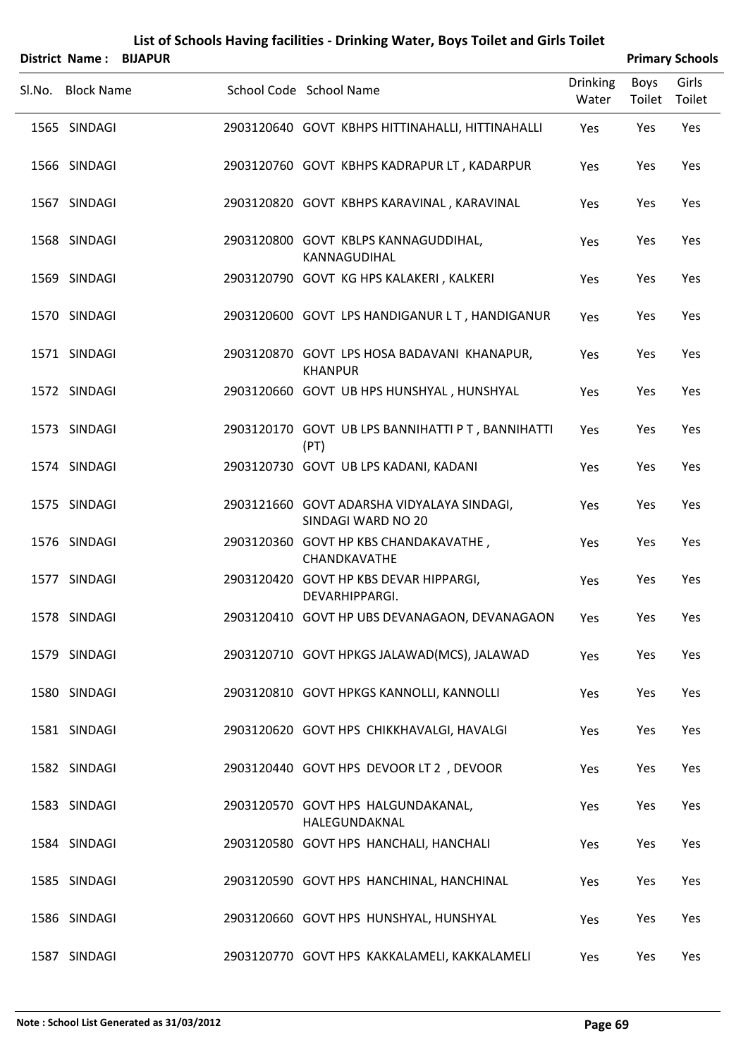# List of Schools Having facilities - Drinking Water, Boys Toilet and Girls Toilet

**District Name : BIJAPUR** **Primary Schools**

| Sl.No. | Block Name | School Code | School Name | Drinking Water | Boys Toilet | Girls Toilet |
|---|---|---|---|---|---|---|
| 1565 | SINDAGI | 2903120640 | GOVT KBHPS HITTINAHALLI, HITTINAHALLI | Yes | Yes | Yes |
| 1566 | SINDAGI | 2903120760 | GOVT KBHPS KADRAPUR LT , KADARPUR | Yes | Yes | Yes |
| 1567 | SINDAGI | 2903120820 | GOVT KBHPS KARAVINAL , KARAVINAL | Yes | Yes | Yes |
| 1568 | SINDAGI | 2903120800 | GOVT KBLPS KANNAGUDDIHAL, KANNAGUDIHAL | Yes | Yes | Yes |
| 1569 | SINDAGI | 2903120790 | GOVT KG HPS KALAKERI , KALKERI | Yes | Yes | Yes |
| 1570 | SINDAGI | 2903120600 | GOVT LPS HANDIGANUR L T , HANDIGANUR | Yes | Yes | Yes |
| 1571 | SINDAGI | 2903120870 | GOVT LPS HOSA BADAVANI KHANAPUR, KHANPUR | Yes | Yes | Yes |
| 1572 | SINDAGI | 2903120660 | GOVT UB HPS HUNSHYAL , HUNSHYAL | Yes | Yes | Yes |
| 1573 | SINDAGI | 2903120170 | GOVT UB LPS BANNIHATTI P T , BANNIHATTI (PT) | Yes | Yes | Yes |
| 1574 | SINDAGI | 2903120730 | GOVT UB LPS KADANI, KADANI | Yes | Yes | Yes |
| 1575 | SINDAGI | 2903121660 | GOVT ADARSHA VIDYALAYA SINDAGI, SINDAGI WARD NO 20 | Yes | Yes | Yes |
| 1576 | SINDAGI | 2903120360 | GOVT HP KBS CHANDAKAVATHE , CHANDKAVATHE | Yes | Yes | Yes |
| 1577 | SINDAGI | 2903120420 | GOVT HP KBS DEVAR HIPPARGI, DEVARHIPPARGI. | Yes | Yes | Yes |
| 1578 | SINDAGI | 2903120410 | GOVT HP UBS DEVANAGAON, DEVANAGAON | Yes | Yes | Yes |
| 1579 | SINDAGI | 2903120710 | GOVT HPKGS JALAWAD(MCS), JALAWAD | Yes | Yes | Yes |
| 1580 | SINDAGI | 2903120810 | GOVT HPKGS KANNOLLI, KANNOLLI | Yes | Yes | Yes |
| 1581 | SINDAGI | 2903120620 | GOVT HPS CHIKKHAVALGI, HAVALGI | Yes | Yes | Yes |
| 1582 | SINDAGI | 2903120440 | GOVT HPS DEVOOR LT 2 , DEVOOR | Yes | Yes | Yes |
| 1583 | SINDAGI | 2903120570 | GOVT HPS HALGUNDAKANAL, HALEGUNDAKNAL | Yes | Yes | Yes |
| 1584 | SINDAGI | 2903120580 | GOVT HPS HANCHALI, HANCHALI | Yes | Yes | Yes |
| 1585 | SINDAGI | 2903120590 | GOVT HPS HANCHINAL, HANCHINAL | Yes | Yes | Yes |
| 1586 | SINDAGI | 2903120660 | GOVT HPS HUNSHYAL, HUNSHYAL | Yes | Yes | Yes |
| 1587 | SINDAGI | 2903120770 | GOVT HPS KAKKALAMELI, KAKKALAMELI | Yes | Yes | Yes |

Note : School List Generated as 31/03/2012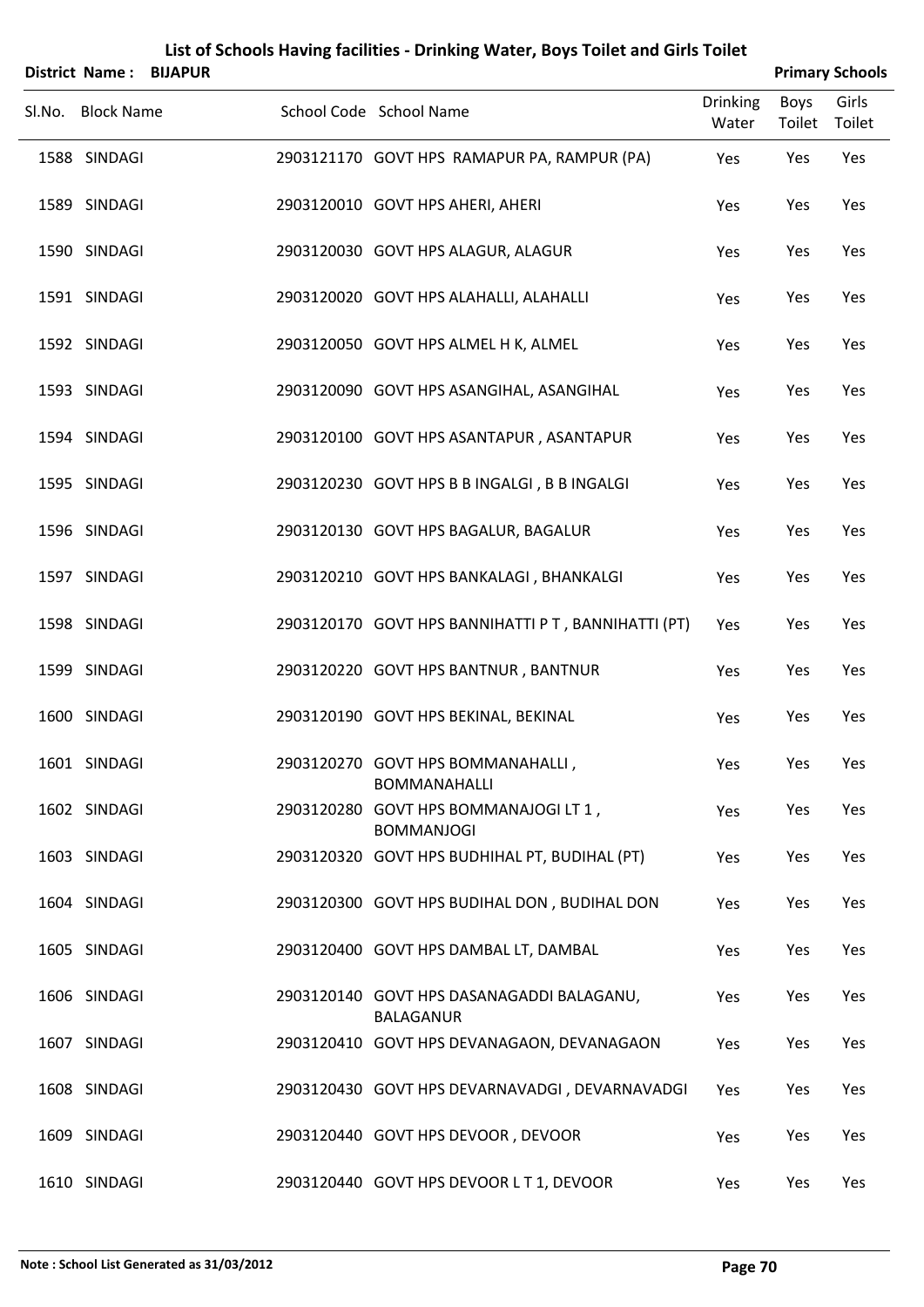# List of Schools Having facilities - Drinking Water, Boys Toilet and Girls Toilet

**District Name : BIJAPUR** **Primary Schools**

| Sl.No. | Block Name | School Code | School Name | Drinking Water | Boys Toilet | Girls Toilet |
|---|---|---|---|---|---|---|
| 1588 | SINDAGI | 2903121170 | GOVT HPS RAMAPUR PA, RAMPUR (PA) | Yes | Yes | Yes |
| 1589 | SINDAGI | 2903120010 | GOVT HPS AHERI, AHERI | Yes | Yes | Yes |
| 1590 | SINDAGI | 2903120030 | GOVT HPS ALAGUR, ALAGUR | Yes | Yes | Yes |
| 1591 | SINDAGI | 2903120020 | GOVT HPS ALAHALLI, ALAHALLI | Yes | Yes | Yes |
| 1592 | SINDAGI | 2903120050 | GOVT HPS ALMEL H K, ALMEL | Yes | Yes | Yes |
| 1593 | SINDAGI | 2903120090 | GOVT HPS ASANGIHAL, ASANGIHAL | Yes | Yes | Yes |
| 1594 | SINDAGI | 2903120100 | GOVT HPS ASANTAPUR , ASANTAPUR | Yes | Yes | Yes |
| 1595 | SINDAGI | 2903120230 | GOVT HPS B B INGALGI , B B INGALGI | Yes | Yes | Yes |
| 1596 | SINDAGI | 2903120130 | GOVT HPS BAGALUR, BAGALUR | Yes | Yes | Yes |
| 1597 | SINDAGI | 2903120210 | GOVT HPS BANKALAGI , BHANKALGI | Yes | Yes | Yes |
| 1598 | SINDAGI | 2903120170 | GOVT HPS BANNIHATTI P T , BANNIHATTI (PT) | Yes | Yes | Yes |
| 1599 | SINDAGI | 2903120220 | GOVT HPS BANTNUR , BANTNUR | Yes | Yes | Yes |
| 1600 | SINDAGI | 2903120190 | GOVT HPS BEKINAL, BEKINAL | Yes | Yes | Yes |
| 1601 | SINDAGI | 2903120270 | GOVT HPS BOMMANAHALLI , BOMMANAHALLI | Yes | Yes | Yes |
| 1602 | SINDAGI | 2903120280 | GOVT HPS BOMMANAJOGI LT 1 , BOMMANJOGI | Yes | Yes | Yes |
| 1603 | SINDAGI | 2903120320 | GOVT HPS BUDHIHAL PT, BUDIHAL (PT) | Yes | Yes | Yes |
| 1604 | SINDAGI | 2903120300 | GOVT HPS BUDIHAL DON , BUDIHAL DON | Yes | Yes | Yes |
| 1605 | SINDAGI | 2903120400 | GOVT HPS DAMBAL LT, DAMBAL | Yes | Yes | Yes |
| 1606 | SINDAGI | 2903120140 | GOVT HPS DASANAGADDI BALAGANU, BALAGANUR | Yes | Yes | Yes |
| 1607 | SINDAGI | 2903120410 | GOVT HPS DEVANAGAON, DEVANAGAON | Yes | Yes | Yes |
| 1608 | SINDAGI | 2903120430 | GOVT HPS DEVARNAVADGI , DEVARNAVADGI | Yes | Yes | Yes |
| 1609 | SINDAGI | 2903120440 | GOVT HPS DEVOOR , DEVOOR | Yes | Yes | Yes |
| 1610 | SINDAGI | 2903120440 | GOVT HPS DEVOOR L T 1, DEVOOR | Yes | Yes | Yes |

**Note : School List Generated as 31/03/2012**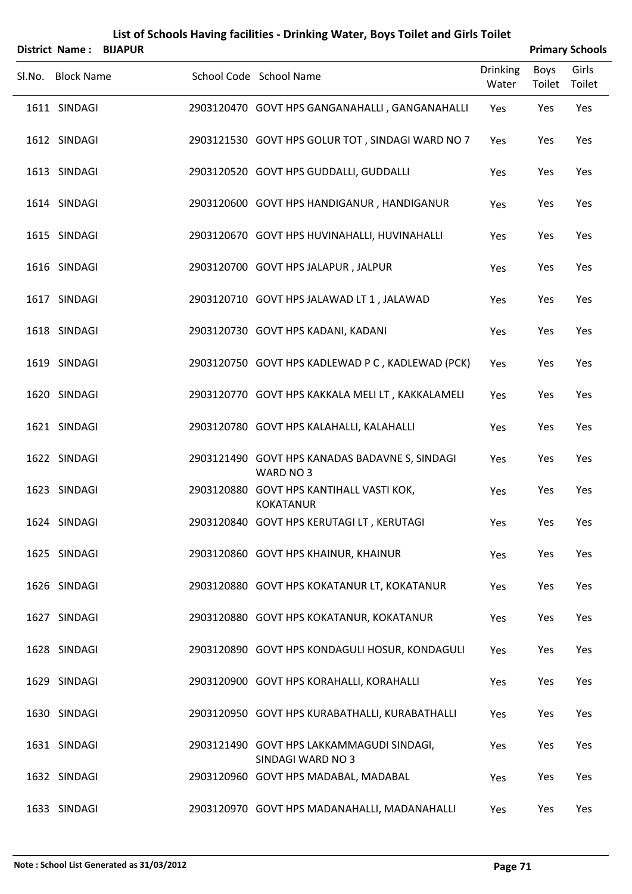# List of Schools Having facilities - Drinking Water, Boys Toilet and Girls Toilet

**District Name : BIJAPUR** **Primary Schools**

| Sl.No. | Block Name | School Code | School Name | Drinking Water | Boys Toilet | Girls Toilet |
|---|---|---|---|---|---|---|
| 1611 | SINDAGI | 2903120470 | GOVT HPS GANGANAHALLI , GANGANAHALLI | Yes | Yes | Yes |
| 1612 | SINDAGI | 2903121530 | GOVT HPS GOLUR TOT , SINDAGI WARD NO 7 | Yes | Yes | Yes |
| 1613 | SINDAGI | 2903120520 | GOVT HPS GUDDALLI, GUDDALLI | Yes | Yes | Yes |
| 1614 | SINDAGI | 2903120600 | GOVT HPS HANDIGANUR , HANDIGANUR | Yes | Yes | Yes |
| 1615 | SINDAGI | 2903120670 | GOVT HPS HUVINAHALLI, HUVINAHALLI | Yes | Yes | Yes |
| 1616 | SINDAGI | 2903120700 | GOVT HPS JALAPUR , JALPUR | Yes | Yes | Yes |
| 1617 | SINDAGI | 2903120710 | GOVT HPS JALAWAD LT 1 , JALAWAD | Yes | Yes | Yes |
| 1618 | SINDAGI | 2903120730 | GOVT HPS KADANI, KADANI | Yes | Yes | Yes |
| 1619 | SINDAGI | 2903120750 | GOVT HPS KADLEWAD P C , KADLEWAD (PCK) | Yes | Yes | Yes |
| 1620 | SINDAGI | 2903120770 | GOVT HPS KAKKALA MELI LT , KAKKALAMELI | Yes | Yes | Yes |
| 1621 | SINDAGI | 2903120780 | GOVT HPS KALAHALLI, KALAHALLI | Yes | Yes | Yes |
| 1622 | SINDAGI | 2903121490 | GOVT HPS KANADAS BADAVNE S, SINDAGI WARD NO 3 | Yes | Yes | Yes |
| 1623 | SINDAGI | 2903120880 | GOVT HPS KANTIHALL VASTI KOK, KOKATANUR | Yes | Yes | Yes |
| 1624 | SINDAGI | 2903120840 | GOVT HPS KERUTAGI LT , KERUTAGI | Yes | Yes | Yes |
| 1625 | SINDAGI | 2903120860 | GOVT HPS KHAINUR, KHAINUR | Yes | Yes | Yes |
| 1626 | SINDAGI | 2903120880 | GOVT HPS KOKATANUR LT, KOKATANUR | Yes | Yes | Yes |
| 1627 | SINDAGI | 2903120880 | GOVT HPS KOKATANUR, KOKATANUR | Yes | Yes | Yes |
| 1628 | SINDAGI | 2903120890 | GOVT HPS KONDAGULI HOSUR, KONDAGULI | Yes | Yes | Yes |
| 1629 | SINDAGI | 2903120900 | GOVT HPS KORAHALLI, KORAHALLI | Yes | Yes | Yes |
| 1630 | SINDAGI | 2903120950 | GOVT HPS KURABATHALLI, KURABATHALLI | Yes | Yes | Yes |
| 1631 | SINDAGI | 2903121490 | GOVT HPS LAKKAMMAGUDI SINDAGI, SINDAGI WARD NO 3 | Yes | Yes | Yes |
| 1632 | SINDAGI | 2903120960 | GOVT HPS MADABAL, MADABAL | Yes | Yes | Yes |
| 1633 | SINDAGI | 2903120970 | GOVT HPS MADANAHALLI, MADANAHALLI | Yes | Yes | Yes |

**Note : School List Generated as 31/03/2012**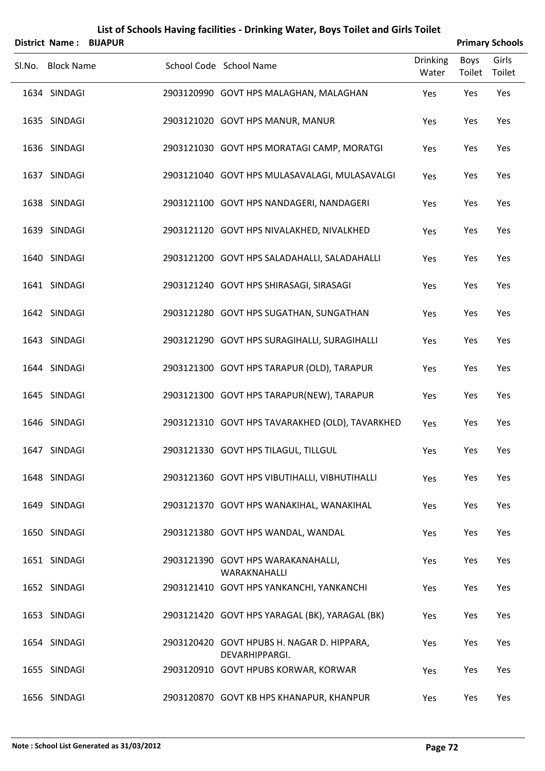# List of Schools Having facilities - Drinking Water, Boys Toilet and Girls Toilet

**District Name : BIJAPUR** **Primary Schools**

| Sl.No. | Block Name | School Code | School Name | Drinking Water | Boys Toilet | Girls Toilet |
|---|---|---|---|---|---|---|
| 1634 | SINDAGI | 2903120990 | GOVT HPS MALAGHAN, MALAGHAN | Yes | Yes | Yes |
| 1635 | SINDAGI | 2903121020 | GOVT HPS MANUR, MANUR | Yes | Yes | Yes |
| 1636 | SINDAGI | 2903121030 | GOVT HPS MORATAGI CAMP, MORATGI | Yes | Yes | Yes |
| 1637 | SINDAGI | 2903121040 | GOVT HPS MULASAVALAGI, MULASAVALGI | Yes | Yes | Yes |
| 1638 | SINDAGI | 2903121100 | GOVT HPS NANDAGERI, NANDAGERI | Yes | Yes | Yes |
| 1639 | SINDAGI | 2903121120 | GOVT HPS NIVALAKHED, NIVALKHED | Yes | Yes | Yes |
| 1640 | SINDAGI | 2903121200 | GOVT HPS SALADAHALLI, SALADAHALLI | Yes | Yes | Yes |
| 1641 | SINDAGI | 2903121240 | GOVT HPS SHIRASAGI, SIRASAGI | Yes | Yes | Yes |
| 1642 | SINDAGI | 2903121280 | GOVT HPS SUGATHAN, SUNGATHAN | Yes | Yes | Yes |
| 1643 | SINDAGI | 2903121290 | GOVT HPS SURAGIHALLI, SURAGIHALLI | Yes | Yes | Yes |
| 1644 | SINDAGI | 2903121300 | GOVT HPS TARAPUR (OLD), TARAPUR | Yes | Yes | Yes |
| 1645 | SINDAGI | 2903121300 | GOVT HPS TARAPUR(NEW), TARAPUR | Yes | Yes | Yes |
| 1646 | SINDAGI | 2903121310 | GOVT HPS TAVARAKHED (OLD), TAVARKHED | Yes | Yes | Yes |
| 1647 | SINDAGI | 2903121330 | GOVT HPS TILAGUL, TILLGUL | Yes | Yes | Yes |
| 1648 | SINDAGI | 2903121360 | GOVT HPS VIBUTIHALLI, VIBHUTIHALLI | Yes | Yes | Yes |
| 1649 | SINDAGI | 2903121370 | GOVT HPS WANAKIHAL, WANAKIHAL | Yes | Yes | Yes |
| 1650 | SINDAGI | 2903121380 | GOVT HPS WANDAL, WANDAL | Yes | Yes | Yes |
| 1651 | SINDAGI | 2903121390 | GOVT HPS WARAKANAHALLI, WARAKNAHALLI | Yes | Yes | Yes |
| 1652 | SINDAGI | 2903121410 | GOVT HPS YANKANCHI, YANKANCHI | Yes | Yes | Yes |
| 1653 | SINDAGI | 2903121420 | GOVT HPS YARAGAL (BK), YARAGAL (BK) | Yes | Yes | Yes |
| 1654 | SINDAGI | 2903120420 | GOVT HPUBS H. NAGAR D. HIPPARA, DEVARHIPPARGI. | Yes | Yes | Yes |
| 1655 | SINDAGI | 2903120910 | GOVT HPUBS KORWAR, KORWAR | Yes | Yes | Yes |
| 1656 | SINDAGI | 2903120870 | GOVT KB HPS KHANAPUR, KHANPUR | Yes | Yes | Yes |

**Note : School List Generated as 31/03/2012**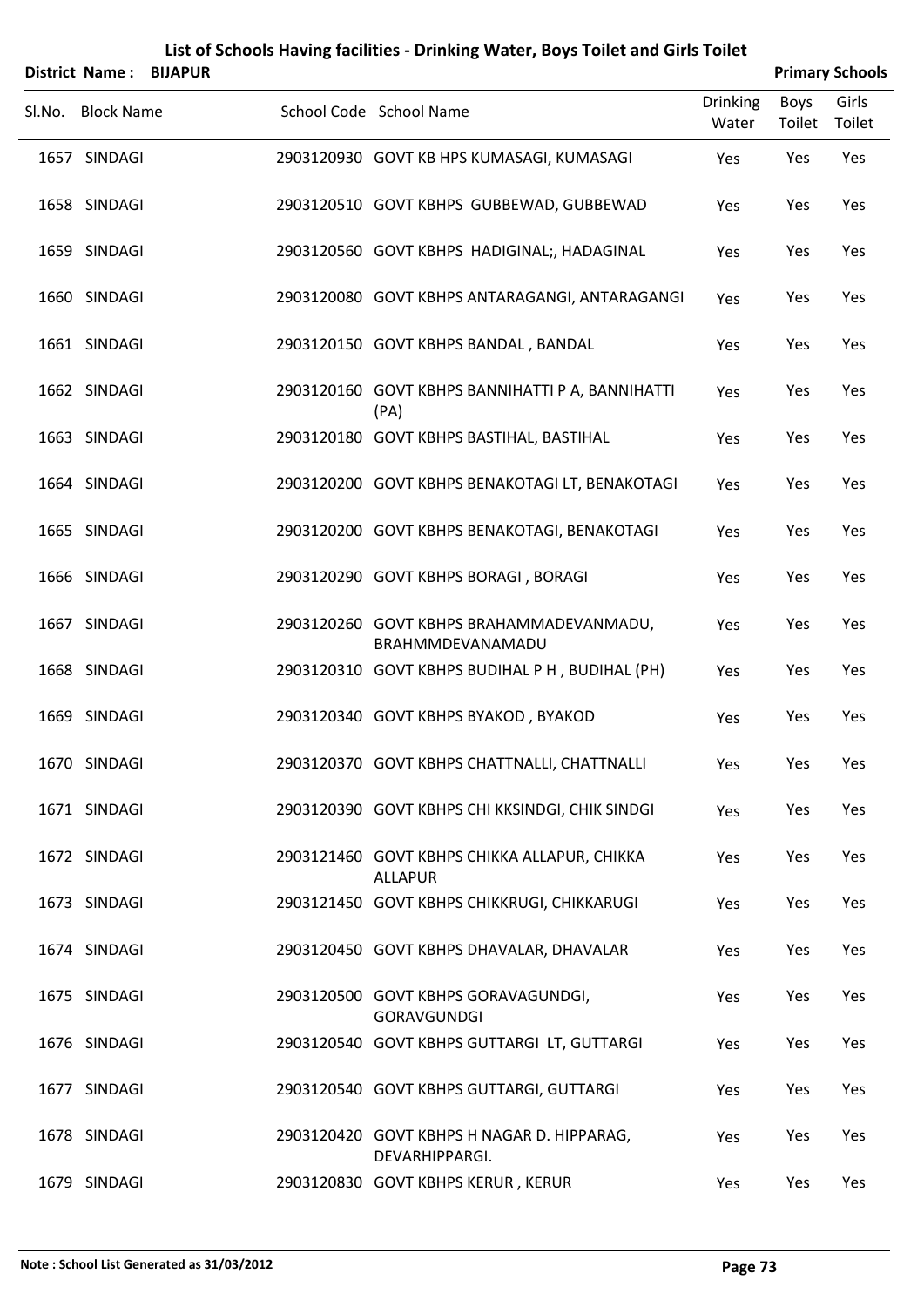# List of Schools Having facilities - Drinking Water, Boys Toilet and Girls Toilet

**District Name : BIJAPUR** | **Primary Schools**

| Sl.No. | Block Name | School Code | School Name | Drinking Water | Boys Toilet | Girls Toilet |
|---|---|---|---|---|---|---|
| 1657 | SINDAGI | 2903120930 | GOVT KB HPS KUMASAGI, KUMASAGI | Yes | Yes | Yes |
| 1658 | SINDAGI | 2903120510 | GOVT KBHPS GUBBEWAD, GUBBEWAD | Yes | Yes | Yes |
| 1659 | SINDAGI | 2903120560 | GOVT KBHPS HADIGINAL;, HADAGINAL | Yes | Yes | Yes |
| 1660 | SINDAGI | 2903120080 | GOVT KBHPS ANTARAGANGI, ANTARAGANGI | Yes | Yes | Yes |
| 1661 | SINDAGI | 2903120150 | GOVT KBHPS BANDAL , BANDAL | Yes | Yes | Yes |
| 1662 | SINDAGI | 2903120160 | GOVT KBHPS BANNIHATTI P A, BANNIHATTI (PA) | Yes | Yes | Yes |
| 1663 | SINDAGI | 2903120180 | GOVT KBHPS BASTIHAL, BASTIHAL | Yes | Yes | Yes |
| 1664 | SINDAGI | 2903120200 | GOVT KBHPS BENAKOTAGI LT, BENAKOTAGI | Yes | Yes | Yes |
| 1665 | SINDAGI | 2903120200 | GOVT KBHPS BENAKOTAGI, BENAKOTAGI | Yes | Yes | Yes |
| 1666 | SINDAGI | 2903120290 | GOVT KBHPS BORAGI , BORAGI | Yes | Yes | Yes |
| 1667 | SINDAGI | 2903120260 | GOVT KBHPS BRAHAMMADEVANMADU, BRAHMMDEVANAMADU | Yes | Yes | Yes |
| 1668 | SINDAGI | 2903120310 | GOVT KBHPS BUDIHAL P H , BUDIHAL (PH) | Yes | Yes | Yes |
| 1669 | SINDAGI | 2903120340 | GOVT KBHPS BYAKOD , BYAKOD | Yes | Yes | Yes |
| 1670 | SINDAGI | 2903120370 | GOVT KBHPS CHATTNALLI, CHATTNALLI | Yes | Yes | Yes |
| 1671 | SINDAGI | 2903120390 | GOVT KBHPS CHI KKSINDGI, CHIK SINDGI | Yes | Yes | Yes |
| 1672 | SINDAGI | 2903121460 | GOVT KBHPS CHIKKA ALLAPUR, CHIKKA ALLAPUR | Yes | Yes | Yes |
| 1673 | SINDAGI | 2903121450 | GOVT KBHPS CHIKKRUGI, CHIKKARUGI | Yes | Yes | Yes |
| 1674 | SINDAGI | 2903120450 | GOVT KBHPS DHAVALAR, DHAVALAR | Yes | Yes | Yes |
| 1675 | SINDAGI | 2903120500 | GOVT KBHPS GORAVAGUNDGI, GORAVGUNDGI | Yes | Yes | Yes |
| 1676 | SINDAGI | 2903120540 | GOVT KBHPS GUTTARGI LT, GUTTARGI | Yes | Yes | Yes |
| 1677 | SINDAGI | 2903120540 | GOVT KBHPS GUTTARGI, GUTTARGI | Yes | Yes | Yes |
| 1678 | SINDAGI | 2903120420 | GOVT KBHPS H NAGAR D. HIPPARAG, DEVARHIPPARGI. | Yes | Yes | Yes |
| 1679 | SINDAGI | 2903120830 | GOVT KBHPS KERUR , KERUR | Yes | Yes | Yes |

**Note : School List Generated as 31/03/2012**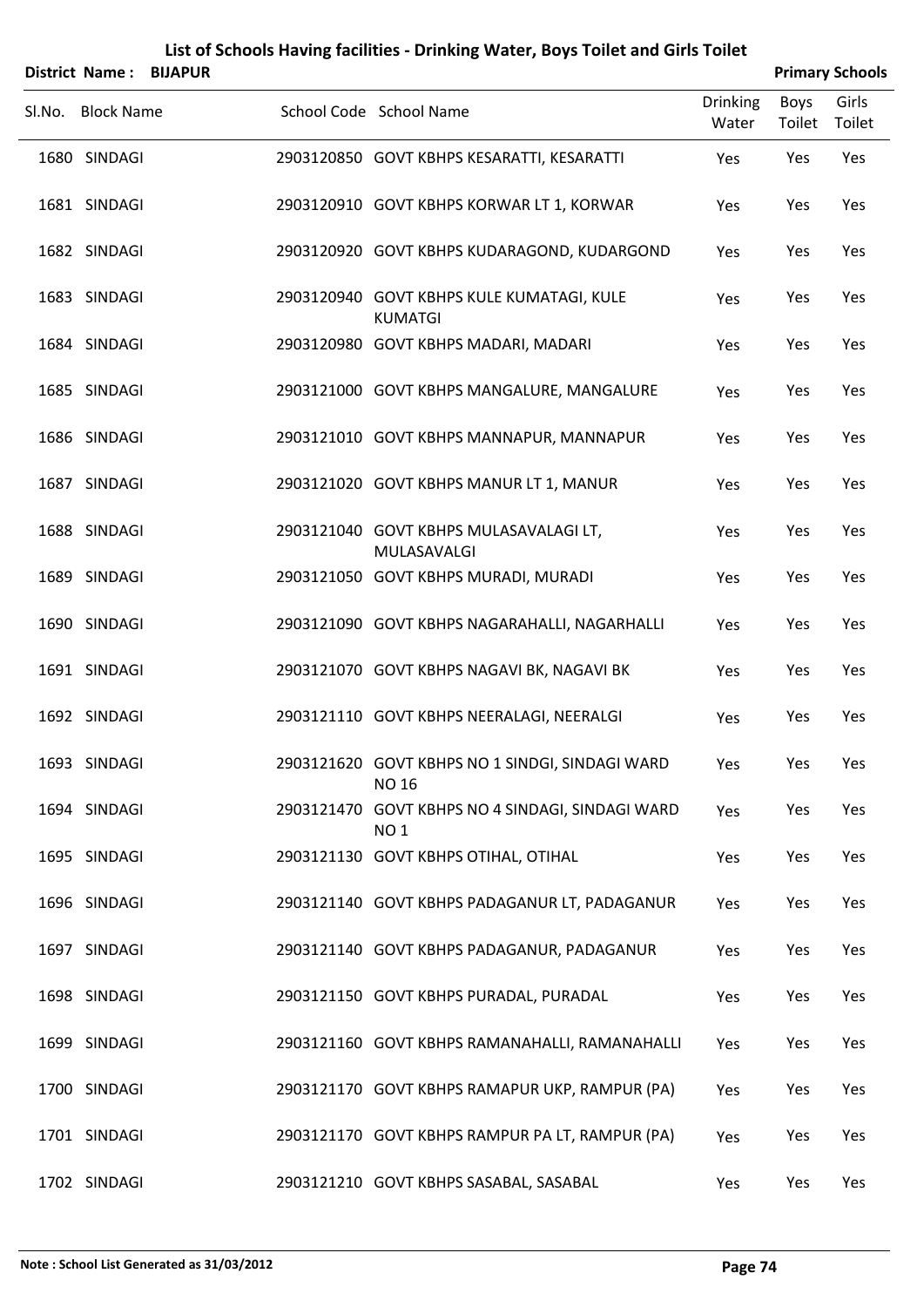# List of Schools Having facilities - Drinking Water, Boys Toilet and Girls Toilet

**District Name : BIJAPUR** — **Primary Schools**

| Sl.No. | Block Name | School Code | School Name | Drinking Water | Boys Toilet | Girls Toilet |
|---|---|---|---|---|---|---|
| 1680 | SINDAGI | 2903120850 | GOVT KBHPS KESARATTI, KESARATTI | Yes | Yes | Yes |
| 1681 | SINDAGI | 2903120910 | GOVT KBHPS KORWAR LT 1, KORWAR | Yes | Yes | Yes |
| 1682 | SINDAGI | 2903120920 | GOVT KBHPS KUDARAGOND, KUDARGOND | Yes | Yes | Yes |
| 1683 | SINDAGI | 2903120940 | GOVT KBHPS KULE KUMATAGI, KULE KUMATGI | Yes | Yes | Yes |
| 1684 | SINDAGI | 2903120980 | GOVT KBHPS MADARI, MADARI | Yes | Yes | Yes |
| 1685 | SINDAGI | 2903121000 | GOVT KBHPS MANGALURE, MANGALURE | Yes | Yes | Yes |
| 1686 | SINDAGI | 2903121010 | GOVT KBHPS MANNAPUR, MANNAPUR | Yes | Yes | Yes |
| 1687 | SINDAGI | 2903121020 | GOVT KBHPS MANUR LT 1, MANUR | Yes | Yes | Yes |
| 1688 | SINDAGI | 2903121040 | GOVT KBHPS MULASAVALAGI LT, MULASAVALGI | Yes | Yes | Yes |
| 1689 | SINDAGI | 2903121050 | GOVT KBHPS MURADI, MURADI | Yes | Yes | Yes |
| 1690 | SINDAGI | 2903121090 | GOVT KBHPS NAGARAHALLI, NAGARHALLI | Yes | Yes | Yes |
| 1691 | SINDAGI | 2903121070 | GOVT KBHPS NAGAVI BK, NAGAVI BK | Yes | Yes | Yes |
| 1692 | SINDAGI | 2903121110 | GOVT KBHPS NEERALAGI, NEERALGI | Yes | Yes | Yes |
| 1693 | SINDAGI | 2903121620 | GOVT KBHPS NO 1 SINDGI, SINDAGI WARD NO 16 | Yes | Yes | Yes |
| 1694 | SINDAGI | 2903121470 | GOVT KBHPS NO 4 SINDAGI, SINDAGI WARD NO 1 | Yes | Yes | Yes |
| 1695 | SINDAGI | 2903121130 | GOVT KBHPS OTIHAL, OTIHAL | Yes | Yes | Yes |
| 1696 | SINDAGI | 2903121140 | GOVT KBHPS PADAGANUR LT, PADAGANUR | Yes | Yes | Yes |
| 1697 | SINDAGI | 2903121140 | GOVT KBHPS PADAGANUR, PADAGANUR | Yes | Yes | Yes |
| 1698 | SINDAGI | 2903121150 | GOVT KBHPS PURADAL, PURADAL | Yes | Yes | Yes |
| 1699 | SINDAGI | 2903121160 | GOVT KBHPS RAMANAHALLI, RAMANAHALLI | Yes | Yes | Yes |
| 1700 | SINDAGI | 2903121170 | GOVT KBHPS RAMAPUR UKP, RAMPUR (PA) | Yes | Yes | Yes |
| 1701 | SINDAGI | 2903121170 | GOVT KBHPS RAMPUR PA LT, RAMPUR (PA) | Yes | Yes | Yes |
| 1702 | SINDAGI | 2903121210 | GOVT KBHPS SASABAL, SASABAL | Yes | Yes | Yes |

**Note : School List Generated as 31/03/2012**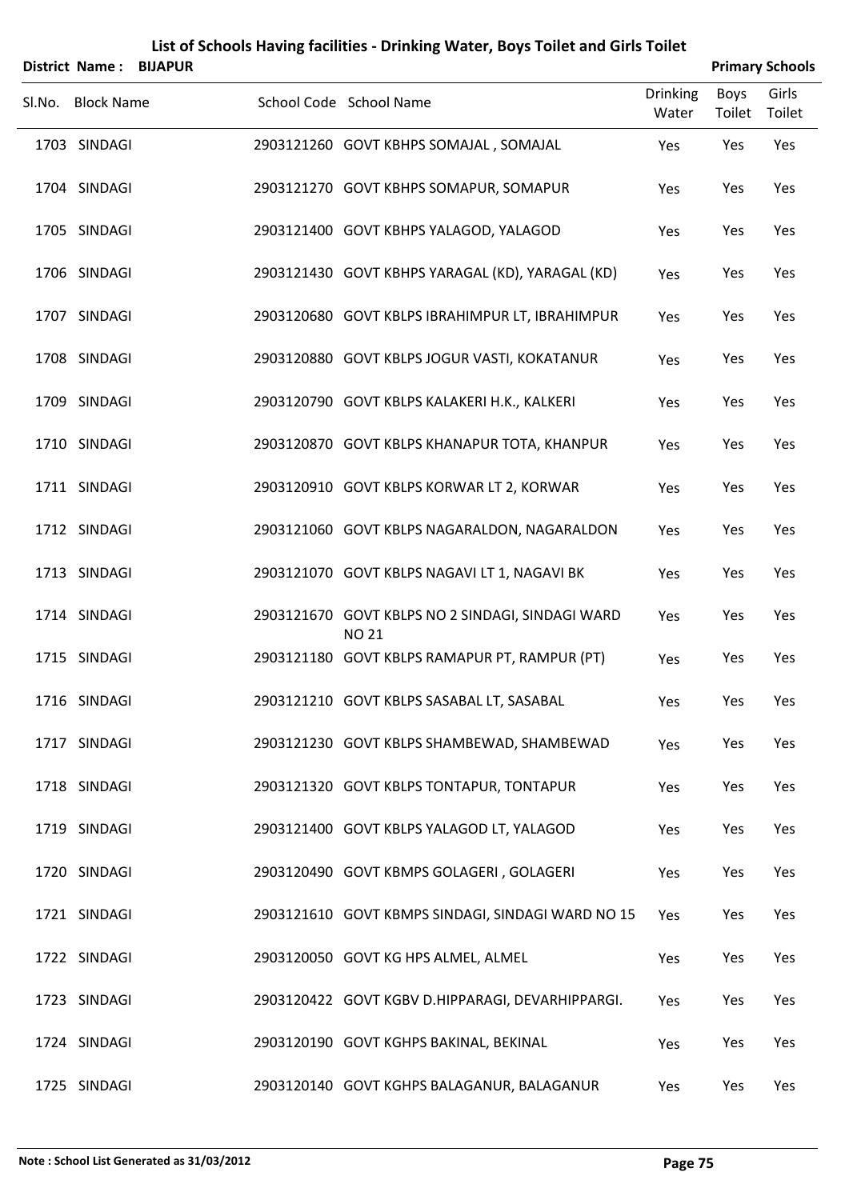# List of Schools Having facilities - Drinking Water, Boys Toilet and Girls Toilet

**District Name : BIJAPUR** **Primary Schools**

| Sl.No. | Block Name | School Code | School Name | Drinking Water | Boys Toilet | Girls Toilet |
|---|---|---|---|---|---|---|
| 1703 | SINDAGI | 2903121260 | GOVT KBHPS SOMAJAL , SOMAJAL | Yes | Yes | Yes |
| 1704 | SINDAGI | 2903121270 | GOVT KBHPS SOMAPUR, SOMAPUR | Yes | Yes | Yes |
| 1705 | SINDAGI | 2903121400 | GOVT KBHPS YALAGOD, YALAGOD | Yes | Yes | Yes |
| 1706 | SINDAGI | 2903121430 | GOVT KBHPS YARAGAL (KD), YARAGAL (KD) | Yes | Yes | Yes |
| 1707 | SINDAGI | 2903120680 | GOVT KBLPS IBRAHIMPUR LT, IBRAHIMPUR | Yes | Yes | Yes |
| 1708 | SINDAGI | 2903120880 | GOVT KBLPS JOGUR VASTI, KOKATANUR | Yes | Yes | Yes |
| 1709 | SINDAGI | 2903120790 | GOVT KBLPS KALAKERI H.K., KALKERI | Yes | Yes | Yes |
| 1710 | SINDAGI | 2903120870 | GOVT KBLPS KHANAPUR TOTA, KHANPUR | Yes | Yes | Yes |
| 1711 | SINDAGI | 2903120910 | GOVT KBLPS KORWAR LT 2, KORWAR | Yes | Yes | Yes |
| 1712 | SINDAGI | 2903121060 | GOVT KBLPS NAGARALDON, NAGARALDON | Yes | Yes | Yes |
| 1713 | SINDAGI | 2903121070 | GOVT KBLPS NAGAVI LT 1, NAGAVI BK | Yes | Yes | Yes |
| 1714 | SINDAGI | 2903121670 | GOVT KBLPS NO 2 SINDAGI, SINDAGI WARD NO 21 | Yes | Yes | Yes |
| 1715 | SINDAGI | 2903121180 | GOVT KBLPS RAMAPUR PT, RAMPUR (PT) | Yes | Yes | Yes |
| 1716 | SINDAGI | 2903121210 | GOVT KBLPS SASABAL LT, SASABAL | Yes | Yes | Yes |
| 1717 | SINDAGI | 2903121230 | GOVT KBLPS SHAMBEWAD, SHAMBEWAD | Yes | Yes | Yes |
| 1718 | SINDAGI | 2903121320 | GOVT KBLPS TONTAPUR, TONTAPUR | Yes | Yes | Yes |
| 1719 | SINDAGI | 2903121400 | GOVT KBLPS YALAGOD LT, YALAGOD | Yes | Yes | Yes |
| 1720 | SINDAGI | 2903120490 | GOVT KBMPS GOLAGERI , GOLAGERI | Yes | Yes | Yes |
| 1721 | SINDAGI | 2903121610 | GOVT KBMPS SINDAGI, SINDAGI WARD NO 15 | Yes | Yes | Yes |
| 1722 | SINDAGI | 2903120050 | GOVT KG HPS ALMEL, ALMEL | Yes | Yes | Yes |
| 1723 | SINDAGI | 2903120422 | GOVT KGBV D.HIPPARAGI, DEVARHIPPARGI. | Yes | Yes | Yes |
| 1724 | SINDAGI | 2903120190 | GOVT KGHPS BAKINAL, BEKINAL | Yes | Yes | Yes |
| 1725 | SINDAGI | 2903120140 | GOVT KGHPS BALAGANUR, BALAGANUR | Yes | Yes | Yes |

**Note : School List Generated as 31/03/2012**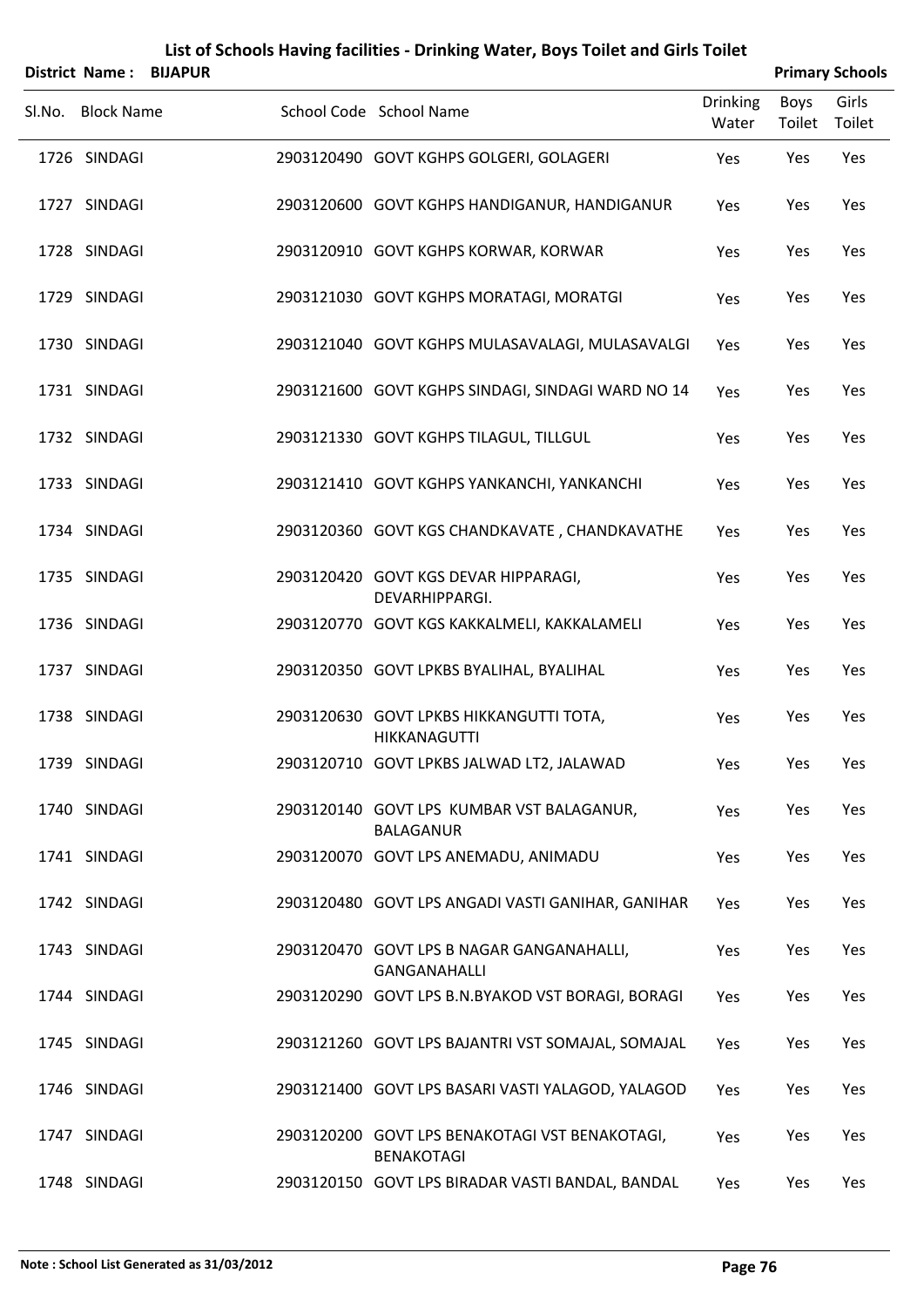# List of Schools Having facilities - Drinking Water, Boys Toilet and Girls Toilet

**District Name : BIJAPUR** **Primary Schools**

| Sl.No. | Block Name | School Code | School Name | Drinking Water | Boys Toilet | Girls Toilet |
|---|---|---|---|---|---|---|
| 1726 | SINDAGI | 2903120490 | GOVT KGHPS GOLGERI, GOLAGERI | Yes | Yes | Yes |
| 1727 | SINDAGI | 2903120600 | GOVT KGHPS HANDIGANUR, HANDIGANUR | Yes | Yes | Yes |
| 1728 | SINDAGI | 2903120910 | GOVT KGHPS KORWAR, KORWAR | Yes | Yes | Yes |
| 1729 | SINDAGI | 2903121030 | GOVT KGHPS MORATAGI, MORATGI | Yes | Yes | Yes |
| 1730 | SINDAGI | 2903121040 | GOVT KGHPS MULASAVALAGI, MULASAVALGI | Yes | Yes | Yes |
| 1731 | SINDAGI | 2903121600 | GOVT KGHPS SINDAGI, SINDAGI WARD NO 14 | Yes | Yes | Yes |
| 1732 | SINDAGI | 2903121330 | GOVT KGHPS TILAGUL, TILLGUL | Yes | Yes | Yes |
| 1733 | SINDAGI | 2903121410 | GOVT KGHPS YANKANCHI, YANKANCHI | Yes | Yes | Yes |
| 1734 | SINDAGI | 2903120360 | GOVT KGS CHANDKAVATE , CHANDKAVATHE | Yes | Yes | Yes |
| 1735 | SINDAGI | 2903120420 | GOVT KGS DEVAR HIPPARAGI, DEVARHIPPARGI. | Yes | Yes | Yes |
| 1736 | SINDAGI | 2903120770 | GOVT KGS KAKKALMELI, KAKKALAMELI | Yes | Yes | Yes |
| 1737 | SINDAGI | 2903120350 | GOVT LPKBS BYALIHAL, BYALIHAL | Yes | Yes | Yes |
| 1738 | SINDAGI | 2903120630 | GOVT LPKBS HIKKANGUTTI TOTA, HIKKANAGUTTI | Yes | Yes | Yes |
| 1739 | SINDAGI | 2903120710 | GOVT LPKBS JALWAD LT2, JALAWAD | Yes | Yes | Yes |
| 1740 | SINDAGI | 2903120140 | GOVT LPS KUMBAR VST BALAGANUR, BALAGANUR | Yes | Yes | Yes |
| 1741 | SINDAGI | 2903120070 | GOVT LPS ANEMADU, ANIMADU | Yes | Yes | Yes |
| 1742 | SINDAGI | 2903120480 | GOVT LPS ANGADI VASTI GANIHAR, GANIHAR | Yes | Yes | Yes |
| 1743 | SINDAGI | 2903120470 | GOVT LPS B NAGAR GANGANAHALLI, GANGANAHALLI | Yes | Yes | Yes |
| 1744 | SINDAGI | 2903120290 | GOVT LPS B.N.BYAKOD VST BORAGI, BORAGI | Yes | Yes | Yes |
| 1745 | SINDAGI | 2903121260 | GOVT LPS BAJANTRI VST SOMAJAL, SOMAJAL | Yes | Yes | Yes |
| 1746 | SINDAGI | 2903121400 | GOVT LPS BASARI VASTI YALAGOD, YALAGOD | Yes | Yes | Yes |
| 1747 | SINDAGI | 2903120200 | GOVT LPS BENAKOTAGI VST BENAKOTAGI, BENAKOTAGI | Yes | Yes | Yes |
| 1748 | SINDAGI | 2903120150 | GOVT LPS BIRADAR VASTI BANDAL, BANDAL | Yes | Yes | Yes |

**Note : School List Generated as 31/03/2012**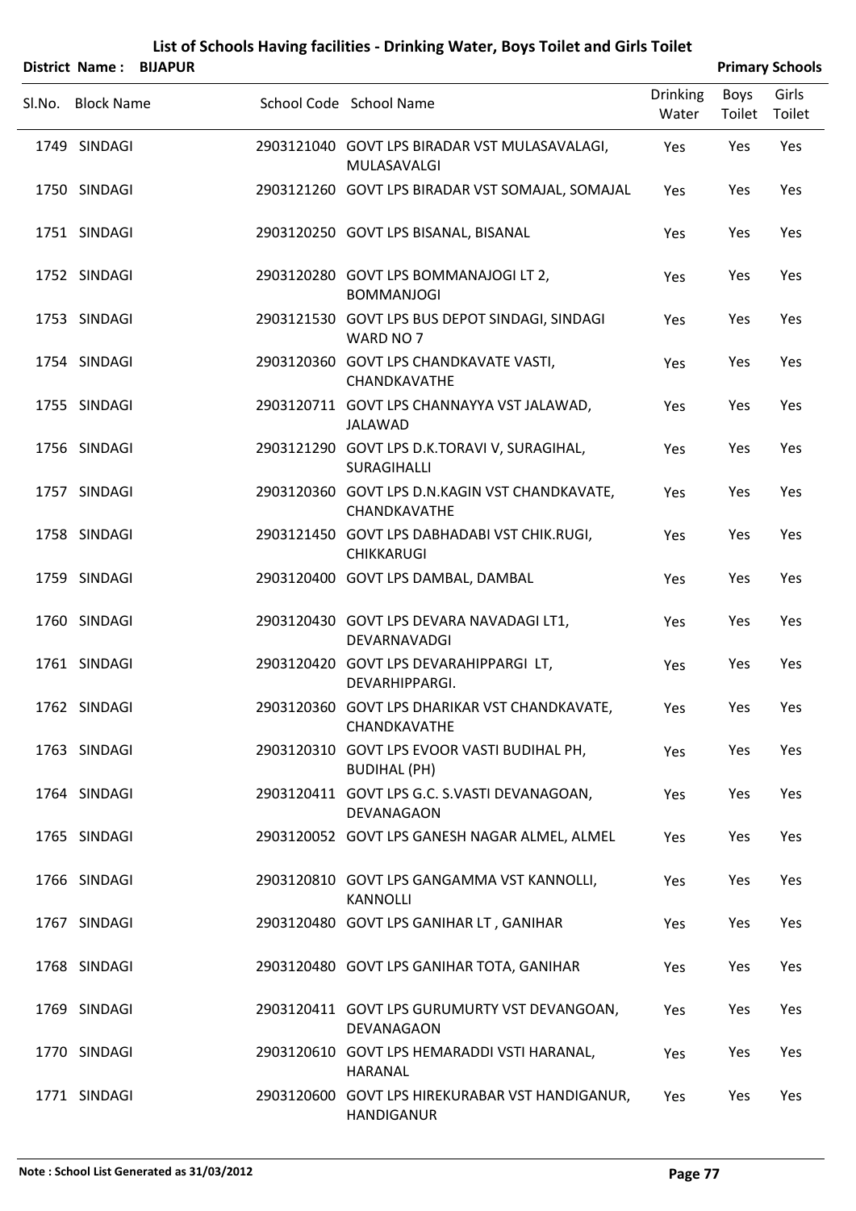# List of Schools Having facilities - Drinking Water, Boys Toilet and Girls Toilet

**District Name : BIJAPUR** **Primary Schools**

| Sl.No. | Block Name | School Code | School Name | Drinking Water | Boys Toilet | Girls Toilet |
|---|---|---|---|---|---|---|
| 1749 | SINDAGI | 2903121040 | GOVT LPS BIRADAR VST MULASAVALAGI, MULASAVALGI | Yes | Yes | Yes |
| 1750 | SINDAGI | 2903121260 | GOVT LPS BIRADAR VST SOMAJAL, SOMAJAL | Yes | Yes | Yes |
| 1751 | SINDAGI | 2903120250 | GOVT LPS BISANAL, BISANAL | Yes | Yes | Yes |
| 1752 | SINDAGI | 2903120280 | GOVT LPS BOMMANAJOGI LT 2, BOMMANJOGI | Yes | Yes | Yes |
| 1753 | SINDAGI | 2903121530 | GOVT LPS BUS DEPOT SINDAGI, SINDAGI WARD NO 7 | Yes | Yes | Yes |
| 1754 | SINDAGI | 2903120360 | GOVT LPS CHANDKAVATE VASTI, CHANDKAVATHE | Yes | Yes | Yes |
| 1755 | SINDAGI | 2903120711 | GOVT LPS CHANNAYYA VST JALAWAD, JALAWAD | Yes | Yes | Yes |
| 1756 | SINDAGI | 2903121290 | GOVT LPS D.K.TORAVI V, SURAGIHAL, SURAGIHALLI | Yes | Yes | Yes |
| 1757 | SINDAGI | 2903120360 | GOVT LPS D.N.KAGIN VST CHANDKAVATE, CHANDKAVATHE | Yes | Yes | Yes |
| 1758 | SINDAGI | 2903121450 | GOVT LPS DABHADABI VST CHIK.RUGI, CHIKKARUGI | Yes | Yes | Yes |
| 1759 | SINDAGI | 2903120400 | GOVT LPS DAMBAL, DAMBAL | Yes | Yes | Yes |
| 1760 | SINDAGI | 2903120430 | GOVT LPS DEVARA NAVADAGI LT1, DEVARNAVADGI | Yes | Yes | Yes |
| 1761 | SINDAGI | 2903120420 | GOVT LPS DEVARAHIPPARGI LT, DEVARHIPPARGI. | Yes | Yes | Yes |
| 1762 | SINDAGI | 2903120360 | GOVT LPS DHARIKAR VST CHANDKAVATE, CHANDKAVATHE | Yes | Yes | Yes |
| 1763 | SINDAGI | 2903120310 | GOVT LPS EVOOR VASTI BUDIHAL PH, BUDIHAL (PH) | Yes | Yes | Yes |
| 1764 | SINDAGI | 2903120411 | GOVT LPS G.C. S.VASTI DEVANAGOAN, DEVANAGAON | Yes | Yes | Yes |
| 1765 | SINDAGI | 2903120052 | GOVT LPS GANESH NAGAR ALMEL, ALMEL | Yes | Yes | Yes |
| 1766 | SINDAGI | 2903120810 | GOVT LPS GANGAMMA VST KANNOLLI, KANNOLLI | Yes | Yes | Yes |
| 1767 | SINDAGI | 2903120480 | GOVT LPS GANIHAR LT , GANIHAR | Yes | Yes | Yes |
| 1768 | SINDAGI | 2903120480 | GOVT LPS GANIHAR TOTA, GANIHAR | Yes | Yes | Yes |
| 1769 | SINDAGI | 2903120411 | GOVT LPS GURUMURTY VST DEVANGOAN, DEVANAGAON | Yes | Yes | Yes |
| 1770 | SINDAGI | 2903120610 | GOVT LPS HEMARADDI VSTI HARANAL, HARANAL | Yes | Yes | Yes |
| 1771 | SINDAGI | 2903120600 | GOVT LPS HIREKURABAR VST HANDIGANUR, HANDIGANUR | Yes | Yes | Yes |

**Note : School List Generated as 31/03/2012**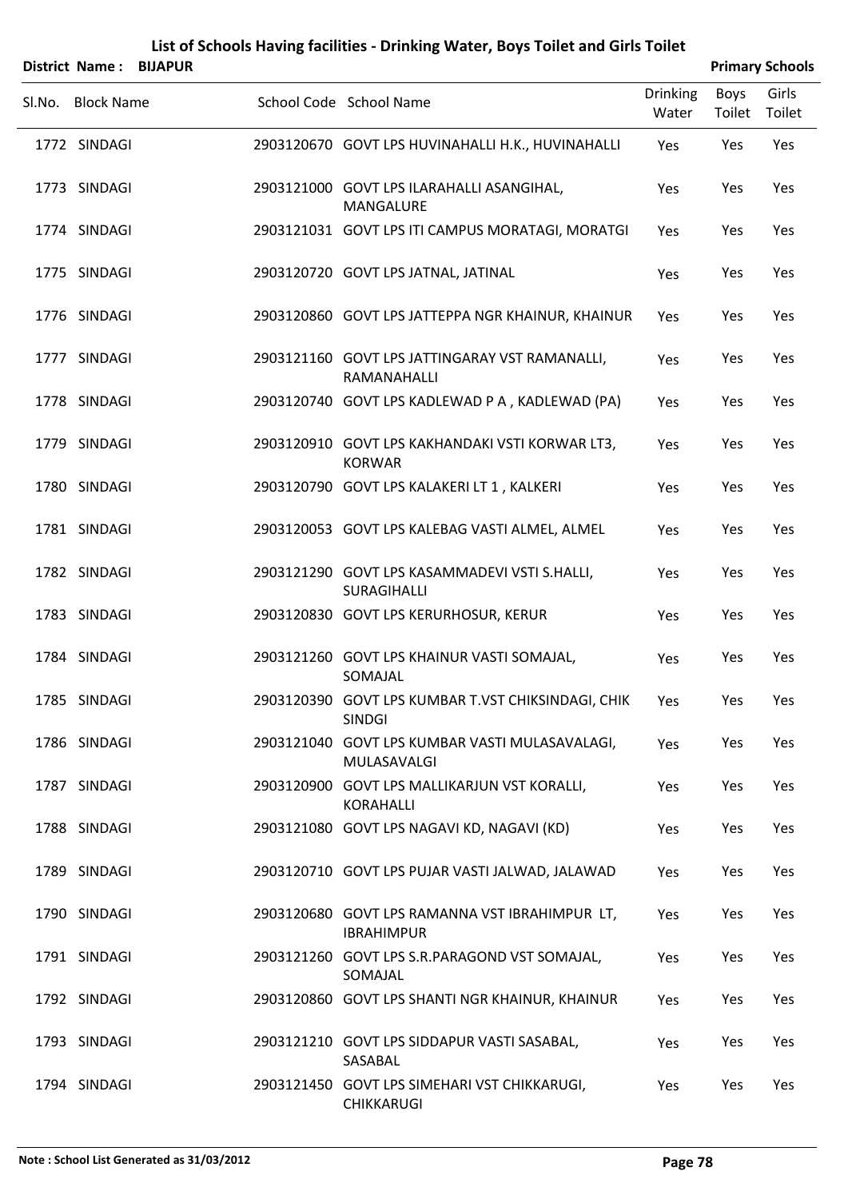# List of Schools Having facilities - Drinking Water, Boys Toilet and Girls Toilet

**District Name : BIJAPUR** **Primary Schools**

| Sl.No. | Block Name | School Code | School Name | Drinking Water | Boys Toilet | Girls Toilet |
|---|---|---|---|---|---|---|
| 1772 | SINDAGI | 2903120670 | GOVT LPS HUVINAHALLI H.K., HUVINAHALLI | Yes | Yes | Yes |
| 1773 | SINDAGI | 2903121000 | GOVT LPS ILARAHALLI ASANGIHAL, MANGALURE | Yes | Yes | Yes |
| 1774 | SINDAGI | 2903121031 | GOVT LPS ITI CAMPUS MORATAGI, MORATGI | Yes | Yes | Yes |
| 1775 | SINDAGI | 2903120720 | GOVT LPS JATNAL, JATINAL | Yes | Yes | Yes |
| 1776 | SINDAGI | 2903120860 | GOVT LPS JATTEPPA NGR KHAINUR, KHAINUR | Yes | Yes | Yes |
| 1777 | SINDAGI | 2903121160 | GOVT LPS JATTINGARAY VST RAMANALLI, RAMANAHALLI | Yes | Yes | Yes |
| 1778 | SINDAGI | 2903120740 | GOVT LPS KADLEWAD P A , KADLEWAD (PA) | Yes | Yes | Yes |
| 1779 | SINDAGI | 2903120910 | GOVT LPS KAKHANDAKI VSTI KORWAR LT3, KORWAR | Yes | Yes | Yes |
| 1780 | SINDAGI | 2903120790 | GOVT LPS KALAKERI LT 1 , KALKERI | Yes | Yes | Yes |
| 1781 | SINDAGI | 2903120053 | GOVT LPS KALEBAG VASTI ALMEL, ALMEL | Yes | Yes | Yes |
| 1782 | SINDAGI | 2903121290 | GOVT LPS KASAMMADEVI VSTI S.HALLI, SURAGIHALLI | Yes | Yes | Yes |
| 1783 | SINDAGI | 2903120830 | GOVT LPS KERURHOSUR, KERUR | Yes | Yes | Yes |
| 1784 | SINDAGI | 2903121260 | GOVT LPS KHAINUR VASTI SOMAJAL, SOMAJAL | Yes | Yes | Yes |
| 1785 | SINDAGI | 2903120390 | GOVT LPS KUMBAR T.VST CHIKSINDAGI, CHIK SINDGI | Yes | Yes | Yes |
| 1786 | SINDAGI | 2903121040 | GOVT LPS KUMBAR VASTI MULASAVALAGI, MULASAVALGI | Yes | Yes | Yes |
| 1787 | SINDAGI | 2903120900 | GOVT LPS MALLIKARJUN VST KORALLI, KORAHALLI | Yes | Yes | Yes |
| 1788 | SINDAGI | 2903121080 | GOVT LPS NAGAVI KD, NAGAVI (KD) | Yes | Yes | Yes |
| 1789 | SINDAGI | 2903120710 | GOVT LPS PUJAR VASTI JALWAD, JALAWAD | Yes | Yes | Yes |
| 1790 | SINDAGI | 2903120680 | GOVT LPS RAMANNA VST IBRAHIMPUR LT, IBRAHIMPUR | Yes | Yes | Yes |
| 1791 | SINDAGI | 2903121260 | GOVT LPS S.R.PARAGOND VST SOMAJAL, SOMAJAL | Yes | Yes | Yes |
| 1792 | SINDAGI | 2903120860 | GOVT LPS SHANTI NGR KHAINUR, KHAINUR | Yes | Yes | Yes |
| 1793 | SINDAGI | 2903121210 | GOVT LPS SIDDAPUR VASTI SASABAL, SASABAL | Yes | Yes | Yes |
| 1794 | SINDAGI | 2903121450 | GOVT LPS SIMEHARI VST CHIKKARUGI, CHIKKARUGI | Yes | Yes | Yes |

**Note : School List Generated as 31/03/2012**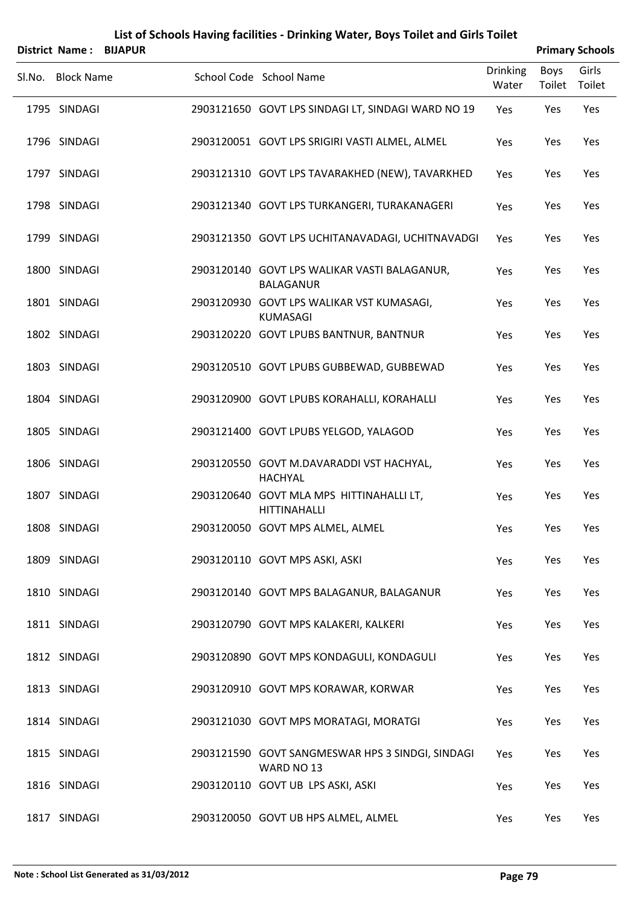# List of Schools Having facilities - Drinking Water, Boys Toilet and Girls Toilet

**District Name : BIJAPUR** **Primary Schools**

| Sl.No. | Block Name | School Code | School Name | Drinking Water | Boys Toilet | Girls Toilet |
|---|---|---|---|---|---|---|
| 1795 | SINDAGI | 2903121650 | GOVT LPS SINDAGI LT, SINDAGI WARD NO 19 | Yes | Yes | Yes |
| 1796 | SINDAGI | 2903120051 | GOVT LPS SRIGIRI VASTI ALMEL, ALMEL | Yes | Yes | Yes |
| 1797 | SINDAGI | 2903121310 | GOVT LPS TAVARAKHED (NEW), TAVARKHED | Yes | Yes | Yes |
| 1798 | SINDAGI | 2903121340 | GOVT LPS TURKANGERI, TURAKANAGERI | Yes | Yes | Yes |
| 1799 | SINDAGI | 2903121350 | GOVT LPS UCHITANAVADAGI, UCHITNAVADGI | Yes | Yes | Yes |
| 1800 | SINDAGI | 2903120140 | GOVT LPS WALIKAR VASTI BALAGANUR, BALAGANUR | Yes | Yes | Yes |
| 1801 | SINDAGI | 2903120930 | GOVT LPS WALIKAR VST KUMASAGI, KUMASAGI | Yes | Yes | Yes |
| 1802 | SINDAGI | 2903120220 | GOVT LPUBS BANTNUR, BANTNUR | Yes | Yes | Yes |
| 1803 | SINDAGI | 2903120510 | GOVT LPUBS GUBBEWAD, GUBBEWAD | Yes | Yes | Yes |
| 1804 | SINDAGI | 2903120900 | GOVT LPUBS KORAHALLI, KORAHALLI | Yes | Yes | Yes |
| 1805 | SINDAGI | 2903121400 | GOVT LPUBS YELGOD, YALAGOD | Yes | Yes | Yes |
| 1806 | SINDAGI | 2903120550 | GOVT M.DAVARADDI VST HACHYAL, HACHYAL | Yes | Yes | Yes |
| 1807 | SINDAGI | 2903120640 | GOVT MLA MPS HITTINAHALLI LT, HITTINAHALLI | Yes | Yes | Yes |
| 1808 | SINDAGI | 2903120050 | GOVT MPS ALMEL, ALMEL | Yes | Yes | Yes |
| 1809 | SINDAGI | 2903120110 | GOVT MPS ASKI, ASKI | Yes | Yes | Yes |
| 1810 | SINDAGI | 2903120140 | GOVT MPS BALAGANUR, BALAGANUR | Yes | Yes | Yes |
| 1811 | SINDAGI | 2903120790 | GOVT MPS KALAKERI, KALKERI | Yes | Yes | Yes |
| 1812 | SINDAGI | 2903120890 | GOVT MPS KONDAGULI, KONDAGULI | Yes | Yes | Yes |
| 1813 | SINDAGI | 2903120910 | GOVT MPS KORAWAR, KORWAR | Yes | Yes | Yes |
| 1814 | SINDAGI | 2903121030 | GOVT MPS MORATAGI, MORATGI | Yes | Yes | Yes |
| 1815 | SINDAGI | 2903121590 | GOVT SANGMESWAR HPS 3 SINDGI, SINDAGI WARD NO 13 | Yes | Yes | Yes |
| 1816 | SINDAGI | 2903120110 | GOVT UB LPS ASKI, ASKI | Yes | Yes | Yes |
| 1817 | SINDAGI | 2903120050 | GOVT UB HPS ALMEL, ALMEL | Yes | Yes | Yes |

**Note : School List Generated as 31/03/2012**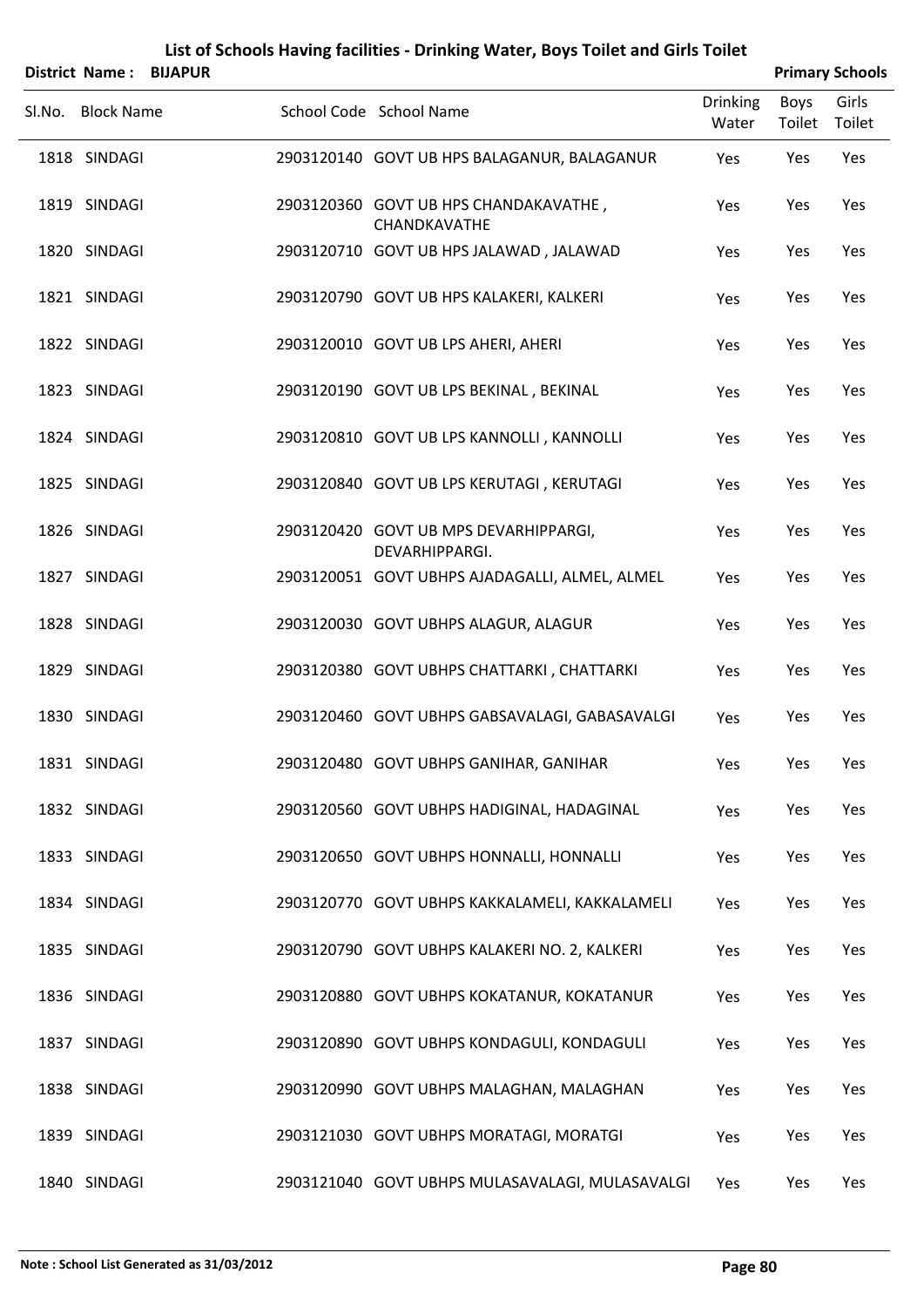# List of Schools Having facilities - Drinking Water, Boys Toilet and Girls Toilet

**District Name : BIJAPUR** **Primary Schools**

| Sl.No. | Block Name | School Code | School Name | Drinking Water | Boys Toilet | Girls Toilet |
|---|---|---|---|---|---|---|
| 1818 | SINDAGI | 2903120140 | GOVT UB HPS BALAGANUR, BALAGANUR | Yes | Yes | Yes |
| 1819 | SINDAGI | 2903120360 | GOVT UB HPS CHANDAKAVATHE , CHANDKAVATHE | Yes | Yes | Yes |
| 1820 | SINDAGI | 2903120710 | GOVT UB HPS JALAWAD , JALAWAD | Yes | Yes | Yes |
| 1821 | SINDAGI | 2903120790 | GOVT UB HPS KALAKERI, KALKERI | Yes | Yes | Yes |
| 1822 | SINDAGI | 2903120010 | GOVT UB LPS AHERI, AHERI | Yes | Yes | Yes |
| 1823 | SINDAGI | 2903120190 | GOVT UB LPS BEKINAL , BEKINAL | Yes | Yes | Yes |
| 1824 | SINDAGI | 2903120810 | GOVT UB LPS KANNOLLI , KANNOLLI | Yes | Yes | Yes |
| 1825 | SINDAGI | 2903120840 | GOVT UB LPS KERUTAGI , KERUTAGI | Yes | Yes | Yes |
| 1826 | SINDAGI | 2903120420 | GOVT UB MPS DEVARHIPPARGI, DEVARHIPPARGI. | Yes | Yes | Yes |
| 1827 | SINDAGI | 2903120051 | GOVT UBHPS AJADAGALLI, ALMEL, ALMEL | Yes | Yes | Yes |
| 1828 | SINDAGI | 2903120030 | GOVT UBHPS ALAGUR, ALAGUR | Yes | Yes | Yes |
| 1829 | SINDAGI | 2903120380 | GOVT UBHPS CHATTARKI , CHATTARKI | Yes | Yes | Yes |
| 1830 | SINDAGI | 2903120460 | GOVT UBHPS GABSAVALAGI, GABASAVALGI | Yes | Yes | Yes |
| 1831 | SINDAGI | 2903120480 | GOVT UBHPS GANIHAR, GANIHAR | Yes | Yes | Yes |
| 1832 | SINDAGI | 2903120560 | GOVT UBHPS HADIGINAL, HADAGINAL | Yes | Yes | Yes |
| 1833 | SINDAGI | 2903120650 | GOVT UBHPS HONNALLI, HONNALLI | Yes | Yes | Yes |
| 1834 | SINDAGI | 2903120770 | GOVT UBHPS KAKKALAMELI, KAKKALAMELI | Yes | Yes | Yes |
| 1835 | SINDAGI | 2903120790 | GOVT UBHPS KALAKERI NO. 2, KALKERI | Yes | Yes | Yes |
| 1836 | SINDAGI | 2903120880 | GOVT UBHPS KOKATANUR, KOKATANUR | Yes | Yes | Yes |
| 1837 | SINDAGI | 2903120890 | GOVT UBHPS KONDAGULI, KONDAGULI | Yes | Yes | Yes |
| 1838 | SINDAGI | 2903120990 | GOVT UBHPS MALAGHAN, MALAGHAN | Yes | Yes | Yes |
| 1839 | SINDAGI | 2903121030 | GOVT UBHPS MORATAGI, MORATGI | Yes | Yes | Yes |
| 1840 | SINDAGI | 2903121040 | GOVT UBHPS MULASAVALAGI, MULASAVALGI | Yes | Yes | Yes |

**Note : School List Generated as 31/03/2012**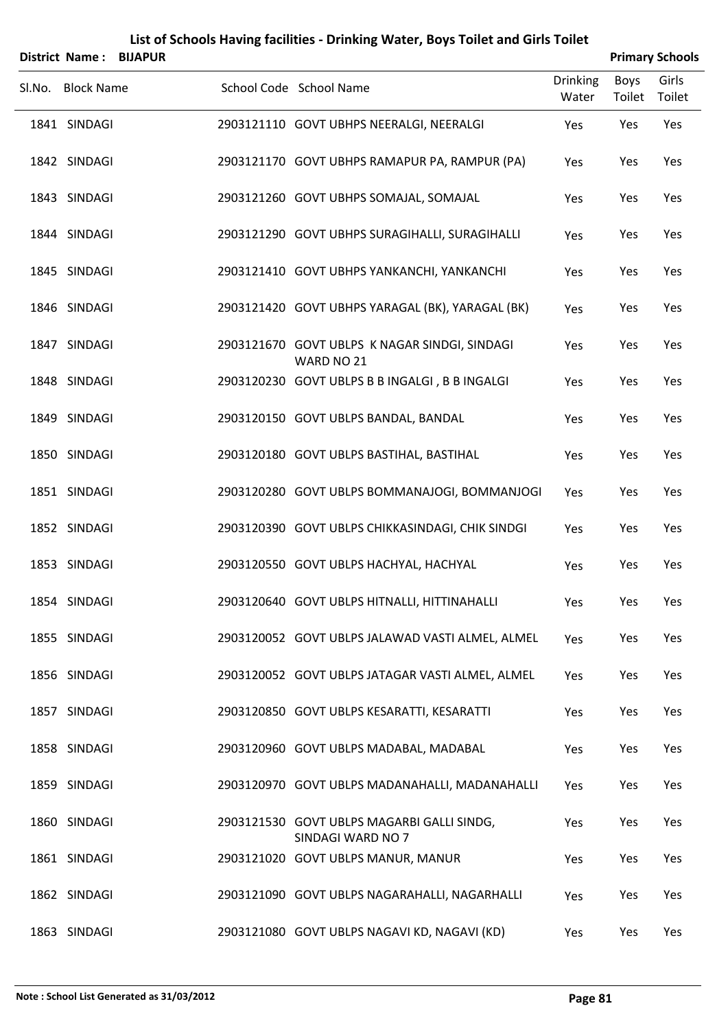# List of Schools Having facilities - Drinking Water, Boys Toilet and Girls Toilet

**District Name : BIJAPUR** **Primary Schools**

| Sl.No. | Block Name | School Code | School Name | Drinking Water | Boys Toilet | Girls Toilet |
|---|---|---|---|---|---|---|
| 1841 | SINDAGI | 2903121110 | GOVT UBHPS NEERALGI, NEERALGI | Yes | Yes | Yes |
| 1842 | SINDAGI | 2903121170 | GOVT UBHPS RAMAPUR PA, RAMPUR (PA) | Yes | Yes | Yes |
| 1843 | SINDAGI | 2903121260 | GOVT UBHPS SOMAJAL, SOMAJAL | Yes | Yes | Yes |
| 1844 | SINDAGI | 2903121290 | GOVT UBHPS SURAGIHALLI, SURAGIHALLI | Yes | Yes | Yes |
| 1845 | SINDAGI | 2903121410 | GOVT UBHPS YANKANCHI, YANKANCHI | Yes | Yes | Yes |
| 1846 | SINDAGI | 2903121420 | GOVT UBHPS YARAGAL (BK), YARAGAL (BK) | Yes | Yes | Yes |
| 1847 | SINDAGI | 2903121670 | GOVT UBLPS K NAGAR SINDGI, SINDAGI WARD NO 21 | Yes | Yes | Yes |
| 1848 | SINDAGI | 2903120230 | GOVT UBLPS B B INGALGI , B B INGALGI | Yes | Yes | Yes |
| 1849 | SINDAGI | 2903120150 | GOVT UBLPS BANDAL, BANDAL | Yes | Yes | Yes |
| 1850 | SINDAGI | 2903120180 | GOVT UBLPS BASTIHAL, BASTIHAL | Yes | Yes | Yes |
| 1851 | SINDAGI | 2903120280 | GOVT UBLPS BOMMANAJOGI, BOMMANJOGI | Yes | Yes | Yes |
| 1852 | SINDAGI | 2903120390 | GOVT UBLPS CHIKKASINDAGI, CHIK SINDGI | Yes | Yes | Yes |
| 1853 | SINDAGI | 2903120550 | GOVT UBLPS HACHYAL, HACHYAL | Yes | Yes | Yes |
| 1854 | SINDAGI | 2903120640 | GOVT UBLPS HITNALLI, HITTINAHALLI | Yes | Yes | Yes |
| 1855 | SINDAGI | 2903120052 | GOVT UBLPS JALAWAD VASTI ALMEL, ALMEL | Yes | Yes | Yes |
| 1856 | SINDAGI | 2903120052 | GOVT UBLPS JATAGAR VASTI ALMEL, ALMEL | Yes | Yes | Yes |
| 1857 | SINDAGI | 2903120850 | GOVT UBLPS KESARATTI, KESARATTI | Yes | Yes | Yes |
| 1858 | SINDAGI | 2903120960 | GOVT UBLPS MADABAL, MADABAL | Yes | Yes | Yes |
| 1859 | SINDAGI | 2903120970 | GOVT UBLPS MADANAHALLI, MADANAHALLI | Yes | Yes | Yes |
| 1860 | SINDAGI | 2903121530 | GOVT UBLPS MAGARBI GALLI SINDG, SINDAGI WARD NO 7 | Yes | Yes | Yes |
| 1861 | SINDAGI | 2903121020 | GOVT UBLPS MANUR, MANUR | Yes | Yes | Yes |
| 1862 | SINDAGI | 2903121090 | GOVT UBLPS NAGARAHALLI, NAGARHALLI | Yes | Yes | Yes |
| 1863 | SINDAGI | 2903121080 | GOVT UBLPS NAGAVI KD, NAGAVI (KD) | Yes | Yes | Yes |

**Note : School List Generated as 31/03/2012**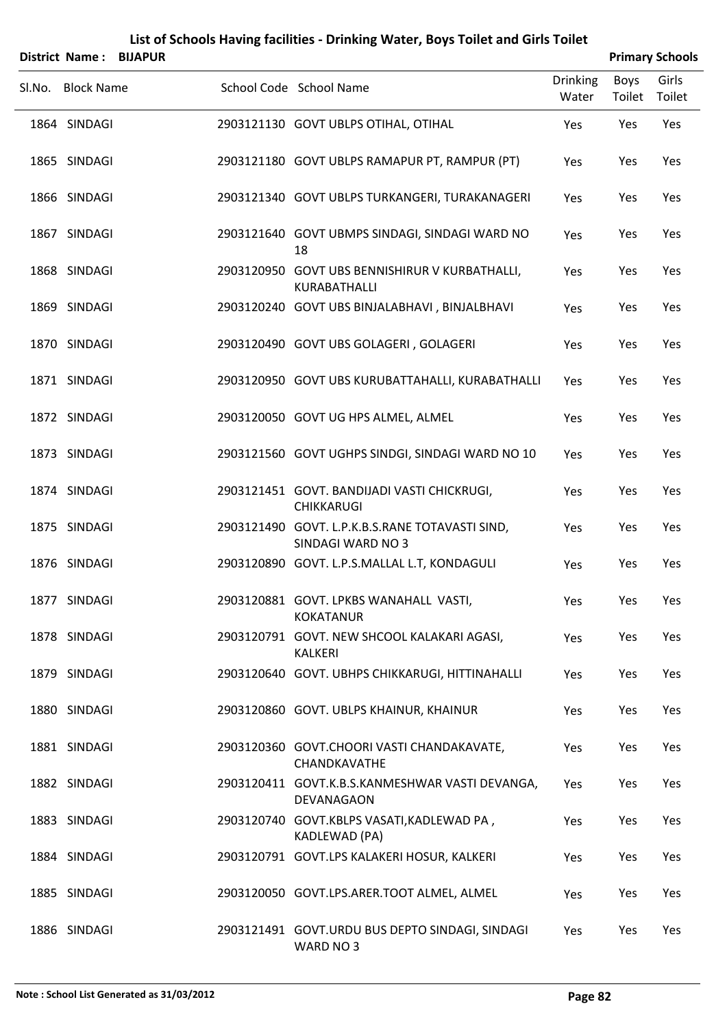# List of Schools Having facilities - Drinking Water, Boys Toilet and Girls Toilet

**District Name : BIJAPUR** **Primary Schools**

| Sl.No. | Block Name | School Code | School Name | Drinking Water | Boys Toilet | Girls Toilet |
|---|---|---|---|---|---|---|
| 1864 | SINDAGI | 2903121130 | GOVT UBLPS OTIHAL, OTIHAL | Yes | Yes | Yes |
| 1865 | SINDAGI | 2903121180 | GOVT UBLPS RAMAPUR PT, RAMPUR (PT) | Yes | Yes | Yes |
| 1866 | SINDAGI | 2903121340 | GOVT UBLPS TURKANGERI, TURAKANAGERI | Yes | Yes | Yes |
| 1867 | SINDAGI | 2903121640 | GOVT UBMPS SINDAGI, SINDAGI WARD NO 18 | Yes | Yes | Yes |
| 1868 | SINDAGI | 2903120950 | GOVT UBS BENNISHIRUR V KURBATHALLI, KURABATHALLI | Yes | Yes | Yes |
| 1869 | SINDAGI | 2903120240 | GOVT UBS BINJALABHAVI , BINJALBHAVI | Yes | Yes | Yes |
| 1870 | SINDAGI | 2903120490 | GOVT UBS GOLAGERI , GOLAGERI | Yes | Yes | Yes |
| 1871 | SINDAGI | 2903120950 | GOVT UBS KURUBATTAHALLI, KURABATHALLI | Yes | Yes | Yes |
| 1872 | SINDAGI | 2903120050 | GOVT UG HPS ALMEL, ALMEL | Yes | Yes | Yes |
| 1873 | SINDAGI | 2903121560 | GOVT UGHPS SINDGI, SINDAGI WARD NO 10 | Yes | Yes | Yes |
| 1874 | SINDAGI | 2903121451 | GOVT. BANDIJADI VASTI CHICKRUGI, CHIKKARUGI | Yes | Yes | Yes |
| 1875 | SINDAGI | 2903121490 | GOVT. L.P.K.B.S.RANE TOTAVASTI SIND, SINDAGI WARD NO 3 | Yes | Yes | Yes |
| 1876 | SINDAGI | 2903120890 | GOVT. L.P.S.MALLAL L.T, KONDAGULI | Yes | Yes | Yes |
| 1877 | SINDAGI | 2903120881 | GOVT. LPKBS WANAHALL VASTI, KOKATANUR | Yes | Yes | Yes |
| 1878 | SINDAGI | 2903120791 | GOVT. NEW SHCOOL KALAKARI AGASI, KALKERI | Yes | Yes | Yes |
| 1879 | SINDAGI | 2903120640 | GOVT. UBHPS CHIKKARUGI, HITTINAHALLI | Yes | Yes | Yes |
| 1880 | SINDAGI | 2903120860 | GOVT. UBLPS KHAINUR, KHAINUR | Yes | Yes | Yes |
| 1881 | SINDAGI | 2903120360 | GOVT.CHOORI VASTI CHANDAKAVATE, CHANDKAVATHE | Yes | Yes | Yes |
| 1882 | SINDAGI | 2903120411 | GOVT.K.B.S.KANMESHWAR VASTI DEVANGA, DEVANAGAON | Yes | Yes | Yes |
| 1883 | SINDAGI | 2903120740 | GOVT.KBLPS VASATI,KADLEWAD PA , KADLEWAD (PA) | Yes | Yes | Yes |
| 1884 | SINDAGI | 2903120791 | GOVT.LPS KALAKERI HOSUR, KALKERI | Yes | Yes | Yes |
| 1885 | SINDAGI | 2903120050 | GOVT.LPS.ARER.TOOT ALMEL, ALMEL | Yes | Yes | Yes |
| 1886 | SINDAGI | 2903121491 | GOVT.URDU BUS DEPTO SINDAGI, SINDAGI WARD NO 3 | Yes | Yes | Yes |

**Note : School List Generated as 31/03/2012**